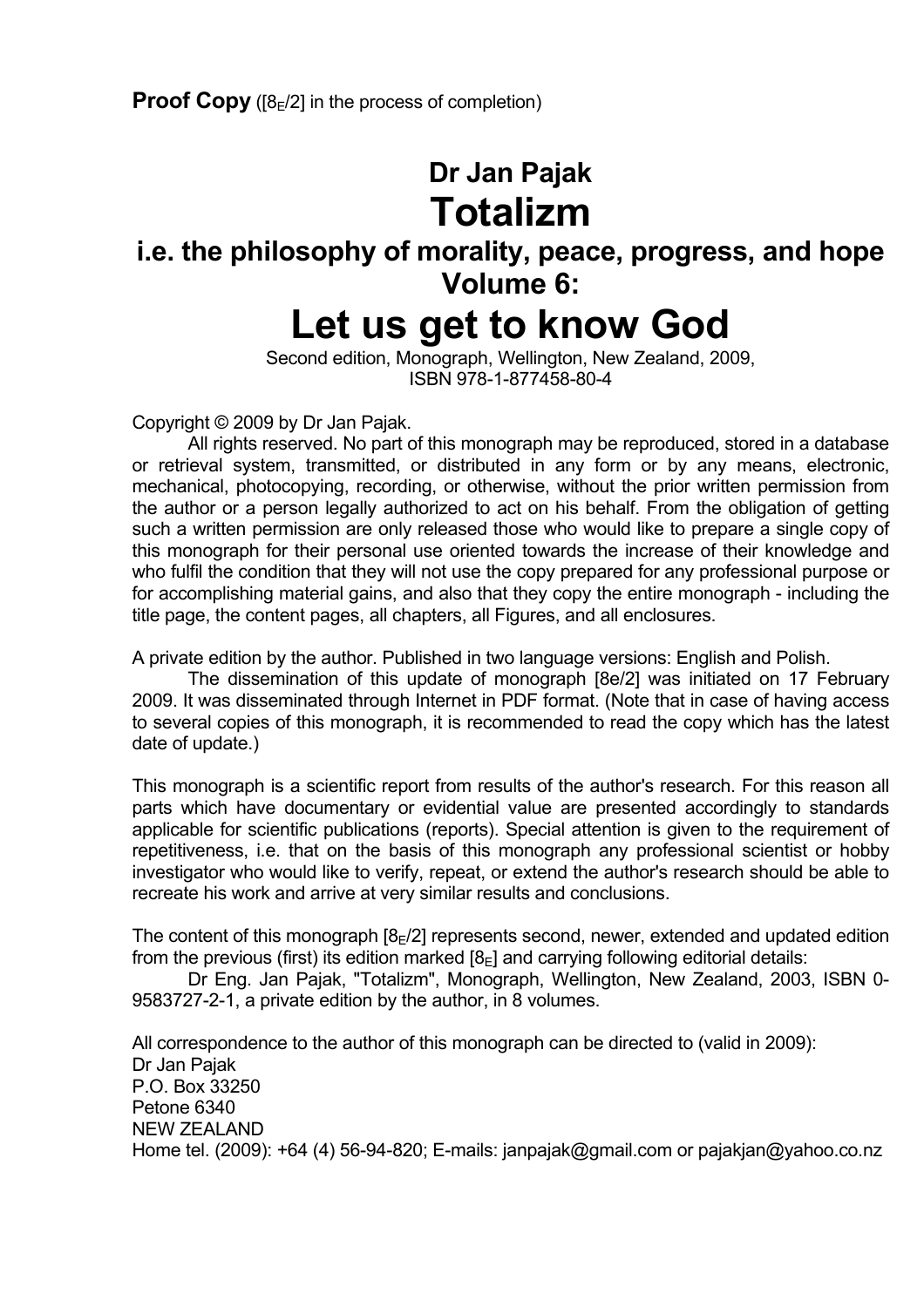**Proof Copy** ([$8_E$/2] in the process of completion)

# Dr Jan Pajak

# Totalizm

## i.e. the philosophy of morality, peace, progress, and hope

## Volume 6:

# Let us get to know God

Second edition, Monograph, Wellington, New Zealand, 2009,
ISBN 978-1-877458-80-4

Copyright © 2009 by Dr Jan Pajak.

All rights reserved. No part of this monograph may be reproduced, stored in a database or retrieval system, transmitted, or distributed in any form or by any means, electronic, mechanical, photocopying, recording, or otherwise, without the prior written permission from the author or a person legally authorized to act on his behalf. From the obligation of getting such a written permission are only released those who would like to prepare a single copy of this monograph for their personal use oriented towards the increase of their knowledge and who fulfil the condition that they will not use the copy prepared for any professional purpose or for accomplishing material gains, and also that they copy the entire monograph - including the title page, the content pages, all chapters, all Figures, and all enclosures.

A private edition by the author. Published in two language versions: English and Polish.

The dissemination of this update of monograph [8e/2] was initiated on 17 February 2009. It was disseminated through Internet in PDF format. (Note that in case of having access to several copies of this monograph, it is recommended to read the copy which has the latest date of update.)

This monograph is a scientific report from results of the author's research. For this reason all parts which have documentary or evidential value are presented accordingly to standards applicable for scientific publications (reports). Special attention is given to the requirement of repetitiveness, i.e. that on the basis of this monograph any professional scientist or hobby investigator who would like to verify, repeat, or extend the author's research should be able to recreate his work and arrive at very similar results and conclusions.

The content of this monograph [$8_E$/2] represents second, newer, extended and updated edition from the previous (first) its edition marked [$8_E$] and carrying following editorial details:

Dr Eng. Jan Pajak, "Totalizm", Monograph, Wellington, New Zealand, 2003, ISBN 0-9583727-2-1, a private edition by the author, in 8 volumes.

All correspondence to the author of this monograph can be directed to (valid in 2009):
Dr Jan Pajak
P.O. Box 33250
Petone 6340
NEW ZEALAND
Home tel. (2009): +64 (4) 56-94-820; E-mails: janpajak@gmail.com or pajakjan@yahoo.co.nz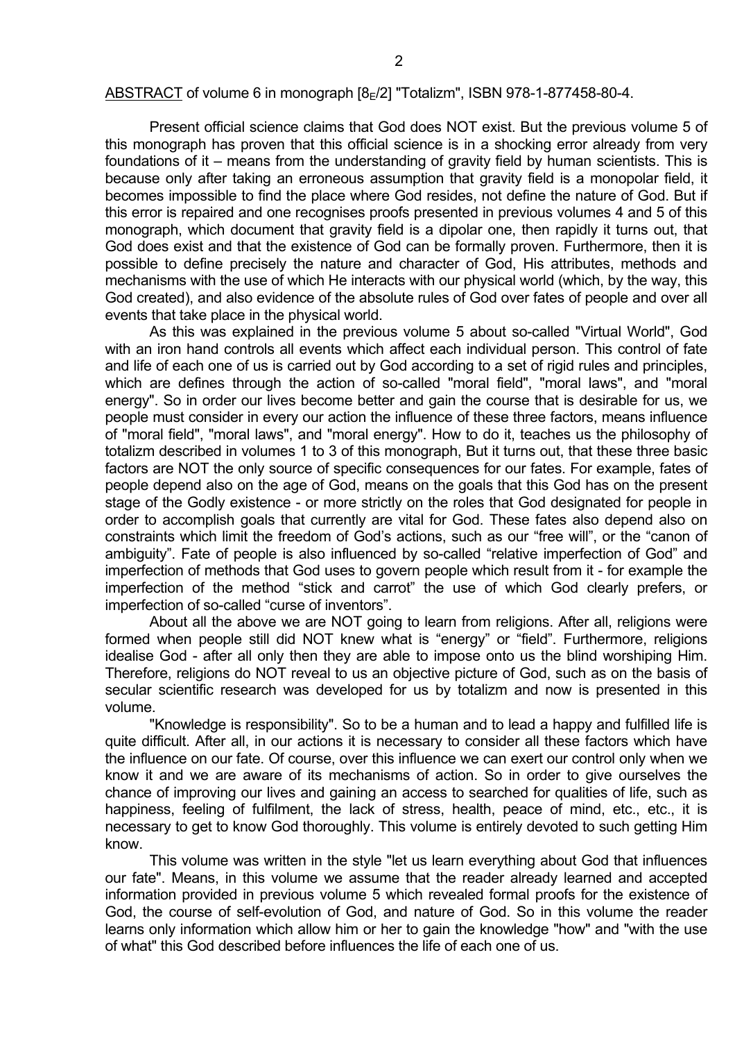ABSTRACT of volume 6 in monograph [$8_E$/2] "Totalizm", ISBN 978-1-877458-80-4.

Present official science claims that God does NOT exist. But the previous volume 5 of this monograph has proven that this official science is in a shocking error already from very foundations of it – means from the understanding of gravity field by human scientists. This is because only after taking an erroneous assumption that gravity field is a monopolar field, it becomes impossible to find the place where God resides, not define the nature of God. But if this error is repaired and one recognises proofs presented in previous volumes 4 and 5 of this monograph, which document that gravity field is a dipolar one, then rapidly it turns out, that God does exist and that the existence of God can be formally proven. Furthermore, then it is possible to define precisely the nature and character of God, His attributes, methods and mechanisms with the use of which He interacts with our physical world (which, by the way, this God created), and also evidence of the absolute rules of God over fates of people and over all events that take place in the physical world.

As this was explained in the previous volume 5 about so-called "Virtual World", God with an iron hand controls all events which affect each individual person. This control of fate and life of each one of us is carried out by God according to a set of rigid rules and principles, which are defines through the action of so-called "moral field", "moral laws", and "moral energy". So in order our lives become better and gain the course that is desirable for us, we people must consider in every our action the influence of these three factors, means influence of "moral field", "moral laws", and "moral energy". How to do it, teaches us the philosophy of totalizm described in volumes 1 to 3 of this monograph, But it turns out, that these three basic factors are NOT the only source of specific consequences for our fates. For example, fates of people depend also on the age of God, means on the goals that this God has on the present stage of the Godly existence - or more strictly on the roles that God designated for people in order to accomplish goals that currently are vital for God. These fates also depend also on constraints which limit the freedom of God's actions, such as our "free will", or the "canon of ambiguity". Fate of people is also influenced by so-called "relative imperfection of God" and imperfection of methods that God uses to govern people which result from it - for example the imperfection of the method "stick and carrot" the use of which God clearly prefers, or imperfection of so-called "curse of inventors".

About all the above we are NOT going to learn from religions. After all, religions were formed when people still did NOT knew what is "energy" or "field". Furthermore, religions idealise God - after all only then they are able to impose onto us the blind worshiping Him. Therefore, religions do NOT reveal to us an objective picture of God, such as on the basis of secular scientific research was developed for us by totalizm and now is presented in this volume.

"Knowledge is responsibility". So to be a human and to lead a happy and fulfilled life is quite difficult. After all, in our actions it is necessary to consider all these factors which have the influence on our fate. Of course, over this influence we can exert our control only when we know it and we are aware of its mechanisms of action. So in order to give ourselves the chance of improving our lives and gaining an access to searched for qualities of life, such as happiness, feeling of fulfilment, the lack of stress, health, peace of mind, etc., etc., it is necessary to get to know God thoroughly. This volume is entirely devoted to such getting Him know.

This volume was written in the style "let us learn everything about God that influences our fate". Means, in this volume we assume that the reader already learned and accepted information provided in previous volume 5 which revealed formal proofs for the existence of God, the course of self-evolution of God, and nature of God. So in this volume the reader learns only information which allow him or her to gain the knowledge "how" and "with the use of what" this God described before influences the life of each one of us.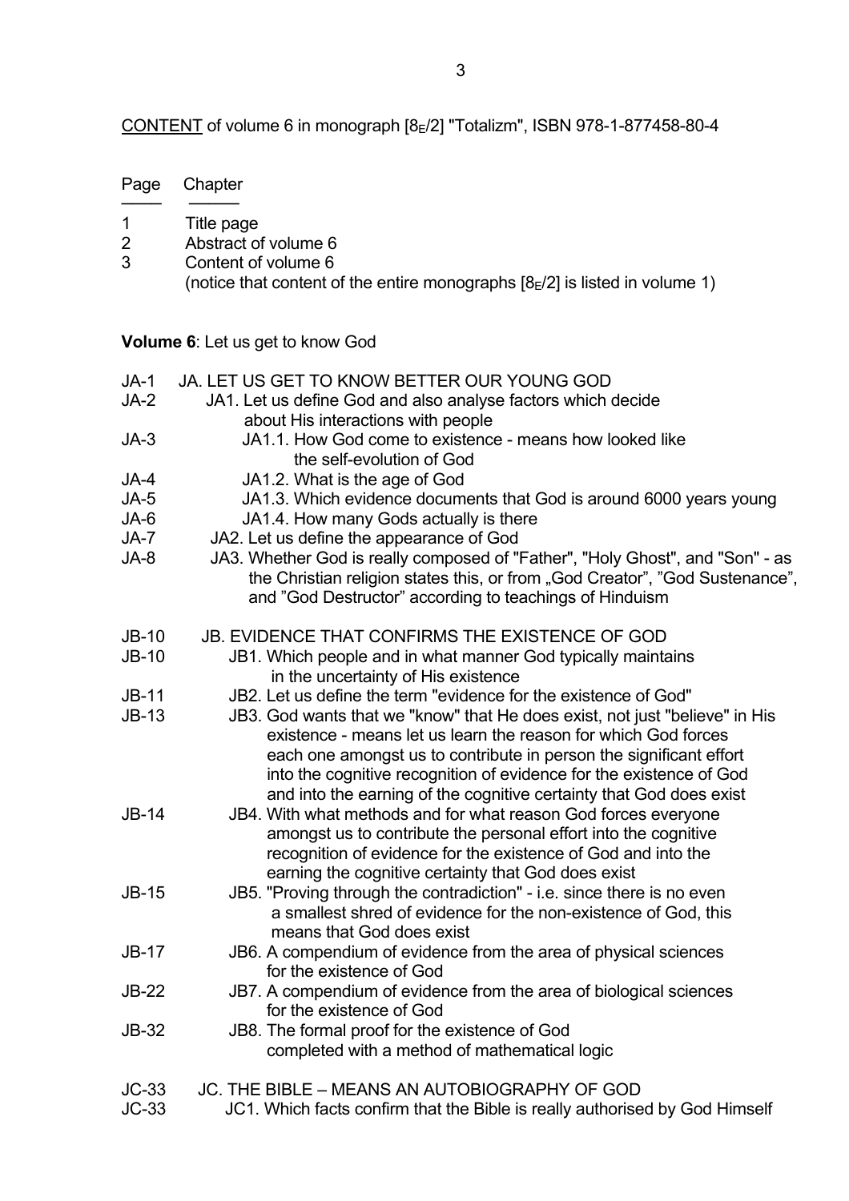CONTENT of volume 6 in monograph [$8_E$/2] "Totalizm", ISBN 978-1-877458-80-4

| Page | Chapter |
|---|---|
| 1 | Title page |
| 2 | Abstract of volume 6 |
| 3 | Content of volume 6 (notice that content of the entire monographs [$8_E$/2] is listed in volume 1) |

**Volume 6**: Let us get to know God

| Page | Chapter |
|---|---|
| JA-1 | JA. LET US GET TO KNOW BETTER OUR YOUNG GOD |
| JA-2 | JA1. Let us define God and also analyse factors which decide about His interactions with people |
| JA-3 | JA1.1. How God come to existence - means how looked like the self-evolution of God |
| JA-4 | JA1.2. What is the age of God |
| JA-5 | JA1.3. Which evidence documents that God is around 6000 years young |
| JA-6 | JA1.4. How many Gods actually is there |
| JA-7 | JA2. Let us define the appearance of God |
| JA-8 | JA3. Whether God is really composed of "Father", "Holy Ghost", and "Son" - as the Christian religion states this, or from „God Creator", "God Sustenance", and "God Destructor" according to teachings of Hinduism |
| JB-10 | JB. EVIDENCE THAT CONFIRMS THE EXISTENCE OF GOD |
| JB-10 | JB1. Which people and in what manner God typically maintains in the uncertainty of His existence |
| JB-11 | JB2. Let us define the term "evidence for the existence of God" |
| JB-13 | JB3. God wants that we "know" that He does exist, not just "believe" in His existence - means let us learn the reason for which God forces each one amongst us to contribute in person the significant effort into the cognitive recognition of evidence for the existence of God and into the earning of the cognitive certainty that God does exist |
| JB-14 | JB4. With what methods and for what reason God forces everyone amongst us to contribute the personal effort into the cognitive recognition of evidence for the existence of God and into the earning the cognitive certainty that God does exist |
| JB-15 | JB5. "Proving through the contradiction" - i.e. since there is no even a smallest shred of evidence for the non-existence of God, this means that God does exist |
| JB-17 | JB6. A compendium of evidence from the area of physical sciences for the existence of God |
| JB-22 | JB7. A compendium of evidence from the area of biological sciences for the existence of God |
| JB-32 | JB8. The formal proof for the existence of God completed with a method of mathematical logic |
| JC-33 | JC. THE BIBLE – MEANS AN AUTOBIOGRAPHY OF GOD |
| JC-33 | JC1. Which facts confirm that the Bible is really authorised by God Himself |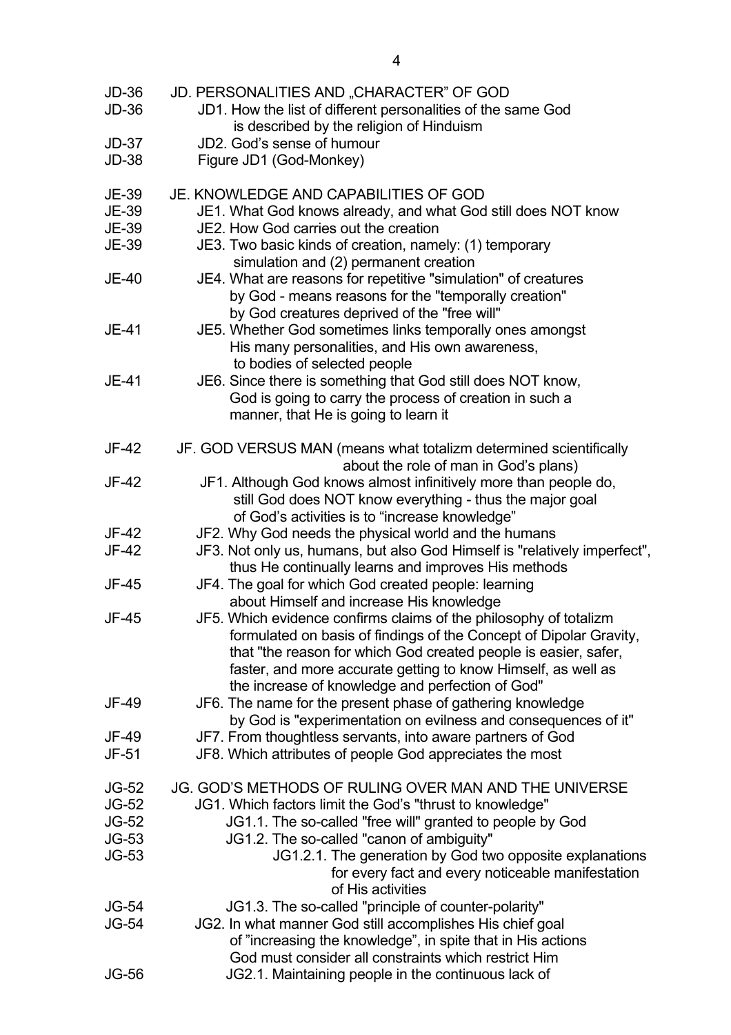JD-36 JD. PERSONALITIES AND „CHARACTER" OF GOD
JD-36 JD1. How the list of different personalities of the same God is described by the religion of Hinduism
JD-37 JD2. God's sense of humour
JD-38 Figure JD1 (God-Monkey)

JE-39 JE. KNOWLEDGE AND CAPABILITIES OF GOD
JE-39 JE1. What God knows already, and what God still does NOT know
JE-39 JE2. How God carries out the creation
JE-39 JE3. Two basic kinds of creation, namely: (1) temporary simulation and (2) permanent creation
JE-40 JE4. What are reasons for repetitive "simulation" of creatures by God - means reasons for the "temporally creation" by God creatures deprived of the "free will"
JE-41 JE5. Whether God sometimes links temporally ones amongst His many personalities, and His own awareness, to bodies of selected people
JE-41 JE6. Since there is something that God still does NOT know, God is going to carry the process of creation in such a manner, that He is going to learn it

JF-42 JF. GOD VERSUS MAN (means what totalizm determined scientifically about the role of man in God's plans)
JF-42 JF1. Although God knows almost infinitively more than people do, still God does NOT know everything - thus the major goal of God's activities is to "increase knowledge"
JF-42 JF2. Why God needs the physical world and the humans
JF-42 JF3. Not only us, humans, but also God Himself is "relatively imperfect", thus He continually learns and improves His methods
JF-45 JF4. The goal for which God created people: learning about Himself and increase His knowledge
JF-45 JF5. Which evidence confirms claims of the philosophy of totalizm formulated on basis of findings of the Concept of Dipolar Gravity, that "the reason for which God created people is easier, safer, faster, and more accurate getting to know Himself, as well as the increase of knowledge and perfection of God"
JF-49 JF6. The name for the present phase of gathering knowledge by God is "experimentation on evilness and consequences of it"
JF-49 JF7. From thoughtless servants, into aware partners of God
JF-51 JF8. Which attributes of people God appreciates the most

JG-52 JG. GOD'S METHODS OF RULING OVER MAN AND THE UNIVERSE
JG-52 JG1. Which factors limit the God's "thrust to knowledge"
JG-52 JG1.1. The so-called "free will" granted to people by God
JG-53 JG1.2. The so-called "canon of ambiguity"
JG-53 JG1.2.1. The generation by God two opposite explanations for every fact and every noticeable manifestation of His activities
JG-54 JG1.3. The so-called "principle of counter-polarity"
JG-54 JG2. In what manner God still accomplishes His chief goal of "increasing the knowledge", in spite that in His actions God must consider all constraints which restrict Him
JG-56 JG2.1. Maintaining people in the continuous lack of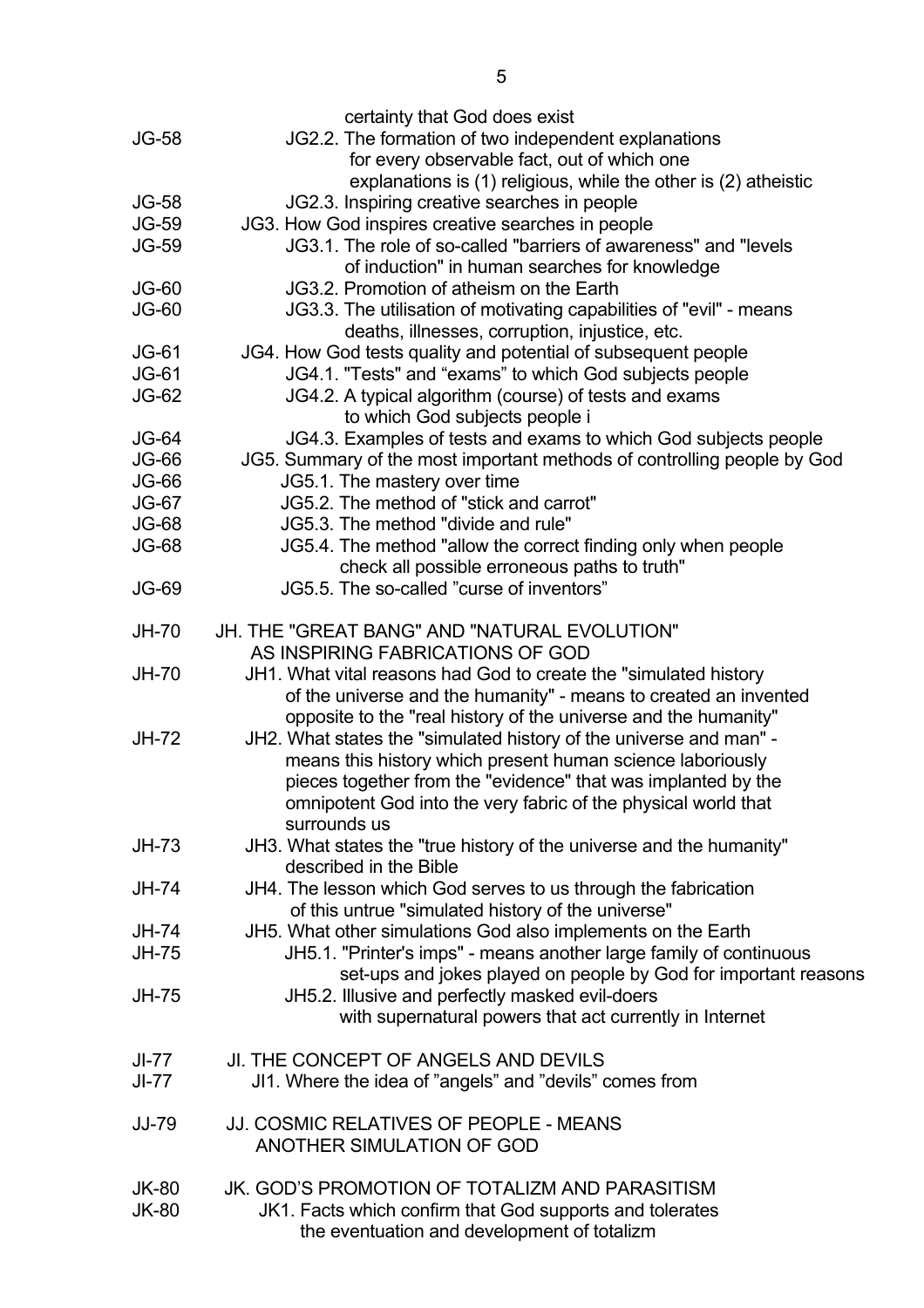| | |
|---|---|
| | certainty that God does exist |
| JG-58 | JG2.2. The formation of two independent explanations for every observable fact, out of which one explanations is (1) religious, while the other is (2) atheistic |
| JG-58 | JG2.3. Inspiring creative searches in people |
| JG-59 | JG3. How God inspires creative searches in people |
| JG-59 | JG3.1. The role of so-called "barriers of awareness" and "levels of induction" in human searches for knowledge |
| JG-60 | JG3.2. Promotion of atheism on the Earth |
| JG-60 | JG3.3. The utilisation of motivating capabilities of "evil" - means deaths, illnesses, corruption, injustice, etc. |
| JG-61 | JG4. How God tests quality and potential of subsequent people |
| JG-61 | JG4.1. "Tests" and "exams" to which God subjects people |
| JG-62 | JG4.2. A typical algorithm (course) of tests and exams to which God subjects people i |
| JG-64 | JG4.3. Examples of tests and exams to which God subjects people |
| JG-66 | JG5. Summary of the most important methods of controlling people by God |
| JG-66 | JG5.1. The mastery over time |
| JG-67 | JG5.2. The method of "stick and carrot" |
| JG-68 | JG5.3. The method "divide and rule" |
| JG-68 | JG5.4. The method "allow the correct finding only when people check all possible erroneous paths to truth" |
| JG-69 | JG5.5. The so-called "curse of inventors" |
| | |
| JH-70 | JH. THE "GREAT BANG" AND "NATURAL EVOLUTION" AS INSPIRING FABRICATIONS OF GOD |
| JH-70 | JH1. What vital reasons had God to create the "simulated history of the universe and the humanity" - means to created an invented opposite to the "real history of the universe and the humanity" |
| JH-72 | JH2. What states the "simulated history of the universe and man" - means this history which present human science laboriously pieces together from the "evidence" that was implanted by the omnipotent God into the very fabric of the physical world that surrounds us |
| JH-73 | JH3. What states the "true history of the universe and the humanity" described in the Bible |
| JH-74 | JH4. The lesson which God serves to us through the fabrication of this untrue "simulated history of the universe" |
| JH-74 | JH5. What other simulations God also implements on the Earth |
| JH-75 | JH5.1. "Printer's imps" - means another large family of continuous set-ups and jokes played on people by God for important reasons |
| JH-75 | JH5.2. Illusive and perfectly masked evil-doers with supernatural powers that act currently in Internet |
| | |
| JI-77 | JI. THE CONCEPT OF ANGELS AND DEVILS |
| JI-77 | JI1. Where the idea of "angels" and "devils" comes from |
| | |
| JJ-79 | JJ. COSMIC RELATIVES OF PEOPLE - MEANS ANOTHER SIMULATION OF GOD |
| | |
| JK-80 | JK. GOD'S PROMOTION OF TOTALIZM AND PARASITISM |
| JK-80 | JK1. Facts which confirm that God supports and tolerates the eventuation and development of totalizm |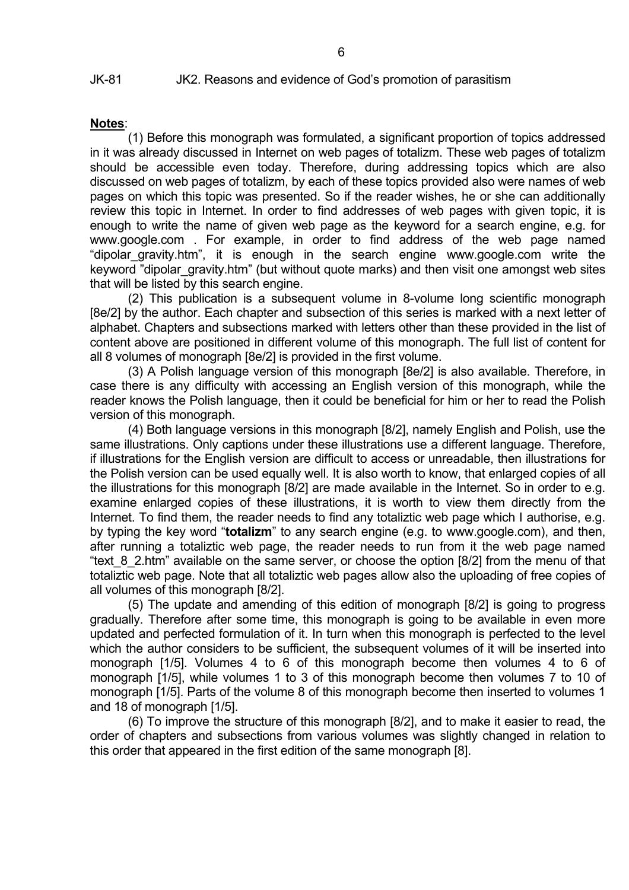**Notes**:

(1) Before this monograph was formulated, a significant proportion of topics addressed in it was already discussed in Internet on web pages of totalizm. These web pages of totalizm should be accessible even today. Therefore, during addressing topics which are also discussed on web pages of totalizm, by each of these topics provided also were names of web pages on which this topic was presented. So if the reader wishes, he or she can additionally review this topic in Internet. In order to find addresses of web pages with given topic, it is enough to write the name of given web page as the keyword for a search engine, e.g. for www.google.com . For example, in order to find address of the web page named "dipolar_gravity.htm", it is enough in the search engine www.google.com write the keyword "dipolar_gravity.htm" (but without quote marks) and then visit one amongst web sites that will be listed by this search engine.

(2) This publication is a subsequent volume in 8-volume long scientific monograph [8e/2] by the author. Each chapter and subsection of this series is marked with a next letter of alphabet. Chapters and subsections marked with letters other than these provided in the list of content above are positioned in different volume of this monograph. The full list of content for all 8 volumes of monograph [8e/2] is provided in the first volume.

(3) A Polish language version of this monograph [8e/2] is also available. Therefore, in case there is any difficulty with accessing an English version of this monograph, while the reader knows the Polish language, then it could be beneficial for him or her to read the Polish version of this monograph.

(4) Both language versions in this monograph [8/2], namely English and Polish, use the same illustrations. Only captions under these illustrations use a different language. Therefore, if illustrations for the English version are difficult to access or unreadable, then illustrations for the Polish version can be used equally well. It is also worth to know, that enlarged copies of all the illustrations for this monograph [8/2] are made available in the Internet. So in order to e.g. examine enlarged copies of these illustrations, it is worth to view them directly from the Internet. To find them, the reader needs to find any totaliztic web page which I authorise, e.g. by typing the key word "**totalizm**" to any search engine (e.g. to www.google.com), and then, after running a totaliztic web page, the reader needs to run from it the web page named "text_8_2.htm" available on the same server, or choose the option [8/2] from the menu of that totaliztic web page. Note that all totaliztic web pages allow also the uploading of free copies of all volumes of this monograph [8/2].

(5) The update and amending of this edition of monograph [8/2] is going to progress gradually. Therefore after some time, this monograph is going to be available in even more updated and perfected formulation of it. In turn when this monograph is perfected to the level which the author considers to be sufficient, the subsequent volumes of it will be inserted into monograph [1/5]. Volumes 4 to 6 of this monograph become then volumes 4 to 6 of monograph [1/5], while volumes 1 to 3 of this monograph become then volumes 7 to 10 of monograph [1/5]. Parts of the volume 8 of this monograph become then inserted to volumes 1 and 18 of monograph [1/5].

(6) To improve the structure of this monograph [8/2], and to make it easier to read, the order of chapters and subsections from various volumes was slightly changed in relation to this order that appeared in the first edition of the same monograph [8].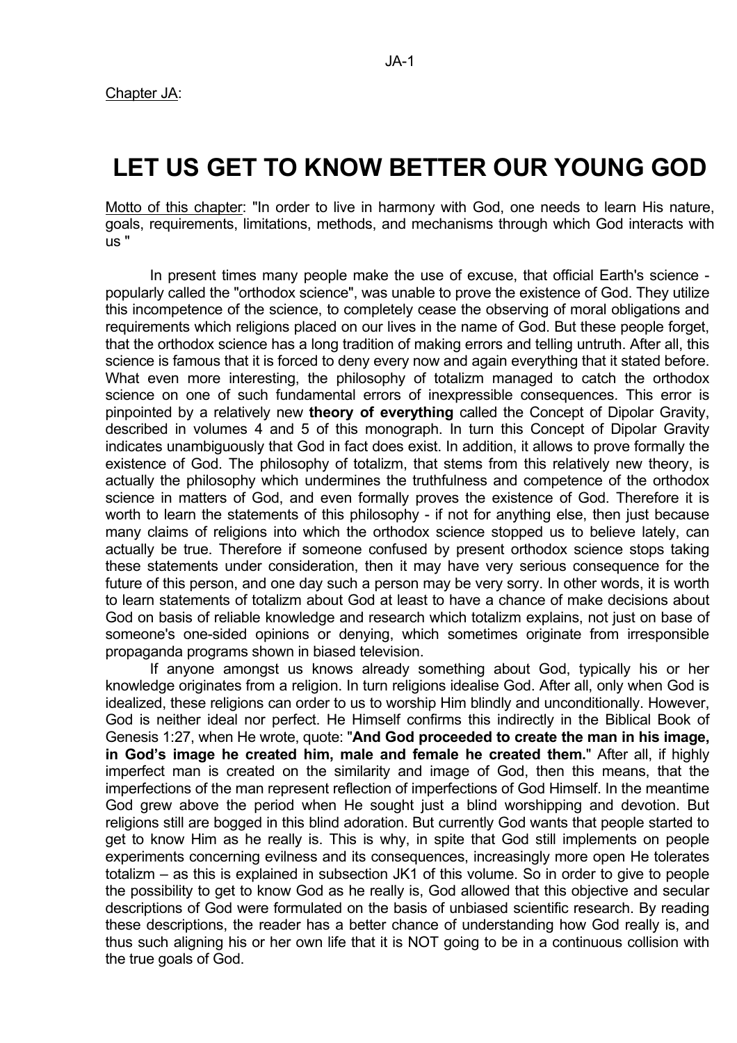Chapter JA:

# LET US GET TO KNOW BETTER OUR YOUNG GOD

Motto of this chapter: "In order to live in harmony with God, one needs to learn His nature, goals, requirements, limitations, methods, and mechanisms through which God interacts with us "

In present times many people make the use of excuse, that official Earth's science - popularly called the "orthodox science", was unable to prove the existence of God. They utilize this incompetence of the science, to completely cease the observing of moral obligations and requirements which religions placed on our lives in the name of God. But these people forget, that the orthodox science has a long tradition of making errors and telling untruth. After all, this science is famous that it is forced to deny every now and again everything that it stated before. What even more interesting, the philosophy of totalizm managed to catch the orthodox science on one of such fundamental errors of inexpressible consequences. This error is pinpointed by a relatively new **theory of everything** called the Concept of Dipolar Gravity, described in volumes 4 and 5 of this monograph. In turn this Concept of Dipolar Gravity indicates unambiguously that God in fact does exist. In addition, it allows to prove formally the existence of God. The philosophy of totalizm, that stems from this relatively new theory, is actually the philosophy which undermines the truthfulness and competence of the orthodox science in matters of God, and even formally proves the existence of God. Therefore it is worth to learn the statements of this philosophy - if not for anything else, then just because many claims of religions into which the orthodox science stopped us to believe lately, can actually be true. Therefore if someone confused by present orthodox science stops taking these statements under consideration, then it may have very serious consequence for the future of this person, and one day such a person may be very sorry. In other words, it is worth to learn statements of totalizm about God at least to have a chance of make decisions about God on basis of reliable knowledge and research which totalizm explains, not just on base of someone's one-sided opinions or denying, which sometimes originate from irresponsible propaganda programs shown in biased television.

If anyone amongst us knows already something about God, typically his or her knowledge originates from a religion. In turn religions idealise God. After all, only when God is idealized, these religions can order to us to worship Him blindly and unconditionally. However, God is neither ideal nor perfect. He Himself confirms this indirectly in the Biblical Book of Genesis 1:27, when He wrote, quote: "**And God proceeded to create the man in his image, in God's image he created him, male and female he created them.**" After all, if highly imperfect man is created on the similarity and image of God, then this means, that the imperfections of the man represent reflection of imperfections of God Himself. In the meantime God grew above the period when He sought just a blind worshipping and devotion. But religions still are bogged in this blind adoration. But currently God wants that people started to get to know Him as he really is. This is why, in spite that God still implements on people experiments concerning evilness and its consequences, increasingly more open He tolerates totalizm – as this is explained in subsection JK1 of this volume. So in order to give to people the possibility to get to know God as he really is, God allowed that this objective and secular descriptions of God were formulated on the basis of unbiased scientific research. By reading these descriptions, the reader has a better chance of understanding how God really is, and thus such aligning his or her own life that it is NOT going to be in a continuous collision with the true goals of God.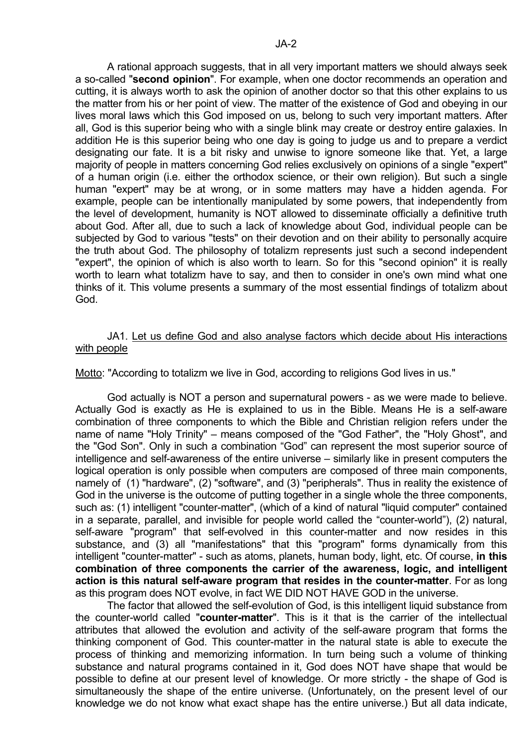A rational approach suggests, that in all very important matters we should always seek a so-called "**second opinion**". For example, when one doctor recommends an operation and cutting, it is always worth to ask the opinion of another doctor so that this other explains to us the matter from his or her point of view. The matter of the existence of God and obeying in our lives moral laws which this God imposed on us, belong to such very important matters. After all, God is this superior being who with a single blink may create or destroy entire galaxies. In addition He is this superior being who one day is going to judge us and to prepare a verdict designating our fate. It is a bit risky and unwise to ignore someone like that. Yet, a large majority of people in matters concerning God relies exclusively on opinions of a single "expert" of a human origin (i.e. either the orthodox science, or their own religion). But such a single human "expert" may be at wrong, or in some matters may have a hidden agenda. For example, people can be intentionally manipulated by some powers, that independently from the level of development, humanity is NOT allowed to disseminate officially a definitive truth about God. After all, due to such a lack of knowledge about God, individual people can be subjected by God to various "tests" on their devotion and on their ability to personally acquire the truth about God. The philosophy of totalizm represents just such a second independent "expert", the opinion of which is also worth to learn. So for this "second opinion" it is really worth to learn what totalizm have to say, and then to consider in one's own mind what one thinks of it. This volume presents a summary of the most essential findings of totalizm about God.

## JA1. Let us define God and also analyse factors which decide about His interactions with people

Motto: "According to totalizm we live in God, according to religions God lives in us."

God actually is NOT a person and supernatural powers - as we were made to believe. Actually God is exactly as He is explained to us in the Bible. Means He is a self-aware combination of three components to which the Bible and Christian religion refers under the name of name "Holy Trinity" – means composed of the "God Father", the "Holy Ghost", and the "God Son". Only in such a combination “God” can represent the most superior source of intelligence and self-awareness of the entire universe – similarly like in present computers the logical operation is only possible when computers are composed of three main components, namely of (1) "hardware", (2) "software", and (3) "peripherals". Thus in reality the existence of God in the universe is the outcome of putting together in a single whole the three components, such as: (1) intelligent "counter-matter", (which of a kind of natural "liquid computer" contained in a separate, parallel, and invisible for people world called the “counter-world”), (2) natural, self-aware "program" that self-evolved in this counter-matter and now resides in this substance, and (3) all "manifestations" that this "program" forms dynamically from this intelligent "counter-matter" - such as atoms, planets, human body, light, etc. Of course, **in this combination of three components the carrier of the awareness, logic, and intelligent action is this natural self-aware program that resides in the counter-matter**. For as long as this program does NOT evolve, in fact WE DID NOT HAVE GOD in the universe.

The factor that allowed the self-evolution of God, is this intelligent liquid substance from the counter-world called "**counter-matter**". This is it that is the carrier of the intellectual attributes that allowed the evolution and activity of the self-aware program that forms the thinking component of God. This counter-matter in the natural state is able to execute the process of thinking and memorizing information. In turn being such a volume of thinking substance and natural programs contained in it, God does NOT have shape that would be possible to define at our present level of knowledge. Or more strictly - the shape of God is simultaneously the shape of the entire universe. (Unfortunately, on the present level of our knowledge we do not know what exact shape has the entire universe.) But all data indicate,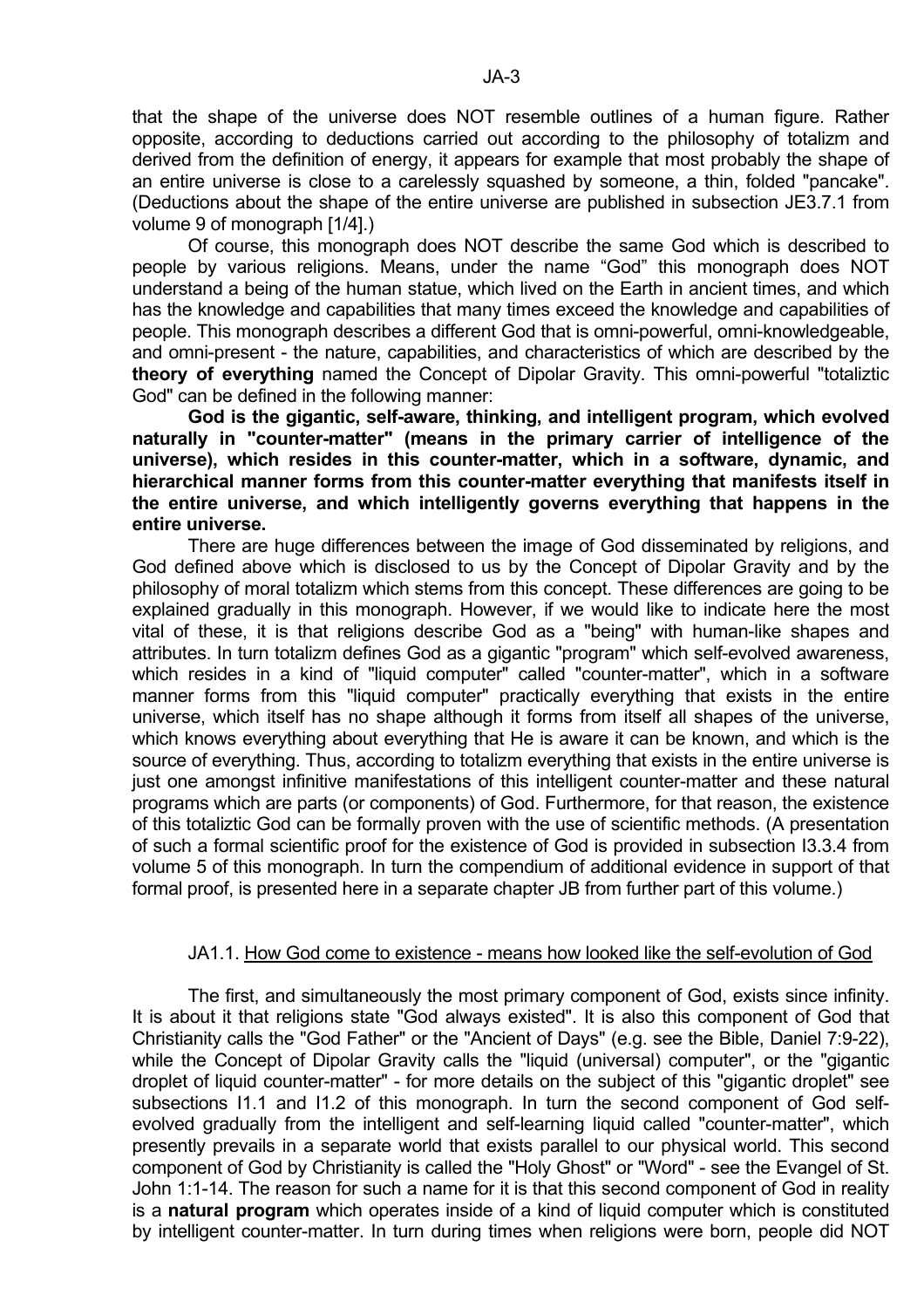that the shape of the universe does NOT resemble outlines of a human figure. Rather opposite, according to deductions carried out according to the philosophy of totalizm and derived from the definition of energy, it appears for example that most probably the shape of an entire universe is close to a carelessly squashed by someone, a thin, folded "pancake". (Deductions about the shape of the entire universe are published in subsection JE3.7.1 from volume 9 of monograph [1/4].)

Of course, this monograph does NOT describe the same God which is described to people by various religions. Means, under the name "God" this monograph does NOT understand a being of the human statue, which lived on the Earth in ancient times, and which has the knowledge and capabilities that many times exceed the knowledge and capabilities of people. This monograph describes a different God that is omni-powerful, omni-knowledgeable, and omni-present - the nature, capabilities, and characteristics of which are described by the **theory of everything** named the Concept of Dipolar Gravity. This omni-powerful "totaliztic God" can be defined in the following manner:

**God is the gigantic, self-aware, thinking, and intelligent program, which evolved naturally in "counter-matter" (means in the primary carrier of intelligence of the universe), which resides in this counter-matter, which in a software, dynamic, and hierarchical manner forms from this counter-matter everything that manifests itself in the entire universe, and which intelligently governs everything that happens in the entire universe.**

There are huge differences between the image of God disseminated by religions, and God defined above which is disclosed to us by the Concept of Dipolar Gravity and by the philosophy of moral totalizm which stems from this concept. These differences are going to be explained gradually in this monograph. However, if we would like to indicate here the most vital of these, it is that religions describe God as a "being" with human-like shapes and attributes. In turn totalizm defines God as a gigantic "program" which self-evolved awareness, which resides in a kind of "liquid computer" called "counter-matter", which in a software manner forms from this "liquid computer" practically everything that exists in the entire universe, which itself has no shape although it forms from itself all shapes of the universe, which knows everything about everything that He is aware it can be known, and which is the source of everything. Thus, according to totalizm everything that exists in the entire universe is just one amongst infinitive manifestations of this intelligent counter-matter and these natural programs which are parts (or components) of God. Furthermore, for that reason, the existence of this totaliztic God can be formally proven with the use of scientific methods. (A presentation of such a formal scientific proof for the existence of God is provided in subsection I3.3.4 from volume 5 of this monograph. In turn the compendium of additional evidence in support of that formal proof, is presented here in a separate chapter JB from further part of this volume.)

### JA1.1. How God come to existence - means how looked like the self-evolution of God

The first, and simultaneously the most primary component of God, exists since infinity. It is about it that religions state "God always existed". It is also this component of God that Christianity calls the "God Father" or the "Ancient of Days" (e.g. see the Bible, Daniel 7:9-22), while the Concept of Dipolar Gravity calls the "liquid (universal) computer", or the "gigantic droplet of liquid counter-matter" - for more details on the subject of this "gigantic droplet" see subsections I1.1 and I1.2 of this monograph. In turn the second component of God self-evolved gradually from the intelligent and self-learning liquid called "counter-matter", which presently prevails in a separate world that exists parallel to our physical world. This second component of God by Christianity is called the "Holy Ghost" or "Word" - see the Evangel of St. John 1:1-14. The reason for such a name for it is that this second component of God in reality is a **natural program** which operates inside of a kind of liquid computer which is constituted by intelligent counter-matter. In turn during times when religions were born, people did NOT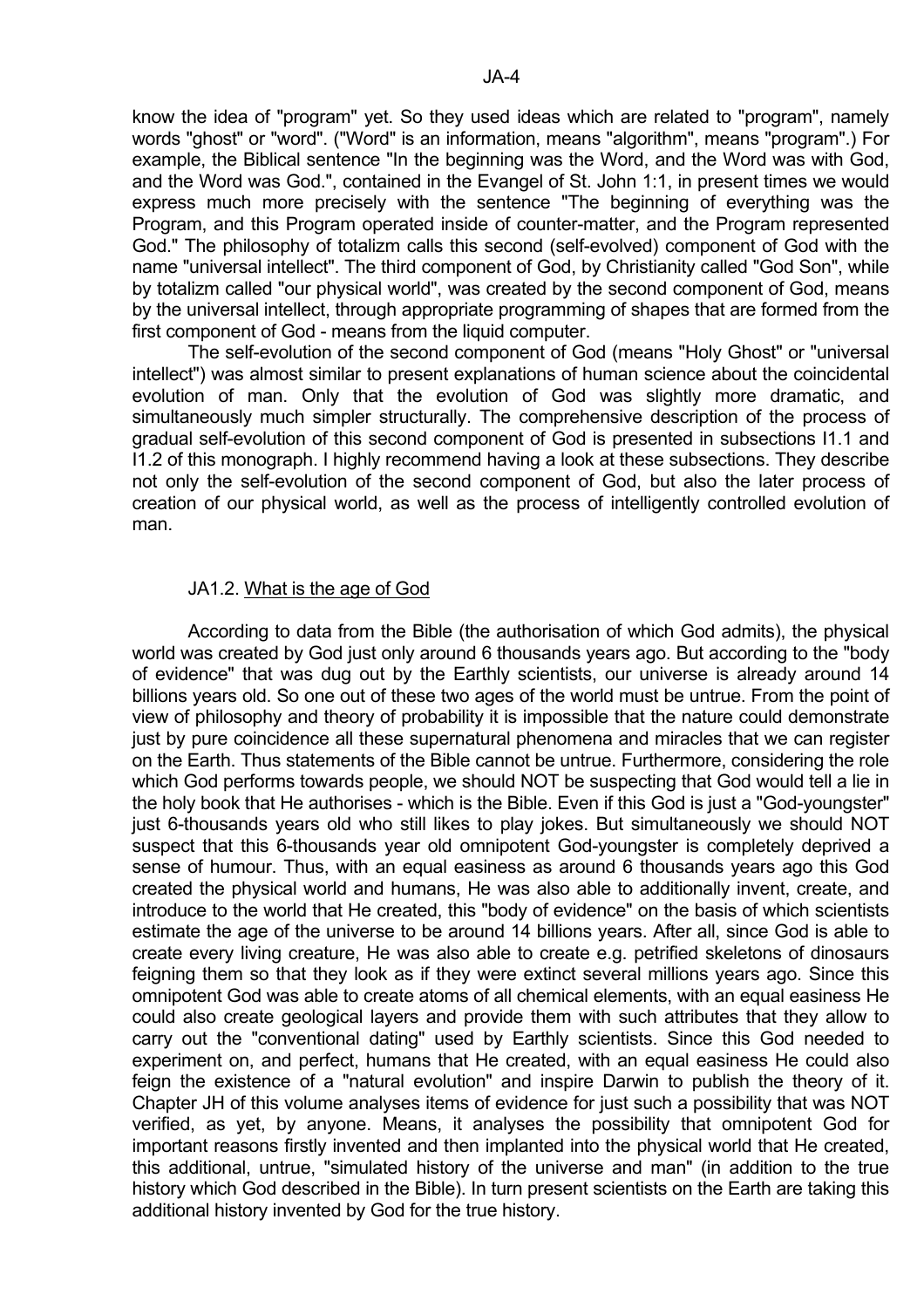know the idea of "program" yet. So they used ideas which are related to "program", namely words "ghost" or "word". ("Word" is an information, means "algorithm", means "program".) For example, the Biblical sentence "In the beginning was the Word, and the Word was with God, and the Word was God.", contained in the Evangel of St. John 1:1, in present times we would express much more precisely with the sentence "The beginning of everything was the Program, and this Program operated inside of counter-matter, and the Program represented God." The philosophy of totalizm calls this second (self-evolved) component of God with the name "universal intellect". The third component of God, by Christianity called "God Son", while by totalizm called "our physical world", was created by the second component of God, means by the universal intellect, through appropriate programming of shapes that are formed from the first component of God - means from the liquid computer.

The self-evolution of the second component of God (means "Holy Ghost" or "universal intellect") was almost similar to present explanations of human science about the coincidental evolution of man. Only that the evolution of God was slightly more dramatic, and simultaneously much simpler structurally. The comprehensive description of the process of gradual self-evolution of this second component of God is presented in subsections I1.1 and I1.2 of this monograph. I highly recommend having a look at these subsections. They describe not only the self-evolution of the second component of God, but also the later process of creation of our physical world, as well as the process of intelligently controlled evolution of man.

### JA1.2. What is the age of God

According to data from the Bible (the authorisation of which God admits), the physical world was created by God just only around 6 thousands years ago. But according to the "body of evidence" that was dug out by the Earthly scientists, our universe is already around 14 billions years old. So one out of these two ages of the world must be untrue. From the point of view of philosophy and theory of probability it is impossible that the nature could demonstrate just by pure coincidence all these supernatural phenomena and miracles that we can register on the Earth. Thus statements of the Bible cannot be untrue. Furthermore, considering the role which God performs towards people, we should NOT be suspecting that God would tell a lie in the holy book that He authorises - which is the Bible. Even if this God is just a "God-youngster" just 6-thousands years old who still likes to play jokes. But simultaneously we should NOT suspect that this 6-thousands year old omnipotent God-youngster is completely deprived a sense of humour. Thus, with an equal easiness as around 6 thousands years ago this God created the physical world and humans, He was also able to additionally invent, create, and introduce to the world that He created, this "body of evidence" on the basis of which scientists estimate the age of the universe to be around 14 billions years. After all, since God is able to create every living creature, He was also able to create e.g. petrified skeletons of dinosaurs feigning them so that they look as if they were extinct several millions years ago. Since this omnipotent God was able to create atoms of all chemical elements, with an equal easiness He could also create geological layers and provide them with such attributes that they allow to carry out the "conventional dating" used by Earthly scientists. Since this God needed to experiment on, and perfect, humans that He created, with an equal easiness He could also feign the existence of a "natural evolution" and inspire Darwin to publish the theory of it. Chapter JH of this volume analyses items of evidence for just such a possibility that was NOT verified, as yet, by anyone. Means, it analyses the possibility that omnipotent God for important reasons firstly invented and then implanted into the physical world that He created, this additional, untrue, "simulated history of the universe and man" (in addition to the true history which God described in the Bible). In turn present scientists on the Earth are taking this additional history invented by God for the true history.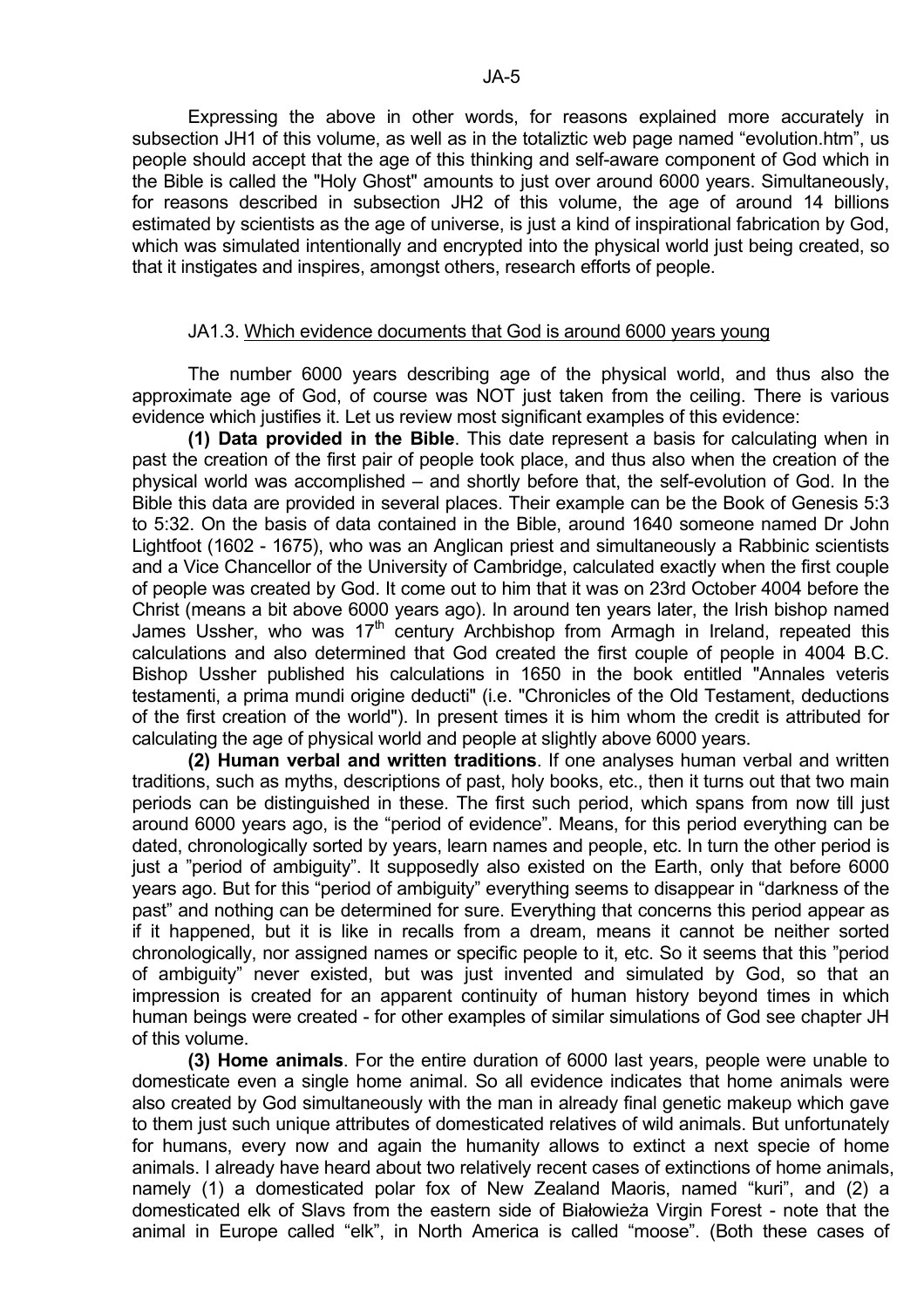Expressing the above in other words, for reasons explained more accurately in subsection JH1 of this volume, as well as in the totaliztic web page named "evolution.htm", us people should accept that the age of this thinking and self-aware component of God which in the Bible is called the "Holy Ghost" amounts to just over around 6000 years. Simultaneously, for reasons described in subsection JH2 of this volume, the age of around 14 billions estimated by scientists as the age of universe, is just a kind of inspirational fabrication by God, which was simulated intentionally and encrypted into the physical world just being created, so that it instigates and inspires, amongst others, research efforts of people.

### JA1.3. Which evidence documents that God is around 6000 years young

The number 6000 years describing age of the physical world, and thus also the approximate age of God, of course was NOT just taken from the ceiling. There is various evidence which justifies it. Let us review most significant examples of this evidence:

**(1) Data provided in the Bible**. This date represent a basis for calculating when in past the creation of the first pair of people took place, and thus also when the creation of the physical world was accomplished – and shortly before that, the self-evolution of God. In the Bible this data are provided in several places. Their example can be the Book of Genesis 5:3 to 5:32. On the basis of data contained in the Bible, around 1640 someone named Dr John Lightfoot (1602 - 1675), who was an Anglican priest and simultaneously a Rabbinic scientists and a Vice Chancellor of the University of Cambridge, calculated exactly when the first couple of people was created by God. It come out to him that it was on 23rd October 4004 before the Christ (means a bit above 6000 years ago). In around ten years later, the Irish bishop named James Ussher, who was 17th century Archbishop from Armagh in Ireland, repeated this calculations and also determined that God created the first couple of people in 4004 B.C. Bishop Ussher published his calculations in 1650 in the book entitled "Annales veteris testamenti, a prima mundi origine deducti" (i.e. "Chronicles of the Old Testament, deductions of the first creation of the world"). In present times it is him whom the credit is attributed for calculating the age of physical world and people at slightly above 6000 years.

**(2) Human verbal and written traditions**. If one analyses human verbal and written traditions, such as myths, descriptions of past, holy books, etc., then it turns out that two main periods can be distinguished in these. The first such period, which spans from now till just around 6000 years ago, is the "period of evidence". Means, for this period everything can be dated, chronologically sorted by years, learn names and people, etc. In turn the other period is just a "period of ambiguity". It supposedly also existed on the Earth, only that before 6000 years ago. But for this "period of ambiguity" everything seems to disappear in "darkness of the past" and nothing can be determined for sure. Everything that concerns this period appear as if it happened, but it is like in recalls from a dream, means it cannot be neither sorted chronologically, nor assigned names or specific people to it, etc. So it seems that this "period of ambiguity" never existed, but was just invented and simulated by God, so that an impression is created for an apparent continuity of human history beyond times in which human beings were created - for other examples of similar simulations of God see chapter JH of this volume.

**(3) Home animals**. For the entire duration of 6000 last years, people were unable to domesticate even a single home animal. So all evidence indicates that home animals were also created by God simultaneously with the man in already final genetic makeup which gave to them just such unique attributes of domesticated relatives of wild animals. But unfortunately for humans, every now and again the humanity allows to extinct a next specie of home animals. I already have heard about two relatively recent cases of extinctions of home animals, namely (1) a domesticated polar fox of New Zealand Maoris, named "kuri", and (2) a domesticated elk of Slavs from the eastern side of Białowieża Virgin Forest - note that the animal in Europe called "elk", in North America is called "moose". (Both these cases of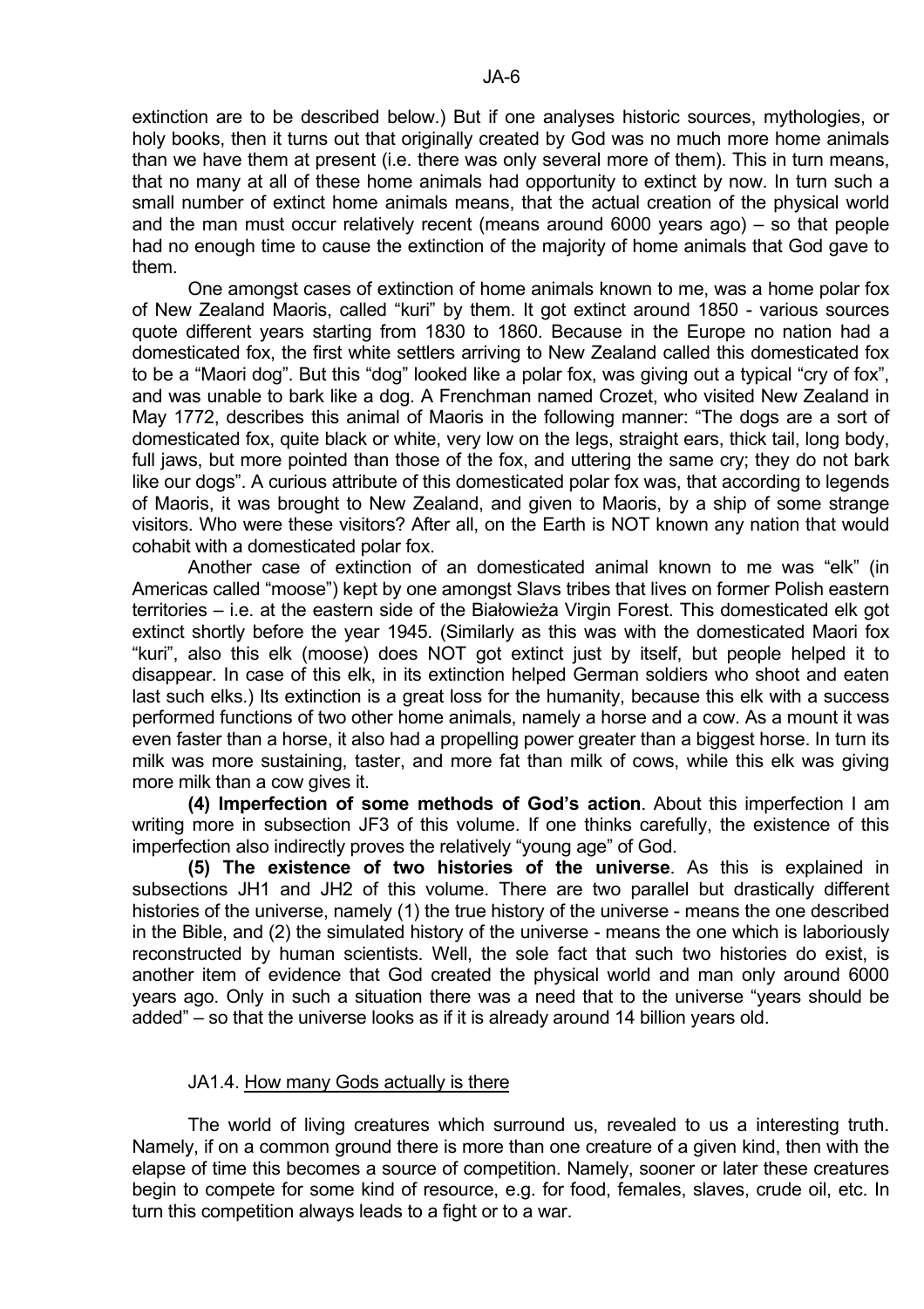extinction are to be described below.) But if one analyses historic sources, mythologies, or holy books, then it turns out that originally created by God was no much more home animals than we have them at present (i.e. there was only several more of them). This in turn means, that no many at all of these home animals had opportunity to extinct by now. In turn such a small number of extinct home animals means, that the actual creation of the physical world and the man must occur relatively recent (means around 6000 years ago) – so that people had no enough time to cause the extinction of the majority of home animals that God gave to them.

One amongst cases of extinction of home animals known to me, was a home polar fox of New Zealand Maoris, called "kuri" by them. It got extinct around 1850 - various sources quote different years starting from 1830 to 1860. Because in the Europe no nation had a domesticated fox, the first white settlers arriving to New Zealand called this domesticated fox to be a "Maori dog". But this "dog" looked like a polar fox, was giving out a typical "cry of fox", and was unable to bark like a dog. A Frenchman named Crozet, who visited New Zealand in May 1772, describes this animal of Maoris in the following manner: "The dogs are a sort of domesticated fox, quite black or white, very low on the legs, straight ears, thick tail, long body, full jaws, but more pointed than those of the fox, and uttering the same cry; they do not bark like our dogs". A curious attribute of this domesticated polar fox was, that according to legends of Maoris, it was brought to New Zealand, and given to Maoris, by a ship of some strange visitors. Who were these visitors? After all, on the Earth is NOT known any nation that would cohabit with a domesticated polar fox.

Another case of extinction of an domesticated animal known to me was "elk" (in Americas called "moose") kept by one amongst Slavs tribes that lives on former Polish eastern territories – i.e. at the eastern side of the Białowieża Virgin Forest. This domesticated elk got extinct shortly before the year 1945. (Similarly as this was with the domesticated Maori fox "kuri", also this elk (moose) does NOT got extinct just by itself, but people helped it to disappear. In case of this elk, in its extinction helped German soldiers who shoot and eaten last such elks.) Its extinction is a great loss for the humanity, because this elk with a success performed functions of two other home animals, namely a horse and a cow. As a mount it was even faster than a horse, it also had a propelling power greater than a biggest horse. In turn its milk was more sustaining, taster, and more fat than milk of cows, while this elk was giving more milk than a cow gives it.

**(4) Imperfection of some methods of God's action**. About this imperfection I am writing more in subsection JF3 of this volume. If one thinks carefully, the existence of this imperfection also indirectly proves the relatively "young age" of God.

**(5) The existence of two histories of the universe**. As this is explained in subsections JH1 and JH2 of this volume. There are two parallel but drastically different histories of the universe, namely (1) the true history of the universe - means the one described in the Bible, and (2) the simulated history of the universe - means the one which is laboriously reconstructed by human scientists. Well, the sole fact that such two histories do exist, is another item of evidence that God created the physical world and man only around 6000 years ago. Only in such a situation there was a need that to the universe "years should be added" – so that the universe looks as if it is already around 14 billion years old.

## JA1.4. How many Gods actually is there

The world of living creatures which surround us, revealed to us a interesting truth. Namely, if on a common ground there is more than one creature of a given kind, then with the elapse of time this becomes a source of competition. Namely, sooner or later these creatures begin to compete for some kind of resource, e.g. for food, females, slaves, crude oil, etc. In turn this competition always leads to a fight or to a war.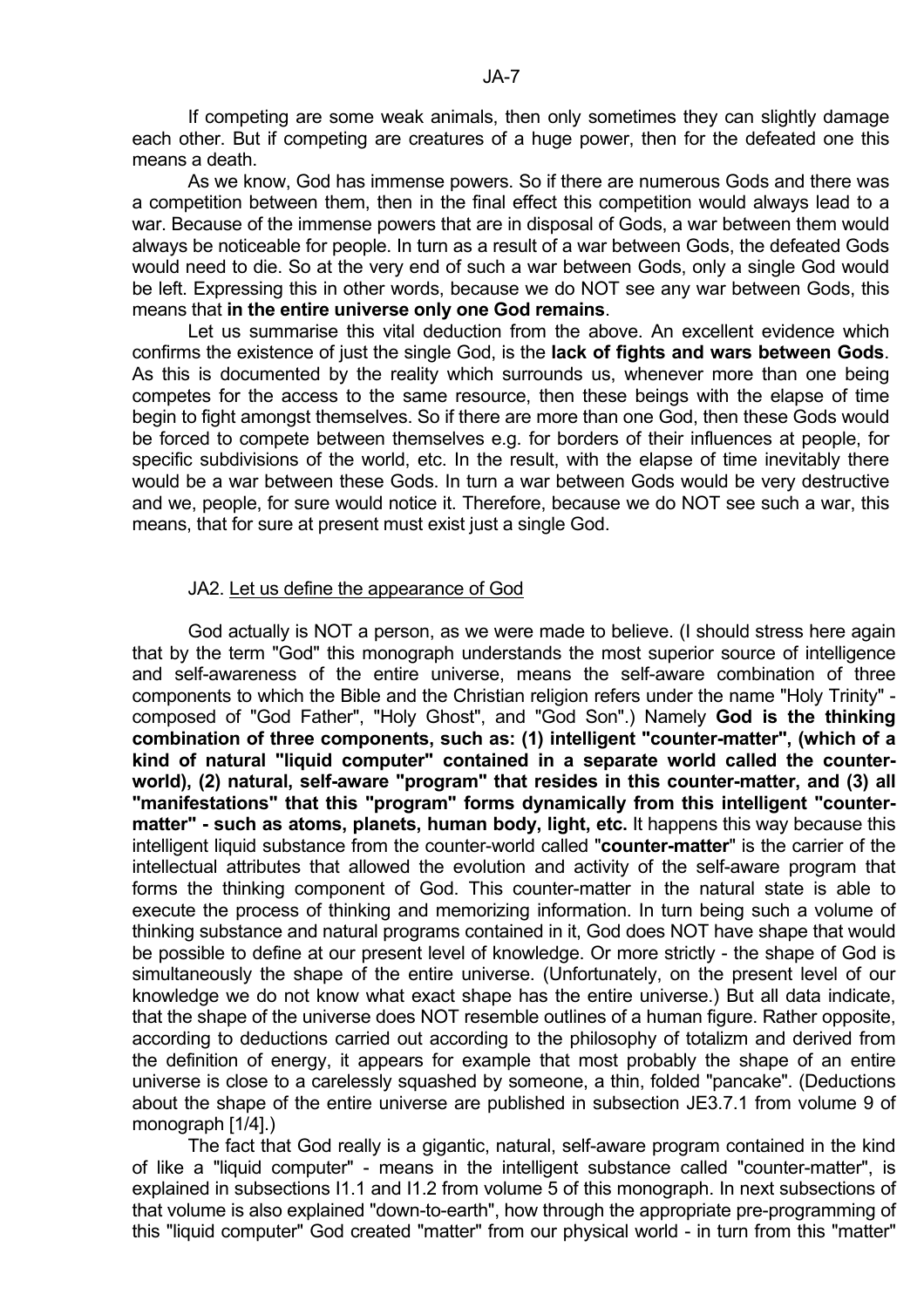If competing are some weak animals, then only sometimes they can slightly damage each other. But if competing are creatures of a huge power, then for the defeated one this means a death.

As we know, God has immense powers. So if there are numerous Gods and there was a competition between them, then in the final effect this competition would always lead to a war. Because of the immense powers that are in disposal of Gods, a war between them would always be noticeable for people. In turn as a result of a war between Gods, the defeated Gods would need to die. So at the very end of such a war between Gods, only a single God would be left. Expressing this in other words, because we do NOT see any war between Gods, this means that **in the entire universe only one God remains**.

Let us summarise this vital deduction from the above. An excellent evidence which confirms the existence of just the single God, is the **lack of fights and wars between Gods**. As this is documented by the reality which surrounds us, whenever more than one being competes for the access to the same resource, then these beings with the elapse of time begin to fight amongst themselves. So if there are more than one God, then these Gods would be forced to compete between themselves e.g. for borders of their influences at people, for specific subdivisions of the world, etc. In the result, with the elapse of time inevitably there would be a war between these Gods. In turn a war between Gods would be very destructive and we, people, for sure would notice it. Therefore, because we do NOT see such a war, this means, that for sure at present must exist just a single God.

## JA2. Let us define the appearance of God

God actually is NOT a person, as we were made to believe. (I should stress here again that by the term "God" this monograph understands the most superior source of intelligence and self-awareness of the entire universe, means the self-aware combination of three components to which the Bible and the Christian religion refers under the name "Holy Trinity" - composed of "God Father", "Holy Ghost", and "God Son".) Namely **God is the thinking combination of three components, such as: (1) intelligent "counter-matter", (which of a kind of natural "liquid computer" contained in a separate world called the counter-world), (2) natural, self-aware "program" that resides in this counter-matter, and (3) all "manifestations" that this "program" forms dynamically from this intelligent "counter-matter" - such as atoms, planets, human body, light, etc.** It happens this way because this intelligent liquid substance from the counter-world called "**counter-matter**" is the carrier of the intellectual attributes that allowed the evolution and activity of the self-aware program that forms the thinking component of God. This counter-matter in the natural state is able to execute the process of thinking and memorizing information. In turn being such a volume of thinking substance and natural programs contained in it, God does NOT have shape that would be possible to define at our present level of knowledge. Or more strictly - the shape of God is simultaneously the shape of the entire universe. (Unfortunately, on the present level of our knowledge we do not know what exact shape has the entire universe.) But all data indicate, that the shape of the universe does NOT resemble outlines of a human figure. Rather opposite, according to deductions carried out according to the philosophy of totalizm and derived from the definition of energy, it appears for example that most probably the shape of an entire universe is close to a carelessly squashed by someone, a thin, folded "pancake". (Deductions about the shape of the entire universe are published in subsection JE3.7.1 from volume 9 of monograph [1/4].)

The fact that God really is a gigantic, natural, self-aware program contained in the kind of like a "liquid computer" - means in the intelligent substance called "counter-matter", is explained in subsections I1.1 and I1.2 from volume 5 of this monograph. In next subsections of that volume is also explained "down-to-earth", how through the appropriate pre-programming of this "liquid computer" God created "matter" from our physical world - in turn from this "matter"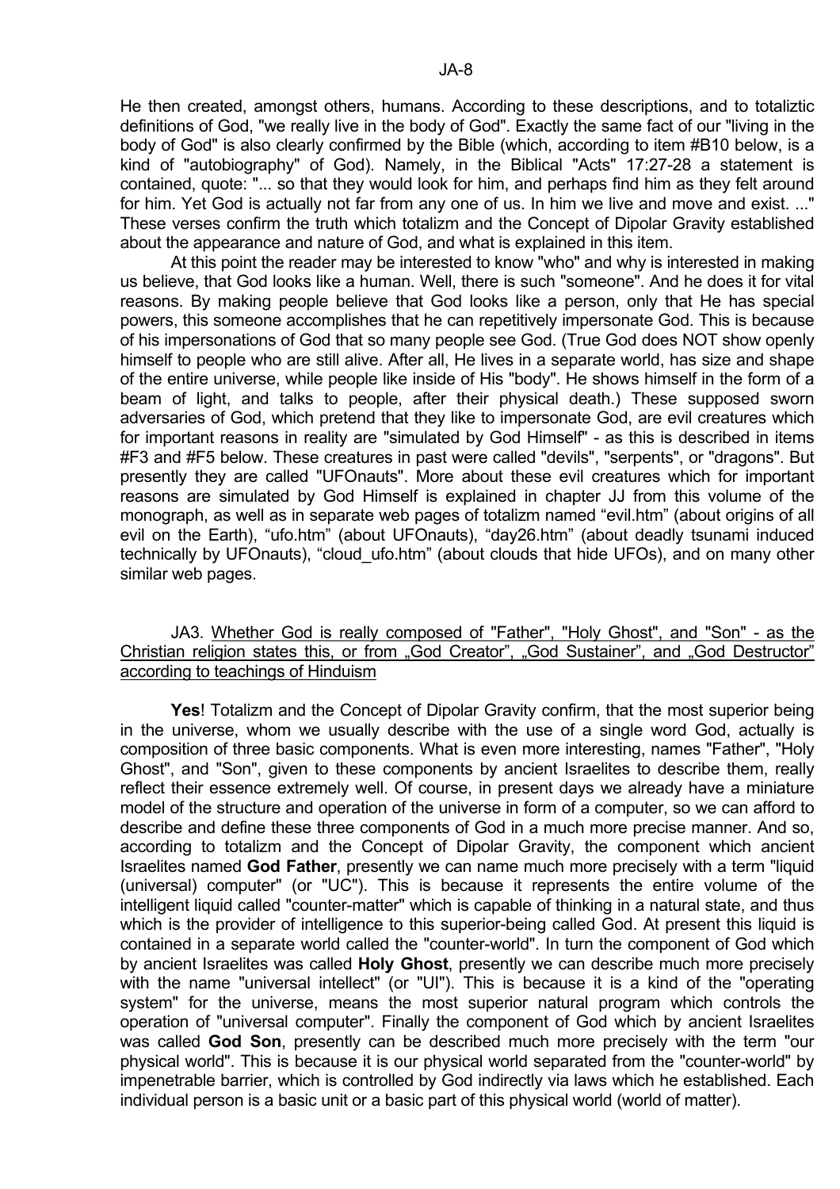He then created, amongst others, humans. According to these descriptions, and to totaliztic definitions of God, "we really live in the body of God". Exactly the same fact of our "living in the body of God" is also clearly confirmed by the Bible (which, according to item #B10 below, is a kind of "autobiography" of God). Namely, in the Biblical "Acts" 17:27-28 a statement is contained, quote: "... so that they would look for him, and perhaps find him as they felt around for him. Yet God is actually not far from any one of us. In him we live and move and exist. ..." These verses confirm the truth which totalizm and the Concept of Dipolar Gravity established about the appearance and nature of God, and what is explained in this item.

At this point the reader may be interested to know "who" and why is interested in making us believe, that God looks like a human. Well, there is such "someone". And he does it for vital reasons. By making people believe that God looks like a person, only that He has special powers, this someone accomplishes that he can repetitively impersonate God. This is because of his impersonations of God that so many people see God. (True God does NOT show openly himself to people who are still alive. After all, He lives in a separate world, has size and shape of the entire universe, while people like inside of His "body". He shows himself in the form of a beam of light, and talks to people, after their physical death.) These supposed sworn adversaries of God, which pretend that they like to impersonate God, are evil creatures which for important reasons in reality are "simulated by God Himself" - as this is described in items #F3 and #F5 below. These creatures in past were called "devils", "serpents", or "dragons". But presently they are called "UFOnauts". More about these evil creatures which for important reasons are simulated by God Himself is explained in chapter JJ from this volume of the monograph, as well as in separate web pages of totalizm named "evil.htm" (about origins of all evil on the Earth), "ufo.htm" (about UFOnauts), "day26.htm" (about deadly tsunami induced technically by UFOnauts), "cloud_ufo.htm" (about clouds that hide UFOs), and on many other similar web pages.

JA3. Whether God is really composed of "Father", "Holy Ghost", and "Son" - as the Christian religion states this, or from „God Creator", „God Sustainer", and „God Destructor" according to teachings of Hinduism

**Yes**! Totalizm and the Concept of Dipolar Gravity confirm, that the most superior being in the universe, whom we usually describe with the use of a single word God, actually is composition of three basic components. What is even more interesting, names "Father", "Holy Ghost", and "Son", given to these components by ancient Israelites to describe them, really reflect their essence extremely well. Of course, in present days we already have a miniature model of the structure and operation of the universe in form of a computer, so we can afford to describe and define these three components of God in a much more precise manner. And so, according to totalizm and the Concept of Dipolar Gravity, the component which ancient Israelites named **God Father**, presently we can name much more precisely with a term "liquid (universal) computer" (or "UC"). This is because it represents the entire volume of the intelligent liquid called "counter-matter" which is capable of thinking in a natural state, and thus which is the provider of intelligence to this superior-being called God. At present this liquid is contained in a separate world called the "counter-world". In turn the component of God which by ancient Israelites was called **Holy Ghost**, presently we can describe much more precisely with the name "universal intellect" (or "UI"). This is because it is a kind of the "operating system" for the universe, means the most superior natural program which controls the operation of "universal computer". Finally the component of God which by ancient Israelites was called **God Son**, presently can be described much more precisely with the term "our physical world". This is because it is our physical world separated from the "counter-world" by impenetrable barrier, which is controlled by God indirectly via laws which he established. Each individual person is a basic unit or a basic part of this physical world (world of matter).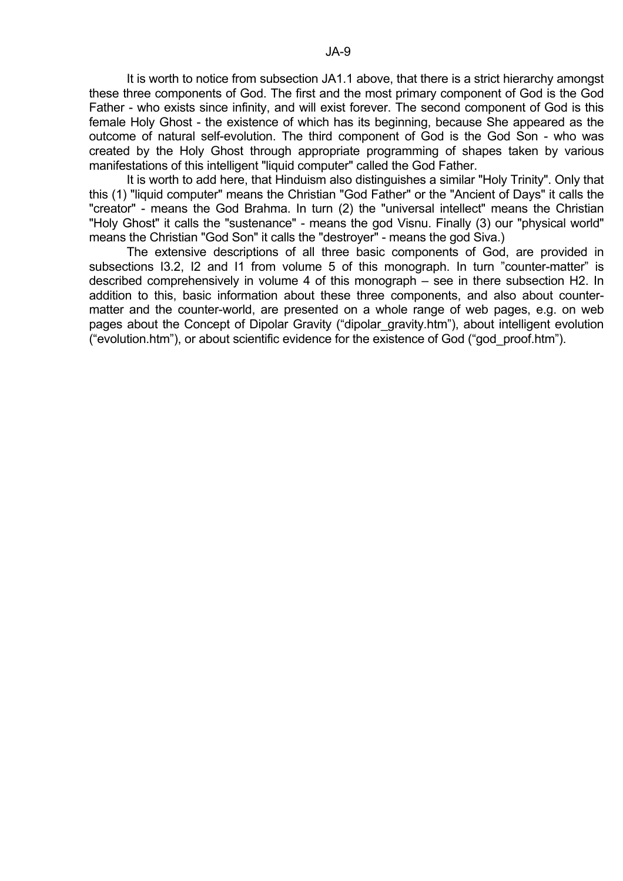It is worth to notice from subsection JA1.1 above, that there is a strict hierarchy amongst these three components of God. The first and the most primary component of God is the God Father - who exists since infinity, and will exist forever. The second component of God is this female Holy Ghost - the existence of which has its beginning, because She appeared as the outcome of natural self-evolution. The third component of God is the God Son - who was created by the Holy Ghost through appropriate programming of shapes taken by various manifestations of this intelligent "liquid computer" called the God Father.

It is worth to add here, that Hinduism also distinguishes a similar "Holy Trinity". Only that this (1) "liquid computer" means the Christian "God Father" or the "Ancient of Days" it calls the "creator" - means the God Brahma. In turn (2) the "universal intellect" means the Christian "Holy Ghost" it calls the "sustenance" - means the god Visnu. Finally (3) our "physical world" means the Christian "God Son" it calls the "destroyer" - means the god Siva.)

The extensive descriptions of all three basic components of God, are provided in subsections I3.2, I2 and I1 from volume 5 of this monograph. In turn "counter-matter" is described comprehensively in volume 4 of this monograph – see in there subsection H2. In addition to this, basic information about these three components, and also about counter-matter and the counter-world, are presented on a whole range of web pages, e.g. on web pages about the Concept of Dipolar Gravity ("dipolar_gravity.htm"), about intelligent evolution ("evolution.htm"), or about scientific evidence for the existence of God ("god_proof.htm").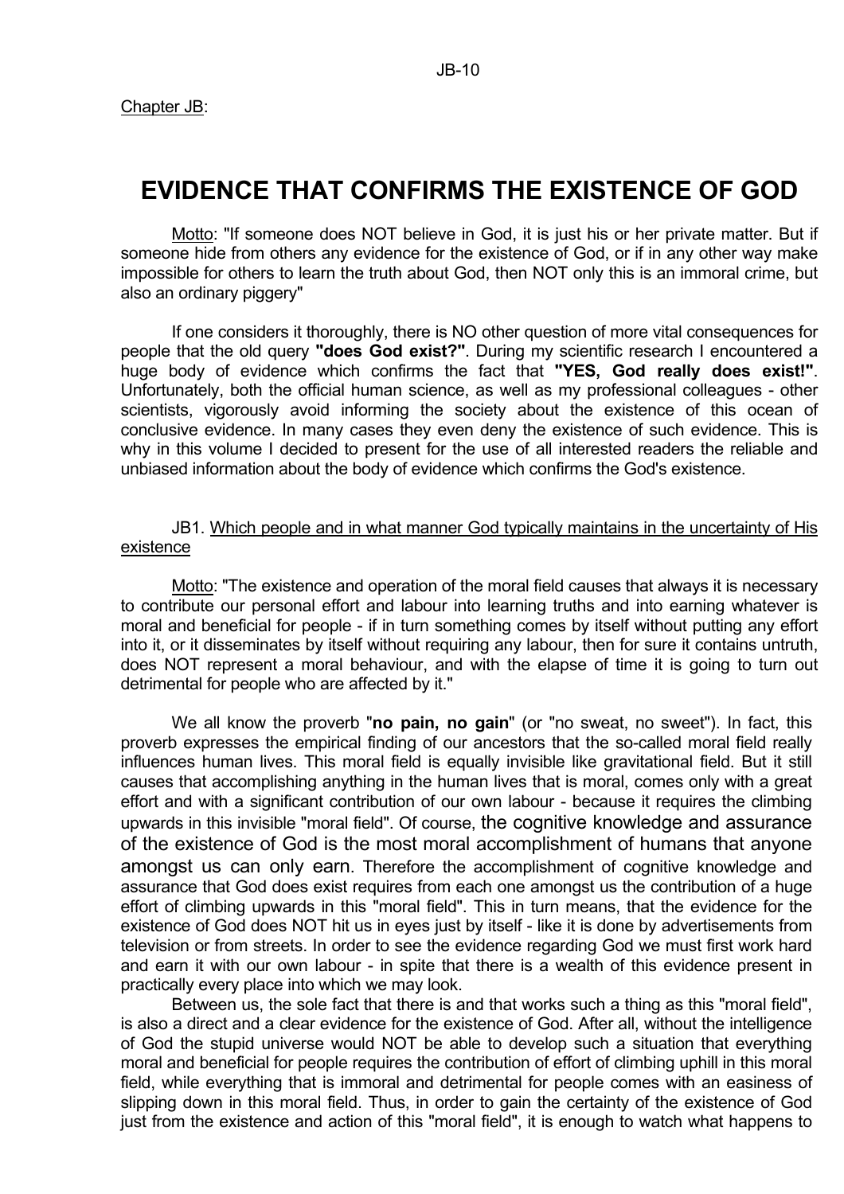Chapter JB:

# EVIDENCE THAT CONFIRMS THE EXISTENCE OF GOD

Motto: "If someone does NOT believe in God, it is just his or her private matter. But if someone hide from others any evidence for the existence of God, or if in any other way make impossible for others to learn the truth about God, then NOT only this is an immoral crime, but also an ordinary piggery"

If one considers it thoroughly, there is NO other question of more vital consequences for people that the old query **"does God exist?"**. During my scientific research I encountered a huge body of evidence which confirms the fact that **"YES, God really does exist!"**. Unfortunately, both the official human science, as well as my professional colleagues - other scientists, vigorously avoid informing the society about the existence of this ocean of conclusive evidence. In many cases they even deny the existence of such evidence. This is why in this volume I decided to present for the use of all interested readers the reliable and unbiased information about the body of evidence which confirms the God's existence.

## JB1. Which people and in what manner God typically maintains in the uncertainty of His existence

Motto: "The existence and operation of the moral field causes that always it is necessary to contribute our personal effort and labour into learning truths and into earning whatever is moral and beneficial for people - if in turn something comes by itself without putting any effort into it, or it disseminates by itself without requiring any labour, then for sure it contains untruth, does NOT represent a moral behaviour, and with the elapse of time it is going to turn out detrimental for people who are affected by it."

We all know the proverb "**no pain, no gain**" (or "no sweat, no sweet"). In fact, this proverb expresses the empirical finding of our ancestors that the so-called moral field really influences human lives. This moral field is equally invisible like gravitational field. But it still causes that accomplishing anything in the human lives that is moral, comes only with a great effort and with a significant contribution of our own labour - because it requires the climbing upwards in this invisible "moral field". Of course, the cognitive knowledge and assurance of the existence of God is the most moral accomplishment of humans that anyone amongst us can only earn. Therefore the accomplishment of cognitive knowledge and assurance that God does exist requires from each one amongst us the contribution of a huge effort of climbing upwards in this "moral field". This in turn means, that the evidence for the existence of God does NOT hit us in eyes just by itself - like it is done by advertisements from television or from streets. In order to see the evidence regarding God we must first work hard and earn it with our own labour - in spite that there is a wealth of this evidence present in practically every place into which we may look.

Between us, the sole fact that there is and that works such a thing as this "moral field", is also a direct and a clear evidence for the existence of God. After all, without the intelligence of God the stupid universe would NOT be able to develop such a situation that everything moral and beneficial for people requires the contribution of effort of climbing uphill in this moral field, while everything that is immoral and detrimental for people comes with an easiness of slipping down in this moral field. Thus, in order to gain the certainty of the existence of God just from the existence and action of this "moral field", it is enough to watch what happens to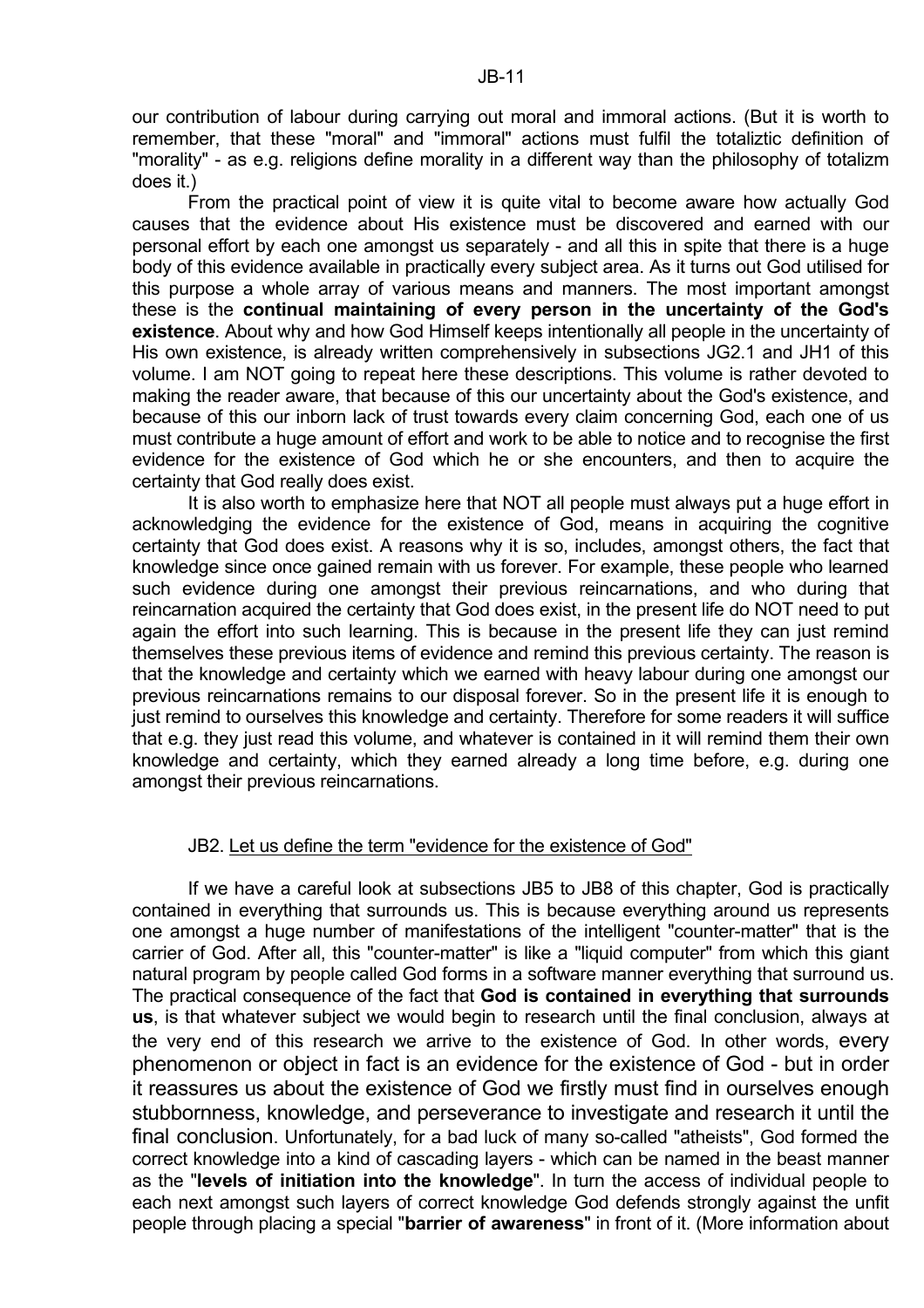our contribution of labour during carrying out moral and immoral actions. (But it is worth to remember, that these "moral" and "immoral" actions must fulfil the totaliztic definition of "morality" - as e.g. religions define morality in a different way than the philosophy of totalizm does it.)

From the practical point of view it is quite vital to become aware how actually God causes that the evidence about His existence must be discovered and earned with our personal effort by each one amongst us separately - and all this in spite that there is a huge body of this evidence available in practically every subject area. As it turns out God utilised for this purpose a whole array of various means and manners. The most important amongst these is the **continual maintaining of every person in the uncertainty of the God's existence**. About why and how God Himself keeps intentionally all people in the uncertainty of His own existence, is already written comprehensively in subsections JG2.1 and JH1 of this volume. I am NOT going to repeat here these descriptions. This volume is rather devoted to making the reader aware, that because of this our uncertainty about the God's existence, and because of this our inborn lack of trust towards every claim concerning God, each one of us must contribute a huge amount of effort and work to be able to notice and to recognise the first evidence for the existence of God which he or she encounters, and then to acquire the certainty that God really does exist.

It is also worth to emphasize here that NOT all people must always put a huge effort in acknowledging the evidence for the existence of God, means in acquiring the cognitive certainty that God does exist. A reasons why it is so, includes, amongst others, the fact that knowledge since once gained remain with us forever. For example, these people who learned such evidence during one amongst their previous reincarnations, and who during that reincarnation acquired the certainty that God does exist, in the present life do NOT need to put again the effort into such learning. This is because in the present life they can just remind themselves these previous items of evidence and remind this previous certainty. The reason is that the knowledge and certainty which we earned with heavy labour during one amongst our previous reincarnations remains to our disposal forever. So in the present life it is enough to just remind to ourselves this knowledge and certainty. Therefore for some readers it will suffice that e.g. they just read this volume, and whatever is contained in it will remind them their own knowledge and certainty, which they earned already a long time before, e.g. during one amongst their previous reincarnations.

## JB2. Let us define the term "evidence for the existence of God"

If we have a careful look at subsections JB5 to JB8 of this chapter, God is practically contained in everything that surrounds us. This is because everything around us represents one amongst a huge number of manifestations of the intelligent "counter-matter" that is the carrier of God. After all, this "counter-matter" is like a "liquid computer" from which this giant natural program by people called God forms in a software manner everything that surround us. The practical consequence of the fact that **God is contained in everything that surrounds us**, is that whatever subject we would begin to research until the final conclusion, always at the very end of this research we arrive to the existence of God. In other words, every phenomenon or object in fact is an evidence for the existence of God - but in order it reassures us about the existence of God we firstly must find in ourselves enough stubbornness, knowledge, and perseverance to investigate and research it until the final conclusion. Unfortunately, for a bad luck of many so-called "atheists", God formed the correct knowledge into a kind of cascading layers - which can be named in the beast manner as the "**levels of initiation into the knowledge**". In turn the access of individual people to each next amongst such layers of correct knowledge God defends strongly against the unfit people through placing a special "**barrier of awareness**" in front of it. (More information about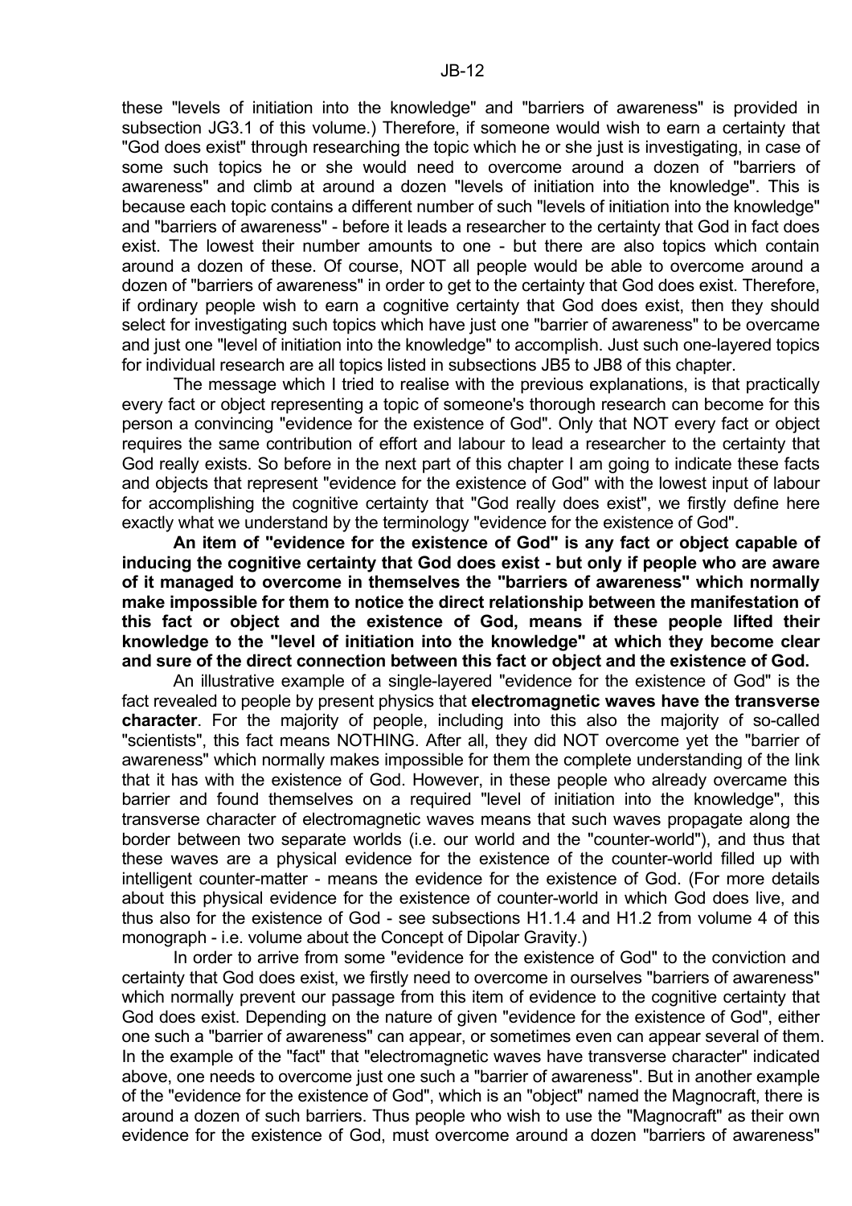these "levels of initiation into the knowledge" and "barriers of awareness" is provided in subsection JG3.1 of this volume.) Therefore, if someone would wish to earn a certainty that "God does exist" through researching the topic which he or she just is investigating, in case of some such topics he or she would need to overcome around a dozen "barriers of awareness" and climb at around a dozen "levels of initiation into the knowledge". This is because each topic contains a different number of such "levels of initiation into the knowledge" and "barriers of awareness" - before it leads a researcher to the certainty that God in fact does exist. The lowest their number amounts to one - but there are also topics which contain around a dozen of these. Of course, NOT all people would be able to overcome around a dozen of "barriers of awareness" in order to get to the certainty that God does exist. Therefore, if ordinary people wish to earn a cognitive certainty that God does exist, then they should select for investigating such topics which have just one "barrier of awareness" to be overcame and just one "level of initiation into the knowledge" to accomplish. Just such one-layered topics for individual research are all topics listed in subsections JB5 to JB8 of this chapter.

The message which I tried to realise with the previous explanations, is that practically every fact or object representing a topic of someone's thorough research can become for this person a convincing "evidence for the existence of God". Only that NOT every fact or object requires the same contribution of effort and labour to lead a researcher to the certainty that God really exists. So before in the next part of this chapter I am going to indicate these facts and objects that represent "evidence for the existence of God" with the lowest input of labour for accomplishing the cognitive certainty that "God really does exist", we firstly define here exactly what we understand by the terminology "evidence for the existence of God".

**An item of "evidence for the existence of God" is any fact or object capable of inducing the cognitive certainty that God does exist - but only if people who are aware of it managed to overcome in themselves the "barriers of awareness" which normally make impossible for them to notice the direct relationship between the manifestation of this fact or object and the existence of God, means if these people lifted their knowledge to the "level of initiation into the knowledge" at which they become clear and sure of the direct connection between this fact or object and the existence of God.**

An illustrative example of a single-layered "evidence for the existence of God" is the fact revealed to people by present physics that **electromagnetic waves have the transverse character**. For the majority of people, including into this also the majority of so-called "scientists", this fact means NOTHING. After all, they did NOT overcome yet the "barrier of awareness" which normally makes impossible for them the complete understanding of the link that it has with the existence of God. However, in these people who already overcame this barrier and found themselves on a required "level of initiation into the knowledge", this transverse character of electromagnetic waves means that such waves propagate along the border between two separate worlds (i.e. our world and the "counter-world"), and thus that these waves are a physical evidence for the existence of the counter-world filled up with intelligent counter-matter - means the evidence for the existence of God. (For more details about this physical evidence for the existence of counter-world in which God does live, and thus also for the existence of God - see subsections H1.1.4 and H1.2 from volume 4 of this monograph - i.e. volume about the Concept of Dipolar Gravity.)

In order to arrive from some "evidence for the existence of God" to the conviction and certainty that God does exist, we firstly need to overcome in ourselves "barriers of awareness" which normally prevent our passage from this item of evidence to the cognitive certainty that God does exist. Depending on the nature of given "evidence for the existence of God", either one such a "barrier of awareness" can appear, or sometimes even can appear several of them. In the example of the "fact" that "electromagnetic waves have transverse character" indicated above, one needs to overcome just one such a "barrier of awareness". But in another example of the "evidence for the existence of God", which is an "object" named the Magnocraft, there is around a dozen of such barriers. Thus people who wish to use the "Magnocraft" as their own evidence for the existence of God, must overcome around a dozen "barriers of awareness"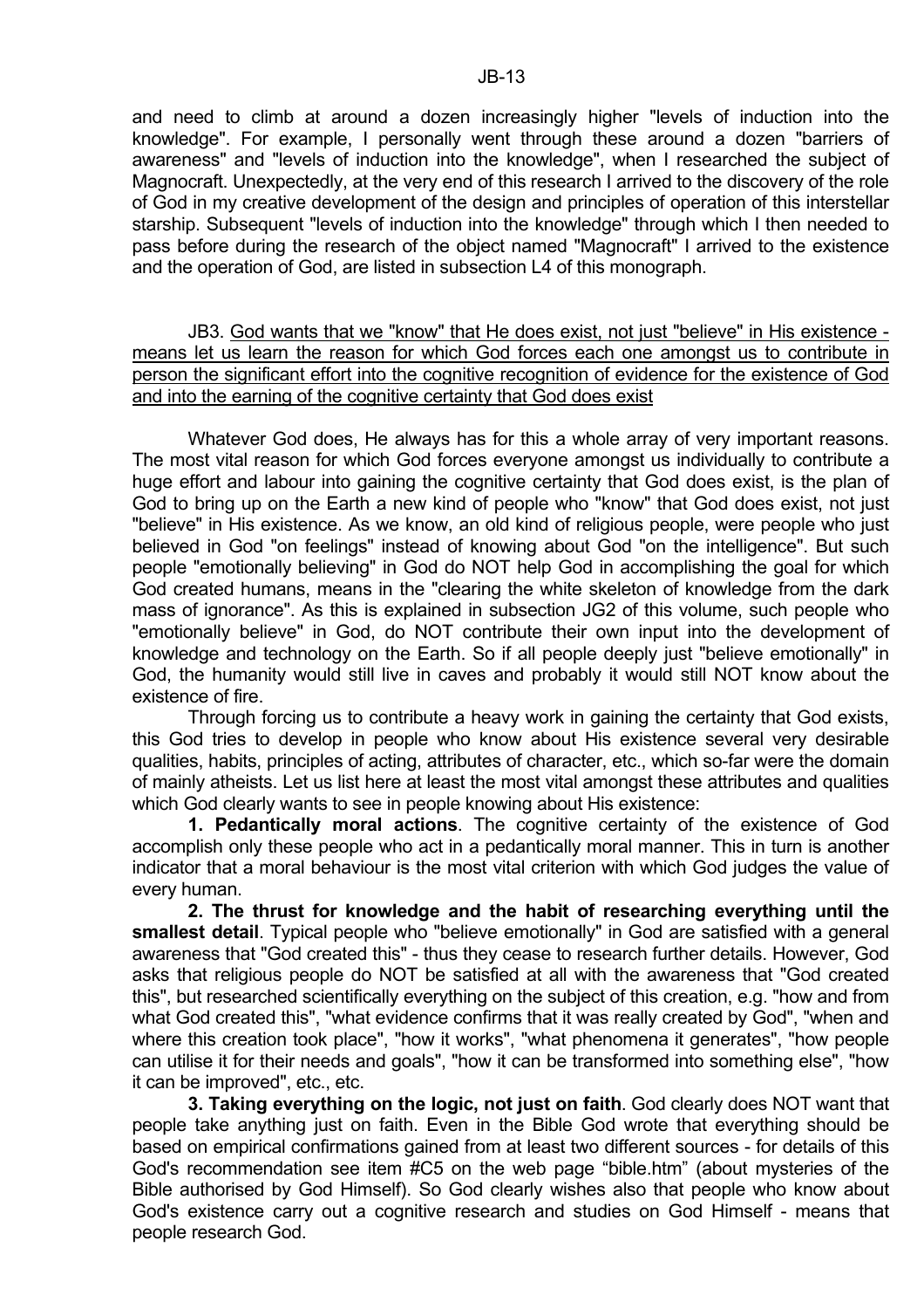and need to climb at around a dozen increasingly higher "levels of induction into the knowledge". For example, I personally went through these around a dozen "barriers of awareness" and "levels of induction into the knowledge", when I researched the subject of Magnocraft. Unexpectedly, at the very end of this research I arrived to the discovery of the role of God in my creative development of the design and principles of operation of this interstellar starship. Subsequent "levels of induction into the knowledge" through which I then needed to pass before during the research of the object named "Magnocraft" I arrived to the existence and the operation of God, are listed in subsection L4 of this monograph.

## JB3. God wants that we "know" that He does exist, not just "believe" in His existence - means let us learn the reason for which God forces each one amongst us to contribute in person the significant effort into the cognitive recognition of evidence for the existence of God and into the earning of the cognitive certainty that God does exist

Whatever God does, He always has for this a whole array of very important reasons. The most vital reason for which God forces everyone amongst us individually to contribute a huge effort and labour into gaining the cognitive certainty that God does exist, is the plan of God to bring up on the Earth a new kind of people who "know" that God does exist, not just "believe" in His existence. As we know, an old kind of religious people, were people who just believed in God "on feelings" instead of knowing about God "on the intelligence". But such people "emotionally believing" in God do NOT help God in accomplishing the goal for which God created humans, means in the "clearing the white skeleton of knowledge from the dark mass of ignorance". As this is explained in subsection JG2 of this volume, such people who "emotionally believe" in God, do NOT contribute their own input into the development of knowledge and technology on the Earth. So if all people deeply just "believe emotionally" in God, the humanity would still live in caves and probably it would still NOT know about the existence of fire.

Through forcing us to contribute a heavy work in gaining the certainty that God exists, this God tries to develop in people who know about His existence several very desirable qualities, habits, principles of acting, attributes of character, etc., which so-far were the domain of mainly atheists. Let us list here at least the most vital amongst these attributes and qualities which God clearly wants to see in people knowing about His existence:

**1. Pedantically moral actions**. The cognitive certainty of the existence of God accomplish only these people who act in a pedantically moral manner. This in turn is another indicator that a moral behaviour is the most vital criterion with which God judges the value of every human.

**2. The thrust for knowledge and the habit of researching everything until the smallest detail**. Typical people who "believe emotionally" in God are satisfied with a general awareness that "God created this" - thus they cease to research further details. However, God asks that religious people do NOT be satisfied at all with the awareness that "God created this", but researched scientifically everything on the subject of this creation, e.g. "how and from what God created this", "what evidence confirms that it was really created by God", "when and where this creation took place", "how it works", "what phenomena it generates", "how people can utilise it for their needs and goals", "how it can be transformed into something else", "how it can be improved", etc., etc.

**3. Taking everything on the logic, not just on faith**. God clearly does NOT want that people take anything just on faith. Even in the Bible God wrote that everything should be based on empirical confirmations gained from at least two different sources - for details of this God's recommendation see item #C5 on the web page "bible.htm" (about mysteries of the Bible authorised by God Himself). So God clearly wishes also that people who know about God's existence carry out a cognitive research and studies on God Himself - means that people research God.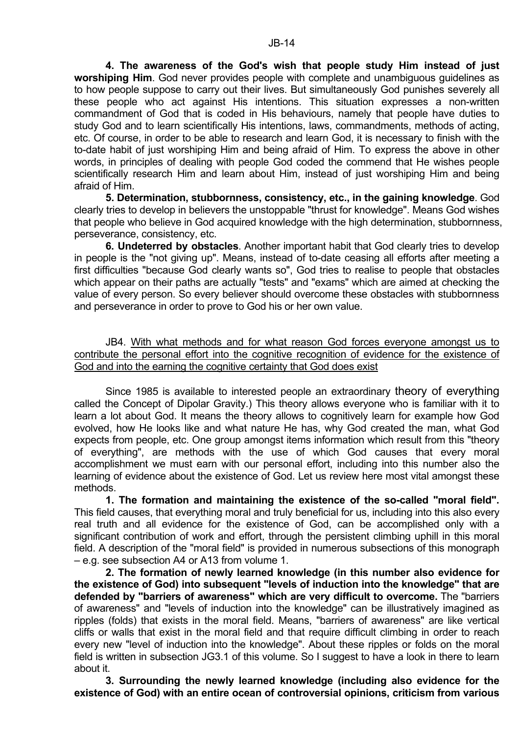**4. The awareness of the God's wish that people study Him instead of just worshiping Him**. God never provides people with complete and unambiguous guidelines as to how people suppose to carry out their lives. But simultaneously God punishes severely all these people who act against His intentions. This situation expresses a non-written commandment of God that is coded in His behaviours, namely that people have duties to study God and to learn scientifically His intentions, laws, commandments, methods of acting, etc. Of course, in order to be able to research and learn God, it is necessary to finish with the to-date habit of just worshiping Him and being afraid of Him. To express the above in other words, in principles of dealing with people God coded the commend that He wishes people scientifically research Him and learn about Him, instead of just worshiping Him and being afraid of Him.

**5. Determination, stubbornness, consistency, etc., in the gaining knowledge**. God clearly tries to develop in believers the unstoppable "thrust for knowledge". Means God wishes that people who believe in God acquired knowledge with the high determination, stubbornness, perseverance, consistency, etc.

**6. Undeterred by obstacles**. Another important habit that God clearly tries to develop in people is the "not giving up". Means, instead of to-date ceasing all efforts after meeting a first difficulties "because God clearly wants so", God tries to realise to people that obstacles which appear on their paths are actually "tests" and "exams" which are aimed at checking the value of every person. So every believer should overcome these obstacles with stubbornness and perseverance in order to prove to God his or her own value.

JB4. With what methods and for what reason God forces everyone amongst us to contribute the personal effort into the cognitive recognition of evidence for the existence of God and into the earning the cognitive certainty that God does exist

Since 1985 is available to interested people an extraordinary theory of everything called the Concept of Dipolar Gravity.) This theory allows everyone who is familiar with it to learn a lot about God. It means the theory allows to cognitively learn for example how God evolved, how He looks like and what nature He has, why God created the man, what God expects from people, etc. One group amongst items information which result from this "theory of everything", are methods with the use of which God causes that every moral accomplishment we must earn with our personal effort, including into this number also the learning of evidence about the existence of God. Let us review here most vital amongst these methods.

**1. The formation and maintaining the existence of the so-called "moral field".** This field causes, that everything moral and truly beneficial for us, including into this also every real truth and all evidence for the existence of God, can be accomplished only with a significant contribution of work and effort, through the persistent climbing uphill in this moral field. A description of the "moral field" is provided in numerous subsections of this monograph – e.g. see subsection A4 or A13 from volume 1.

**2. The formation of newly learned knowledge (in this number also evidence for the existence of God) into subsequent "levels of induction into the knowledge" that are defended by "barriers of awareness" which are very difficult to overcome.** The "barriers of awareness" and "levels of induction into the knowledge" can be illustratively imagined as ripples (folds) that exists in the moral field. Means, "barriers of awareness" are like vertical cliffs or walls that exist in the moral field and that require difficult climbing in order to reach every new "level of induction into the knowledge". About these ripples or folds on the moral field is written in subsection JG3.1 of this volume. So I suggest to have a look in there to learn about it.

**3. Surrounding the newly learned knowledge (including also evidence for the existence of God) with an entire ocean of controversial opinions, criticism from various**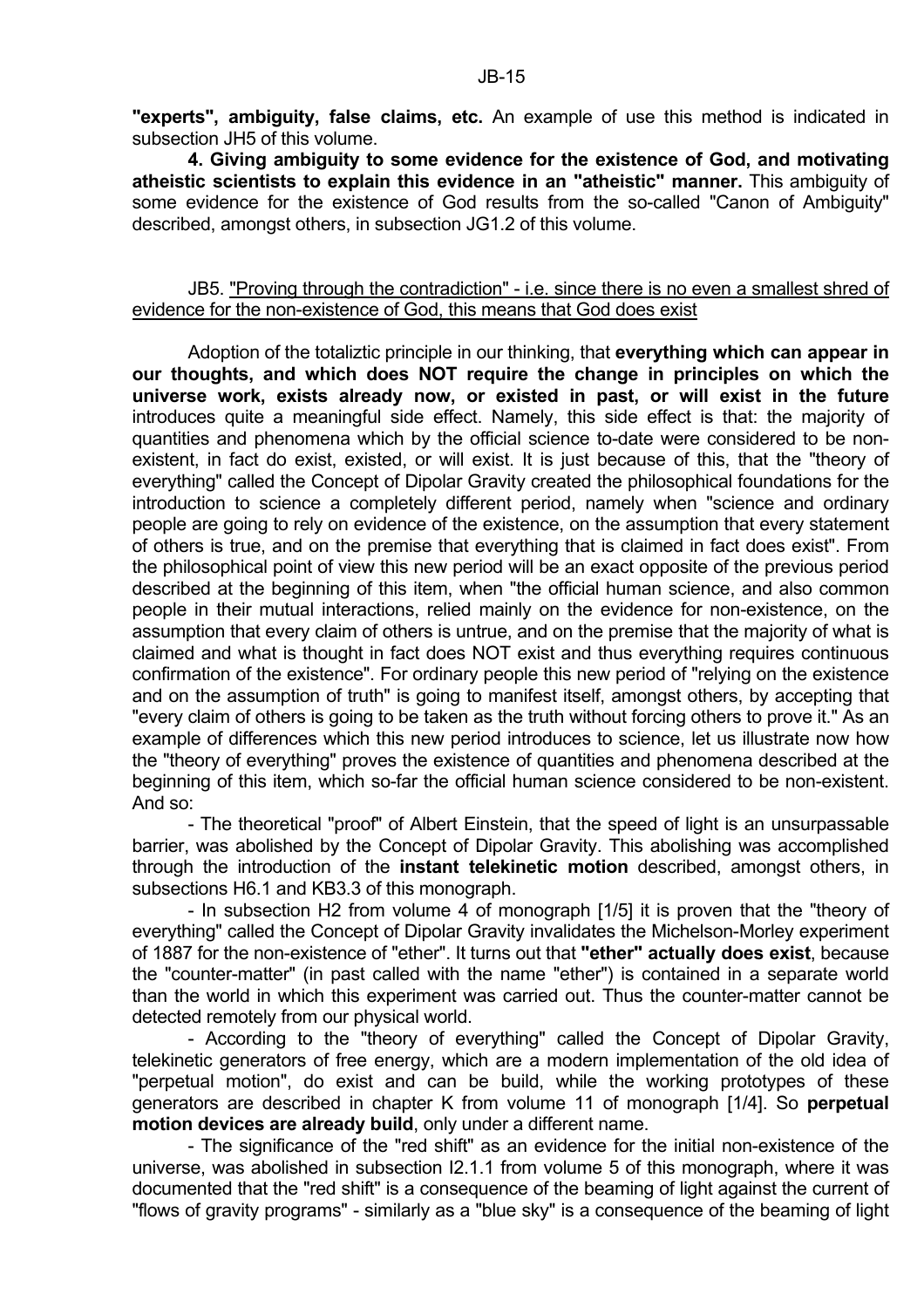**"experts", ambiguity, false claims, etc.** An example of use this method is indicated in subsection JH5 of this volume.

**4. Giving ambiguity to some evidence for the existence of God, and motivating atheistic scientists to explain this evidence in an "atheistic" manner.** This ambiguity of some evidence for the existence of God results from the so-called "Canon of Ambiguity" described, amongst others, in subsection JG1.2 of this volume.

JB5. "Proving through the contradiction" - i.e. since there is no even a smallest shred of evidence for the non-existence of God, this means that God does exist

Adoption of the totaliztic principle in our thinking, that **everything which can appear in our thoughts, and which does NOT require the change in principles on which the universe work, exists already now, or existed in past, or will exist in the future** introduces quite a meaningful side effect. Namely, this side effect is that: the majority of quantities and phenomena which by the official science to-date were considered to be non-existent, in fact do exist, existed, or will exist. It is just because of this, that the "theory of everything" called the Concept of Dipolar Gravity created the philosophical foundations for the introduction to science a completely different period, namely when "science and ordinary people are going to rely on evidence of the existence, on the assumption that every statement of others is true, and on the premise that everything that is claimed in fact does exist". From the philosophical point of view this new period will be an exact opposite of the previous period described at the beginning of this item, when "the official human science, and also common people in their mutual interactions, relied mainly on the evidence for non-existence, on the assumption that every claim of others is untrue, and on the premise that the majority of what is claimed and what is thought in fact does NOT exist and thus everything requires continuous confirmation of the existence". For ordinary people this new period of "relying on the existence and on the assumption of truth" is going to manifest itself, amongst others, by accepting that "every claim of others is going to be taken as the truth without forcing others to prove it." As an example of differences which this new period introduces to science, let us illustrate now how the "theory of everything" proves the existence of quantities and phenomena described at the beginning of this item, which so-far the official human science considered to be non-existent. And so:

- The theoretical "proof" of Albert Einstein, that the speed of light is an unsurpassable barrier, was abolished by the Concept of Dipolar Gravity. This abolishing was accomplished through the introduction of the **instant telekinetic motion** described, amongst others, in subsections H6.1 and KB3.3 of this monograph.

- In subsection H2 from volume 4 of monograph [1/5] it is proven that the "theory of everything" called the Concept of Dipolar Gravity invalidates the Michelson-Morley experiment of 1887 for the non-existence of "ether". It turns out that **"ether" actually does exist**, because the "counter-matter" (in past called with the name "ether") is contained in a separate world than the world in which this experiment was carried out. Thus the counter-matter cannot be detected remotely from our physical world.

- According to the "theory of everything" called the Concept of Dipolar Gravity, telekinetic generators of free energy, which are a modern implementation of the old idea of "perpetual motion", do exist and can be build, while the working prototypes of these generators are described in chapter K from volume 11 of monograph [1/4]. So **perpetual motion devices are already build**, only under a different name.

- The significance of the "red shift" as an evidence for the initial non-existence of the universe, was abolished in subsection I2.1.1 from volume 5 of this monograph, where it was documented that the "red shift" is a consequence of the beaming of light against the current of "flows of gravity programs" - similarly as a "blue sky" is a consequence of the beaming of light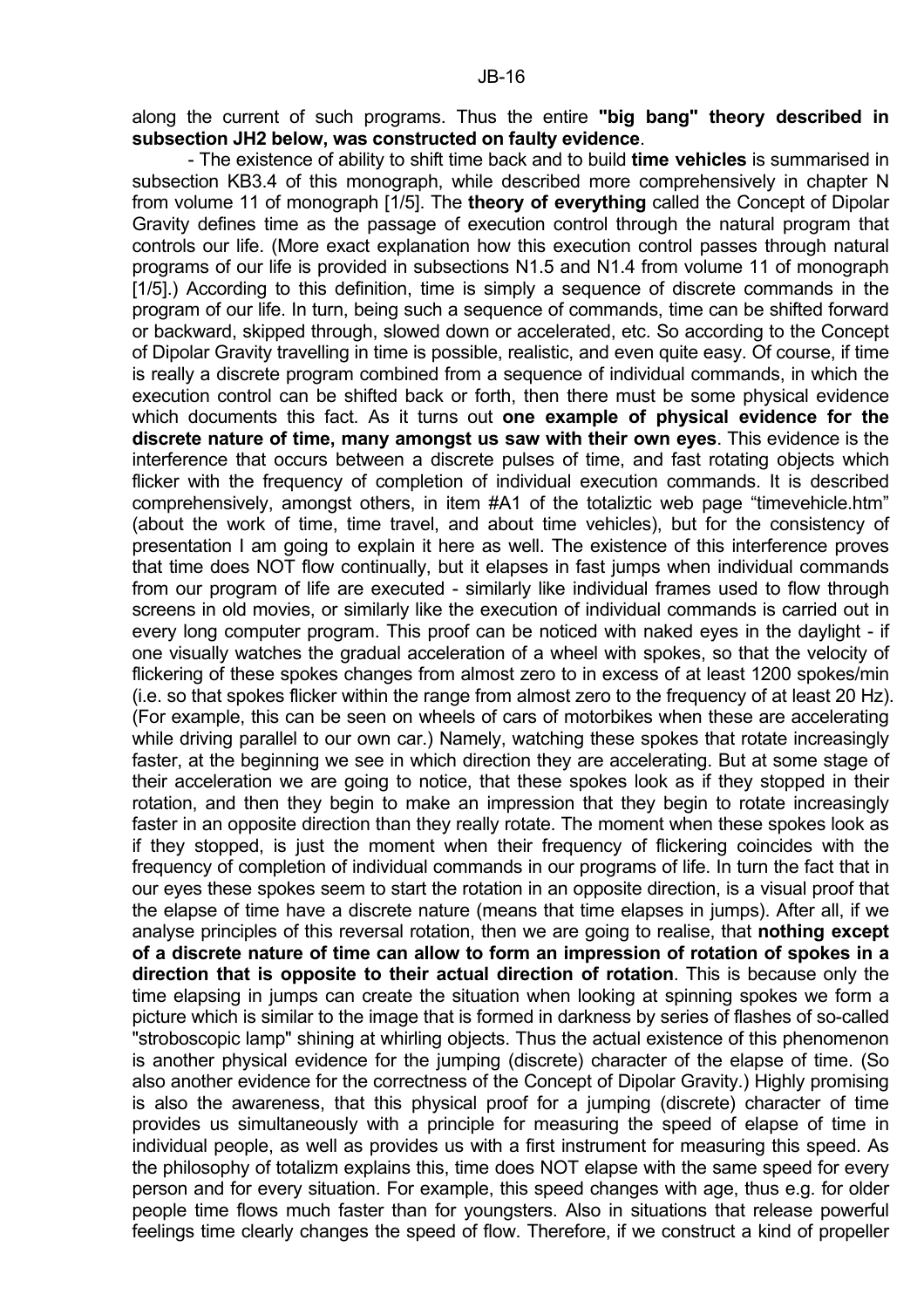along the current of such programs. Thus the entire **"big bang" theory described in subsection JH2 below, was constructed on faulty evidence**.

- The existence of ability to shift time back and to build **time vehicles** is summarised in subsection KB3.4 of this monograph, while described more comprehensively in chapter N from volume 11 of monograph [1/5]. The **theory of everything** called the Concept of Dipolar Gravity defines time as the passage of execution control through the natural program that controls our life. (More exact explanation how this execution control passes through natural programs of our life is provided in subsections N1.5 and N1.4 from volume 11 of monograph [1/5].) According to this definition, time is simply a sequence of discrete commands in the program of our life. In turn, being such a sequence of commands, time can be shifted forward or backward, skipped through, slowed down or accelerated, etc. So according to the Concept of Dipolar Gravity travelling in time is possible, realistic, and even quite easy. Of course, if time is really a discrete program combined from a sequence of individual commands, in which the execution control can be shifted back or forth, then there must be some physical evidence which documents this fact. As it turns out **one example of physical evidence for the discrete nature of time, many amongst us saw with their own eyes**. This evidence is the interference that occurs between a discrete pulses of time, and fast rotating objects which flicker with the frequency of completion of individual execution commands. It is described comprehensively, amongst others, in item #A1 of the totaliztic web page "timevehicle.htm" (about the work of time, time travel, and about time vehicles), but for the consistency of presentation I am going to explain it here as well. The existence of this interference proves that time does NOT flow continually, but it elapses in fast jumps when individual commands from our program of life are executed - similarly like individual frames used to flow through screens in old movies, or similarly like the execution of individual commands is carried out in every long computer program. This proof can be noticed with naked eyes in the daylight - if one visually watches the gradual acceleration of a wheel with spokes, so that the velocity of flickering of these spokes changes from almost zero to in excess of at least 1200 spokes/min (i.e. so that spokes flicker within the range from almost zero to the frequency of at least 20 Hz). (For example, this can be seen on wheels of cars of motorbikes when these are accelerating while driving parallel to our own car.) Namely, watching these spokes that rotate increasingly faster, at the beginning we see in which direction they are accelerating. But at some stage of their acceleration we are going to notice, that these spokes look as if they stopped in their rotation, and then they begin to make an impression that they begin to rotate increasingly faster in an opposite direction than they really rotate. The moment when these spokes look as if they stopped, is just the moment when their frequency of flickering coincides with the frequency of completion of individual commands in our programs of life. In turn the fact that in our eyes these spokes seem to start the rotation in an opposite direction, is a visual proof that the elapse of time have a discrete nature (means that time elapses in jumps). After all, if we analyse principles of this reversal rotation, then we are going to realise, that **nothing except of a discrete nature of time can allow to form an impression of rotation of spokes in a direction that is opposite to their actual direction of rotation**. This is because only the time elapsing in jumps can create the situation when looking at spinning spokes we form a picture which is similar to the image that is formed in darkness by series of flashes of so-called "stroboscopic lamp" shining at whirling objects. Thus the actual existence of this phenomenon is another physical evidence for the jumping (discrete) character of the elapse of time. (So also another evidence for the correctness of the Concept of Dipolar Gravity.) Highly promising is also the awareness, that this physical proof for a jumping (discrete) character of time provides us simultaneously with a principle for measuring the speed of elapse of time in individual people, as well as provides us with a first instrument for measuring this speed. As the philosophy of totalizm explains this, time does NOT elapse with the same speed for every person and for every situation. For example, this speed changes with age, thus e.g. for older people time flows much faster than for youngsters. Also in situations that release powerful feelings time clearly changes the speed of flow. Therefore, if we construct a kind of propeller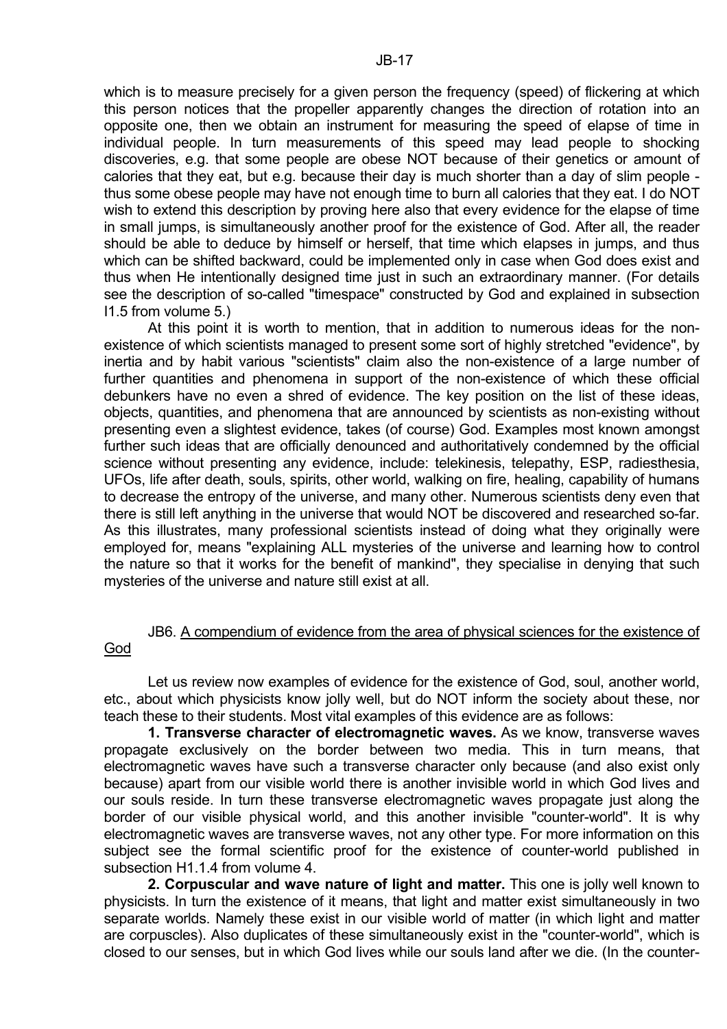which is to measure precisely for a given person the frequency (speed) of flickering at which this person notices that the propeller apparently changes the direction of rotation into an opposite one, then we obtain an instrument for measuring the speed of elapse of time in individual people. In turn measurements of this speed may lead people to shocking discoveries, e.g. that some people are obese NOT because of their genetics or amount of calories that they eat, but e.g. because their day is much shorter than a day of slim people - thus some obese people may have not enough time to burn all calories that they eat. I do NOT wish to extend this description by proving here also that every evidence for the elapse of time in small jumps, is simultaneously another proof for the existence of God. After all, the reader should be able to deduce by himself or herself, that time which elapses in jumps, and thus which can be shifted backward, could be implemented only in case when God does exist and thus when He intentionally designed time just in such an extraordinary manner. (For details see the description of so-called "timespace" constructed by God and explained in subsection I1.5 from volume 5.)

At this point it is worth to mention, that in addition to numerous ideas for the non-existence of which scientists managed to present some sort of highly stretched "evidence", by inertia and by habit various "scientists" claim also the non-existence of a large number of further quantities and phenomena in support of the non-existence of which these official debunkers have no even a shred of evidence. The key position on the list of these ideas, objects, quantities, and phenomena that are announced by scientists as non-existing without presenting even a slightest evidence, takes (of course) God. Examples most known amongst further such ideas that are officially denounced and authoritatively condemned by the official science without presenting any evidence, include: telekinesis, telepathy, ESP, radiesthesia, UFOs, life after death, souls, spirits, other world, walking on fire, healing, capability of humans to decrease the entropy of the universe, and many other. Numerous scientists deny even that there is still left anything in the universe that would NOT be discovered and researched so-far. As this illustrates, many professional scientists instead of doing what they originally were employed for, means "explaining ALL mysteries of the universe and learning how to control the nature so that it works for the benefit of mankind", they specialise in denying that such mysteries of the universe and nature still exist at all.

## JB6. A compendium of evidence from the area of physical sciences for the existence of God

Let us review now examples of evidence for the existence of God, soul, another world, etc., about which physicists know jolly well, but do NOT inform the society about these, nor teach these to their students. Most vital examples of this evidence are as follows:

**1. Transverse character of electromagnetic waves.** As we know, transverse waves propagate exclusively on the border between two media. This in turn means, that electromagnetic waves have such a transverse character only because (and also exist only because) apart from our visible world there is another invisible world in which God lives and our souls reside. In turn these transverse electromagnetic waves propagate just along the border of our visible physical world, and this another invisible "counter-world". It is why electromagnetic waves are transverse waves, not any other type. For more information on this subject see the formal scientific proof for the existence of counter-world published in subsection H1.1.4 from volume 4.

**2. Corpuscular and wave nature of light and matter.** This one is jolly well known to physicists. In turn the existence of it means, that light and matter exist simultaneously in two separate worlds. Namely these exist in our visible world of matter (in which light and matter are corpuscles). Also duplicates of these simultaneously exist in the "counter-world", which is closed to our senses, but in which God lives while our souls land after we die. (In the counter-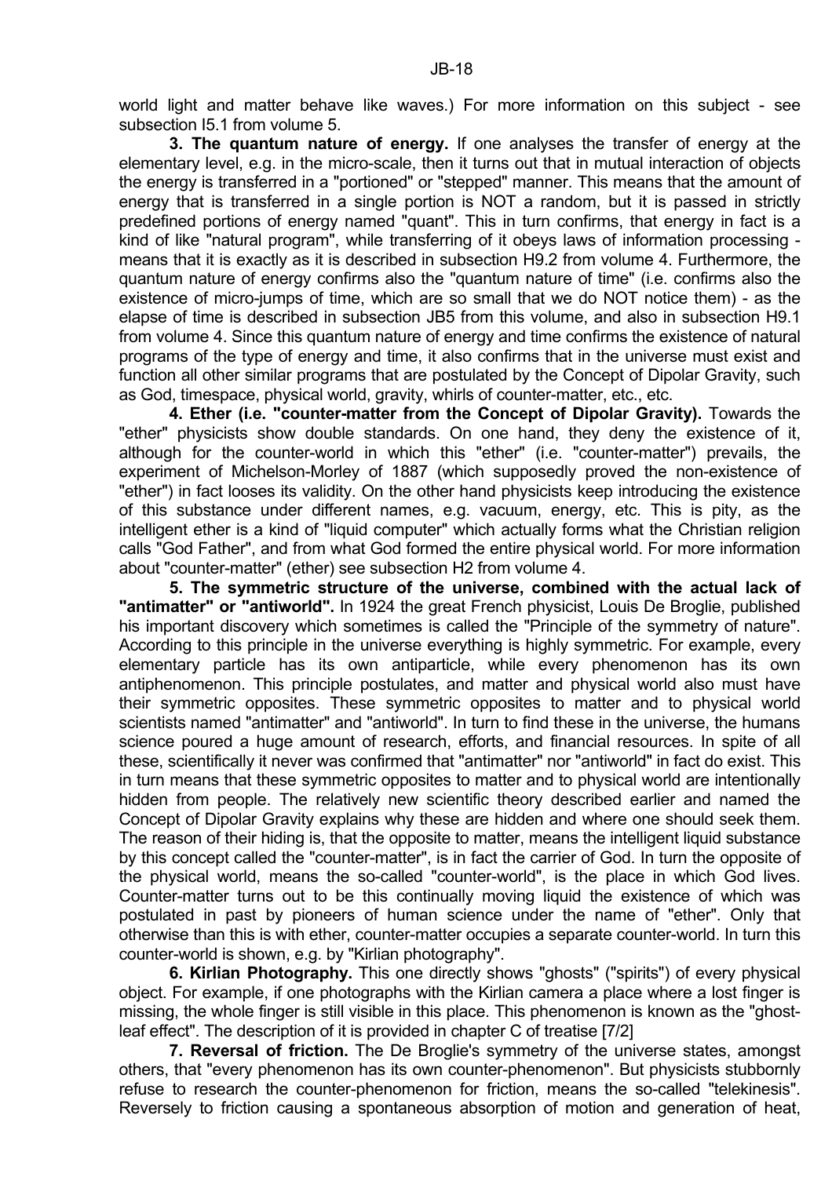world light and matter behave like waves.) For more information on this subject - see subsection I5.1 from volume 5.

**3. The quantum nature of energy.** If one analyses the transfer of energy at the elementary level, e.g. in the micro-scale, then it turns out that in mutual interaction of objects the energy is transferred in a "portioned" or "stepped" manner. This means that the amount of energy that is transferred in a single portion is NOT a random, but it is passed in strictly predefined portions of energy named "quant". This in turn confirms, that energy in fact is a kind of like "natural program", while transferring of it obeys laws of information processing - means that it is exactly as it is described in subsection H9.2 from volume 4. Furthermore, the quantum nature of energy confirms also the "quantum nature of time" (i.e. confirms also the existence of micro-jumps of time, which are so small that we do NOT notice them) - as the elapse of time is described in subsection JB5 from this volume, and also in subsection H9.1 from volume 4. Since this quantum nature of energy and time confirms the existence of natural programs of the type of energy and time, it also confirms that in the universe must exist and function all other similar programs that are postulated by the Concept of Dipolar Gravity, such as God, timespace, physical world, gravity, whirls of counter-matter, etc., etc.

**4. Ether (i.e. "counter-matter from the Concept of Dipolar Gravity).** Towards the "ether" physicists show double standards. On one hand, they deny the existence of it, although for the counter-world in which this "ether" (i.e. "counter-matter") prevails, the experiment of Michelson-Morley of 1887 (which supposedly proved the non-existence of "ether") in fact looses its validity. On the other hand physicists keep introducing the existence of this substance under different names, e.g. vacuum, energy, etc. This is pity, as the intelligent ether is a kind of "liquid computer" which actually forms what the Christian religion calls "God Father", and from what God formed the entire physical world. For more information about "counter-matter" (ether) see subsection H2 from volume 4.

**5. The symmetric structure of the universe, combined with the actual lack of "antimatter" or "antiworld".** In 1924 the great French physicist, Louis De Broglie, published his important discovery which sometimes is called the "Principle of the symmetry of nature". According to this principle in the universe everything is highly symmetric. For example, every elementary particle has its own antiparticle, while every phenomenon has its own antiphenomenon. This principle postulates, and matter and physical world also must have their symmetric opposites. These symmetric opposites to matter and to physical world scientists named "antimatter" and "antiworld". In turn to find these in the universe, the humans science poured a huge amount of research, efforts, and financial resources. In spite of all these, scientifically it never was confirmed that "antimatter" nor "antiworld" in fact do exist. This in turn means that these symmetric opposites to matter and to physical world are intentionally hidden from people. The relatively new scientific theory described earlier and named the Concept of Dipolar Gravity explains why these are hidden and where one should seek them. The reason of their hiding is, that the opposite to matter, means the intelligent liquid substance by this concept called the "counter-matter", is in fact the carrier of God. In turn the opposite of the physical world, means the so-called "counter-world", is the place in which God lives. Counter-matter turns out to be this continually moving liquid the existence of which was postulated in past by pioneers of human science under the name of "ether". Only that otherwise than this is with ether, counter-matter occupies a separate counter-world. In turn this counter-world is shown, e.g. by "Kirlian photography".

**6. Kirlian Photography.** This one directly shows "ghosts" ("spirits") of every physical object. For example, if one photographs with the Kirlian camera a place where a lost finger is missing, the whole finger is still visible in this place. This phenomenon is known as the "ghost-leaf effect". The description of it is provided in chapter C of treatise [7/2]

**7. Reversal of friction.** The De Broglie's symmetry of the universe states, amongst others, that "every phenomenon has its own counter-phenomenon". But physicists stubbornly refuse to research the counter-phenomenon for friction, means the so-called "telekinesis". Reversely to friction causing a spontaneous absorption of motion and generation of heat,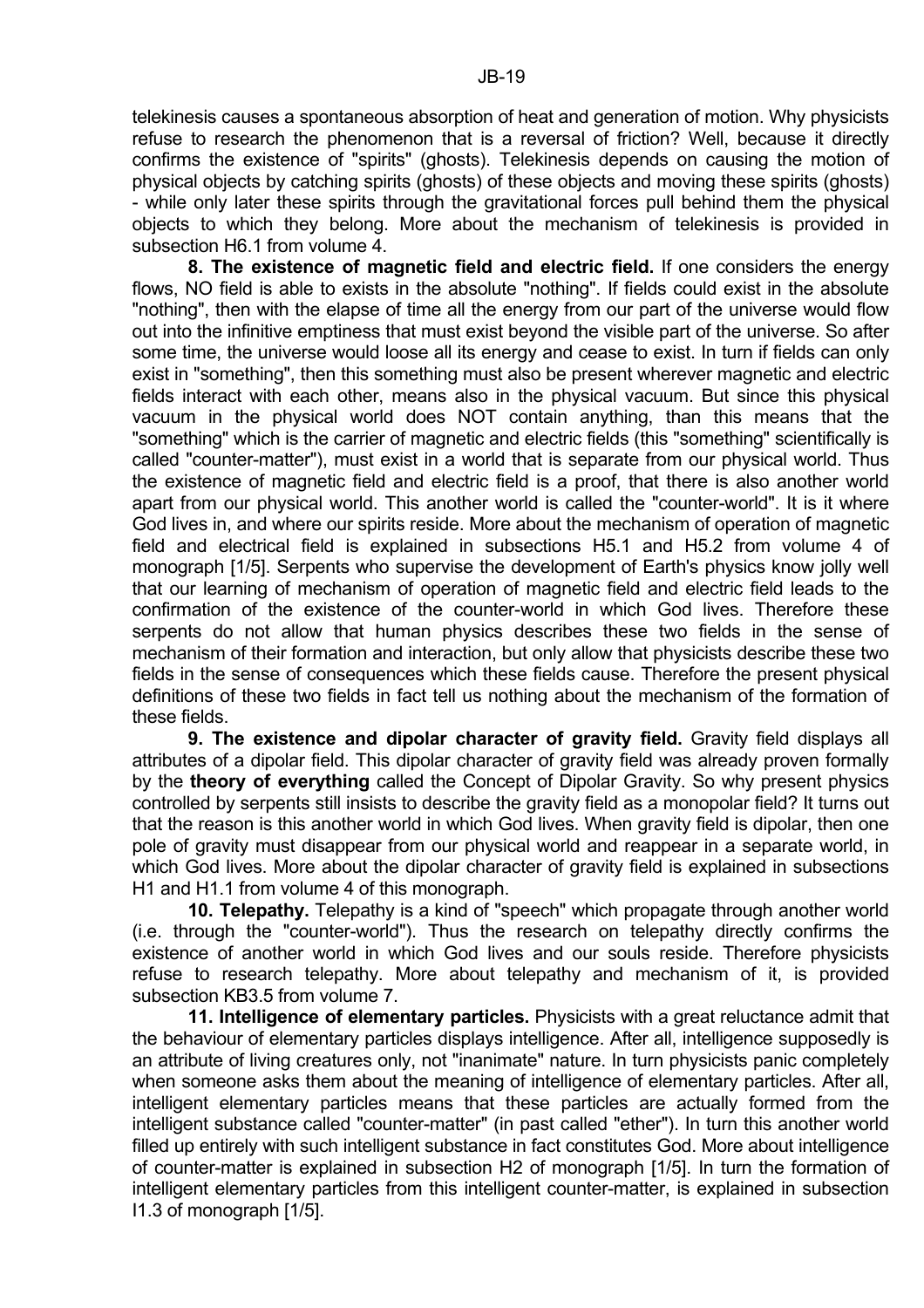telekinesis causes a spontaneous absorption of heat and generation of motion. Why physicists refuse to research the phenomenon that is a reversal of friction? Well, because it directly confirms the existence of "spirits" (ghosts). Telekinesis depends on causing the motion of physical objects by catching spirits (ghosts) of these objects and moving these spirits (ghosts) - while only later these spirits through the gravitational forces pull behind them the physical objects to which they belong. More about the mechanism of telekinesis is provided in subsection H6.1 from volume 4.

**8. The existence of magnetic field and electric field.** If one considers the energy flows, NO field is able to exists in the absolute "nothing". If fields could exist in the absolute "nothing", then with the elapse of time all the energy from our part of the universe would flow out into the infinitive emptiness that must exist beyond the visible part of the universe. So after some time, the universe would loose all its energy and cease to exist. In turn if fields can only exist in "something", then this something must also be present wherever magnetic and electric fields interact with each other, means also in the physical vacuum. But since this physical vacuum in the physical world does NOT contain anything, than this means that the "something" which is the carrier of magnetic and electric fields (this "something" scientifically is called "counter-matter"), must exist in a world that is separate from our physical world. Thus the existence of magnetic field and electric field is a proof, that there is also another world apart from our physical world. This another world is called the "counter-world". It is it where God lives in, and where our spirits reside. More about the mechanism of operation of magnetic field and electrical field is explained in subsections H5.1 and H5.2 from volume 4 of monograph [1/5]. Serpents who supervise the development of Earth's physics know jolly well that our learning of mechanism of operation of magnetic field and electric field leads to the confirmation of the existence of the counter-world in which God lives. Therefore these serpents do not allow that human physics describes these two fields in the sense of mechanism of their formation and interaction, but only allow that physicists describe these two fields in the sense of consequences which these fields cause. Therefore the present physical definitions of these two fields in fact tell us nothing about the mechanism of the formation of these fields.

**9. The existence and dipolar character of gravity field.** Gravity field displays all attributes of a dipolar field. This dipolar character of gravity field was already proven formally by the **theory of everything** called the Concept of Dipolar Gravity. So why present physics controlled by serpents still insists to describe the gravity field as a monopolar field? It turns out that the reason is this another world in which God lives. When gravity field is dipolar, then one pole of gravity must disappear from our physical world and reappear in a separate world, in which God lives. More about the dipolar character of gravity field is explained in subsections H1 and H1.1 from volume 4 of this monograph.

**10. Telepathy.** Telepathy is a kind of "speech" which propagate through another world (i.e. through the "counter-world"). Thus the research on telepathy directly confirms the existence of another world in which God lives and our souls reside. Therefore physicists refuse to research telepathy. More about telepathy and mechanism of it, is provided subsection KB3.5 from volume 7.

**11. Intelligence of elementary particles.** Physicists with a great reluctance admit that the behaviour of elementary particles displays intelligence. After all, intelligence supposedly is an attribute of living creatures only, not "inanimate" nature. In turn physicists panic completely when someone asks them about the meaning of intelligence of elementary particles. After all, intelligent elementary particles means that these particles are actually formed from the intelligent substance called "counter-matter" (in past called "ether"). In turn this another world filled up entirely with such intelligent substance in fact constitutes God. More about intelligence of counter-matter is explained in subsection H2 of monograph [1/5]. In turn the formation of intelligent elementary particles from this intelligent counter-matter, is explained in subsection I1.3 of monograph [1/5].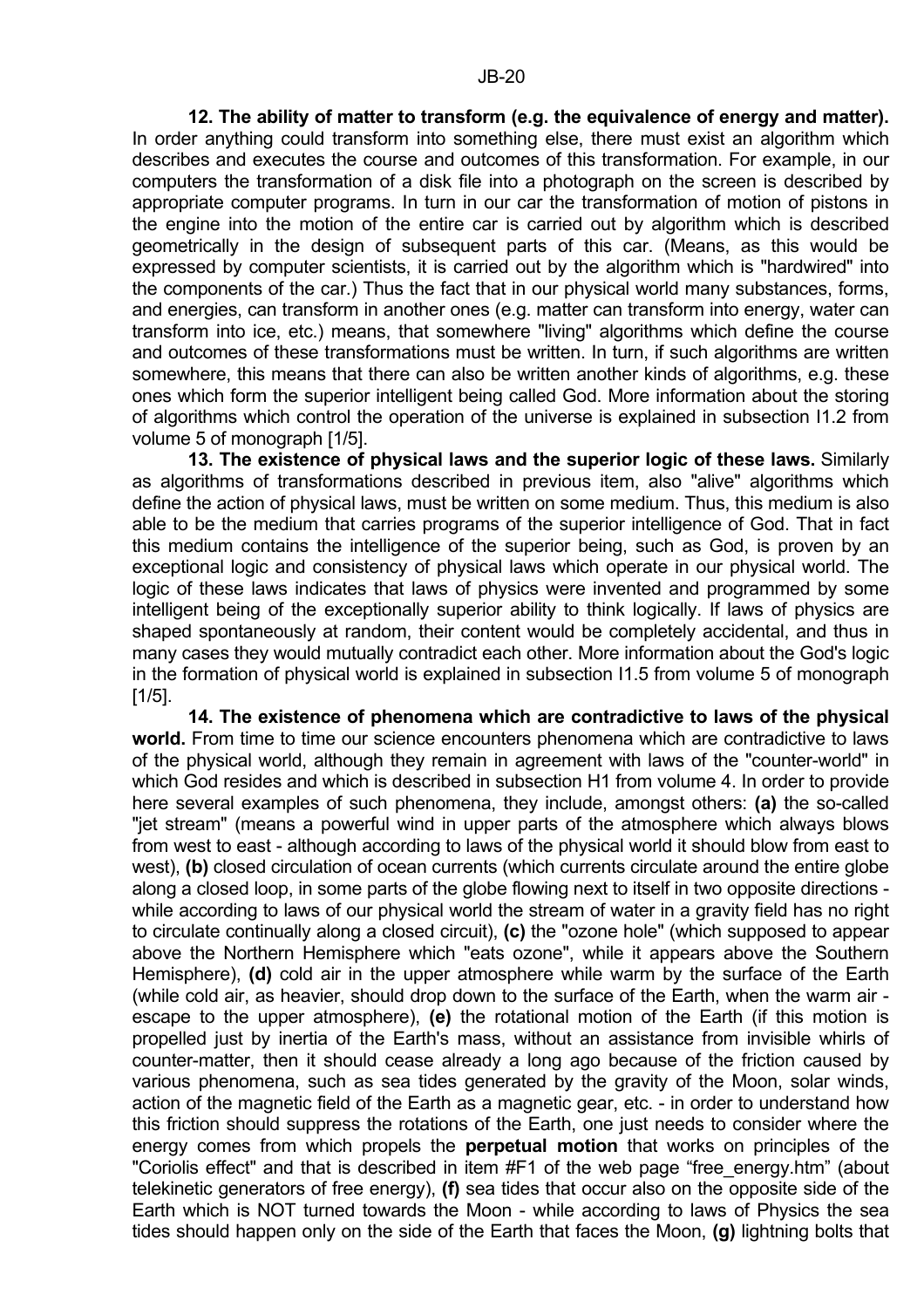**12. The ability of matter to transform (e.g. the equivalence of energy and matter).** In order anything could transform into something else, there must exist an algorithm which describes and executes the course and outcomes of this transformation. For example, in our computers the transformation of a disk file into a photograph on the screen is described by appropriate computer programs. In turn in our car the transformation of motion of pistons in the engine into the motion of the entire car is carried out by algorithm which is described geometrically in the design of subsequent parts of this car. (Means, as this would be expressed by computer scientists, it is carried out by the algorithm which is "hardwired" into the components of the car.) Thus the fact that in our physical world many substances, forms, and energies, can transform in another ones (e.g. matter can transform into energy, water can transform into ice, etc.) means, that somewhere "living" algorithms which define the course and outcomes of these transformations must be written. In turn, if such algorithms are written somewhere, this means that there can also be written another kinds of algorithms, e.g. these ones which form the superior intelligent being called God. More information about the storing of algorithms which control the operation of the universe is explained in subsection I1.2 from volume 5 of monograph [1/5].

**13. The existence of physical laws and the superior logic of these laws.** Similarly as algorithms of transformations described in previous item, also "alive" algorithms which define the action of physical laws, must be written on some medium. Thus, this medium is also able to be the medium that carries programs of the superior intelligence of God. That in fact this medium contains the intelligence of the superior being, such as God, is proven by an exceptional logic and consistency of physical laws which operate in our physical world. The logic of these laws indicates that laws of physics were invented and programmed by some intelligent being of the exceptionally superior ability to think logically. If laws of physics are shaped spontaneously at random, their content would be completely accidental, and thus in many cases they would mutually contradict each other. More information about the God's logic in the formation of physical world is explained in subsection I1.5 from volume 5 of monograph [1/5].

**14. The existence of phenomena which are contradictive to laws of the physical world.** From time to time our science encounters phenomena which are contradictive to laws of the physical world, although they remain in agreement with laws of the "counter-world" in which God resides and which is described in subsection H1 from volume 4. In order to provide here several examples of such phenomena, they include, amongst others: **(a)** the so-called "jet stream" (means a powerful wind in upper parts of the atmosphere which always blows from west to east - although according to laws of the physical world it should blow from east to west), **(b)** closed circulation of ocean currents (which currents circulate around the entire globe along a closed loop, in some parts of the globe flowing next to itself in two opposite directions - while according to laws of our physical world the stream of water in a gravity field has no right to circulate continually along a closed circuit), **(c)** the "ozone hole" (which supposed to appear above the Northern Hemisphere which "eats ozone", while it appears above the Southern Hemisphere), **(d)** cold air in the upper atmosphere while warm by the surface of the Earth (while cold air, as heavier, should drop down to the surface of the Earth, when the warm air - escape to the upper atmosphere), **(e)** the rotational motion of the Earth (if this motion is propelled just by inertia of the Earth's mass, without an assistance from invisible whirls of counter-matter, then it should cease already a long ago because of the friction caused by various phenomena, such as sea tides generated by the gravity of the Moon, solar winds, action of the magnetic field of the Earth as a magnetic gear, etc. - in order to understand how this friction should suppress the rotations of the Earth, one just needs to consider where the energy comes from which propels the **perpetual motion** that works on principles of the "Coriolis effect" and that is described in item #F1 of the web page "free_energy.htm" (about telekinetic generators of free energy), **(f)** sea tides that occur also on the opposite side of the Earth which is NOT turned towards the Moon - while according to laws of Physics the sea tides should happen only on the side of the Earth that faces the Moon, **(g)** lightning bolts that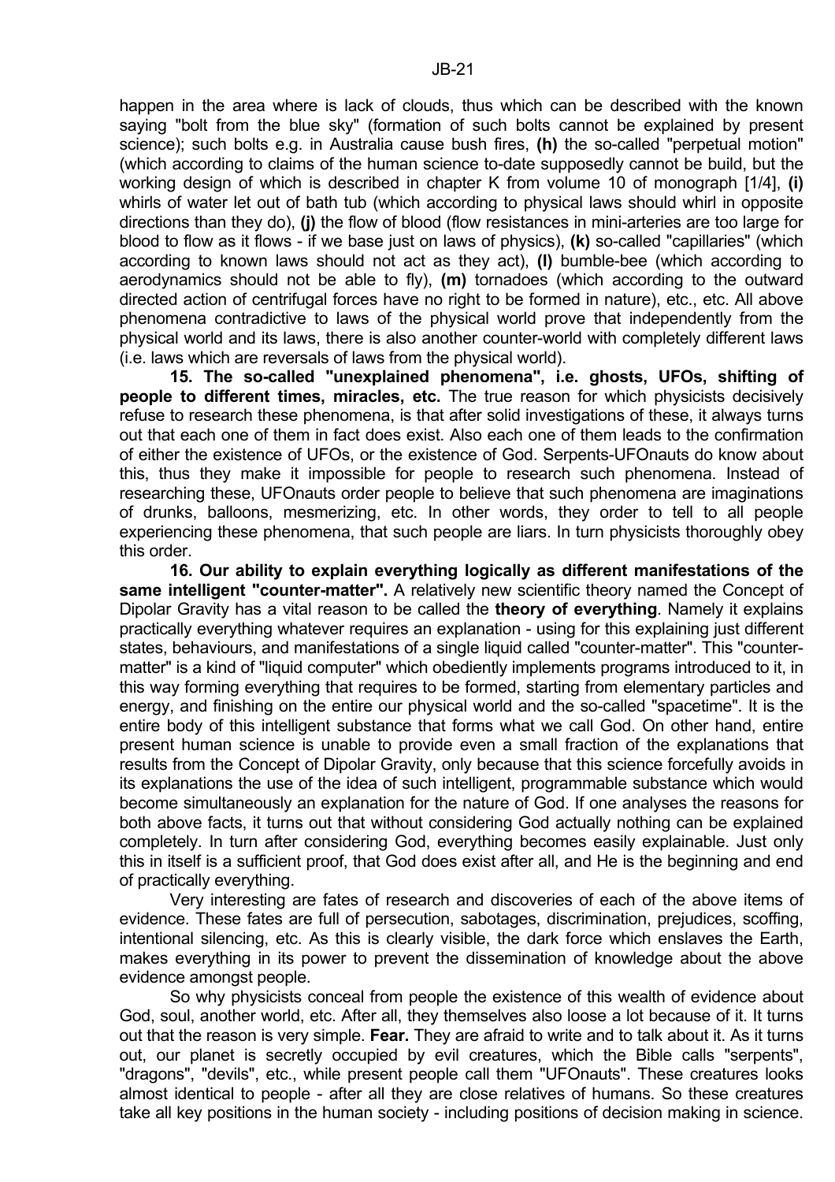happen in the area where is lack of clouds, thus which can be described with the known saying "bolt from the blue sky" (formation of such bolts cannot be explained by present science); such bolts e.g. in Australia cause bush fires, **(h)** the so-called "perpetual motion" (which according to claims of the human science to-date supposedly cannot be build, but the working design of which is described in chapter K from volume 10 of monograph [1/4], **(i)** whirls of water let out of bath tub (which according to physical laws should whirl in opposite directions than they do), **(j)** the flow of blood (flow resistances in mini-arteries are too large for blood to flow as it flows - if we base just on laws of physics), **(k)** so-called "capillaries" (which according to known laws should not act as they act), **(l)** bumble-bee (which according to aerodynamics should not be able to fly), **(m)** tornadoes (which according to the outward directed action of centrifugal forces have no right to be formed in nature), etc., etc. All above phenomena contradictive to laws of the physical world prove that independently from the physical world and its laws, there is also another counter-world with completely different laws (i.e. laws which are reversals of laws from the physical world).

**15. The so-called "unexplained phenomena", i.e. ghosts, UFOs, shifting of people to different times, miracles, etc.** The true reason for which physicists decisively refuse to research these phenomena, is that after solid investigations of these, it always turns out that each one of them in fact does exist. Also each one of them leads to the confirmation of either the existence of UFOs, or the existence of God. Serpents-UFOnauts do know about this, thus they make it impossible for people to research such phenomena. Instead of researching these, UFOnauts order people to believe that such phenomena are imaginations of drunks, balloons, mesmerizing, etc. In other words, they order to tell to all people experiencing these phenomena, that such people are liars. In turn physicists thoroughly obey this order.

**16. Our ability to explain everything logically as different manifestations of the same intelligent "counter-matter".** A relatively new scientific theory named the Concept of Dipolar Gravity has a vital reason to be called the **theory of everything**. Namely it explains practically everything whatever requires an explanation - using for this explaining just different states, behaviours, and manifestations of a single liquid called "counter-matter". This "counter-matter" is a kind of "liquid computer" which obediently implements programs introduced to it, in this way forming everything that requires to be formed, starting from elementary particles and energy, and finishing on the entire our physical world and the so-called "spacetime". It is the entire body of this intelligent substance that forms what we call God. On other hand, entire present human science is unable to provide even a small fraction of the explanations that results from the Concept of Dipolar Gravity, only because that this science forcefully avoids in its explanations the use of the idea of such intelligent, programmable substance which would become simultaneously an explanation for the nature of God. If one analyses the reasons for both above facts, it turns out that without considering God actually nothing can be explained completely. In turn after considering God, everything becomes easily explainable. Just only this in itself is a sufficient proof, that God does exist after all, and He is the beginning and end of practically everything.

Very interesting are fates of research and discoveries of each of the above items of evidence. These fates are full of persecution, sabotages, discrimination, prejudices, scoffing, intentional silencing, etc. As this is clearly visible, the dark force which enslaves the Earth, makes everything in its power to prevent the dissemination of knowledge about the above evidence amongst people.

So why physicists conceal from people the existence of this wealth of evidence about God, soul, another world, etc. After all, they themselves also loose a lot because of it. It turns out that the reason is very simple. **Fear.** They are afraid to write and to talk about it. As it turns out, our planet is secretly occupied by evil creatures, which the Bible calls "serpents", "dragons", "devils", etc., while present people call them "UFOnauts". These creatures looks almost identical to people - after all they are close relatives of humans. So these creatures take all key positions in the human society - including positions of decision making in science.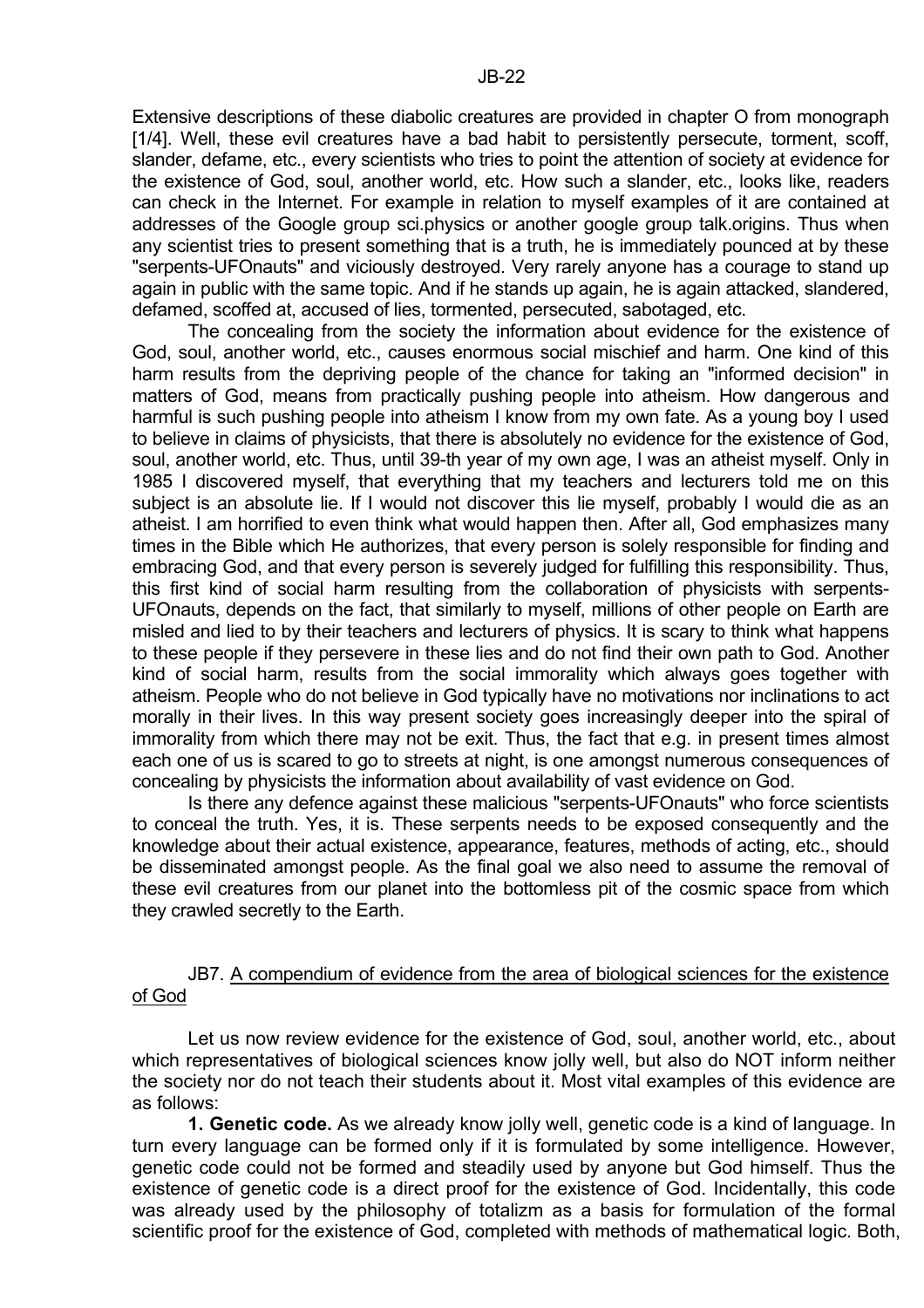Extensive descriptions of these diabolic creatures are provided in chapter O from monograph [1/4]. Well, these evil creatures have a bad habit to persistently persecute, torment, scoff, slander, defame, etc., every scientists who tries to point the attention of society at evidence for the existence of God, soul, another world, etc. How such a slander, etc., looks like, readers can check in the Internet. For example in relation to myself examples of it are contained at addresses of the Google group sci.physics or another google group talk.origins. Thus when any scientist tries to present something that is a truth, he is immediately pounced at by these "serpents-UFOnauts" and viciously destroyed. Very rarely anyone has a courage to stand up again in public with the same topic. And if he stands up again, he is again attacked, slandered, defamed, scoffed at, accused of lies, tormented, persecuted, sabotaged, etc.

The concealing from the society the information about evidence for the existence of God, soul, another world, etc., causes enormous social mischief and harm. One kind of this harm results from the depriving people of the chance for taking an "informed decision" in matters of God, means from practically pushing people into atheism. How dangerous and harmful is such pushing people into atheism I know from my own fate. As a young boy I used to believe in claims of physicists, that there is absolutely no evidence for the existence of God, soul, another world, etc. Thus, until 39-th year of my own age, I was an atheist myself. Only in 1985 I discovered myself, that everything that my teachers and lecturers told me on this subject is an absolute lie. If I would not discover this lie myself, probably I would die as an atheist. I am horrified to even think what would happen then. After all, God emphasizes many times in the Bible which He authorizes, that every person is solely responsible for finding and embracing God, and that every person is severely judged for fulfilling this responsibility. Thus, this first kind of social harm resulting from the collaboration of physicists with serpents-UFOnauts, depends on the fact, that similarly to myself, millions of other people on Earth are misled and lied to by their teachers and lecturers of physics. It is scary to think what happens to these people if they persevere in these lies and do not find their own path to God. Another kind of social harm, results from the social immorality which always goes together with atheism. People who do not believe in God typically have no motivations nor inclinations to act morally in their lives. In this way present society goes increasingly deeper into the spiral of immorality from which there may not be exit. Thus, the fact that e.g. in present times almost each one of us is scared to go to streets at night, is one amongst numerous consequences of concealing by physicists the information about availability of vast evidence on God.

Is there any defence against these malicious "serpents-UFOnauts" who force scientists to conceal the truth. Yes, it is. These serpents needs to be exposed consequently and the knowledge about their actual existence, appearance, features, methods of acting, etc., should be disseminated amongst people. As the final goal we also need to assume the removal of these evil creatures from our planet into the bottomless pit of the cosmic space from which they crawled secretly to the Earth.

## JB7. A compendium of evidence from the area of biological sciences for the existence of God

Let us now review evidence for the existence of God, soul, another world, etc., about which representatives of biological sciences know jolly well, but also do NOT inform neither the society nor do not teach their students about it. Most vital examples of this evidence are as follows:

**1. Genetic code.** As we already know jolly well, genetic code is a kind of language. In turn every language can be formed only if it is formulated by some intelligence. However, genetic code could not be formed and steadily used by anyone but God himself. Thus the existence of genetic code is a direct proof for the existence of God. Incidentally, this code was already used by the philosophy of totalizm as a basis for formulation of the formal scientific proof for the existence of God, completed with methods of mathematical logic. Both,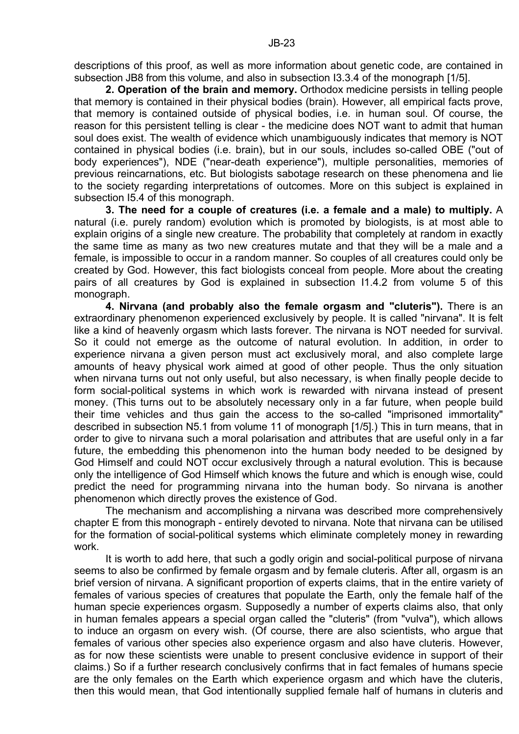descriptions of this proof, as well as more information about genetic code, are contained in subsection JB8 from this volume, and also in subsection I3.3.4 of the monograph [1/5].

**2. Operation of the brain and memory.** Orthodox medicine persists in telling people that memory is contained in their physical bodies (brain). However, all empirical facts prove, that memory is contained outside of physical bodies, i.e. in human soul. Of course, the reason for this persistent telling is clear - the medicine does NOT want to admit that human soul does exist. The wealth of evidence which unambiguously indicates that memory is NOT contained in physical bodies (i.e. brain), but in our souls, includes so-called OBE ("out of body experiences"), NDE ("near-death experience"), multiple personalities, memories of previous reincarnations, etc. But biologists sabotage research on these phenomena and lie to the society regarding interpretations of outcomes. More on this subject is explained in subsection I5.4 of this monograph.

**3. The need for a couple of creatures (i.e. a female and a male) to multiply.** A natural (i.e. purely random) evolution which is promoted by biologists, is at most able to explain origins of a single new creature. The probability that completely at random in exactly the same time as many as two new creatures mutate and that they will be a male and a female, is impossible to occur in a random manner. So couples of all creatures could only be created by God. However, this fact biologists conceal from people. More about the creating pairs of all creatures by God is explained in subsection I1.4.2 from volume 5 of this monograph.

**4. Nirvana (and probably also the female orgasm and "cluteris").** There is an extraordinary phenomenon experienced exclusively by people. It is called "nirvana". It is felt like a kind of heavenly orgasm which lasts forever. The nirvana is NOT needed for survival. So it could not emerge as the outcome of natural evolution. In addition, in order to experience nirvana a given person must act exclusively moral, and also complete large amounts of heavy physical work aimed at good of other people. Thus the only situation when nirvana turns out not only useful, but also necessary, is when finally people decide to form social-political systems in which work is rewarded with nirvana instead of present money. (This turns out to be absolutely necessary only in a far future, when people build their time vehicles and thus gain the access to the so-called "imprisoned immortality" described in subsection N5.1 from volume 11 of monograph [1/5].) This in turn means, that in order to give to nirvana such a moral polarisation and attributes that are useful only in a far future, the embedding this phenomenon into the human body needed to be designed by God Himself and could NOT occur exclusively through a natural evolution. This is because only the intelligence of God Himself which knows the future and which is enough wise, could predict the need for programming nirvana into the human body. So nirvana is another phenomenon which directly proves the existence of God.

The mechanism and accomplishing a nirvana was described more comprehensively chapter E from this monograph - entirely devoted to nirvana. Note that nirvana can be utilised for the formation of social-political systems which eliminate completely money in rewarding work.

It is worth to add here, that such a godly origin and social-political purpose of nirvana seems to also be confirmed by female orgasm and by female cluteris. After all, orgasm is an brief version of nirvana. A significant proportion of experts claims, that in the entire variety of females of various species of creatures that populate the Earth, only the female half of the human specie experiences orgasm. Supposedly a number of experts claims also, that only in human females appears a special organ called the "cluteris" (from "vulva"), which allows to induce an orgasm on every wish. (Of course, there are also scientists, who argue that females of various other species also experience orgasm and also have cluteris. However, as for now these scientists were unable to present conclusive evidence in support of their claims.) So if a further research conclusively confirms that in fact females of humans specie are the only females on the Earth which experience orgasm and which have the cluteris, then this would mean, that God intentionally supplied female half of humans in cluteris and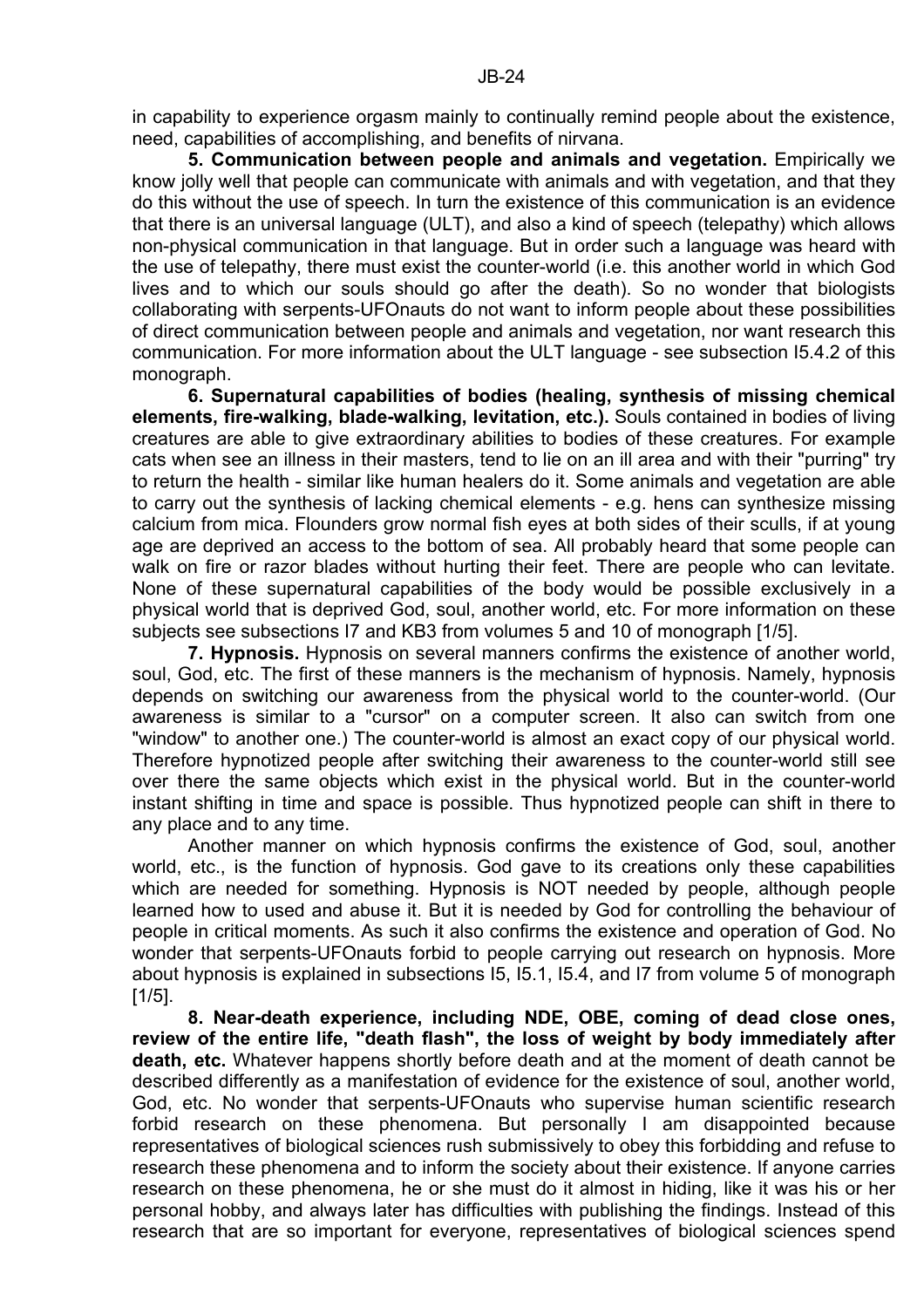in capability to experience orgasm mainly to continually remind people about the existence, need, capabilities of accomplishing, and benefits of nirvana.

**5. Communication between people and animals and vegetation.** Empirically we know jolly well that people can communicate with animals and with vegetation, and that they do this without the use of speech. In turn the existence of this communication is an evidence that there is an universal language (ULT), and also a kind of speech (telepathy) which allows non-physical communication in that language. But in order such a language was heard with the use of telepathy, there must exist the counter-world (i.e. this another world in which God lives and to which our souls should go after the death). So no wonder that biologists collaborating with serpents-UFOnauts do not want to inform people about these possibilities of direct communication between people and animals and vegetation, nor want research this communication. For more information about the ULT language - see subsection I5.4.2 of this monograph.

**6. Supernatural capabilities of bodies (healing, synthesis of missing chemical elements, fire-walking, blade-walking, levitation, etc.).** Souls contained in bodies of living creatures are able to give extraordinary abilities to bodies of these creatures. For example cats when see an illness in their masters, tend to lie on an ill area and with their "purring" try to return the health - similar like human healers do it. Some animals and vegetation are able to carry out the synthesis of lacking chemical elements - e.g. hens can synthesize missing calcium from mica. Flounders grow normal fish eyes at both sides of their sculls, if at young age are deprived an access to the bottom of sea. All probably heard that some people can walk on fire or razor blades without hurting their feet. There are people who can levitate. None of these supernatural capabilities of the body would be possible exclusively in a physical world that is deprived God, soul, another world, etc. For more information on these subjects see subsections I7 and KB3 from volumes 5 and 10 of monograph [1/5].

**7. Hypnosis.** Hypnosis on several manners confirms the existence of another world, soul, God, etc. The first of these manners is the mechanism of hypnosis. Namely, hypnosis depends on switching our awareness from the physical world to the counter-world. (Our awareness is similar to a "cursor" on a computer screen. It also can switch from one "window" to another one.) The counter-world is almost an exact copy of our physical world. Therefore hypnotized people after switching their awareness to the counter-world still see over there the same objects which exist in the physical world. But in the counter-world instant shifting in time and space is possible. Thus hypnotized people can shift in there to any place and to any time.

Another manner on which hypnosis confirms the existence of God, soul, another world, etc., is the function of hypnosis. God gave to its creations only these capabilities which are needed for something. Hypnosis is NOT needed by people, although people learned how to used and abuse it. But it is needed by God for controlling the behaviour of people in critical moments. As such it also confirms the existence and operation of God. No wonder that serpents-UFOnauts forbid to people carrying out research on hypnosis. More about hypnosis is explained in subsections I5, I5.1, I5.4, and I7 from volume 5 of monograph [1/5].

**8. Near-death experience, including NDE, OBE, coming of dead close ones, review of the entire life, "death flash", the loss of weight by body immediately after death, etc.** Whatever happens shortly before death and at the moment of death cannot be described differently as a manifestation of evidence for the existence of soul, another world, God, etc. No wonder that serpents-UFOnauts who supervise human scientific research forbid research on these phenomena. But personally I am disappointed because representatives of biological sciences rush submissively to obey this forbidding and refuse to research these phenomena and to inform the society about their existence. If anyone carries research on these phenomena, he or she must do it almost in hiding, like it was his or her personal hobby, and always later has difficulties with publishing the findings. Instead of this research that are so important for everyone, representatives of biological sciences spend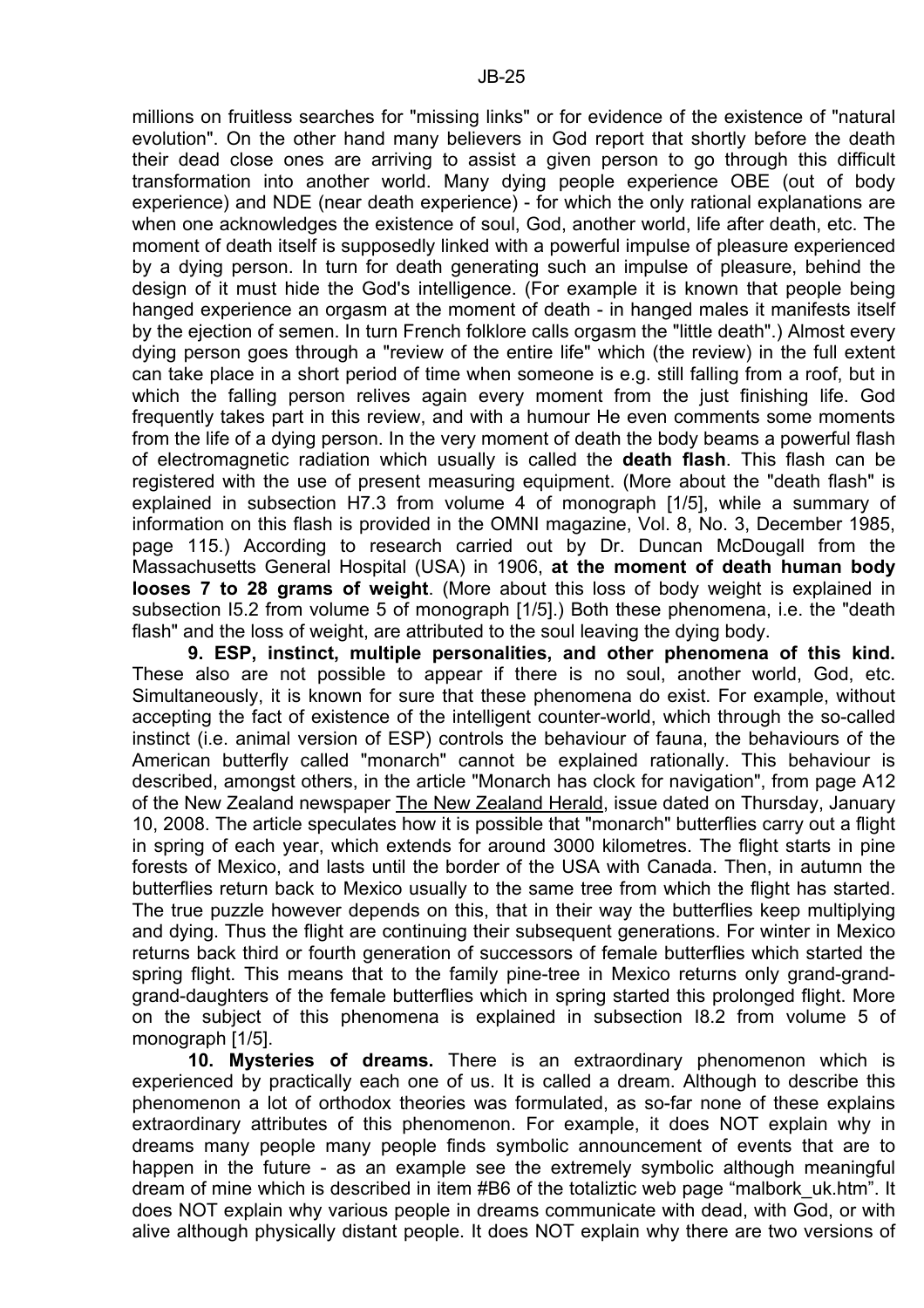millions on fruitless searches for "missing links" or for evidence of the existence of "natural evolution". On the other hand many believers in God report that shortly before the death their dead close ones are arriving to assist a given person to go through this difficult transformation into another world. Many dying people experience OBE (out of body experience) and NDE (near death experience) - for which the only rational explanations are when one acknowledges the existence of soul, God, another world, life after death, etc. The moment of death itself is supposedly linked with a powerful impulse of pleasure experienced by a dying person. In turn for death generating such an impulse of pleasure, behind the design of it must hide the God's intelligence. (For example it is known that people being hanged experience an orgasm at the moment of death - in hanged males it manifests itself by the ejection of semen. In turn French folklore calls orgasm the "little death".) Almost every dying person goes through a "review of the entire life" which (the review) in the full extent can take place in a short period of time when someone is e.g. still falling from a roof, but in which the falling person relives again every moment from the just finishing life. God frequently takes part in this review, and with a humour He even comments some moments from the life of a dying person. In the very moment of death the body beams a powerful flash of electromagnetic radiation which usually is called the **death flash**. This flash can be registered with the use of present measuring equipment. (More about the "death flash" is explained in subsection H7.3 from volume 4 of monograph [1/5], while a summary of information on this flash is provided in the OMNI magazine, Vol. 8, No. 3, December 1985, page 115.) According to research carried out by Dr. Duncan McDougall from the Massachusetts General Hospital (USA) in 1906, **at the moment of death human body looses 7 to 28 grams of weight**. (More about this loss of body weight is explained in subsection I5.2 from volume 5 of monograph [1/5].) Both these phenomena, i.e. the "death flash" and the loss of weight, are attributed to the soul leaving the dying body.

**9. ESP, instinct, multiple personalities, and other phenomena of this kind.** These also are not possible to appear if there is no soul, another world, God, etc. Simultaneously, it is known for sure that these phenomena do exist. For example, without accepting the fact of existence of the intelligent counter-world, which through the so-called instinct (i.e. animal version of ESP) controls the behaviour of fauna, the behaviours of the American butterfly called "monarch" cannot be explained rationally. This behaviour is described, amongst others, in the article "Monarch has clock for navigation", from page A12 of the New Zealand newspaper The New Zealand Herald, issue dated on Thursday, January 10, 2008. The article speculates how it is possible that "monarch" butterflies carry out a flight in spring of each year, which extends for around 3000 kilometres. The flight starts in pine forests of Mexico, and lasts until the border of the USA with Canada. Then, in autumn the butterflies return back to Mexico usually to the same tree from which the flight has started. The true puzzle however depends on this, that in their way the butterflies keep multiplying and dying. Thus the flight are continuing their subsequent generations. For winter in Mexico returns back third or fourth generation of successors of female butterflies which started the spring flight. This means that to the family pine-tree in Mexico returns only grand-grand-grand-daughters of the female butterflies which in spring started this prolonged flight. More on the subject of this phenomena is explained in subsection I8.2 from volume 5 of monograph [1/5].

**10. Mysteries of dreams.** There is an extraordinary phenomenon which is experienced by practically each one of us. It is called a dream. Although to describe this phenomenon a lot of orthodox theories was formulated, as so-far none of these explains extraordinary attributes of this phenomenon. For example, it does NOT explain why in dreams many people many people finds symbolic announcement of events that are to happen in the future - as an example see the extremely symbolic although meaningful dream of mine which is described in item #B6 of the totaliztic web page "malbork_uk.htm". It does NOT explain why various people in dreams communicate with dead, with God, or with alive although physically distant people. It does NOT explain why there are two versions of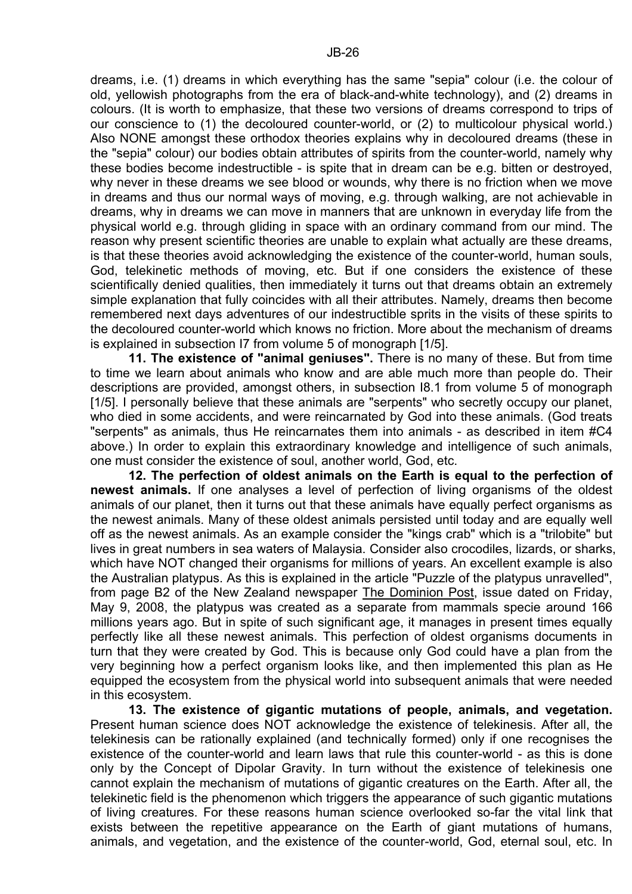dreams, i.e. (1) dreams in which everything has the same "sepia" colour (i.e. the colour of old, yellowish photographs from the era of black-and-white technology), and (2) dreams in colours. (It is worth to emphasize, that these two versions of dreams correspond to trips of our conscience to (1) the decoloured counter-world, or (2) to multicolour physical world.) Also NONE amongst these orthodox theories explains why in decoloured dreams (these in the "sepia" colour) our bodies obtain attributes of spirits from the counter-world, namely why these bodies become indestructible - is spite that in dream can be e.g. bitten or destroyed, why never in these dreams we see blood or wounds, why there is no friction when we move in dreams and thus our normal ways of moving, e.g. through walking, are not achievable in dreams, why in dreams we can move in manners that are unknown in everyday life from the physical world e.g. through gliding in space with an ordinary command from our mind. The reason why present scientific theories are unable to explain what actually are these dreams, is that these theories avoid acknowledging the existence of the counter-world, human souls, God, telekinetic methods of moving, etc. But if one considers the existence of these scientifically denied qualities, then immediately it turns out that dreams obtain an extremely simple explanation that fully coincides with all their attributes. Namely, dreams then become remembered next days adventures of our indestructible sprits in the visits of these spirits to the decoloured counter-world which knows no friction. More about the mechanism of dreams is explained in subsection I7 from volume 5 of monograph [1/5].

**11. The existence of "animal geniuses".** There is no many of these. But from time to time we learn about animals who know and are able much more than people do. Their descriptions are provided, amongst others, in subsection I8.1 from volume 5 of monograph [1/5]. I personally believe that these animals are "serpents" who secretly occupy our planet, who died in some accidents, and were reincarnated by God into these animals. (God treats "serpents" as animals, thus He reincarnates them into animals - as described in item #C4 above.) In order to explain this extraordinary knowledge and intelligence of such animals, one must consider the existence of soul, another world, God, etc.

**12. The perfection of oldest animals on the Earth is equal to the perfection of newest animals.** If one analyses a level of perfection of living organisms of the oldest animals of our planet, then it turns out that these animals have equally perfect organisms as the newest animals. Many of these oldest animals persisted until today and are equally well off as the newest animals. As an example consider the "kings crab" which is a "trilobite" but lives in great numbers in sea waters of Malaysia. Consider also crocodiles, lizards, or sharks, which have NOT changed their organisms for millions of years. An excellent example is also the Australian platypus. As this is explained in the article "Puzzle of the platypus unravelled", from page B2 of the New Zealand newspaper The Dominion Post, issue dated on Friday, May 9, 2008, the platypus was created as a separate from mammals specie around 166 millions years ago. But in spite of such significant age, it manages in present times equally perfectly like all these newest animals. This perfection of oldest organisms documents in turn that they were created by God. This is because only God could have a plan from the very beginning how a perfect organism looks like, and then implemented this plan as He equipped the ecosystem from the physical world into subsequent animals that were needed in this ecosystem.

**13. The existence of gigantic mutations of people, animals, and vegetation.** Present human science does NOT acknowledge the existence of telekinesis. After all, the telekinesis can be rationally explained (and technically formed) only if one recognises the existence of the counter-world and learn laws that rule this counter-world - as this is done only by the Concept of Dipolar Gravity. In turn without the existence of telekinesis one cannot explain the mechanism of mutations of gigantic creatures on the Earth. After all, the telekinetic field is the phenomenon which triggers the appearance of such gigantic mutations of living creatures. For these reasons human science overlooked so-far the vital link that exists between the repetitive appearance on the Earth of giant mutations of humans, animals, and vegetation, and the existence of the counter-world, God, eternal soul, etc. In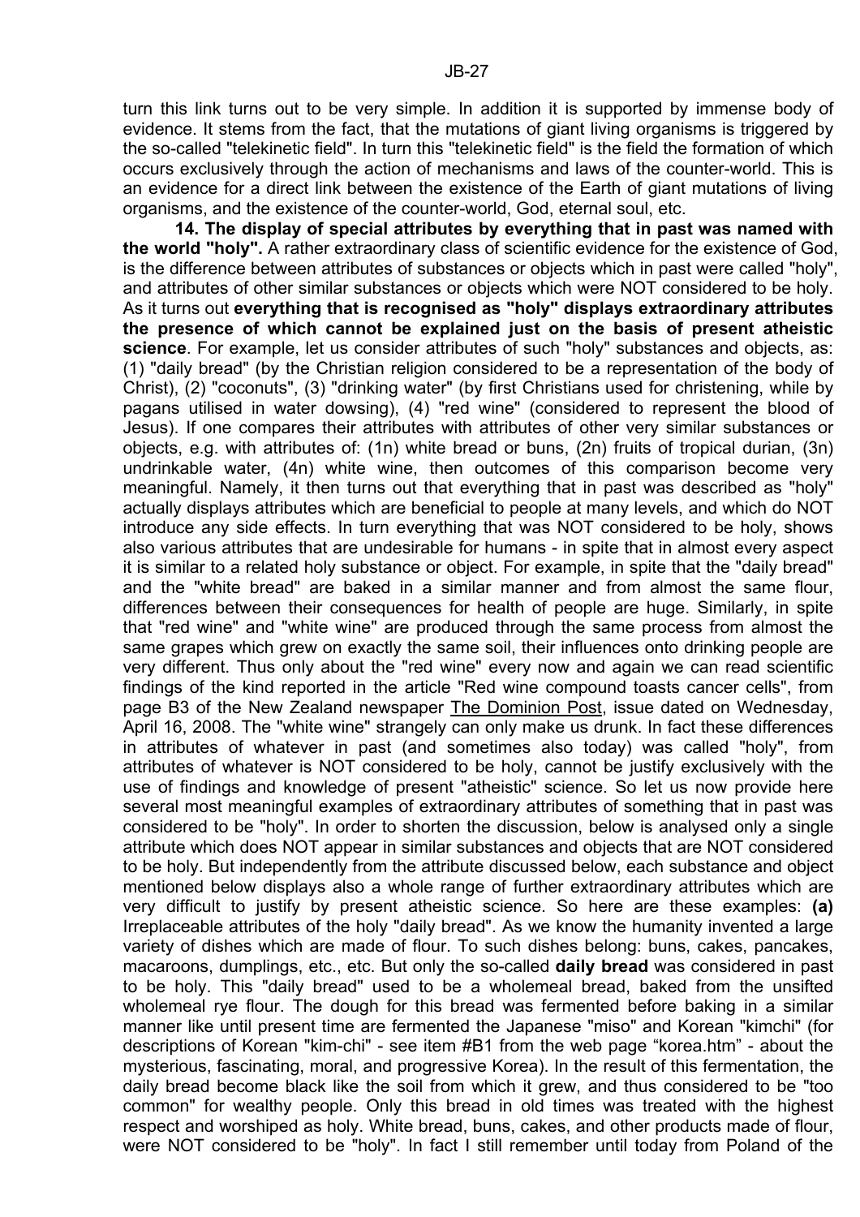turn this link turns out to be very simple. In addition it is supported by immense body of evidence. It stems from the fact, that the mutations of giant living organisms is triggered by the so-called "telekinetic field". In turn this "telekinetic field" is the field the formation of which occurs exclusively through the action of mechanisms and laws of the counter-world. This is an evidence for a direct link between the existence of the Earth of giant mutations of living organisms, and the existence of the counter-world, God, eternal soul, etc.

**14. The display of special attributes by everything that in past was named with the world "holy".** A rather extraordinary class of scientific evidence for the existence of God, is the difference between attributes of substances or objects which in past were called "holy", and attributes of other similar substances or objects which were NOT considered to be holy. As it turns out **everything that is recognised as "holy" displays extraordinary attributes the presence of which cannot be explained just on the basis of present atheistic science**. For example, let us consider attributes of such "holy" substances and objects, as: (1) "daily bread" (by the Christian religion considered to be a representation of the body of Christ), (2) "coconuts", (3) "drinking water" (by first Christians used for christening, while by pagans utilised in water dowsing), (4) "red wine" (considered to represent the blood of Jesus). If one compares their attributes with attributes of other very similar substances or objects, e.g. with attributes of: (1n) white bread or buns, (2n) fruits of tropical durian, (3n) undrinkable water, (4n) white wine, then outcomes of this comparison become very meaningful. Namely, it then turns out that everything that in past was described as "holy" actually displays attributes which are beneficial to people at many levels, and which do NOT introduce any side effects. In turn everything that was NOT considered to be holy, shows also various attributes that are undesirable for humans - in spite that in almost every aspect it is similar to a related holy substance or object. For example, in spite that the "daily bread" and the "white bread" are baked in a similar manner and from almost the same flour, differences between their consequences for health of people are huge. Similarly, in spite that "red wine" and "white wine" are produced through the same process from almost the same grapes which grew on exactly the same soil, their influences onto drinking people are very different. Thus only about the "red wine" every now and again we can read scientific findings of the kind reported in the article "Red wine compound toasts cancer cells", from page B3 of the New Zealand newspaper The Dominion Post, issue dated on Wednesday, April 16, 2008. The "white wine" strangely can only make us drunk. In fact these differences in attributes of whatever in past (and sometimes also today) was called "holy", from attributes of whatever is NOT considered to be holy, cannot be justify exclusively with the use of findings and knowledge of present "atheistic" science. So let us now provide here several most meaningful examples of extraordinary attributes of something that in past was considered to be "holy". In order to shorten the discussion, below is analysed only a single attribute which does NOT appear in similar substances and objects that are NOT considered to be holy. But independently from the attribute discussed below, each substance and object mentioned below displays also a whole range of further extraordinary attributes which are very difficult to justify by present atheistic science. So here are these examples: **(a)** Irreplaceable attributes of the holy "daily bread". As we know the humanity invented a large variety of dishes which are made of flour. To such dishes belong: buns, cakes, pancakes, macaroons, dumplings, etc., etc. But only the so-called **daily bread** was considered in past to be holy. This "daily bread" used to be a wholemeal bread, baked from the unsifted wholemeal rye flour. The dough for this bread was fermented before baking in a similar manner like until present time are fermented the Japanese "miso" and Korean "kimchi" (for descriptions of Korean "kim-chi" - see item #B1 from the web page "korea.htm" - about the mysterious, fascinating, moral, and progressive Korea). In the result of this fermentation, the daily bread become black like the soil from which it grew, and thus considered to be "too common" for wealthy people. Only this bread in old times was treated with the highest respect and worshiped as holy. White bread, buns, cakes, and other products made of flour, were NOT considered to be "holy". In fact I still remember until today from Poland of the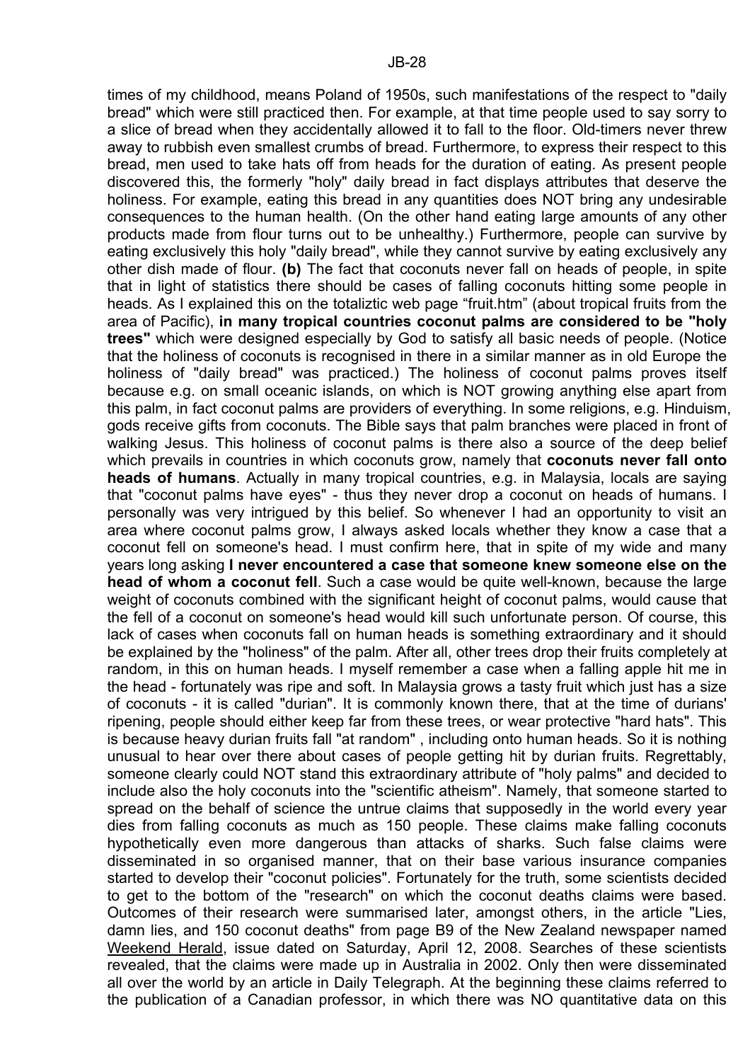times of my childhood, means Poland of 1950s, such manifestations of the respect to "daily bread" which were still practiced then. For example, at that time people used to say sorry to a slice of bread when they accidentally allowed it to fall to the floor. Old-timers never threw away to rubbish even smallest crumbs of bread. Furthermore, to express their respect to this bread, men used to take hats off from heads for the duration of eating. As present people discovered this, the formerly "holy" daily bread in fact displays attributes that deserve the holiness. For example, eating this bread in any quantities does NOT bring any undesirable consequences to the human health. (On the other hand eating large amounts of any other products made from flour turns out to be unhealthy.) Furthermore, people can survive by eating exclusively this holy "daily bread", while they cannot survive by eating exclusively any other dish made of flour. **(b)** The fact that coconuts never fall on heads of people, in spite that in light of statistics there should be cases of falling coconuts hitting some people in heads. As I explained this on the totaliztic web page "fruit.htm" (about tropical fruits from the area of Pacific), **in many tropical countries coconut palms are considered to be "holy trees"** which were designed especially by God to satisfy all basic needs of people. (Notice that the holiness of coconuts is recognised in there in a similar manner as in old Europe the holiness of "daily bread" was practiced.) The holiness of coconut palms proves itself because e.g. on small oceanic islands, on which is NOT growing anything else apart from this palm, in fact coconut palms are providers of everything. In some religions, e.g. Hinduism, gods receive gifts from coconuts. The Bible says that palm branches were placed in front of walking Jesus. This holiness of coconut palms is there also a source of the deep belief which prevails in countries in which coconuts grow, namely that **coconuts never fall onto heads of humans**. Actually in many tropical countries, e.g. in Malaysia, locals are saying that "coconut palms have eyes" - thus they never drop a coconut on heads of humans. I personally was very intrigued by this belief. So whenever I had an opportunity to visit an area where coconut palms grow, I always asked locals whether they know a case that a coconut fell on someone's head. I must confirm here, that in spite of my wide and many years long asking **I never encountered a case that someone knew someone else on the head of whom a coconut fell**. Such a case would be quite well-known, because the large weight of coconuts combined with the significant height of coconut palms, would cause that the fell of a coconut on someone's head would kill such unfortunate person. Of course, this lack of cases when coconuts fall on human heads is something extraordinary and it should be explained by the "holiness" of the palm. After all, other trees drop their fruits completely at random, in this on human heads. I myself remember a case when a falling apple hit me in the head - fortunately was ripe and soft. In Malaysia grows a tasty fruit which just has a size of coconuts - it is called "durian". It is commonly known there, that at the time of durians' ripening, people should either keep far from these trees, or wear protective "hard hats". This is because heavy durian fruits fall "at random" , including onto human heads. So it is nothing unusual to hear over there about cases of people getting hit by durian fruits. Regrettably, someone clearly could NOT stand this extraordinary attribute of "holy palms" and decided to include also the holy coconuts into the "scientific atheism". Namely, that someone started to spread on the behalf of science the untrue claims that supposedly in the world every year dies from falling coconuts as much as 150 people. These claims make falling coconuts hypothetically even more dangerous than attacks of sharks. Such false claims were disseminated in so organised manner, that on their base various insurance companies started to develop their "coconut policies". Fortunately for the truth, some scientists decided to get to the bottom of the "research" on which the coconut deaths claims were based. Outcomes of their research were summarised later, amongst others, in the article "Lies, damn lies, and 150 coconut deaths" from page B9 of the New Zealand newspaper named Weekend Herald, issue dated on Saturday, April 12, 2008. Searches of these scientists revealed, that the claims were made up in Australia in 2002. Only then were disseminated all over the world by an article in Daily Telegraph. At the beginning these claims referred to the publication of a Canadian professor, in which there was NO quantitative data on this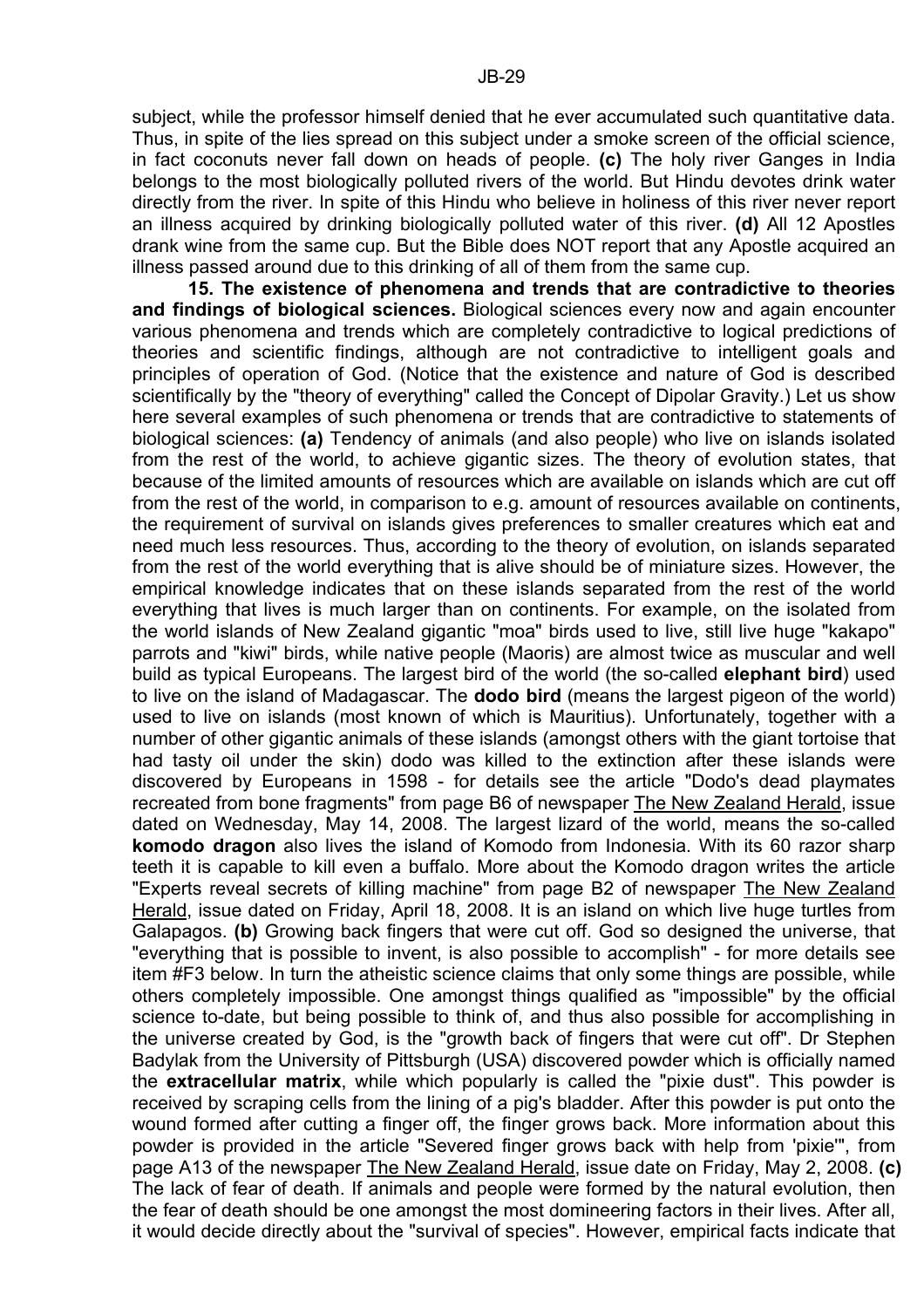subject, while the professor himself denied that he ever accumulated such quantitative data. Thus, in spite of the lies spread on this subject under a smoke screen of the official science, in fact coconuts never fall down on heads of people. **(c)** The holy river Ganges in India belongs to the most biologically polluted rivers of the world. But Hindu devotes drink water directly from the river. In spite of this Hindu who believe in holiness of this river never report an illness acquired by drinking biologically polluted water of this river. **(d)** All 12 Apostles drank wine from the same cup. But the Bible does NOT report that any Apostle acquired an illness passed around due to this drinking of all of them from the same cup.

**15. The existence of phenomena and trends that are contradictive to theories and findings of biological sciences.** Biological sciences every now and again encounter various phenomena and trends which are completely contradictive to logical predictions of theories and scientific findings, although are not contradictive to intelligent goals and principles of operation of God. (Notice that the existence and nature of God is described scientifically by the "theory of everything" called the Concept of Dipolar Gravity.) Let us show here several examples of such phenomena or trends that are contradictive to statements of biological sciences: **(a)** Tendency of animals (and also people) who live on islands isolated from the rest of the world, to achieve gigantic sizes. The theory of evolution states, that because of the limited amounts of resources which are available on islands which are cut off from the rest of the world, in comparison to e.g. amount of resources available on continents, the requirement of survival on islands gives preferences to smaller creatures which eat and need much less resources. Thus, according to the theory of evolution, on islands separated from the rest of the world everything that is alive should be of miniature sizes. However, the empirical knowledge indicates that on these islands separated from the rest of the world everything that lives is much larger than on continents. For example, on the isolated from the world islands of New Zealand gigantic "moa" birds used to live, still live huge "kakapo" parrots and "kiwi" birds, while native people (Maoris) are almost twice as muscular and well build as typical Europeans. The largest bird of the world (the so-called **elephant bird**) used to live on the island of Madagascar. The **dodo bird** (means the largest pigeon of the world) used to live on islands (most known of which is Mauritius). Unfortunately, together with a number of other gigantic animals of these islands (amongst others with the giant tortoise that had tasty oil under the skin) dodo was killed to the extinction after these islands were discovered by Europeans in 1598 - for details see the article "Dodo's dead playmates recreated from bone fragments" from page B6 of newspaper The New Zealand Herald, issue dated on Wednesday, May 14, 2008. The largest lizard of the world, means the so-called **komodo dragon** also lives the island of Komodo from Indonesia. With its 60 razor sharp teeth it is capable to kill even a buffalo. More about the Komodo dragon writes the article "Experts reveal secrets of killing machine" from page B2 of newspaper The New Zealand Herald, issue dated on Friday, April 18, 2008. It is an island on which live huge turtles from Galapagos. **(b)** Growing back fingers that were cut off. God so designed the universe, that "everything that is possible to invent, is also possible to accomplish" - for more details see item #F3 below. In turn the atheistic science claims that only some things are possible, while others completely impossible. One amongst things qualified as "impossible" by the official science to-date, but being possible to think of, and thus also possible for accomplishing in the universe created by God, is the "growth back of fingers that were cut off". Dr Stephen Badylak from the University of Pittsburgh (USA) discovered powder which is officially named the **extracellular matrix**, while which popularly is called the "pixie dust". This powder is received by scraping cells from the lining of a pig's bladder. After this powder is put onto the wound formed after cutting a finger off, the finger grows back. More information about this powder is provided in the article "Severed finger grows back with help from 'pixie'", from page A13 of the newspaper The New Zealand Herald, issue date on Friday, May 2, 2008. **(c)** The lack of fear of death. If animals and people were formed by the natural evolution, then the fear of death should be one amongst the most domineering factors in their lives. After all, it would decide directly about the "survival of species". However, empirical facts indicate that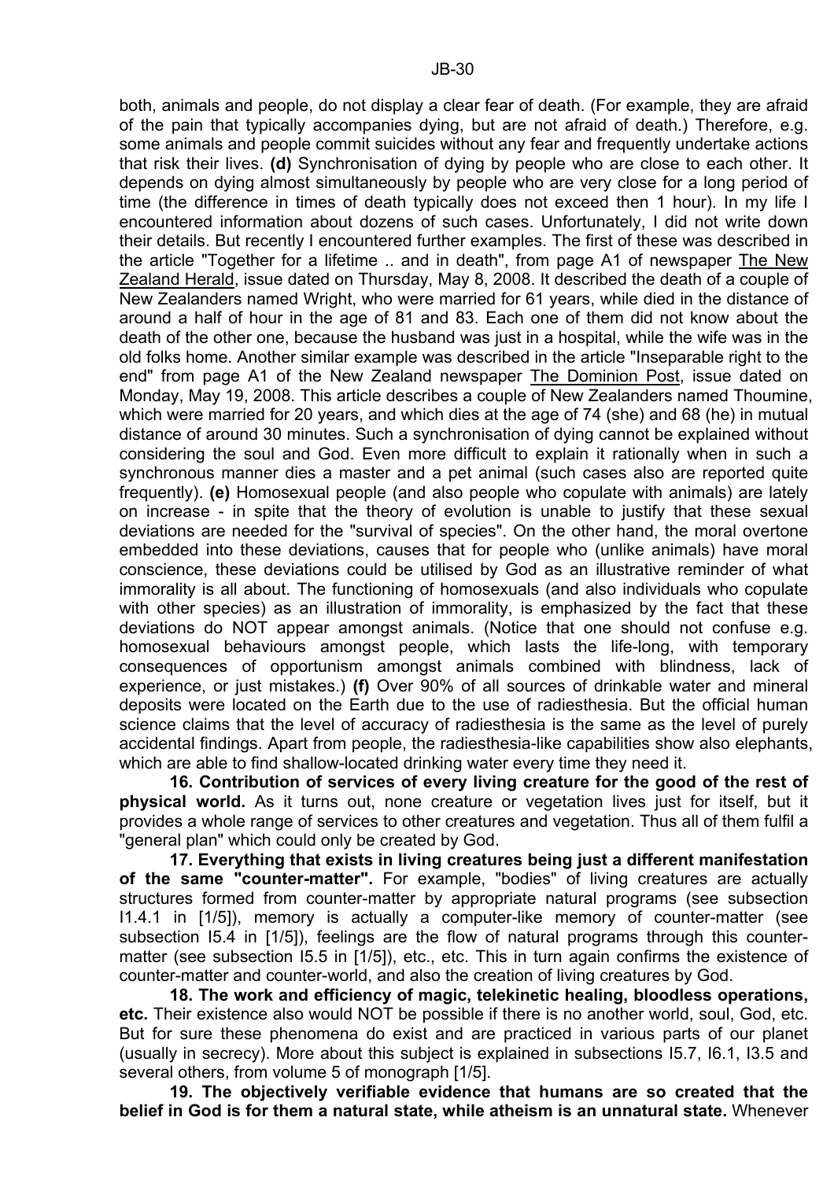both, animals and people, do not display a clear fear of death. (For example, they are afraid of the pain that typically accompanies dying, but are not afraid of death.) Therefore, e.g. some animals and people commit suicides without any fear and frequently undertake actions that risk their lives. **(d)** Synchronisation of dying by people who are close to each other. It depends on dying almost simultaneously by people who are very close for a long period of time (the difference in times of death typically does not exceed then 1 hour). In my life I encountered information about dozens of such cases. Unfortunately, I did not write down their details. But recently I encountered further examples. The first of these was described in the article "Together for a lifetime .. and in death", from page A1 of newspaper The New Zealand Herald, issue dated on Thursday, May 8, 2008. It described the death of a couple of New Zealanders named Wright, who were married for 61 years, while died in the distance of around a half of hour in the age of 81 and 83. Each one of them did not know about the death of the other one, because the husband was just in a hospital, while the wife was in the old folks home. Another similar example was described in the article "Inseparable right to the end" from page A1 of the New Zealand newspaper The Dominion Post, issue dated on Monday, May 19, 2008. This article describes a couple of New Zealanders named Thoumine, which were married for 20 years, and which dies at the age of 74 (she) and 68 (he) in mutual distance of around 30 minutes. Such a synchronisation of dying cannot be explained without considering the soul and God. Even more difficult to explain it rationally when in such a synchronous manner dies a master and a pet animal (such cases also are reported quite frequently). **(e)** Homosexual people (and also people who copulate with animals) are lately on increase - in spite that the theory of evolution is unable to justify that these sexual deviations are needed for the "survival of species". On the other hand, the moral overtone embedded into these deviations, causes that for people who (unlike animals) have moral conscience, these deviations could be utilised by God as an illustrative reminder of what immorality is all about. The functioning of homosexuals (and also individuals who copulate with other species) as an illustration of immorality, is emphasized by the fact that these deviations do NOT appear amongst animals. (Notice that one should not confuse e.g. homosexual behaviours amongst people, which lasts the life-long, with temporary consequences of opportunism amongst animals combined with blindness, lack of experience, or just mistakes.) **(f)** Over 90% of all sources of drinkable water and mineral deposits were located on the Earth due to the use of radiesthesia. But the official human science claims that the level of accuracy of radiesthesia is the same as the level of purely accidental findings. Apart from people, the radiesthesia-like capabilities show also elephants, which are able to find shallow-located drinking water every time they need it.

**16. Contribution of services of every living creature for the good of the rest of physical world.** As it turns out, none creature or vegetation lives just for itself, but it provides a whole range of services to other creatures and vegetation. Thus all of them fulfil a "general plan" which could only be created by God.

**17. Everything that exists in living creatures being just a different manifestation of the same "counter-matter".** For example, "bodies" of living creatures are actually structures formed from counter-matter by appropriate natural programs (see subsection I1.4.1 in [1/5]), memory is actually a computer-like memory of counter-matter (see subsection I5.4 in [1/5]), feelings are the flow of natural programs through this counter-matter (see subsection I5.5 in [1/5]), etc., etc. This in turn again confirms the existence of counter-matter and counter-world, and also the creation of living creatures by God.

**18. The work and efficiency of magic, telekinetic healing, bloodless operations, etc.** Their existence also would NOT be possible if there is no another world, soul, God, etc. But for sure these phenomena do exist and are practiced in various parts of our planet (usually in secrecy). More about this subject is explained in subsections I5.7, I6.1, I3.5 and several others, from volume 5 of monograph [1/5].

**19. The objectively verifiable evidence that humans are so created that the belief in God is for them a natural state, while atheism is an unnatural state.** Whenever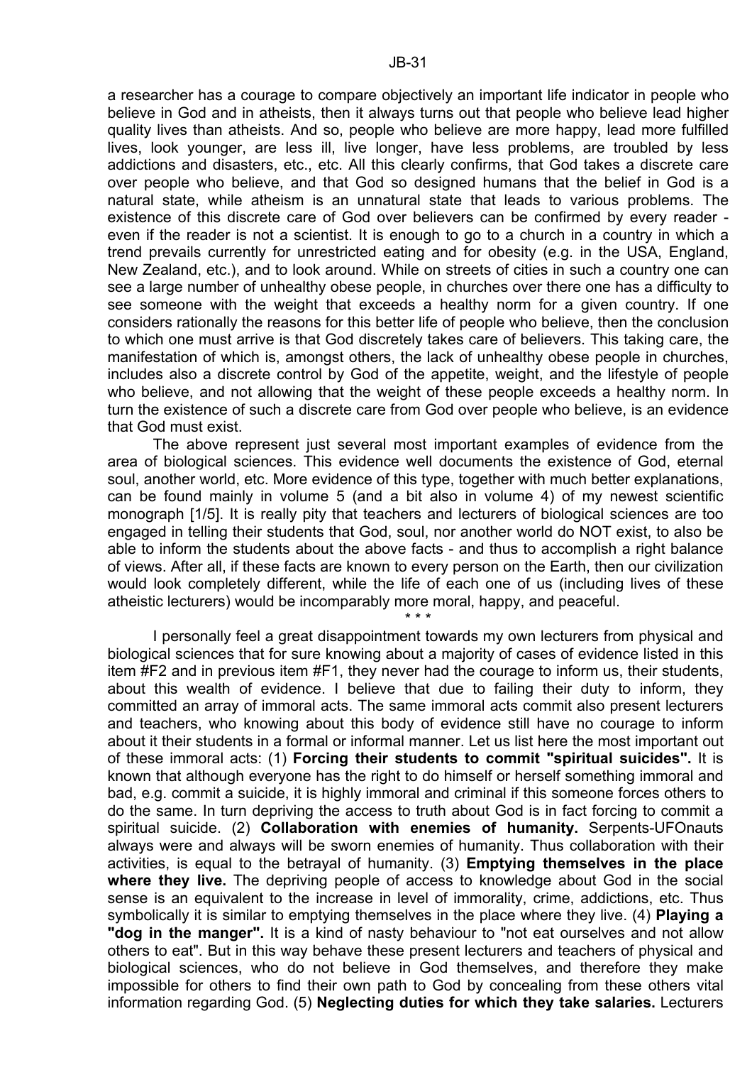a researcher has a courage to compare objectively an important life indicator in people who believe in God and in atheists, then it always turns out that people who believe lead higher quality lives than atheists. And so, people who believe are more happy, lead more fulfilled lives, look younger, are less ill, live longer, have less problems, are troubled by less addictions and disasters, etc., etc. All this clearly confirms, that God takes a discrete care over people who believe, and that God so designed humans that the belief in God is a natural state, while atheism is an unnatural state that leads to various problems. The existence of this discrete care of God over believers can be confirmed by every reader - even if the reader is not a scientist. It is enough to go to a church in a country in which a trend prevails currently for unrestricted eating and for obesity (e.g. in the USA, England, New Zealand, etc.), and to look around. While on streets of cities in such a country one can see a large number of unhealthy obese people, in churches over there one has a difficulty to see someone with the weight that exceeds a healthy norm for a given country. If one considers rationally the reasons for this better life of people who believe, then the conclusion to which one must arrive is that God discretely takes care of believers. This taking care, the manifestation of which is, amongst others, the lack of unhealthy obese people in churches, includes also a discrete control by God of the appetite, weight, and the lifestyle of people who believe, and not allowing that the weight of these people exceeds a healthy norm. In turn the existence of such a discrete care from God over people who believe, is an evidence that God must exist.

The above represent just several most important examples of evidence from the area of biological sciences. This evidence well documents the existence of God, eternal soul, another world, etc. More evidence of this type, together with much better explanations, can be found mainly in volume 5 (and a bit also in volume 4) of my newest scientific monograph [1/5]. It is really pity that teachers and lecturers of biological sciences are too engaged in telling their students that God, soul, nor another world do NOT exist, to also be able to inform the students about the above facts - and thus to accomplish a right balance of views. After all, if these facts are known to every person on the Earth, then our civilization would look completely different, while the life of each one of us (including lives of these atheistic lecturers) would be incomparably more moral, happy, and peaceful.

\* \* \*

I personally feel a great disappointment towards my own lecturers from physical and biological sciences that for sure knowing about a majority of cases of evidence listed in this item #F2 and in previous item #F1, they never had the courage to inform us, their students, about this wealth of evidence. I believe that due to failing their duty to inform, they committed an array of immoral acts. The same immoral acts commit also present lecturers and teachers, who knowing about this body of evidence still have no courage to inform about it their students in a formal or informal manner. Let us list here the most important out of these immoral acts: (1) **Forcing their students to commit "spiritual suicides".** It is known that although everyone has the right to do himself or herself something immoral and bad, e.g. commit a suicide, it is highly immoral and criminal if this someone forces others to do the same. In turn depriving the access to truth about God is in fact forcing to commit a spiritual suicide. (2) **Collaboration with enemies of humanity.** Serpents-UFOnauts always were and always will be sworn enemies of humanity. Thus collaboration with their activities, is equal to the betrayal of humanity. (3) **Emptying themselves in the place where they live.** The depriving people of access to knowledge about God in the social sense is an equivalent to the increase in level of immorality, crime, addictions, etc. Thus symbolically it is similar to emptying themselves in the place where they live. (4) **Playing a "dog in the manger".** It is a kind of nasty behaviour to "not eat ourselves and not allow others to eat". But in this way behave these present lecturers and teachers of physical and biological sciences, who do not believe in God themselves, and therefore they make impossible for others to find their own path to God by concealing from these others vital information regarding God. (5) **Neglecting duties for which they take salaries.** Lecturers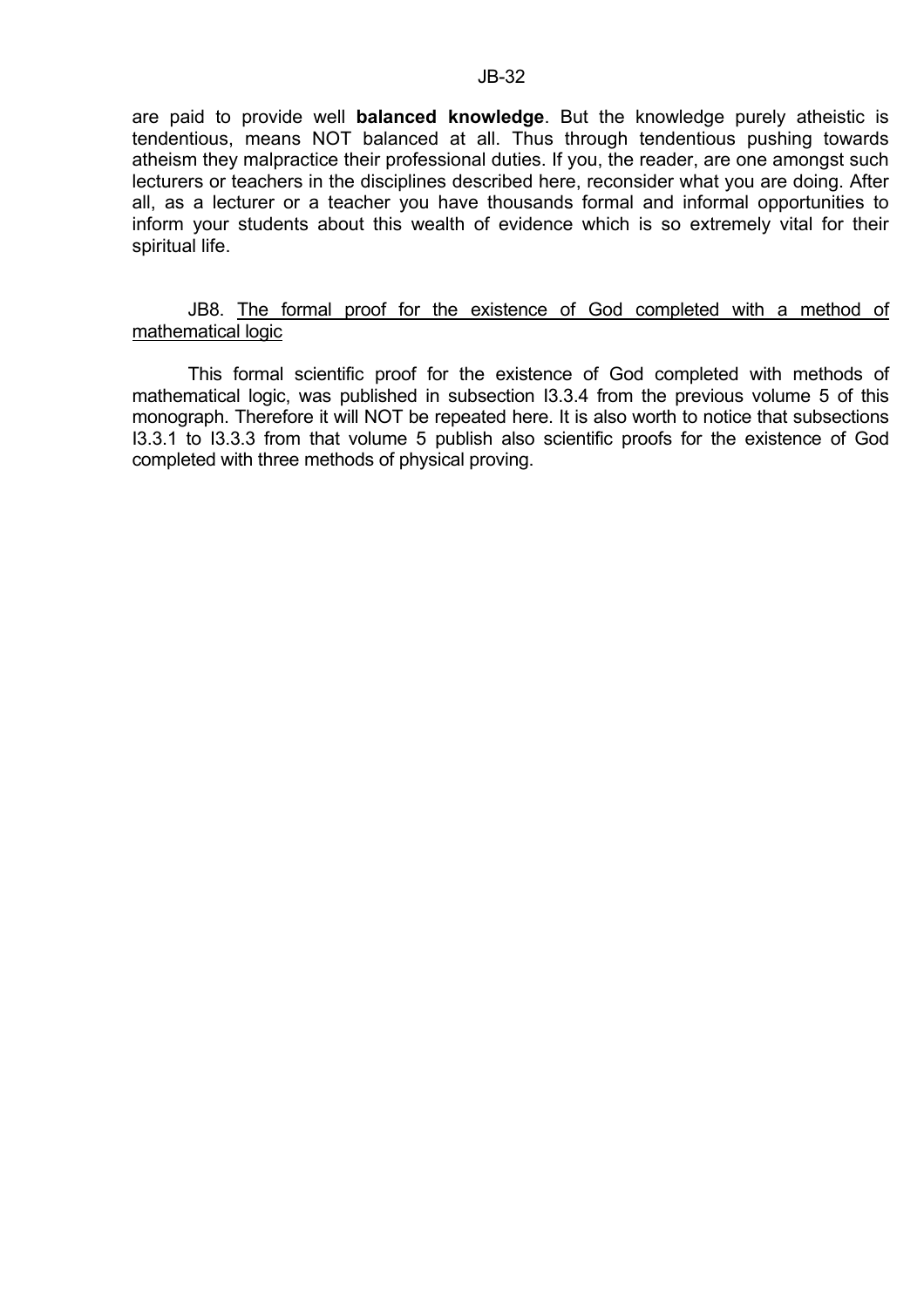are paid to provide well **balanced knowledge**. But the knowledge purely atheistic is tendentious, means NOT balanced at all. Thus through tendentious pushing towards atheism they malpractice their professional duties. If you, the reader, are one amongst such lecturers or teachers in the disciplines described here, reconsider what you are doing. After all, as a lecturer or a teacher you have thousands formal and informal opportunities to inform your students about this wealth of evidence which is so extremely vital for their spiritual life.

## JB8. <u>The formal proof for the existence of God completed with a method of mathematical logic</u>

This formal scientific proof for the existence of God completed with methods of mathematical logic, was published in subsection I3.3.4 from the previous volume 5 of this monograph. Therefore it will NOT be repeated here. It is also worth to notice that subsections I3.3.1 to I3.3.3 from that volume 5 publish also scientific proofs for the existence of God completed with three methods of physical proving.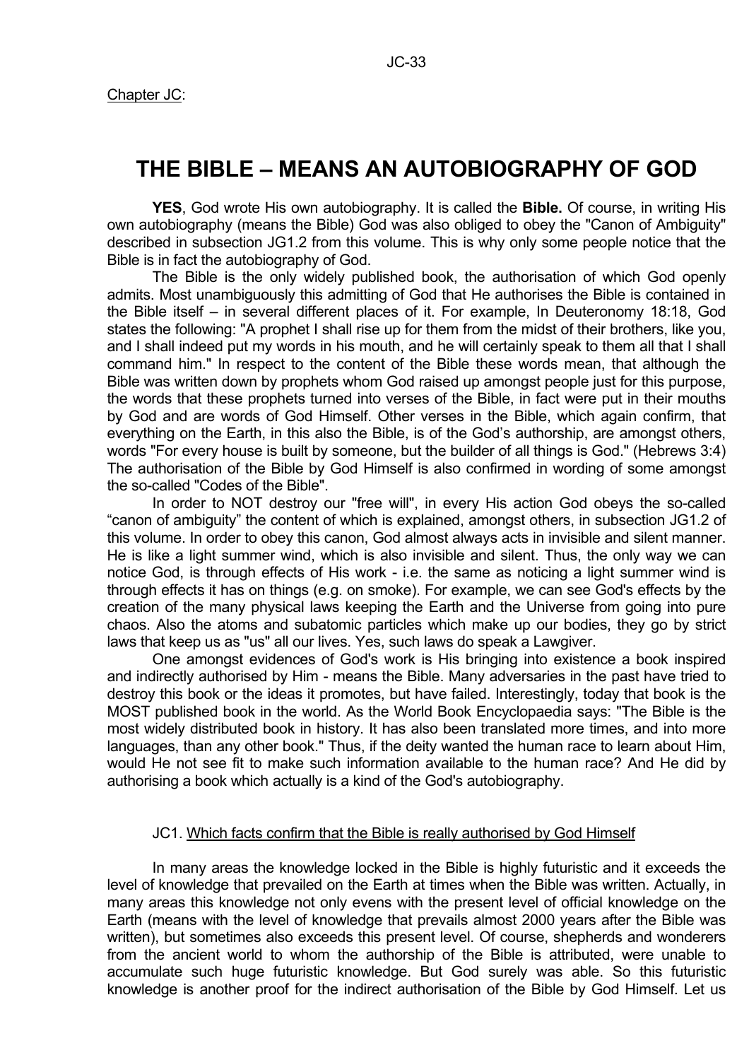Chapter JC:

# THE BIBLE – MEANS AN AUTOBIOGRAPHY OF GOD

**YES**, God wrote His own autobiography. It is called the **Bible.** Of course, in writing His own autobiography (means the Bible) God was also obliged to obey the "Canon of Ambiguity" described in subsection JG1.2 from this volume. This is why only some people notice that the Bible is in fact the autobiography of God.

The Bible is the only widely published book, the authorisation of which God openly admits. Most unambiguously this admitting of God that He authorises the Bible is contained in the Bible itself – in several different places of it. For example, In Deuteronomy 18:18, God states the following: "A prophet I shall rise up for them from the midst of their brothers, like you, and I shall indeed put my words in his mouth, and he will certainly speak to them all that I shall command him." In respect to the content of the Bible these words mean, that although the Bible was written down by prophets whom God raised up amongst people just for this purpose, the words that these prophets turned into verses of the Bible, in fact were put in their mouths by God and are words of God Himself. Other verses in the Bible, which again confirm, that everything on the Earth, in this also the Bible, is of the God's authorship, are amongst others, words "For every house is built by someone, but the builder of all things is God." (Hebrews 3:4) The authorisation of the Bible by God Himself is also confirmed in wording of some amongst the so-called "Codes of the Bible".

In order to NOT destroy our "free will", in every His action God obeys the so-called "canon of ambiguity" the content of which is explained, amongst others, in subsection JG1.2 of this volume. In order to obey this canon, God almost always acts in invisible and silent manner. He is like a light summer wind, which is also invisible and silent. Thus, the only way we can notice God, is through effects of His work - i.e. the same as noticing a light summer wind is through effects it has on things (e.g. on smoke). For example, we can see God's effects by the creation of the many physical laws keeping the Earth and the Universe from going into pure chaos. Also the atoms and subatomic particles which make up our bodies, they go by strict laws that keep us as "us" all our lives. Yes, such laws do speak a Lawgiver.

One amongst evidences of God's work is His bringing into existence a book inspired and indirectly authorised by Him - means the Bible. Many adversaries in the past have tried to destroy this book or the ideas it promotes, but have failed. Interestingly, today that book is the MOST published book in the world. As the World Book Encyclopaedia says: "The Bible is the most widely distributed book in history. It has also been translated more times, and into more languages, than any other book." Thus, if the deity wanted the human race to learn about Him, would He not see fit to make such information available to the human race? And He did by authorising a book which actually is a kind of the God's autobiography.

## JC1. Which facts confirm that the Bible is really authorised by God Himself

In many areas the knowledge locked in the Bible is highly futuristic and it exceeds the level of knowledge that prevailed on the Earth at times when the Bible was written. Actually, in many areas this knowledge not only evens with the present level of official knowledge on the Earth (means with the level of knowledge that prevails almost 2000 years after the Bible was written), but sometimes also exceeds this present level. Of course, shepherds and wonderers from the ancient world to whom the authorship of the Bible is attributed, were unable to accumulate such huge futuristic knowledge. But God surely was able. So this futuristic knowledge is another proof for the indirect authorisation of the Bible by God Himself. Let us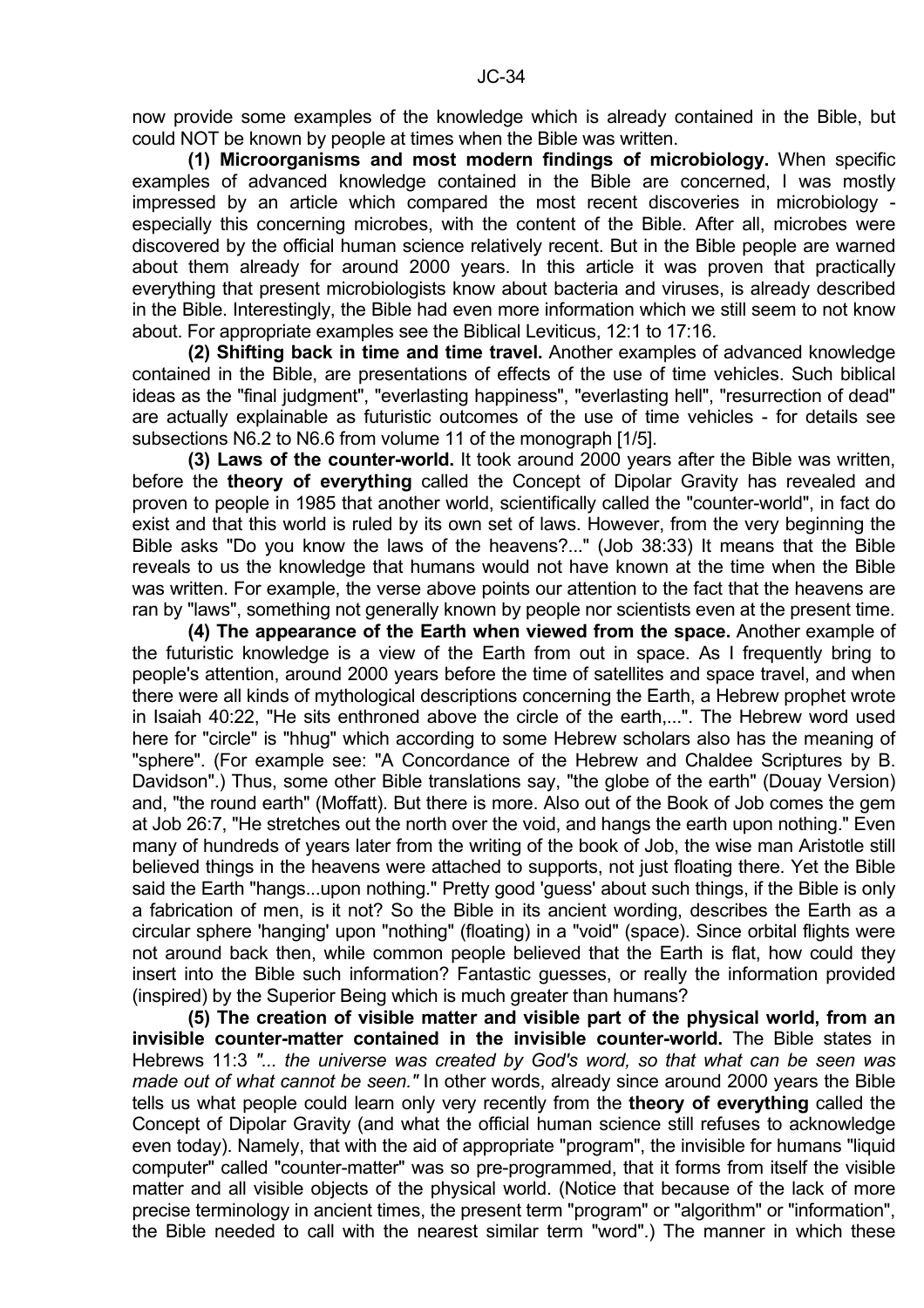now provide some examples of the knowledge which is already contained in the Bible, but could NOT be known by people at times when the Bible was written.

**(1) Microorganisms and most modern findings of microbiology.** When specific examples of advanced knowledge contained in the Bible are concerned, I was mostly impressed by an article which compared the most recent discoveries in microbiology - especially this concerning microbes, with the content of the Bible. After all, microbes were discovered by the official human science relatively recent. But in the Bible people are warned about them already for around 2000 years. In this article it was proven that practically everything that present microbiologists know about bacteria and viruses, is already described in the Bible. Interestingly, the Bible had even more information which we still seem to not know about. For appropriate examples see the Biblical Leviticus, 12:1 to 17:16.

**(2) Shifting back in time and time travel.** Another examples of advanced knowledge contained in the Bible, are presentations of effects of the use of time vehicles. Such biblical ideas as the "final judgment", "everlasting happiness", "everlasting hell", "resurrection of dead" are actually explainable as futuristic outcomes of the use of time vehicles - for details see subsections N6.2 to N6.6 from volume 11 of the monograph [1/5].

**(3) Laws of the counter-world.** It took around 2000 years after the Bible was written, before the **theory of everything** called the Concept of Dipolar Gravity has revealed and proven to people in 1985 that another world, scientifically called the "counter-world", in fact do exist and that this world is ruled by its own set of laws. However, from the very beginning the Bible asks "Do you know the laws of the heavens?..." (Job 38:33) It means that the Bible reveals to us the knowledge that humans would not have known at the time when the Bible was written. For example, the verse above points our attention to the fact that the heavens are ran by "laws", something not generally known by people nor scientists even at the present time.

**(4) The appearance of the Earth when viewed from the space.** Another example of the futuristic knowledge is a view of the Earth from out in space. As I frequently bring to people's attention, around 2000 years before the time of satellites and space travel, and when there were all kinds of mythological descriptions concerning the Earth, a Hebrew prophet wrote in Isaiah 40:22, "He sits enthroned above the circle of the earth,...". The Hebrew word used here for "circle" is "hhug" which according to some Hebrew scholars also has the meaning of "sphere". (For example see: "A Concordance of the Hebrew and Chaldee Scriptures by B. Davidson".) Thus, some other Bible translations say, "the globe of the earth" (Douay Version) and, "the round earth" (Moffatt). But there is more. Also out of the Book of Job comes the gem at Job 26:7, "He stretches out the north over the void, and hangs the earth upon nothing." Even many of hundreds of years later from the writing of the book of Job, the wise man Aristotle still believed things in the heavens were attached to supports, not just floating there. Yet the Bible said the Earth "hangs...upon nothing." Pretty good 'guess' about such things, if the Bible is only a fabrication of men, is it not? So the Bible in its ancient wording, describes the Earth as a circular sphere 'hanging' upon "nothing" (floating) in a "void" (space). Since orbital flights were not around back then, while common people believed that the Earth is flat, how could they insert into the Bible such information? Fantastic guesses, or really the information provided (inspired) by the Superior Being which is much greater than humans?

**(5) The creation of visible matter and visible part of the physical world, from an invisible counter-matter contained in the invisible counter-world.** The Bible states in Hebrews 11:3 *"... the universe was created by God's word, so that what can be seen was made out of what cannot be seen."* In other words, already since around 2000 years the Bible tells us what people could learn only very recently from the **theory of everything** called the Concept of Dipolar Gravity (and what the official human science still refuses to acknowledge even today). Namely, that with the aid of appropriate "program", the invisible for humans "liquid computer" called "counter-matter" was so pre-programmed, that it forms from itself the visible matter and all visible objects of the physical world. (Notice that because of the lack of more precise terminology in ancient times, the present term "program" or "algorithm" or "information", the Bible needed to call with the nearest similar term "word".) The manner in which these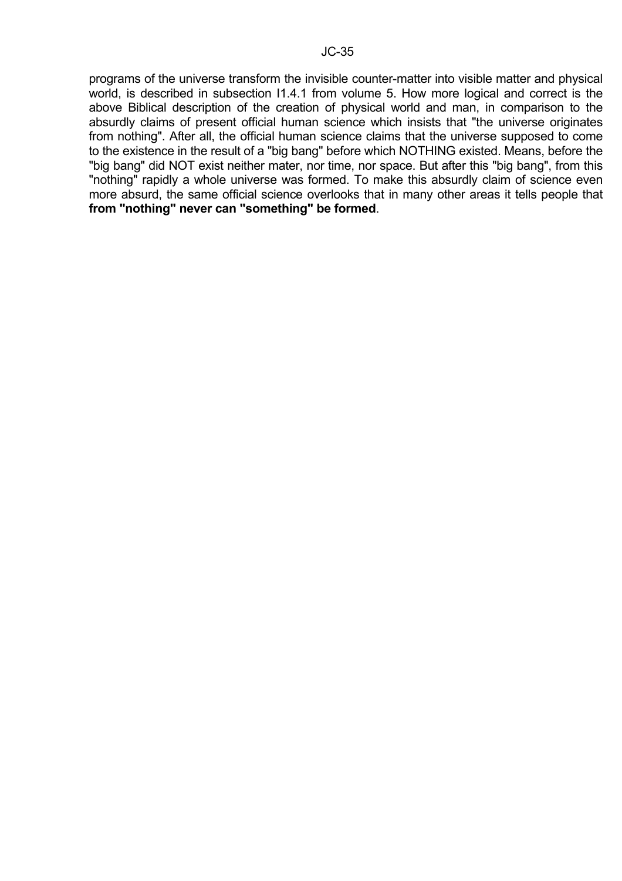programs of the universe transform the invisible counter-matter into visible matter and physical world, is described in subsection I1.4.1 from volume 5. How more logical and correct is the above Biblical description of the creation of physical world and man, in comparison to the absurdly claims of present official human science which insists that "the universe originates from nothing". After all, the official human science claims that the universe supposed to come to the existence in the result of a "big bang" before which NOTHING existed. Means, before the "big bang" did NOT exist neither mater, nor time, nor space. But after this "big bang", from this "nothing" rapidly a whole universe was formed. To make this absurdly claim of science even more absurd, the same official science overlooks that in many other areas it tells people that **from "nothing" never can "something" be formed**.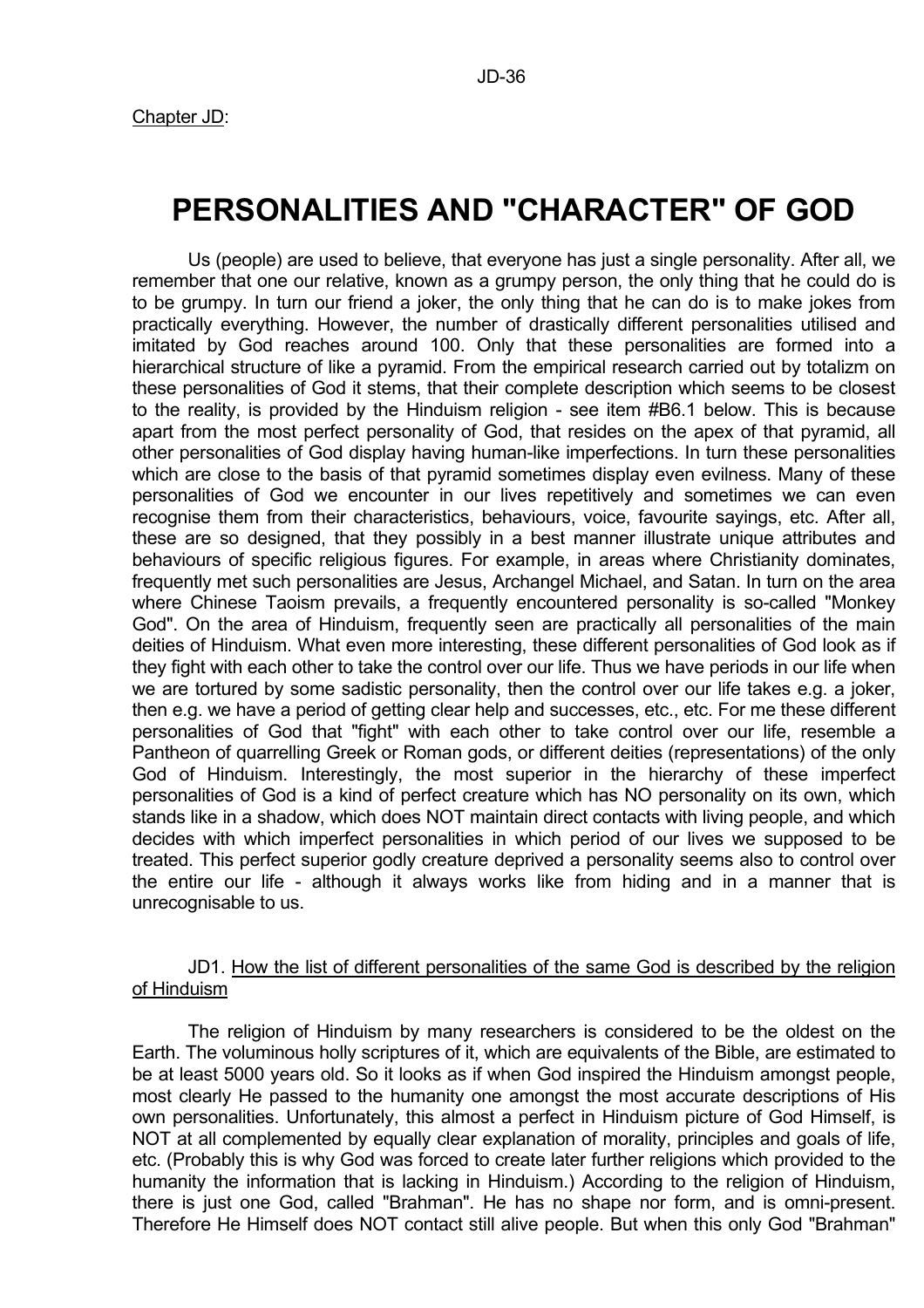Chapter JD:

# PERSONALITIES AND "CHARACTER" OF GOD

Us (people) are used to believe, that everyone has just a single personality. After all, we remember that one our relative, known as a grumpy person, the only thing that he could do is to be grumpy. In turn our friend a joker, the only thing that he can do is to make jokes from practically everything. However, the number of drastically different personalities utilised and imitated by God reaches around 100. Only that these personalities are formed into a hierarchical structure of like a pyramid. From the empirical research carried out by totalizm on these personalities of God it stems, that their complete description which seems to be closest to the reality, is provided by the Hinduism religion - see item #B6.1 below. This is because apart from the most perfect personality of God, that resides on the apex of that pyramid, all other personalities of God display having human-like imperfections. In turn these personalities which are close to the basis of that pyramid sometimes display even evilness. Many of these personalities of God we encounter in our lives repetitively and sometimes we can even recognise them from their characteristics, behaviours, voice, favourite sayings, etc. After all, these are so designed, that they possibly in a best manner illustrate unique attributes and behaviours of specific religious figures. For example, in areas where Christianity dominates, frequently met such personalities are Jesus, Archangel Michael, and Satan. In turn on the area where Chinese Taoism prevails, a frequently encountered personality is so-called "Monkey God". On the area of Hinduism, frequently seen are practically all personalities of the main deities of Hinduism. What even more interesting, these different personalities of God look as if they fight with each other to take the control over our life. Thus we have periods in our life when we are tortured by some sadistic personality, then the control over our life takes e.g. a joker, then e.g. we have a period of getting clear help and successes, etc., etc. For me these different personalities of God that "fight" with each other to take control over our life, resemble a Pantheon of quarrelling Greek or Roman gods, or different deities (representations) of the only God of Hinduism. Interestingly, the most superior in the hierarchy of these imperfect personalities of God is a kind of perfect creature which has NO personality on its own, which stands like in a shadow, which does NOT maintain direct contacts with living people, and which decides with which imperfect personalities in which period of our lives we supposed to be treated. This perfect superior godly creature deprived a personality seems also to control over the entire our life - although it always works like from hiding and in a manner that is unrecognisable to us.

## JD1. How the list of different personalities of the same God is described by the religion of Hinduism

The religion of Hinduism by many researchers is considered to be the oldest on the Earth. The voluminous holly scriptures of it, which are equivalents of the Bible, are estimated to be at least 5000 years old. So it looks as if when God inspired the Hinduism amongst people, most clearly He passed to the humanity one amongst the most accurate descriptions of His own personalities. Unfortunately, this almost a perfect in Hinduism picture of God Himself, is NOT at all complemented by equally clear explanation of morality, principles and goals of life, etc. (Probably this is why God was forced to create later further religions which provided to the humanity the information that is lacking in Hinduism.) According to the religion of Hinduism, there is just one God, called "Brahman". He has no shape nor form, and is omni-present. Therefore He Himself does NOT contact still alive people. But when this only God "Brahman"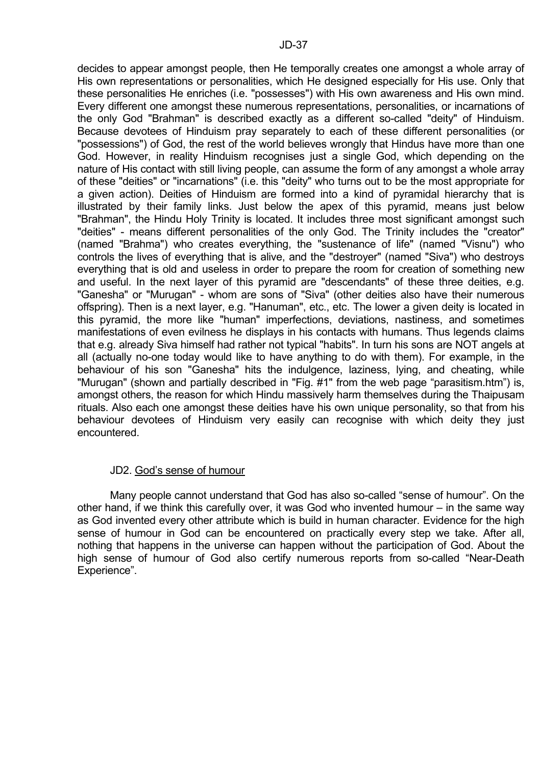decides to appear amongst people, then He temporally creates one amongst a whole array of His own representations or personalities, which He designed especially for His use. Only that these personalities He enriches (i.e. "possesses") with His own awareness and His own mind. Every different one amongst these numerous representations, personalities, or incarnations of the only God "Brahman" is described exactly as a different so-called "deity" of Hinduism. Because devotees of Hinduism pray separately to each of these different personalities (or "possessions") of God, the rest of the world believes wrongly that Hindus have more than one God. However, in reality Hinduism recognises just a single God, which depending on the nature of His contact with still living people, can assume the form of any amongst a whole array of these "deities" or "incarnations" (i.e. this "deity" who turns out to be the most appropriate for a given action). Deities of Hinduism are formed into a kind of pyramidal hierarchy that is illustrated by their family links. Just below the apex of this pyramid, means just below "Brahman", the Hindu Holy Trinity is located. It includes three most significant amongst such "deities" - means different personalities of the only God. The Trinity includes the "creator" (named "Brahma") who creates everything, the "sustenance of life" (named "Visnu") who controls the lives of everything that is alive, and the "destroyer" (named "Siva") who destroys everything that is old and useless in order to prepare the room for creation of something new and useful. In the next layer of this pyramid are "descendants" of these three deities, e.g. "Ganesha" or "Murugan" - whom are sons of "Siva" (other deities also have their numerous offspring). Then is a next layer, e.g. "Hanuman", etc., etc. The lower a given deity is located in this pyramid, the more like "human" imperfections, deviations, nastiness, and sometimes manifestations of even evilness he displays in his contacts with humans. Thus legends claims that e.g. already Siva himself had rather not typical "habits". In turn his sons are NOT angels at all (actually no-one today would like to have anything to do with them). For example, in the behaviour of his son "Ganesha" hits the indulgence, laziness, lying, and cheating, while "Murugan" (shown and partially described in "Fig. #1" from the web page "parasitism.htm") is, amongst others, the reason for which Hindu massively harm themselves during the Thaipusam rituals. Also each one amongst these deities have his own unique personality, so that from his behaviour devotees of Hinduism very easily can recognise with which deity they just encountered.

## JD2. God's sense of humour

Many people cannot understand that God has also so-called "sense of humour". On the other hand, if we think this carefully over, it was God who invented humour – in the same way as God invented every other attribute which is build in human character. Evidence for the high sense of humour in God can be encountered on practically every step we take. After all, nothing that happens in the universe can happen without the participation of God. About the high sense of humour of God also certify numerous reports from so-called "Near-Death Experience".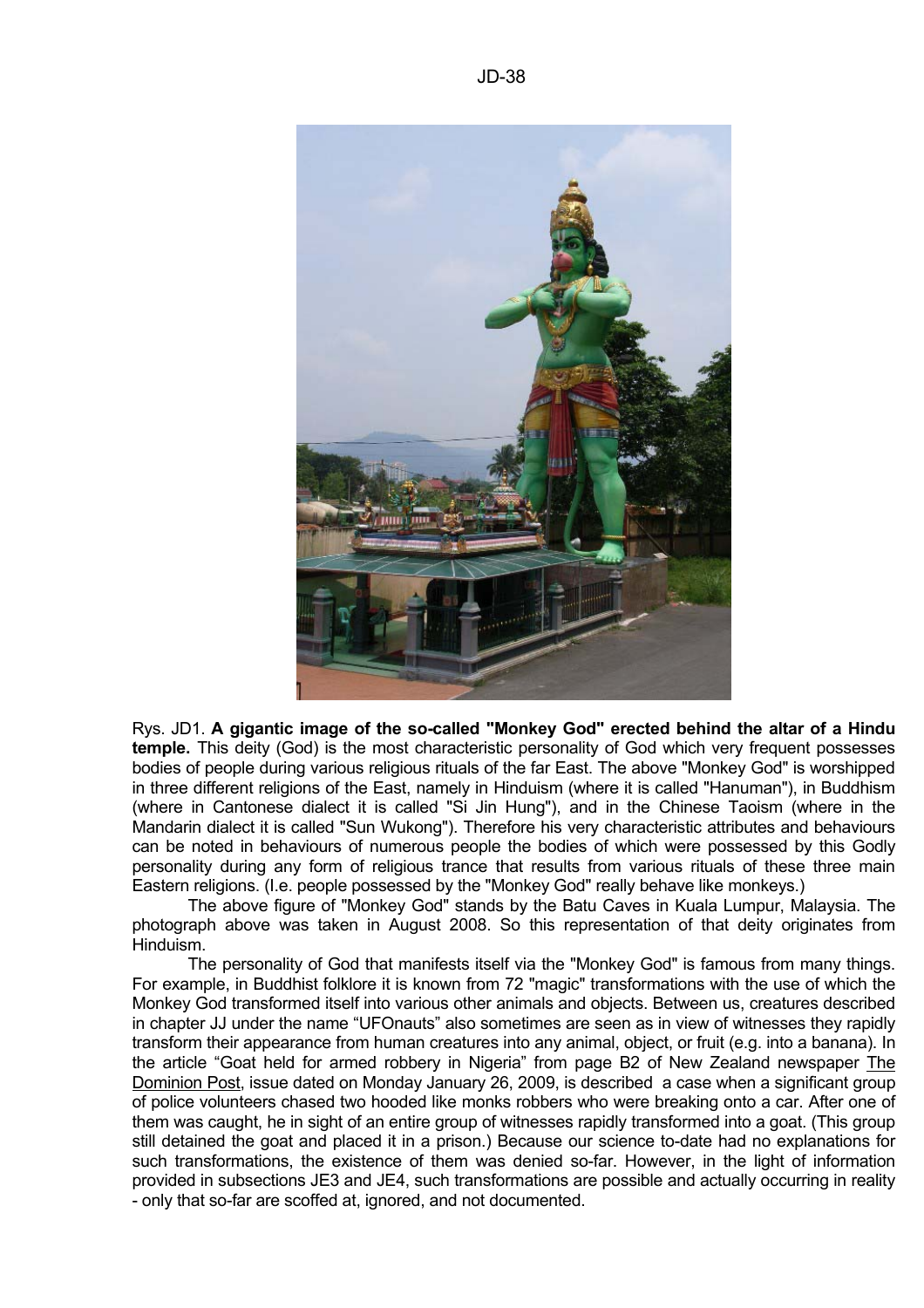Rys. JD1. **A gigantic image of the so-called "Monkey God" erected behind the altar of a Hindu temple.** This deity (God) is the most characteristic personality of God which very frequent possesses bodies of people during various religious rituals of the far East. The above "Monkey God" is worshipped in three different religions of the East, namely in Hinduism (where it is called "Hanuman"), in Buddhism (where in Cantonese dialect it is called "Si Jin Hung"), and in the Chinese Taoism (where in the Mandarin dialect it is called "Sun Wukong"). Therefore his very characteristic attributes and behaviours can be noted in behaviours of numerous people the bodies of which were possessed by this Godly personality during any form of religious trance that results from various rituals of these three main Eastern religions. (I.e. people possessed by the "Monkey God" really behave like monkeys.)

The above figure of "Monkey God" stands by the Batu Caves in Kuala Lumpur, Malaysia. The photograph above was taken in August 2008. So this representation of that deity originates from Hinduism.

The personality of God that manifests itself via the "Monkey God" is famous from many things. For example, in Buddhist folklore it is known from 72 "magic" transformations with the use of which the Monkey God transformed itself into various other animals and objects. Between us, creatures described in chapter JJ under the name "UFOnauts" also sometimes are seen as in view of witnesses they rapidly transform their appearance from human creatures into any animal, object, or fruit (e.g. into a banana). In the article "Goat held for armed robbery in Nigeria" from page B2 of New Zealand newspaper The Dominion Post, issue dated on Monday January 26, 2009, is described a case when a significant group of police volunteers chased two hooded like monks robbers who were breaking onto a car. After one of them was caught, he in sight of an entire group of witnesses rapidly transformed into a goat. (This group still detained the goat and placed it in a prison.) Because our science to-date had no explanations for such transformations, the existence of them was denied so-far. However, in the light of information provided in subsections JE3 and JE4, such transformations are possible and actually occurring in reality - only that so-far are scoffed at, ignored, and not documented.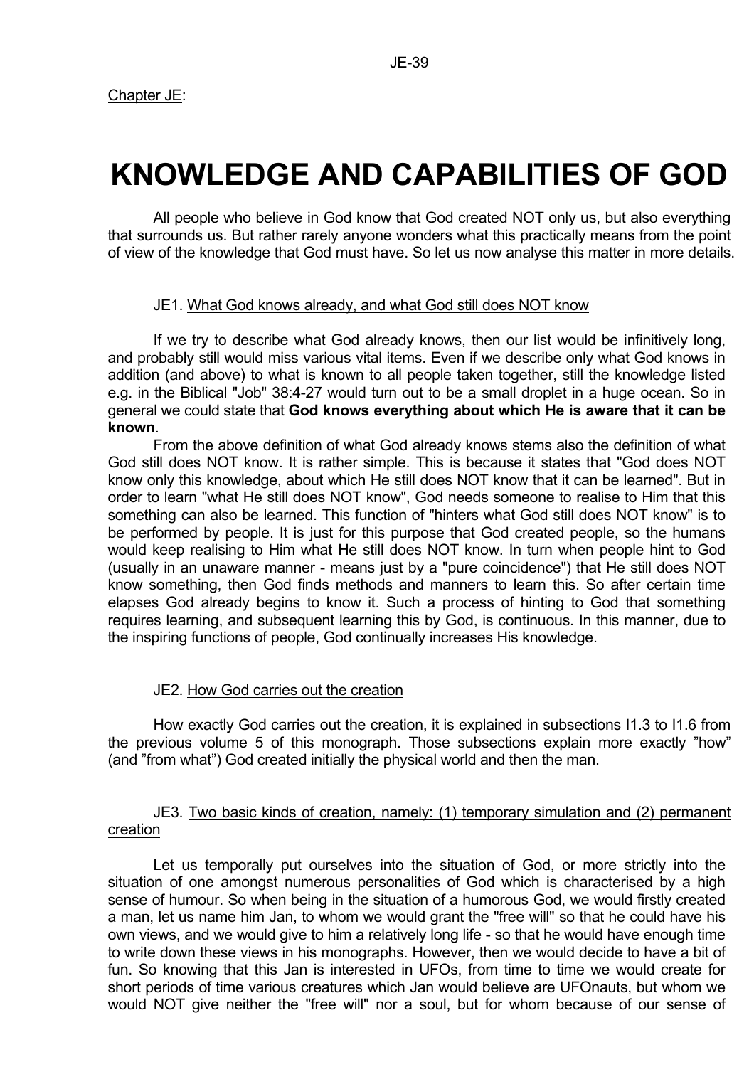Chapter JE:

# KNOWLEDGE AND CAPABILITIES OF GOD

All people who believe in God know that God created NOT only us, but also everything that surrounds us. But rather rarely anyone wonders what this practically means from the point of view of the knowledge that God must have. So let us now analyse this matter in more details.

## JE1. What God knows already, and what God still does NOT know

If we try to describe what God already knows, then our list would be infinitively long, and probably still would miss various vital items. Even if we describe only what God knows in addition (and above) to what is known to all people taken together, still the knowledge listed e.g. in the Biblical "Job" 38:4-27 would turn out to be a small droplet in a huge ocean. So in general we could state that **God knows everything about which He is aware that it can be known**.

From the above definition of what God already knows stems also the definition of what God still does NOT know. It is rather simple. This is because it states that "God does NOT know only this knowledge, about which He still does NOT know that it can be learned". But in order to learn "what He still does NOT know", God needs someone to realise to Him that this something can also be learned. This function of "hinters what God still does NOT know" is to be performed by people. It is just for this purpose that God created people, so the humans would keep realising to Him what He still does NOT know. In turn when people hint to God (usually in an unaware manner - means just by a "pure coincidence") that He still does NOT know something, then God finds methods and manners to learn this. So after certain time elapses God already begins to know it. Such a process of hinting to God that something requires learning, and subsequent learning this by God, is continuous. In this manner, due to the inspiring functions of people, God continually increases His knowledge.

## JE2. How God carries out the creation

How exactly God carries out the creation, it is explained in subsections I1.3 to I1.6 from the previous volume 5 of this monograph. Those subsections explain more exactly "how" (and "from what") God created initially the physical world and then the man.

## JE3. Two basic kinds of creation, namely: (1) temporary simulation and (2) permanent creation

Let us temporally put ourselves into the situation of God, or more strictly into the situation of one amongst numerous personalities of God which is characterised by a high sense of humour. So when being in the situation of a humorous God, we would firstly created a man, let us name him Jan, to whom we would grant the "free will" so that he could have his own views, and we would give to him a relatively long life - so that he would have enough time to write down these views in his monographs. However, then we would decide to have a bit of fun. So knowing that this Jan is interested in UFOs, from time to time we would create for short periods of time various creatures which Jan would believe are UFOnauts, but whom we would NOT give neither the "free will" nor a soul, but for whom because of our sense of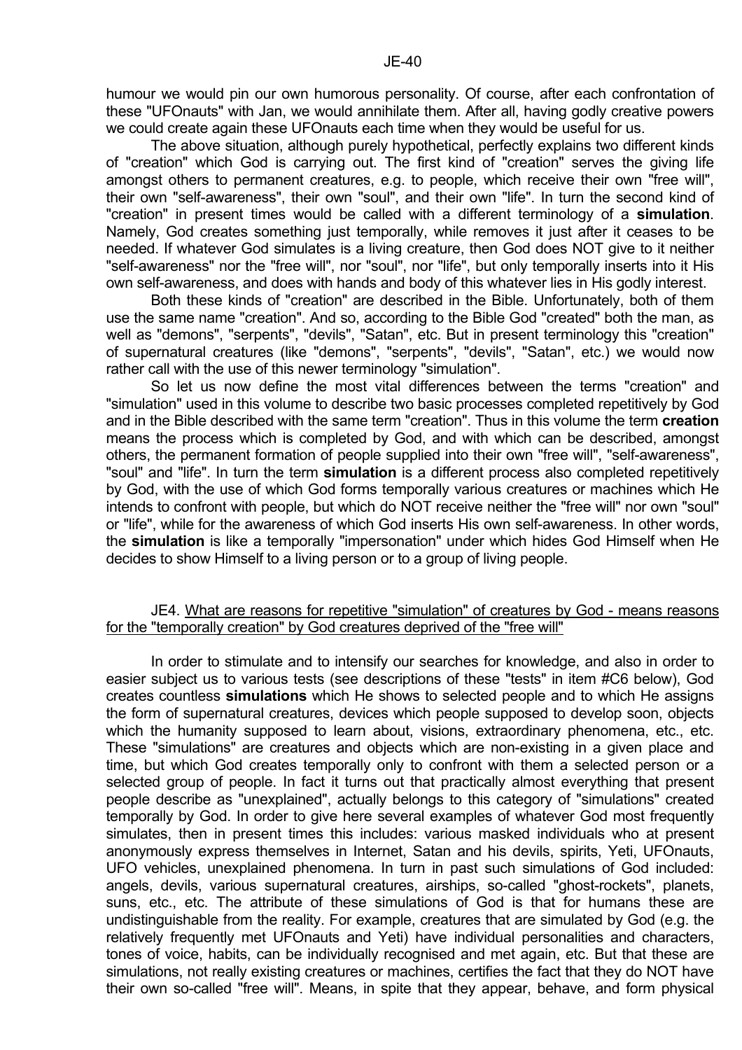humour we would pin our own humorous personality. Of course, after each confrontation of these "UFOnauts" with Jan, we would annihilate them. After all, having godly creative powers we could create again these UFOnauts each time when they would be useful for us.

The above situation, although purely hypothetical, perfectly explains two different kinds of "creation" which God is carrying out. The first kind of "creation" serves the giving life amongst others to permanent creatures, e.g. to people, which receive their own "free will", their own "self-awareness", their own "soul", and their own "life". In turn the second kind of "creation" in present times would be called with a different terminology of a **simulation**. Namely, God creates something just temporally, while removes it just after it ceases to be needed. If whatever God simulates is a living creature, then God does NOT give to it neither "self-awareness" nor the "free will", nor "soul", nor "life", but only temporally inserts into it His own self-awareness, and does with hands and body of this whatever lies in His godly interest.

Both these kinds of "creation" are described in the Bible. Unfortunately, both of them use the same name "creation". And so, according to the Bible God "created" both the man, as well as "demons", "serpents", "devils", "Satan", etc. But in present terminology this "creation" of supernatural creatures (like "demons", "serpents", "devils", "Satan", etc.) we would now rather call with the use of this newer terminology "simulation".

So let us now define the most vital differences between the terms "creation" and "simulation" used in this volume to describe two basic processes completed repetitively by God and in the Bible described with the same term "creation". Thus in this volume the term **creation** means the process which is completed by God, and with which can be described, amongst others, the permanent formation of people supplied into their own "free will", "self-awareness", "soul" and "life". In turn the term **simulation** is a different process also completed repetitively by God, with the use of which God forms temporally various creatures or machines which He intends to confront with people, but which do NOT receive neither the "free will" nor own "soul" or "life", while for the awareness of which God inserts His own self-awareness. In other words, the **simulation** is like a temporally "impersonation" under which hides God Himself when He decides to show Himself to a living person or to a group of living people.

### JE4. What are reasons for repetitive "simulation" of creatures by God - means reasons for the "temporally creation" by God creatures deprived of the "free will"

In order to stimulate and to intensify our searches for knowledge, and also in order to easier subject us to various tests (see descriptions of these "tests" in item #C6 below), God creates countless **simulations** which He shows to selected people and to which He assigns the form of supernatural creatures, devices which people supposed to develop soon, objects which the humanity supposed to learn about, visions, extraordinary phenomena, etc., etc. These "simulations" are creatures and objects which are non-existing in a given place and time, but which God creates temporally only to confront with them a selected person or a selected group of people. In fact it turns out that practically almost everything that present people describe as "unexplained", actually belongs to this category of "simulations" created temporally by God. In order to give here several examples of whatever God most frequently simulates, then in present times this includes: various masked individuals who at present anonymously express themselves in Internet, Satan and his devils, spirits, Yeti, UFOnauts, UFO vehicles, unexplained phenomena. In turn in past such simulations of God included: angels, devils, various supernatural creatures, airships, so-called "ghost-rockets", planets, suns, etc., etc. The attribute of these simulations of God is that for humans these are undistinguishable from the reality. For example, creatures that are simulated by God (e.g. the relatively frequently met UFOnauts and Yeti) have individual personalities and characters, tones of voice, habits, can be individually recognised and met again, etc. But that these are simulations, not really existing creatures or machines, certifies the fact that they do NOT have their own so-called "free will". Means, in spite that they appear, behave, and form physical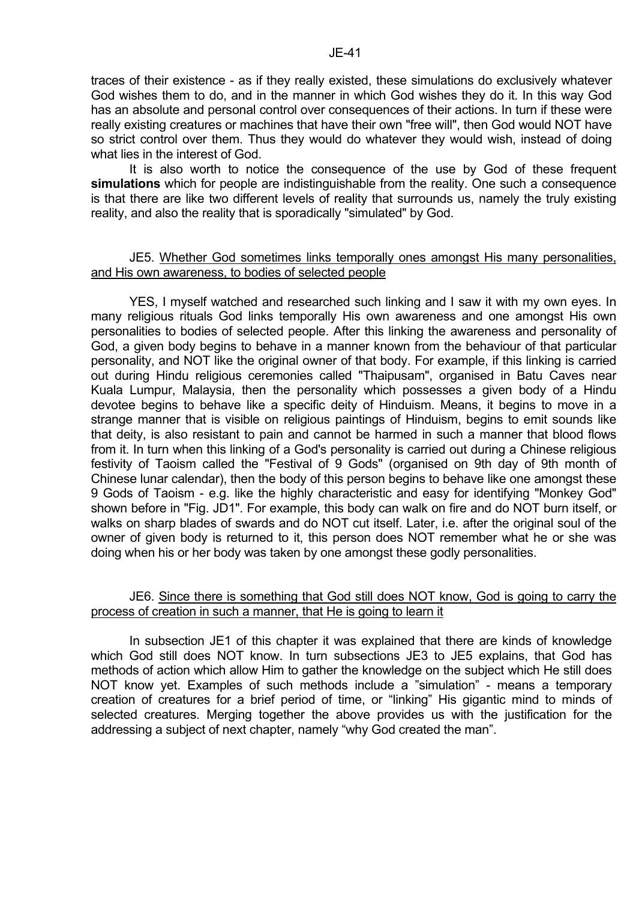traces of their existence - as if they really existed, these simulations do exclusively whatever God wishes them to do, and in the manner in which God wishes they do it. In this way God has an absolute and personal control over consequences of their actions. In turn if these were really existing creatures or machines that have their own "free will", then God would NOT have so strict control over them. Thus they would do whatever they would wish, instead of doing what lies in the interest of God.

It is also worth to notice the consequence of the use by God of these frequent **simulations** which for people are indistinguishable from the reality. One such a consequence is that there are like two different levels of reality that surrounds us, namely the truly existing reality, and also the reality that is sporadically "simulated" by God.

### JE5. Whether God sometimes links temporally ones amongst His many personalities, and His own awareness, to bodies of selected people

YES, I myself watched and researched such linking and I saw it with my own eyes. In many religious rituals God links temporally His own awareness and one amongst His own personalities to bodies of selected people. After this linking the awareness and personality of God, a given body begins to behave in a manner known from the behaviour of that particular personality, and NOT like the original owner of that body. For example, if this linking is carried out during Hindu religious ceremonies called "Thaipusam", organised in Batu Caves near Kuala Lumpur, Malaysia, then the personality which possesses a given body of a Hindu devotee begins to behave like a specific deity of Hinduism. Means, it begins to move in a strange manner that is visible on religious paintings of Hinduism, begins to emit sounds like that deity, is also resistant to pain and cannot be harmed in such a manner that blood flows from it. In turn when this linking of a God's personality is carried out during a Chinese religious festivity of Taoism called the "Festival of 9 Gods" (organised on 9th day of 9th month of Chinese lunar calendar), then the body of this person begins to behave like one amongst these 9 Gods of Taoism - e.g. like the highly characteristic and easy for identifying "Monkey God" shown before in "Fig. JD1". For example, this body can walk on fire and do NOT burn itself, or walks on sharp blades of swards and do NOT cut itself. Later, i.e. after the original soul of the owner of given body is returned to it, this person does NOT remember what he or she was doing when his or her body was taken by one amongst these godly personalities.

### JE6. Since there is something that God still does NOT know, God is going to carry the process of creation in such a manner, that He is going to learn it

In subsection JE1 of this chapter it was explained that there are kinds of knowledge which God still does NOT know. In turn subsections JE3 to JE5 explains, that God has methods of action which allow Him to gather the knowledge on the subject which He still does NOT know yet. Examples of such methods include a "simulation" - means a temporary creation of creatures for a brief period of time, or "linking" His gigantic mind to minds of selected creatures. Merging together the above provides us with the justification for the addressing a subject of next chapter, namely "why God created the man".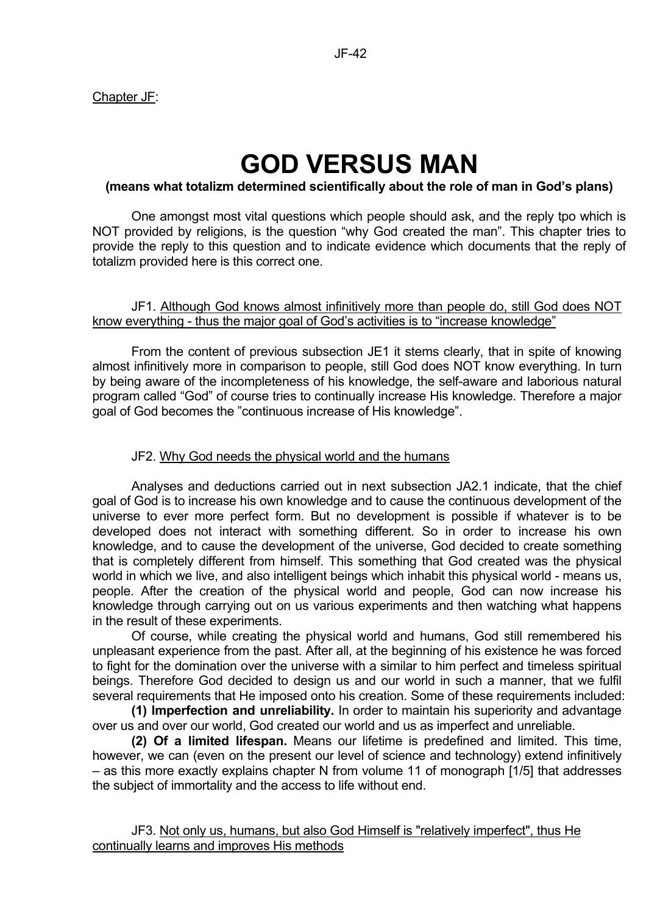Chapter JF:

# GOD VERSUS MAN

**(means what totalizm determined scientifically about the role of man in God's plans)**

One amongst most vital questions which people should ask, and the reply tpo which is NOT provided by religions, is the question "why God created the man". This chapter tries to provide the reply to this question and to indicate evidence which documents that the reply of totalizm provided here is this correct one.

## JF1. Although God knows almost infinitively more than people do, still God does NOT know everything - thus the major goal of God's activities is to "increase knowledge"

From the content of previous subsection JE1 it stems clearly, that in spite of knowing almost infinitively more in comparison to people, still God does NOT know everything. In turn by being aware of the incompleteness of his knowledge, the self-aware and laborious natural program called "God" of course tries to continually increase His knowledge. Therefore a major goal of God becomes the "continuous increase of His knowledge".

## JF2. Why God needs the physical world and the humans

Analyses and deductions carried out in next subsection JA2.1 indicate, that the chief goal of God is to increase his own knowledge and to cause the continuous development of the universe to ever more perfect form. But no development is possible if whatever is to be developed does not interact with something different. So in order to increase his own knowledge, and to cause the development of the universe, God decided to create something that is completely different from himself. This something that God created was the physical world in which we live, and also intelligent beings which inhabit this physical world - means us, people. After the creation of the physical world and people, God can now increase his knowledge through carrying out on us various experiments and then watching what happens in the result of these experiments.

Of course, while creating the physical world and humans, God still remembered his unpleasant experience from the past. After all, at the beginning of his existence he was forced to fight for the domination over the universe with a similar to him perfect and timeless spiritual beings. Therefore God decided to design us and our world in such a manner, that we fulfil several requirements that He imposed onto his creation. Some of these requirements included:

**(1) Imperfection and unreliability.** In order to maintain his superiority and advantage over us and over our world, God created our world and us as imperfect and unreliable.

**(2) Of a limited lifespan.** Means our lifetime is predefined and limited. This time, however, we can (even on the present our level of science and technology) extend infinitively – as this more exactly explains chapter N from volume 11 of monograph [1/5] that addresses the subject of immortality and the access to life without end.

## JF3. Not only us, humans, but also God Himself is "relatively imperfect", thus He continually learns and improves His methods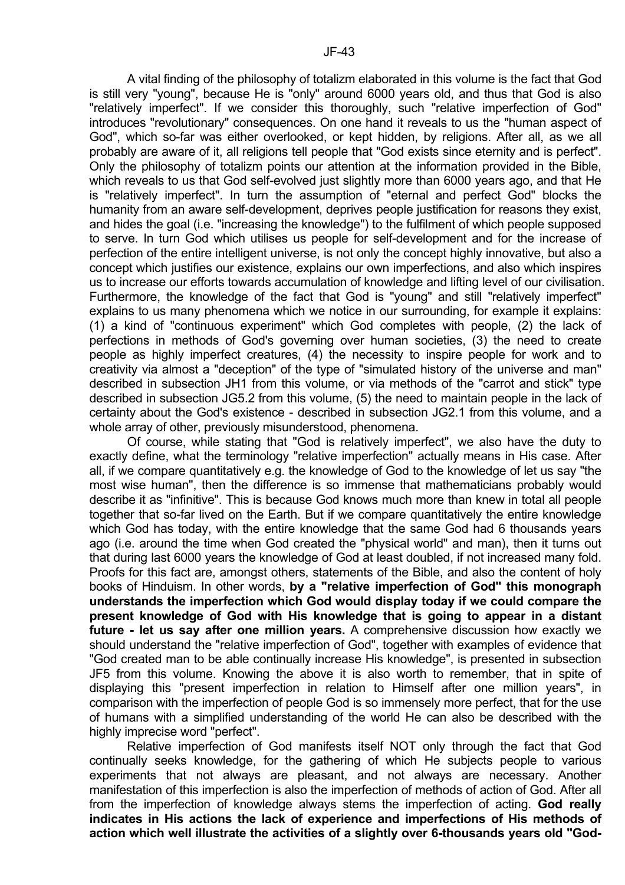A vital finding of the philosophy of totalizm elaborated in this volume is the fact that God is still very "young", because He is "only" around 6000 years old, and thus that God is also "relatively imperfect". If we consider this thoroughly, such "relative imperfection of God" introduces "revolutionary" consequences. On one hand it reveals to us the "human aspect of God", which so-far was either overlooked, or kept hidden, by religions. After all, as we all probably are aware of it, all religions tell people that "God exists since eternity and is perfect". Only the philosophy of totalizm points our attention at the information provided in the Bible, which reveals to us that God self-evolved just slightly more than 6000 years ago, and that He is "relatively imperfect". In turn the assumption of "eternal and perfect God" blocks the humanity from an aware self-development, deprives people justification for reasons they exist, and hides the goal (i.e. "increasing the knowledge") to the fulfilment of which people supposed to serve. In turn God which utilises us people for self-development and for the increase of perfection of the entire intelligent universe, is not only the concept highly innovative, but also a concept which justifies our existence, explains our own imperfections, and also which inspires us to increase our efforts towards accumulation of knowledge and lifting level of our civilisation. Furthermore, the knowledge of the fact that God is "young" and still "relatively imperfect" explains to us many phenomena which we notice in our surrounding, for example it explains: (1) a kind of "continuous experiment" which God completes with people, (2) the lack of perfections in methods of God's governing over human societies, (3) the need to create people as highly imperfect creatures, (4) the necessity to inspire people for work and to creativity via almost a "deception" of the type of "simulated history of the universe and man" described in subsection JH1 from this volume, or via methods of the "carrot and stick" type described in subsection JG5.2 from this volume, (5) the need to maintain people in the lack of certainty about the God's existence - described in subsection JG2.1 from this volume, and a whole array of other, previously misunderstood, phenomena.

Of course, while stating that "God is relatively imperfect", we also have the duty to exactly define, what the terminology "relative imperfection" actually means in His case. After all, if we compare quantitatively e.g. the knowledge of God to the knowledge of let us say "the most wise human", then the difference is so immense that mathematicians probably would describe it as "infinitive". This is because God knows much more than knew in total all people together that so-far lived on the Earth. But if we compare quantitatively the entire knowledge which God has today, with the entire knowledge that the same God had 6 thousands years ago (i.e. around the time when God created the "physical world" and man), then it turns out that during last 6000 years the knowledge of God at least doubled, if not increased many fold. Proofs for this fact are, amongst others, statements of the Bible, and also the content of holy books of Hinduism. In other words, **by a "relative imperfection of God" this monograph understands the imperfection which God would display today if we could compare the present knowledge of God with His knowledge that is going to appear in a distant future - let us say after one million years.** A comprehensive discussion how exactly we should understand the "relative imperfection of God", together with examples of evidence that "God created man to be able continually increase His knowledge", is presented in subsection JF5 from this volume. Knowing the above it is also worth to remember, that in spite of displaying this "present imperfection in relation to Himself after one million years", in comparison with the imperfection of people God is so immensely more perfect, that for the use of humans with a simplified understanding of the world He can also be described with the highly imprecise word "perfect".

Relative imperfection of God manifests itself NOT only through the fact that God continually seeks knowledge, for the gathering of which He subjects people to various experiments that not always are pleasant, and not always are necessary. Another manifestation of this imperfection is also the imperfection of methods of action of God. After all from the imperfection of knowledge always stems the imperfection of acting. **God really indicates in His actions the lack of experience and imperfections of His methods of action which well illustrate the activities of a slightly over 6-thousands years old "God-**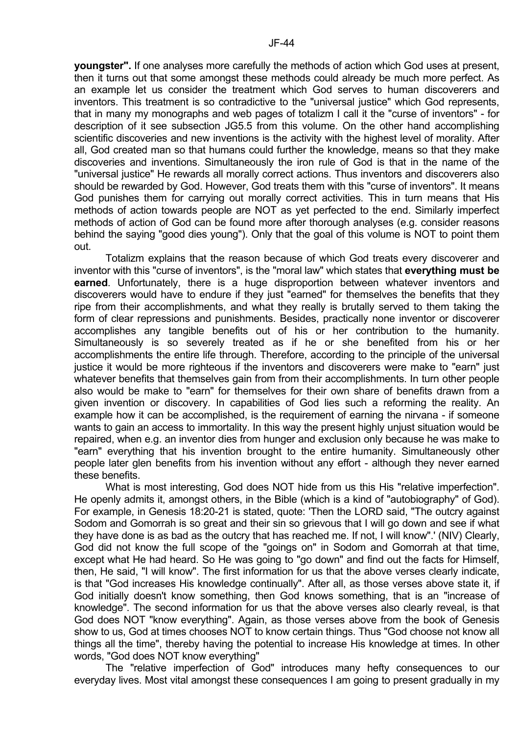**youngster".** If one analyses more carefully the methods of action which God uses at present, then it turns out that some amongst these methods could already be much more perfect. As an example let us consider the treatment which God serves to human discoverers and inventors. This treatment is so contradictive to the "universal justice" which God represents, that in many my monographs and web pages of totalizm I call it the "curse of inventors" - for description of it see subsection JG5.5 from this volume. On the other hand accomplishing scientific discoveries and new inventions is the activity with the highest level of morality. After all, God created man so that humans could further the knowledge, means so that they make discoveries and inventions. Simultaneously the iron rule of God is that in the name of the "universal justice" He rewards all morally correct actions. Thus inventors and discoverers also should be rewarded by God. However, God treats them with this "curse of inventors". It means God punishes them for carrying out morally correct activities. This in turn means that His methods of action towards people are NOT as yet perfected to the end. Similarly imperfect methods of action of God can be found more after thorough analyses (e.g. consider reasons behind the saying "good dies young"). Only that the goal of this volume is NOT to point them out.

Totalizm explains that the reason because of which God treats every discoverer and inventor with this "curse of inventors", is the "moral law" which states that **everything must be earned**. Unfortunately, there is a huge disproportion between whatever inventors and discoverers would have to endure if they just "earned" for themselves the benefits that they ripe from their accomplishments, and what they really is brutally served to them taking the form of clear repressions and punishments. Besides, practically none inventor or discoverer accomplishes any tangible benefits out of his or her contribution to the humanity. Simultaneously is so severely treated as if he or she benefited from his or her accomplishments the entire life through. Therefore, according to the principle of the universal justice it would be more righteous if the inventors and discoverers were make to "earn" just whatever benefits that themselves gain from from their accomplishments. In turn other people also would be make to "earn" for themselves for their own share of benefits drawn from a given invention or discovery. In capabilities of God lies such a reforming the reality. An example how it can be accomplished, is the requirement of earning the nirvana - if someone wants to gain an access to immortality. In this way the present highly unjust situation would be repaired, when e.g. an inventor dies from hunger and exclusion only because he was make to "earn" everything that his invention brought to the entire humanity. Simultaneously other people later glen benefits from his invention without any effort - although they never earned these benefits.

What is most interesting, God does NOT hide from us this His "relative imperfection". He openly admits it, amongst others, in the Bible (which is a kind of "autobiography" of God). For example, in Genesis 18:20-21 is stated, quote: 'Then the LORD said, "The outcry against Sodom and Gomorrah is so great and their sin so grievous that I will go down and see if what they have done is as bad as the outcry that has reached me. If not, I will know".' (NIV) Clearly, God did not know the full scope of the "goings on" in Sodom and Gomorrah at that time, except what He had heard. So He was going to "go down" and find out the facts for Himself, then, He said, "I will know". The first information for us that the above verses clearly indicate, is that "God increases His knowledge continually". After all, as those verses above state it, if God initially doesn't know something, then God knows something, that is an "increase of knowledge". The second information for us that the above verses also clearly reveal, is that God does NOT "know everything". Again, as those verses above from the book of Genesis show to us, God at times chooses NOT to know certain things. Thus "God choose not know all things all the time", thereby having the potential to increase His knowledge at times. In other words, "God does NOT know everything"

The "relative imperfection of God" introduces many hefty consequences to our everyday lives. Most vital amongst these consequences I am going to present gradually in my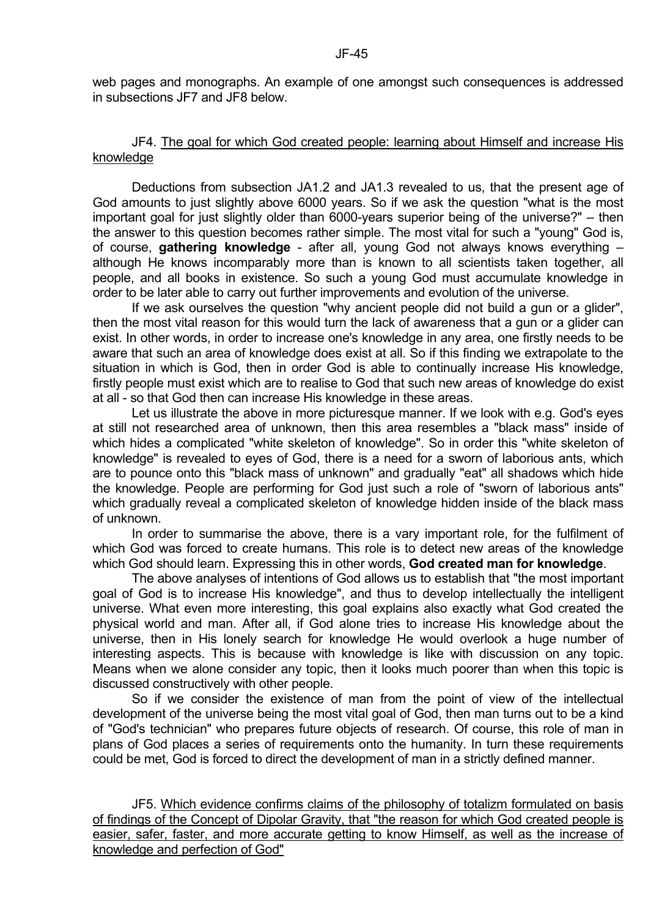web pages and monographs. An example of one amongst such consequences is addressed in subsections JF7 and JF8 below.

### JF4. The goal for which God created people: learning about Himself and increase His knowledge

Deductions from subsection JA1.2 and JA1.3 revealed to us, that the present age of God amounts to just slightly above 6000 years. So if we ask the question "what is the most important goal for just slightly older than 6000-years superior being of the universe?" – then the answer to this question becomes rather simple. The most vital for such a "young" God is, of course, **gathering knowledge** - after all, young God not always knows everything – although He knows incomparably more than is known to all scientists taken together, all people, and all books in existence. So such a young God must accumulate knowledge in order to be later able to carry out further improvements and evolution of the universe.

If we ask ourselves the question "why ancient people did not build a gun or a glider", then the most vital reason for this would turn the lack of awareness that a gun or a glider can exist. In other words, in order to increase one's knowledge in any area, one firstly needs to be aware that such an area of knowledge does exist at all. So if this finding we extrapolate to the situation in which is God, then in order God is able to continually increase His knowledge, firstly people must exist which are to realise to God that such new areas of knowledge do exist at all - so that God then can increase His knowledge in these areas.

Let us illustrate the above in more picturesque manner. If we look with e.g. God's eyes at still not researched area of unknown, then this area resembles a "black mass" inside of which hides a complicated "white skeleton of knowledge". So in order this "white skeleton of knowledge" is revealed to eyes of God, there is a need for a sworn of laborious ants, which are to pounce onto this "black mass of unknown" and gradually "eat" all shadows which hide the knowledge. People are performing for God just such a role of "sworn of laborious ants" which gradually reveal a complicated skeleton of knowledge hidden inside of the black mass of unknown.

In order to summarise the above, there is a vary important role, for the fulfilment of which God was forced to create humans. This role is to detect new areas of the knowledge which God should learn. Expressing this in other words, **God created man for knowledge**.

The above analyses of intentions of God allows us to establish that "the most important goal of God is to increase His knowledge", and thus to develop intellectually the intelligent universe. What even more interesting, this goal explains also exactly what God created the physical world and man. After all, if God alone tries to increase His knowledge about the universe, then in His lonely search for knowledge He would overlook a huge number of interesting aspects. This is because with knowledge is like with discussion on any topic. Means when we alone consider any topic, then it looks much poorer than when this topic is discussed constructively with other people.

So if we consider the existence of man from the point of view of the intellectual development of the universe being the most vital goal of God, then man turns out to be a kind of "God's technician" who prepares future objects of research. Of course, this role of man in plans of God places a series of requirements onto the humanity. In turn these requirements could be met, God is forced to direct the development of man in a strictly defined manner.

### JF5. Which evidence confirms claims of the philosophy of totalizm formulated on basis of findings of the Concept of Dipolar Gravity, that "the reason for which God created people is easier, safer, faster, and more accurate getting to know Himself, as well as the increase of knowledge and perfection of God"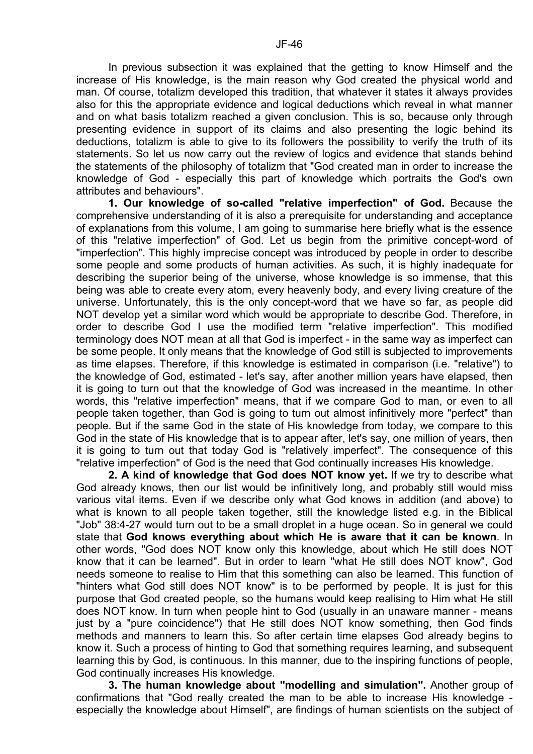In previous subsection it was explained that the getting to know Himself and the increase of His knowledge, is the main reason why God created the physical world and man. Of course, totalizm developed this tradition, that whatever it states it always provides also for this the appropriate evidence and logical deductions which reveal in what manner and on what basis totalizm reached a given conclusion. This is so, because only through presenting evidence in support of its claims and also presenting the logic behind its deductions, totalizm is able to give to its followers the possibility to verify the truth of its statements. So let us now carry out the review of logics and evidence that stands behind the statements of the philosophy of totalizm that "God created man in order to increase the knowledge of God - especially this part of knowledge which portraits the God's own attributes and behaviours".

**1. Our knowledge of so-called "relative imperfection" of God.** Because the comprehensive understanding of it is also a prerequisite for understanding and acceptance of explanations from this volume, I am going to summarise here briefly what is the essence of this "relative imperfection" of God. Let us begin from the primitive concept-word of "imperfection". This highly imprecise concept was introduced by people in order to describe some people and some products of human activities. As such, it is highly inadequate for describing the superior being of the universe, whose knowledge is so immense, that this being was able to create every atom, every heavenly body, and every living creature of the universe. Unfortunately, this is the only concept-word that we have so far, as people did NOT develop yet a similar word which would be appropriate to describe God. Therefore, in order to describe God I use the modified term "relative imperfection". This modified terminology does NOT mean at all that God is imperfect - in the same way as imperfect can be some people. It only means that the knowledge of God still is subjected to improvements as time elapses. Therefore, if this knowledge is estimated in comparison (i.e. "relative") to the knowledge of God, estimated - let's say, after another million years have elapsed, then it is going to turn out that the knowledge of God was increased in the meantime. In other words, this "relative imperfection" means, that if we compare God to man, or even to all people taken together, than God is going to turn out almost infinitively more "perfect" than people. But if the same God in the state of His knowledge from today, we compare to this God in the state of His knowledge that is to appear after, let's say, one million of years, then it is going to turn out that today God is "relatively imperfect". The consequence of this "relative imperfection" of God is the need that God continually increases His knowledge.

**2. A kind of knowledge that God does NOT know yet.** If we try to describe what God already knows, then our list would be infinitively long, and probably still would miss various vital items. Even if we describe only what God knows in addition (and above) to what is known to all people taken together, still the knowledge listed e.g. in the Biblical "Job" 38:4-27 would turn out to be a small droplet in a huge ocean. So in general we could state that **God knows everything about which He is aware that it can be known**. In other words, "God does NOT know only this knowledge, about which He still does NOT know that it can be learned". But in order to learn "what He still does NOT know", God needs someone to realise to Him that this something can also be learned. This function of "hinters what God still does NOT know" is to be performed by people. It is just for this purpose that God created people, so the humans would keep realising to Him what He still does NOT know. In turn when people hint to God (usually in an unaware manner - means just by a "pure coincidence") that He still does NOT know something, then God finds methods and manners to learn this. So after certain time elapses God already begins to know it. Such a process of hinting to God that something requires learning, and subsequent learning this by God, is continuous. In this manner, due to the inspiring functions of people, God continually increases His knowledge.

**3. The human knowledge about "modelling and simulation".** Another group of confirmations that "God really created the man to be able to increase His knowledge - especially the knowledge about Himself", are findings of human scientists on the subject of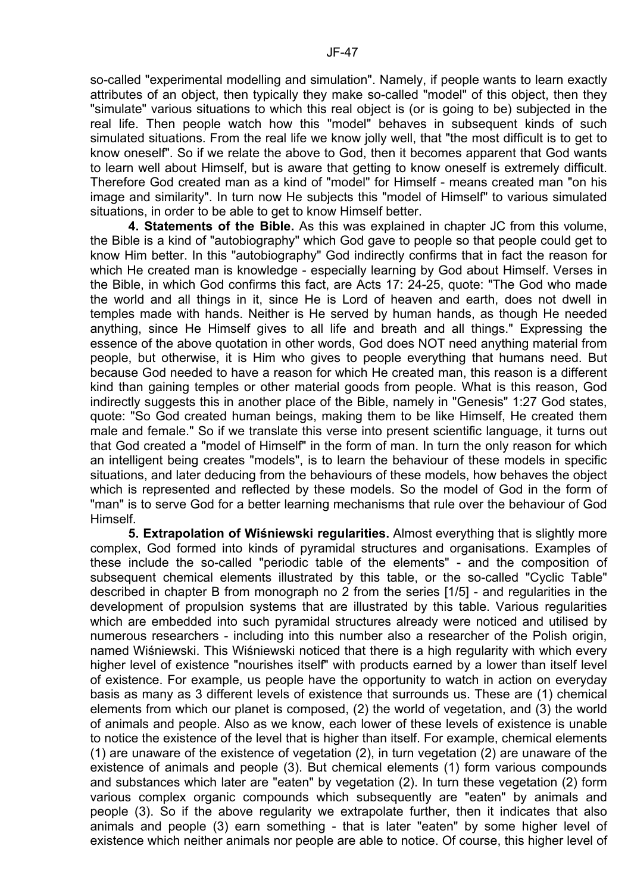so-called "experimental modelling and simulation". Namely, if people wants to learn exactly attributes of an object, then typically they make so-called "model" of this object, then they "simulate" various situations to which this real object is (or is going to be) subjected in the real life. Then people watch how this "model" behaves in subsequent kinds of such simulated situations. From the real life we know jolly well, that "the most difficult is to get to know oneself". So if we relate the above to God, then it becomes apparent that God wants to learn well about Himself, but is aware that getting to know oneself is extremely difficult. Therefore God created man as a kind of "model" for Himself - means created man "on his image and similarity". In turn now He subjects this "model of Himself" to various simulated situations, in order to be able to get to know Himself better.

**4. Statements of the Bible.** As this was explained in chapter JC from this volume, the Bible is a kind of "autobiography" which God gave to people so that people could get to know Him better. In this "autobiography" God indirectly confirms that in fact the reason for which He created man is knowledge - especially learning by God about Himself. Verses in the Bible, in which God confirms this fact, are Acts 17: 24-25, quote: "The God who made the world and all things in it, since He is Lord of heaven and earth, does not dwell in temples made with hands. Neither is He served by human hands, as though He needed anything, since He Himself gives to all life and breath and all things." Expressing the essence of the above quotation in other words, God does NOT need anything material from people, but otherwise, it is Him who gives to people everything that humans need. But because God needed to have a reason for which He created man, this reason is a different kind than gaining temples or other material goods from people. What is this reason, God indirectly suggests this in another place of the Bible, namely in "Genesis" 1:27 God states, quote: "So God created human beings, making them to be like Himself, He created them male and female." So if we translate this verse into present scientific language, it turns out that God created a "model of Himself" in the form of man. In turn the only reason for which an intelligent being creates "models", is to learn the behaviour of these models in specific situations, and later deducing from the behaviours of these models, how behaves the object which is represented and reflected by these models. So the model of God in the form of "man" is to serve God for a better learning mechanisms that rule over the behaviour of God Himself.

**5. Extrapolation of Wiśniewski regularities.** Almost everything that is slightly more complex, God formed into kinds of pyramidal structures and organisations. Examples of these include the so-called "periodic table of the elements" - and the composition of subsequent chemical elements illustrated by this table, or the so-called "Cyclic Table" described in chapter B from monograph no 2 from the series [1/5] - and regularities in the development of propulsion systems that are illustrated by this table. Various regularities which are embedded into such pyramidal structures already were noticed and utilised by numerous researchers - including into this number also a researcher of the Polish origin, named Wiśniewski. This Wiśniewski noticed that there is a high regularity with which every higher level of existence "nourishes itself" with products earned by a lower than itself level of existence. For example, us people have the opportunity to watch in action on everyday basis as many as 3 different levels of existence that surrounds us. These are (1) chemical elements from which our planet is composed, (2) the world of vegetation, and (3) the world of animals and people. Also as we know, each lower of these levels of existence is unable to notice the existence of the level that is higher than itself. For example, chemical elements (1) are unaware of the existence of vegetation (2), in turn vegetation (2) are unaware of the existence of animals and people (3). But chemical elements (1) form various compounds and substances which later are "eaten" by vegetation (2). In turn these vegetation (2) form various complex organic compounds which subsequently are "eaten" by animals and people (3). So if the above regularity we extrapolate further, then it indicates that also animals and people (3) earn something - that is later "eaten" by some higher level of existence which neither animals nor people are able to notice. Of course, this higher level of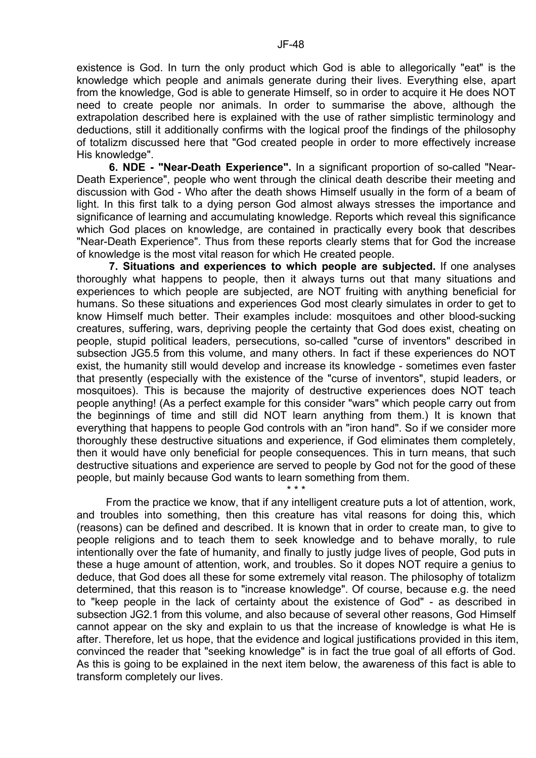existence is God. In turn the only product which God is able to allegorically "eat" is the knowledge which people and animals generate during their lives. Everything else, apart from the knowledge, God is able to generate Himself, so in order to acquire it He does NOT need to create people nor animals. In order to summarise the above, although the extrapolation described here is explained with the use of rather simplistic terminology and deductions, still it additionally confirms with the logical proof the findings of the philosophy of totalizm discussed here that "God created people in order to more effectively increase His knowledge".

**6. NDE - "Near-Death Experience".** In a significant proportion of so-called "Near-Death Experience", people who went through the clinical death describe their meeting and discussion with God - Who after the death shows Himself usually in the form of a beam of light. In this first talk to a dying person God almost always stresses the importance and significance of learning and accumulating knowledge. Reports which reveal this significance which God places on knowledge, are contained in practically every book that describes "Near-Death Experience". Thus from these reports clearly stems that for God the increase of knowledge is the most vital reason for which He created people.

**7. Situations and experiences to which people are subjected.** If one analyses thoroughly what happens to people, then it always turns out that many situations and experiences to which people are subjected, are NOT fruiting with anything beneficial for humans. So these situations and experiences God most clearly simulates in order to get to know Himself much better. Their examples include: mosquitoes and other blood-sucking creatures, suffering, wars, depriving people the certainty that God does exist, cheating on people, stupid political leaders, persecutions, so-called "curse of inventors" described in subsection JG5.5 from this volume, and many others. In fact if these experiences do NOT exist, the humanity still would develop and increase its knowledge - sometimes even faster that presently (especially with the existence of the "curse of inventors", stupid leaders, or mosquitoes). This is because the majority of destructive experiences does NOT teach people anything! (As a perfect example for this consider "wars" which people carry out from the beginnings of time and still did NOT learn anything from them.) It is known that everything that happens to people God controls with an "iron hand". So if we consider more thoroughly these destructive situations and experience, if God eliminates them completely, then it would have only beneficial for people consequences. This in turn means, that such destructive situations and experience are served to people by God not for the good of these people, but mainly because God wants to learn something from them.

\* \* \*

From the practice we know, that if any intelligent creature puts a lot of attention, work, and troubles into something, then this creature has vital reasons for doing this, which (reasons) can be defined and described. It is known that in order to create man, to give to people religions and to teach them to seek knowledge and to behave morally, to rule intentionally over the fate of humanity, and finally to justly judge lives of people, God puts in these a huge amount of attention, work, and troubles. So it dopes NOT require a genius to deduce, that God does all these for some extremely vital reason. The philosophy of totalizm determined, that this reason is to "increase knowledge". Of course, because e.g. the need to "keep people in the lack of certainty about the existence of God" - as described in subsection JG2.1 from this volume, and also because of several other reasons, God Himself cannot appear on the sky and explain to us that the increase of knowledge is what He is after. Therefore, let us hope, that the evidence and logical justifications provided in this item, convinced the reader that "seeking knowledge" is in fact the true goal of all efforts of God. As this is going to be explained in the next item below, the awareness of this fact is able to transform completely our lives.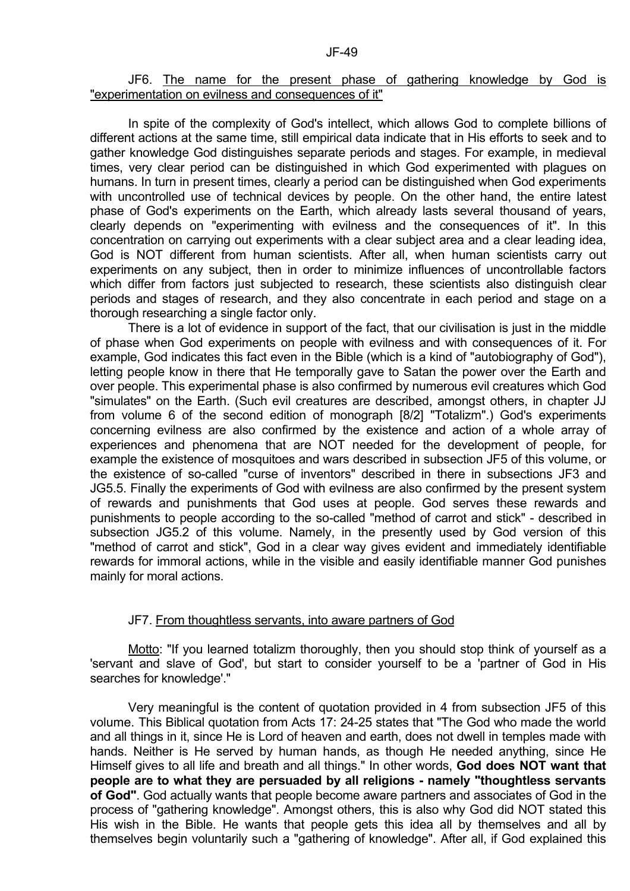## JF6. <u>The name for the present phase of gathering knowledge by God is "experimentation on evilness and consequences of it"</u>

In spite of the complexity of God's intellect, which allows God to complete billions of different actions at the same time, still empirical data indicate that in His efforts to seek and to gather knowledge God distinguishes separate periods and stages. For example, in medieval times, very clear period can be distinguished in which God experimented with plagues on humans. In turn in present times, clearly a period can be distinguished when God experiments with uncontrolled use of technical devices by people. On the other hand, the entire latest phase of God's experiments on the Earth, which already lasts several thousand of years, clearly depends on "experimenting with evilness and the consequences of it". In this concentration on carrying out experiments with a clear subject area and a clear leading idea, God is NOT different from human scientists. After all, when human scientists carry out experiments on any subject, then in order to minimize influences of uncontrollable factors which differ from factors just subjected to research, these scientists also distinguish clear periods and stages of research, and they also concentrate in each period and stage on a thorough researching a single factor only.

There is a lot of evidence in support of the fact, that our civilisation is just in the middle of phase when God experiments on people with evilness and with consequences of it. For example, God indicates this fact even in the Bible (which is a kind of "autobiography of God"), letting people know in there that He temporally gave to Satan the power over the Earth and over people. This experimental phase is also confirmed by numerous evil creatures which God "simulates" on the Earth. (Such evil creatures are described, amongst others, in chapter JJ from volume 6 of the second edition of monograph [8/2] "Totalizm".) God's experiments concerning evilness are also confirmed by the existence and action of a whole array of experiences and phenomena that are NOT needed for the development of people, for example the existence of mosquitoes and wars described in subsection JF5 of this volume, or the existence of so-called "curse of inventors" described in there in subsections JF3 and JG5.5. Finally the experiments of God with evilness are also confirmed by the present system of rewards and punishments that God uses at people. God serves these rewards and punishments to people according to the so-called "method of carrot and stick" - described in subsection JG5.2 of this volume. Namely, in the presently used by God version of this "method of carrot and stick", God in a clear way gives evident and immediately identifiable rewards for immoral actions, while in the visible and easily identifiable manner God punishes mainly for moral actions.

## JF7. <u>From thoughtless servants, into aware partners of God</u>

<u>Motto</u>: "If you learned totalizm thoroughly, then you should stop think of yourself as a 'servant and slave of God', but start to consider yourself to be a 'partner of God in His searches for knowledge'."

Very meaningful is the content of quotation provided in 4 from subsection JF5 of this volume. This Biblical quotation from Acts 17: 24-25 states that "The God who made the world and all things in it, since He is Lord of heaven and earth, does not dwell in temples made with hands. Neither is He served by human hands, as though He needed anything, since He Himself gives to all life and breath and all things." In other words, **God does NOT want that people are to what they are persuaded by all religions - namely "thoughtless servants of God"**. God actually wants that people become aware partners and associates of God in the process of "gathering knowledge". Amongst others, this is also why God did NOT stated this His wish in the Bible. He wants that people gets this idea all by themselves and all by themselves begin voluntarily such a "gathering of knowledge". After all, if God explained this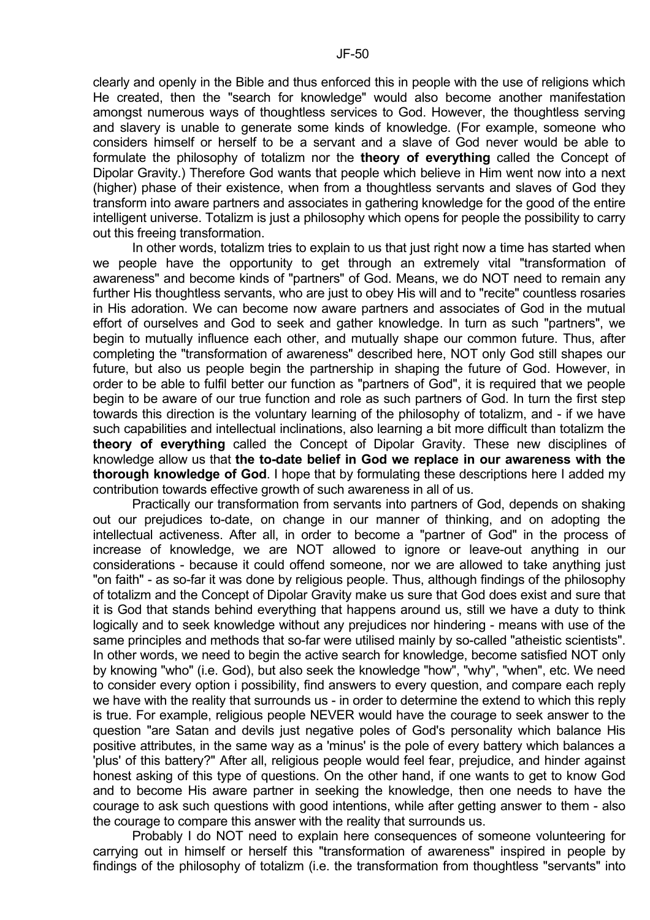clearly and openly in the Bible and thus enforced this in people with the use of religions which He created, then the "search for knowledge" would also become another manifestation amongst numerous ways of thoughtless services to God. However, the thoughtless serving and slavery is unable to generate some kinds of knowledge. (For example, someone who considers himself or herself to be a servant and a slave of God never would be able to formulate the philosophy of totalizm nor the **theory of everything** called the Concept of Dipolar Gravity.) Therefore God wants that people which believe in Him went now into a next (higher) phase of their existence, when from a thoughtless servants and slaves of God they transform into aware partners and associates in gathering knowledge for the good of the entire intelligent universe. Totalizm is just a philosophy which opens for people the possibility to carry out this freeing transformation.

In other words, totalizm tries to explain to us that just right now a time has started when we people have the opportunity to get through an extremely vital "transformation of awareness" and become kinds of "partners" of God. Means, we do NOT need to remain any further His thoughtless servants, who are just to obey His will and to "recite" countless rosaries in His adoration. We can become now aware partners and associates of God in the mutual effort of ourselves and God to seek and gather knowledge. In turn as such "partners", we begin to mutually influence each other, and mutually shape our common future. Thus, after completing the "transformation of awareness" described here, NOT only God still shapes our future, but also us people begin the partnership in shaping the future of God. However, in order to be able to fulfil better our function as "partners of God", it is required that we people begin to be aware of our true function and role as such partners of God. In turn the first step towards this direction is the voluntary learning of the philosophy of totalizm, and - if we have such capabilities and intellectual inclinations, also learning a bit more difficult than totalizm the **theory of everything** called the Concept of Dipolar Gravity. These new disciplines of knowledge allow us that **the to-date belief in God we replace in our awareness with the thorough knowledge of God**. I hope that by formulating these descriptions here I added my contribution towards effective growth of such awareness in all of us.

Practically our transformation from servants into partners of God, depends on shaking out our prejudices to-date, on change in our manner of thinking, and on adopting the intellectual activeness. After all, in order to become a "partner of God" in the process of increase of knowledge, we are NOT allowed to ignore or leave-out anything in our considerations - because it could offend someone, nor we are allowed to take anything just "on faith" - as so-far it was done by religious people. Thus, although findings of the philosophy of totalizm and the Concept of Dipolar Gravity make us sure that God does exist and sure that it is God that stands behind everything that happens around us, still we have a duty to think logically and to seek knowledge without any prejudices nor hindering - means with use of the same principles and methods that so-far were utilised mainly by so-called "atheistic scientists". In other words, we need to begin the active search for knowledge, become satisfied NOT only by knowing "who" (i.e. God), but also seek the knowledge "how", "why", "when", etc. We need to consider every option i possibility, find answers to every question, and compare each reply we have with the reality that surrounds us - in order to determine the extend to which this reply is true. For example, religious people NEVER would have the courage to seek answer to the question "are Satan and devils just negative poles of God's personality which balance His positive attributes, in the same way as a 'minus' is the pole of every battery which balances a 'plus' of this battery?" After all, religious people would feel fear, prejudice, and hinder against honest asking of this type of questions. On the other hand, if one wants to get to know God and to become His aware partner in seeking the knowledge, then one needs to have the courage to ask such questions with good intentions, while after getting answer to them - also the courage to compare this answer with the reality that surrounds us.

Probably I do NOT need to explain here consequences of someone volunteering for carrying out in himself or herself this "transformation of awareness" inspired in people by findings of the philosophy of totalizm (i.e. the transformation from thoughtless "servants" into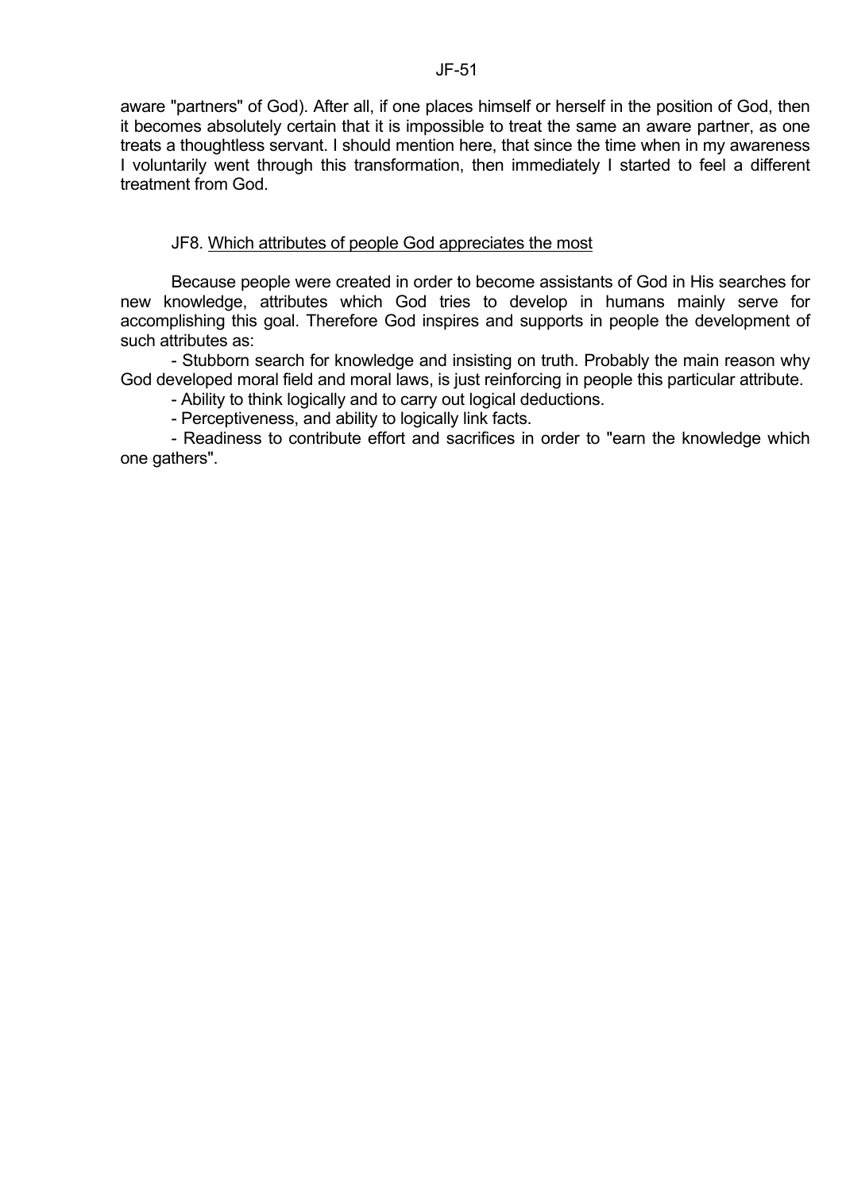aware "partners" of God). After all, if one places himself or herself in the position of God, then it becomes absolutely certain that it is impossible to treat the same an aware partner, as one treats a thoughtless servant. I should mention here, that since the time when in my awareness I voluntarily went through this transformation, then immediately I started to feel a different treatment from God.

## JF8. Which attributes of people God appreciates the most

Because people were created in order to become assistants of God in His searches for new knowledge, attributes which God tries to develop in humans mainly serve for accomplishing this goal. Therefore God inspires and supports in people the development of such attributes as:

- Stubborn search for knowledge and insisting on truth. Probably the main reason why God developed moral field and moral laws, is just reinforcing in people this particular attribute.
- Ability to think logically and to carry out logical deductions.
- Perceptiveness, and ability to logically link facts.
- Readiness to contribute effort and sacrifices in order to "earn the knowledge which one gathers".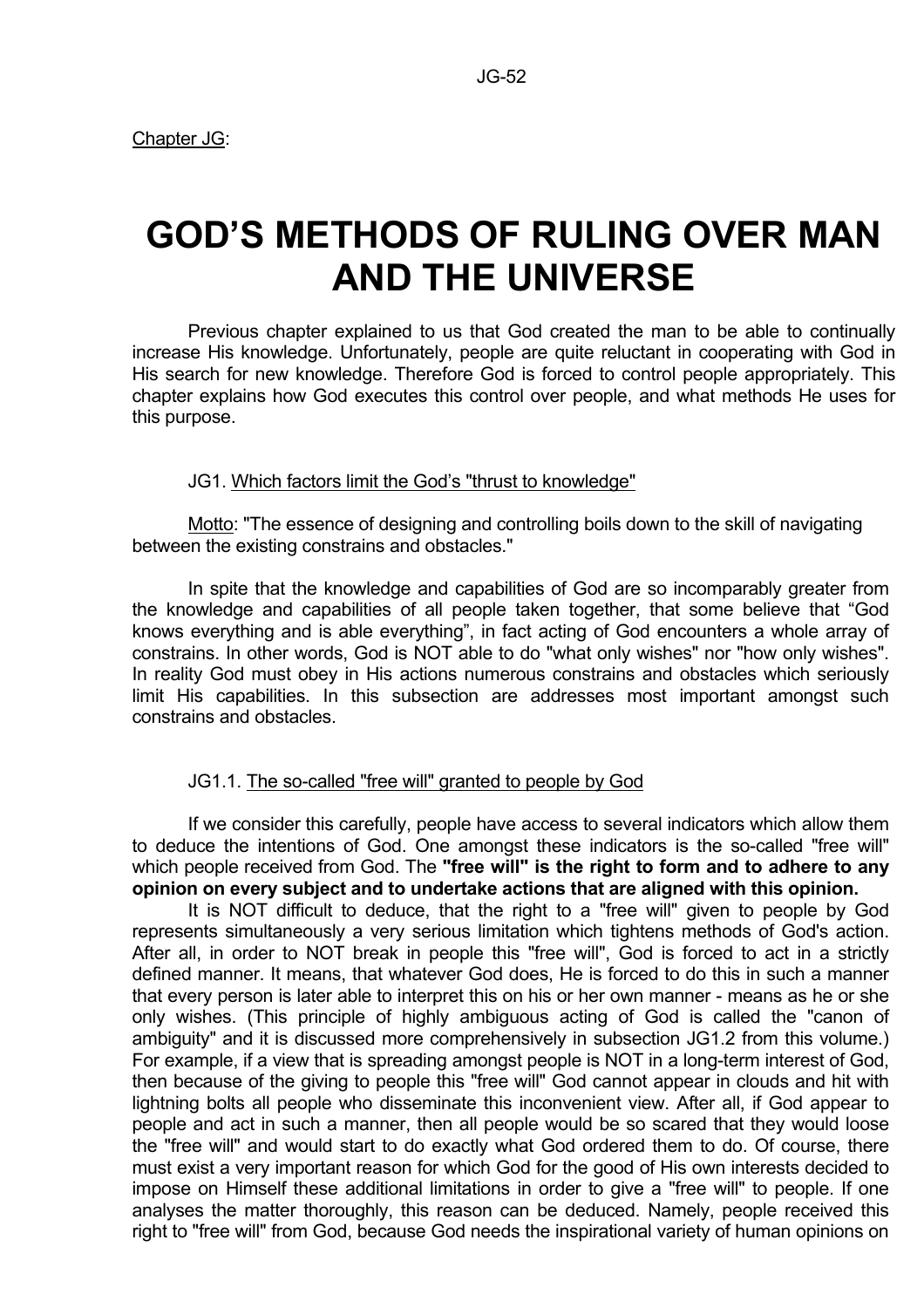Chapter JG:

# GOD'S METHODS OF RULING OVER MAN AND THE UNIVERSE

Previous chapter explained to us that God created the man to be able to continually increase His knowledge. Unfortunately, people are quite reluctant in cooperating with God in His search for new knowledge. Therefore God is forced to control people appropriately. This chapter explains how God executes this control over people, and what methods He uses for this purpose.

## JG1. Which factors limit the God's "thrust to knowledge"

Motto: "The essence of designing and controlling boils down to the skill of navigating between the existing constrains and obstacles."

In spite that the knowledge and capabilities of God are so incomparably greater from the knowledge and capabilities of all people taken together, that some believe that "God knows everything and is able everything", in fact acting of God encounters a whole array of constrains. In other words, God is NOT able to do "what only wishes" nor "how only wishes". In reality God must obey in His actions numerous constrains and obstacles which seriously limit His capabilities. In this subsection are addresses most important amongst such constrains and obstacles.

### JG1.1. The so-called "free will" granted to people by God

If we consider this carefully, people have access to several indicators which allow them to deduce the intentions of God. One amongst these indicators is the so-called "free will" which people received from God. The **"free will" is the right to form and to adhere to any opinion on every subject and to undertake actions that are aligned with this opinion.**

It is NOT difficult to deduce, that the right to a "free will" given to people by God represents simultaneously a very serious limitation which tightens methods of God's action. After all, in order to NOT break in people this "free will", God is forced to act in a strictly defined manner. It means, that whatever God does, He is forced to do this in such a manner that every person is later able to interpret this on his or her own manner - means as he or she only wishes. (This principle of highly ambiguous acting of God is called the "canon of ambiguity" and it is discussed more comprehensively in subsection JG1.2 from this volume.) For example, if a view that is spreading amongst people is NOT in a long-term interest of God, then because of the giving to people this "free will" God cannot appear in clouds and hit with lightning bolts all people who disseminate this inconvenient view. After all, if God appear to people and act in such a manner, then all people would be so scared that they would loose the "free will" and would start to do exactly what God ordered them to do. Of course, there must exist a very important reason for which God for the good of His own interests decided to impose on Himself these additional limitations in order to give a "free will" to people. If one analyses the matter thoroughly, this reason can be deduced. Namely, people received this right to "free will" from God, because God needs the inspirational variety of human opinions on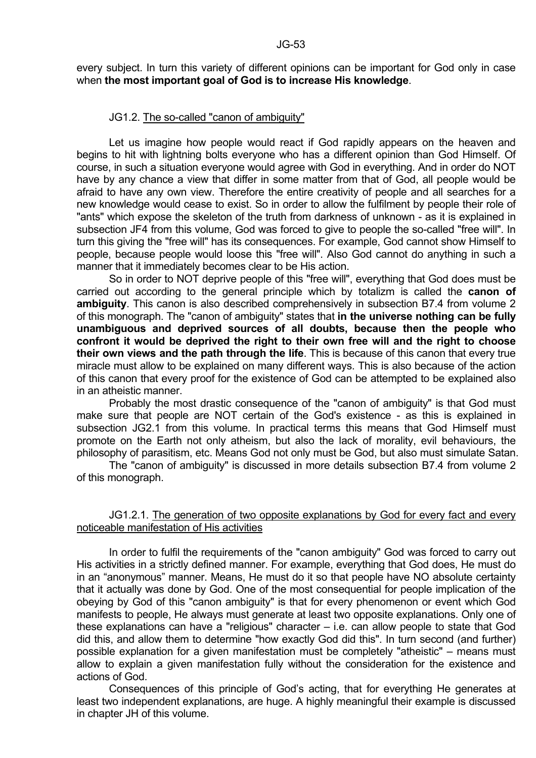every subject. In turn this variety of different opinions can be important for God only in case when **the most important goal of God is to increase His knowledge**.

### JG1.2. The so-called "canon of ambiguity"

Let us imagine how people would react if God rapidly appears on the heaven and begins to hit with lightning bolts everyone who has a different opinion than God Himself. Of course, in such a situation everyone would agree with God in everything. And in order do NOT have by any chance a view that differ in some matter from that of God, all people would be afraid to have any own view. Therefore the entire creativity of people and all searches for a new knowledge would cease to exist. So in order to allow the fulfilment by people their role of "ants" which expose the skeleton of the truth from darkness of unknown - as it is explained in subsection JF4 from this volume, God was forced to give to people the so-called "free will". In turn this giving the "free will" has its consequences. For example, God cannot show Himself to people, because people would loose this "free will". Also God cannot do anything in such a manner that it immediately becomes clear to be His action.

So in order to NOT deprive people of this "free will", everything that God does must be carried out according to the general principle which by totalizm is called the **canon of ambiguity**. This canon is also described comprehensively in subsection B7.4 from volume 2 of this monograph. The "canon of ambiguity" states that **in the universe nothing can be fully unambiguous and deprived sources of all doubts, because then the people who confront it would be deprived the right to their own free will and the right to choose their own views and the path through the life**. This is because of this canon that every true miracle must allow to be explained on many different ways. This is also because of the action of this canon that every proof for the existence of God can be attempted to be explained also in an atheistic manner.

Probably the most drastic consequence of the "canon of ambiguity" is that God must make sure that people are NOT certain of the God's existence - as this is explained in subsection JG2.1 from this volume. In practical terms this means that God Himself must promote on the Earth not only atheism, but also the lack of morality, evil behaviours, the philosophy of parasitism, etc. Means God not only must be God, but also must simulate Satan.

The "canon of ambiguity" is discussed in more details subsection B7.4 from volume 2 of this monograph.

#### JG1.2.1. The generation of two opposite explanations by God for every fact and every noticeable manifestation of His activities

In order to fulfil the requirements of the "canon ambiguity" God was forced to carry out His activities in a strictly defined manner. For example, everything that God does, He must do in an "anonymous" manner. Means, He must do it so that people have NO absolute certainty that it actually was done by God. One of the most consequential for people implication of the obeying by God of this "canon ambiguity" is that for every phenomenon or event which God manifests to people, He always must generate at least two opposite explanations. Only one of these explanations can have a "religious" character – i.e. can allow people to state that God did this, and allow them to determine "how exactly God did this". In turn second (and further) possible explanation for a given manifestation must be completely "atheistic" – means must allow to explain a given manifestation fully without the consideration for the existence and actions of God.

Consequences of this principle of God's acting, that for everything He generates at least two independent explanations, are huge. A highly meaningful their example is discussed in chapter JH of this volume.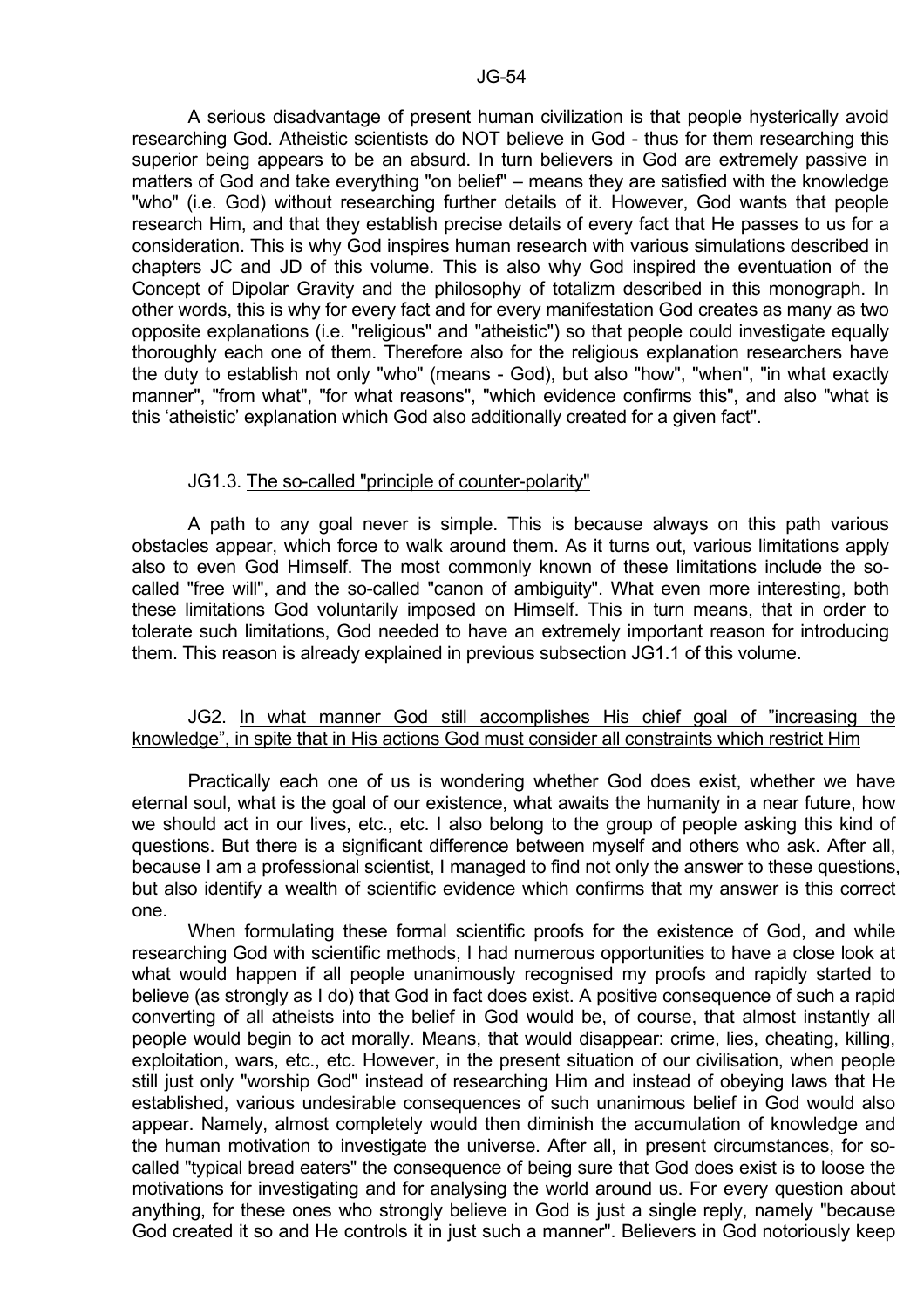A serious disadvantage of present human civilization is that people hysterically avoid researching God. Atheistic scientists do NOT believe in God - thus for them researching this superior being appears to be an absurd. In turn believers in God are extremely passive in matters of God and take everything "on belief" – means they are satisfied with the knowledge "who" (i.e. God) without researching further details of it. However, God wants that people research Him, and that they establish precise details of every fact that He passes to us for a consideration. This is why God inspires human research with various simulations described in chapters JC and JD of this volume. This is also why God inspired the eventuation of the Concept of Dipolar Gravity and the philosophy of totalizm described in this monograph. In other words, this is why for every fact and for every manifestation God creates as many as two opposite explanations (i.e. "religious" and "atheistic") so that people could investigate equally thoroughly each one of them. Therefore also for the religious explanation researchers have the duty to establish not only "who" (means - God), but also "how", "when", "in what exactly manner", "from what", "for what reasons", "which evidence confirms this", and also "what is this 'atheistic' explanation which God also additionally created for a given fact".

### JG1.3. The so-called "principle of counter-polarity"

A path to any goal never is simple. This is because always on this path various obstacles appear, which force to walk around them. As it turns out, various limitations apply also to even God Himself. The most commonly known of these limitations include the so-called "free will", and the so-called "canon of ambiguity". What even more interesting, both these limitations God voluntarily imposed on Himself. This in turn means, that in order to tolerate such limitations, God needed to have an extremely important reason for introducing them. This reason is already explained in previous subsection JG1.1 of this volume.

## JG2. In what manner God still accomplishes His chief goal of "increasing the knowledge", in spite that in His actions God must consider all constraints which restrict Him

Practically each one of us is wondering whether God does exist, whether we have eternal soul, what is the goal of our existence, what awaits the humanity in a near future, how we should act in our lives, etc., etc. I also belong to the group of people asking this kind of questions. But there is a significant difference between myself and others who ask. After all, because I am a professional scientist, I managed to find not only the answer to these questions, but also identify a wealth of scientific evidence which confirms that my answer is this correct one.

When formulating these formal scientific proofs for the existence of God, and while researching God with scientific methods, I had numerous opportunities to have a close look at what would happen if all people unanimously recognised my proofs and rapidly started to believe (as strongly as I do) that God in fact does exist. A positive consequence of such a rapid converting of all atheists into the belief in God would be, of course, that almost instantly all people would begin to act morally. Means, that would disappear: crime, lies, cheating, killing, exploitation, wars, etc., etc. However, in the present situation of our civilisation, when people still just only "worship God" instead of researching Him and instead of obeying laws that He established, various undesirable consequences of such unanimous belief in God would also appear. Namely, almost completely would then diminish the accumulation of knowledge and the human motivation to investigate the universe. After all, in present circumstances, for so-called "typical bread eaters" the consequence of being sure that God does exist is to loose the motivations for investigating and for analysing the world around us. For every question about anything, for these ones who strongly believe in God is just a single reply, namely "because God created it so and He controls it in just such a manner". Believers in God notoriously keep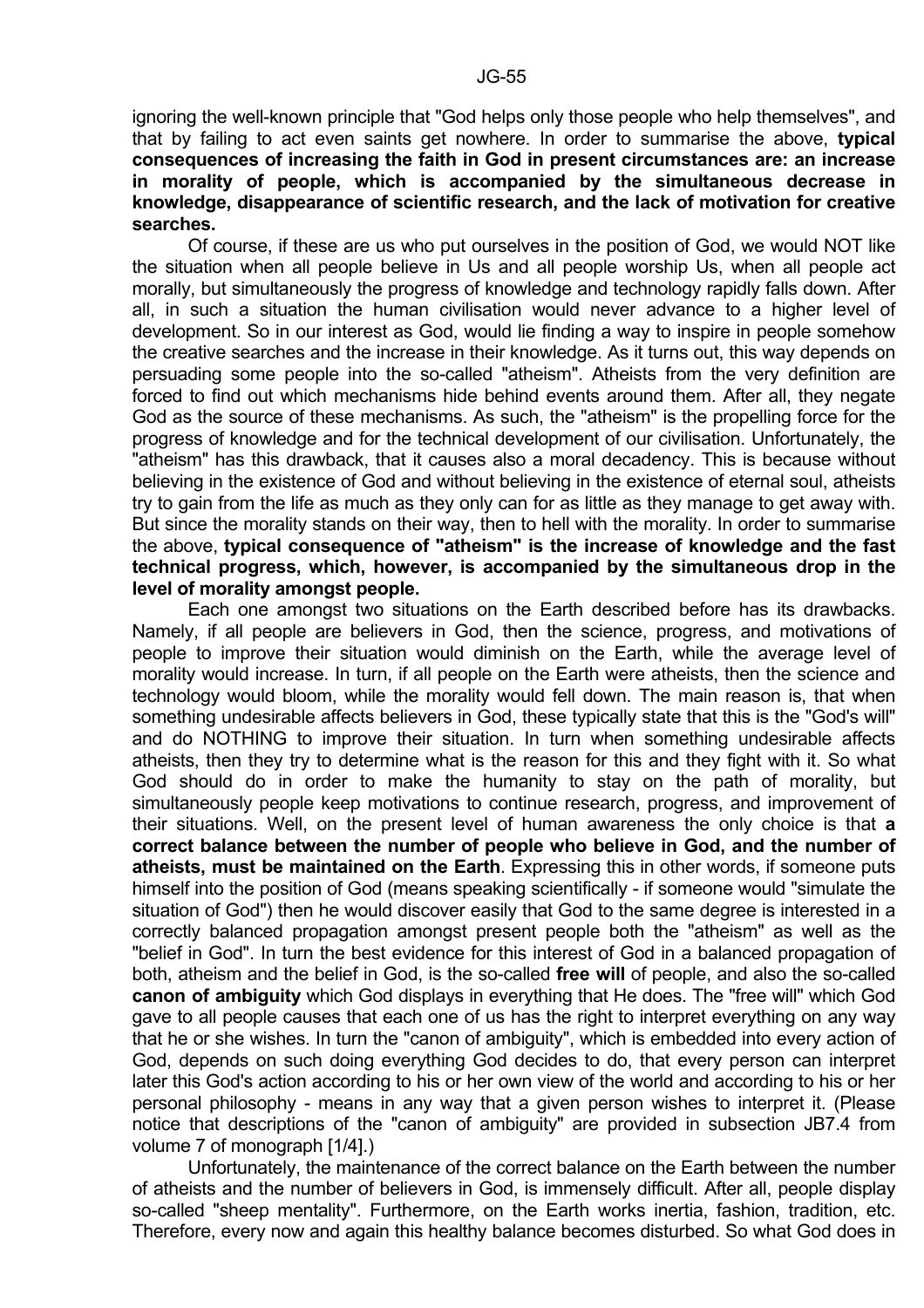ignoring the well-known principle that "God helps only those people who help themselves", and that by failing to act even saints get nowhere. In order to summarise the above, **typical consequences of increasing the faith in God in present circumstances are: an increase in morality of people, which is accompanied by the simultaneous decrease in knowledge, disappearance of scientific research, and the lack of motivation for creative searches.**

Of course, if these are us who put ourselves in the position of God, we would NOT like the situation when all people believe in Us and all people worship Us, when all people act morally, but simultaneously the progress of knowledge and technology rapidly falls down. After all, in such a situation the human civilisation would never advance to a higher level of development. So in our interest as God, would lie finding a way to inspire in people somehow the creative searches and the increase in their knowledge. As it turns out, this way depends on persuading some people into the so-called "atheism". Atheists from the very definition are forced to find out which mechanisms hide behind events around them. After all, they negate God as the source of these mechanisms. As such, the "atheism" is the propelling force for the progress of knowledge and for the technical development of our civilisation. Unfortunately, the "atheism" has this drawback, that it causes also a moral decadency. This is because without believing in the existence of God and without believing in the existence of eternal soul, atheists try to gain from the life as much as they only can for as little as they manage to get away with. But since the morality stands on their way, then to hell with the morality. In order to summarise the above, **typical consequence of "atheism" is the increase of knowledge and the fast technical progress, which, however, is accompanied by the simultaneous drop in the level of morality amongst people.**

Each one amongst two situations on the Earth described before has its drawbacks. Namely, if all people are believers in God, then the science, progress, and motivations of people to improve their situation would diminish on the Earth, while the average level of morality would increase. In turn, if all people on the Earth were atheists, then the science and technology would bloom, while the morality would fell down. The main reason is, that when something undesirable affects believers in God, these typically state that this is the "God's will" and do NOTHING to improve their situation. In turn when something undesirable affects atheists, then they try to determine what is the reason for this and they fight with it. So what God should do in order to make the humanity to stay on the path of morality, but simultaneously people keep motivations to continue research, progress, and improvement of their situations. Well, on the present level of human awareness the only choice is that **a correct balance between the number of people who believe in God, and the number of atheists, must be maintained on the Earth**. Expressing this in other words, if someone puts himself into the position of God (means speaking scientifically - if someone would "simulate the situation of God") then he would discover easily that God to the same degree is interested in a correctly balanced propagation amongst present people both the "atheism" as well as the "belief in God". In turn the best evidence for this interest of God in a balanced propagation of both, atheism and the belief in God, is the so-called **free will** of people, and also the so-called **canon of ambiguity** which God displays in everything that He does. The "free will" which God gave to all people causes that each one of us has the right to interpret everything on any way that he or she wishes. In turn the "canon of ambiguity", which is embedded into every action of God, depends on such doing everything God decides to do, that every person can interpret later this God's action according to his or her own view of the world and according to his or her personal philosophy - means in any way that a given person wishes to interpret it. (Please notice that descriptions of the "canon of ambiguity" are provided in subsection JB7.4 from volume 7 of monograph [1/4].)

Unfortunately, the maintenance of the correct balance on the Earth between the number of atheists and the number of believers in God, is immensely difficult. After all, people display so-called "sheep mentality". Furthermore, on the Earth works inertia, fashion, tradition, etc. Therefore, every now and again this healthy balance becomes disturbed. So what God does in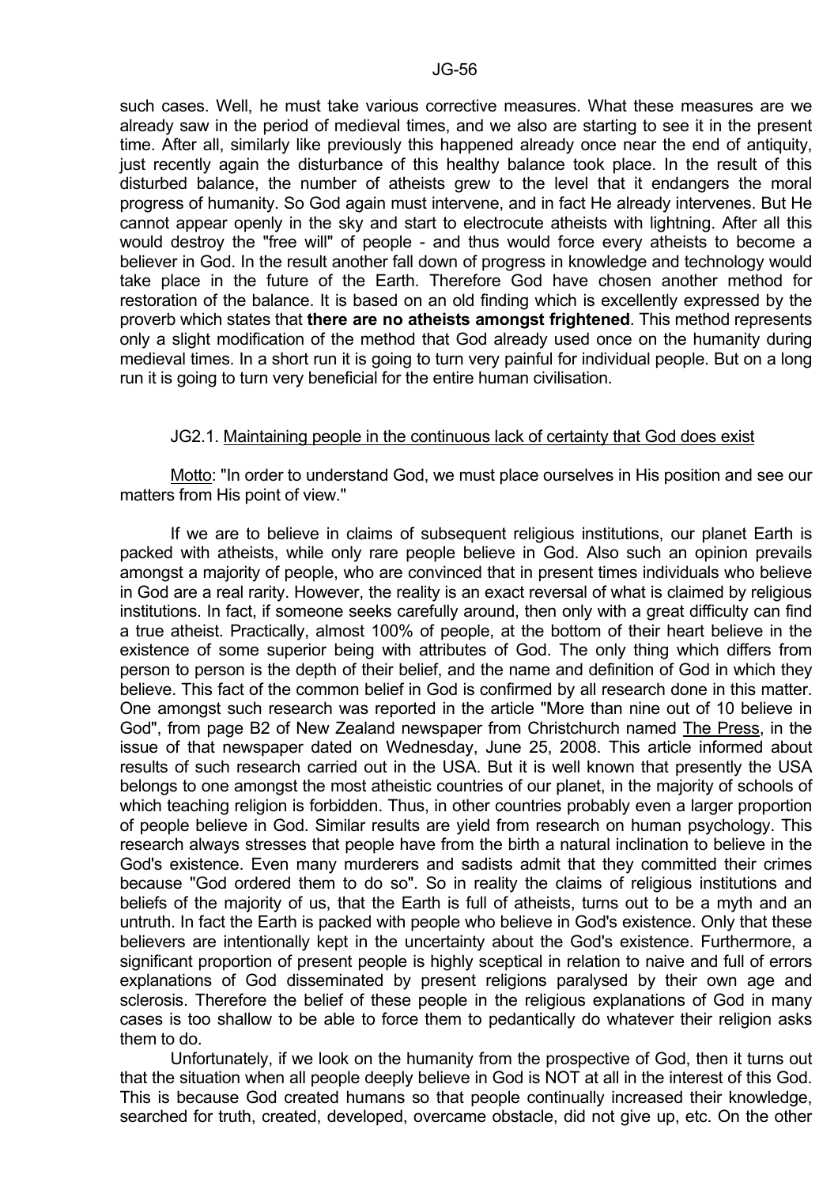such cases. Well, he must take various corrective measures. What these measures are we already saw in the period of medieval times, and we also are starting to see it in the present time. After all, similarly like previously this happened already once near the end of antiquity, just recently again the disturbance of this healthy balance took place. In the result of this disturbed balance, the number of atheists grew to the level that it endangers the moral progress of humanity. So God again must intervene, and in fact He already intervenes. But He cannot appear openly in the sky and start to electrocute atheists with lightning. After all this would destroy the "free will" of people - and thus would force every atheists to become a believer in God. In the result another fall down of progress in knowledge and technology would take place in the future of the Earth. Therefore God have chosen another method for restoration of the balance. It is based on an old finding which is excellently expressed by the proverb which states that **there are no atheists amongst frightened**. This method represents only a slight modification of the method that God already used once on the humanity during medieval times. In a short run it is going to turn very painful for individual people. But on a long run it is going to turn very beneficial for the entire human civilisation.

### JG2.1. Maintaining people in the continuous lack of certainty that God does exist

Motto: "In order to understand God, we must place ourselves in His position and see our matters from His point of view."

If we are to believe in claims of subsequent religious institutions, our planet Earth is packed with atheists, while only rare people believe in God. Also such an opinion prevails amongst a majority of people, who are convinced that in present times individuals who believe in God are a real rarity. However, the reality is an exact reversal of what is claimed by religious institutions. In fact, if someone seeks carefully around, then only with a great difficulty can find a true atheist. Practically, almost 100% of people, at the bottom of their heart believe in the existence of some superior being with attributes of God. The only thing which differs from person to person is the depth of their belief, and the name and definition of God in which they believe. This fact of the common belief in God is confirmed by all research done in this matter. One amongst such research was reported in the article "More than nine out of 10 believe in God", from page B2 of New Zealand newspaper from Christchurch named The Press, in the issue of that newspaper dated on Wednesday, June 25, 2008. This article informed about results of such research carried out in the USA. But it is well known that presently the USA belongs to one amongst the most atheistic countries of our planet, in the majority of schools of which teaching religion is forbidden. Thus, in other countries probably even a larger proportion of people believe in God. Similar results are yield from research on human psychology. This research always stresses that people have from the birth a natural inclination to believe in the God's existence. Even many murderers and sadists admit that they committed their crimes because "God ordered them to do so". So in reality the claims of religious institutions and beliefs of the majority of us, that the Earth is full of atheists, turns out to be a myth and an untruth. In fact the Earth is packed with people who believe in God's existence. Only that these believers are intentionally kept in the uncertainty about the God's existence. Furthermore, a significant proportion of present people is highly sceptical in relation to naive and full of errors explanations of God disseminated by present religions paralysed by their own age and sclerosis. Therefore the belief of these people in the religious explanations of God in many cases is too shallow to be able to force them to pedantically do whatever their religion asks them to do.

Unfortunately, if we look on the humanity from the prospective of God, then it turns out that the situation when all people deeply believe in God is NOT at all in the interest of this God. This is because God created humans so that people continually increased their knowledge, searched for truth, created, developed, overcame obstacle, did not give up, etc. On the other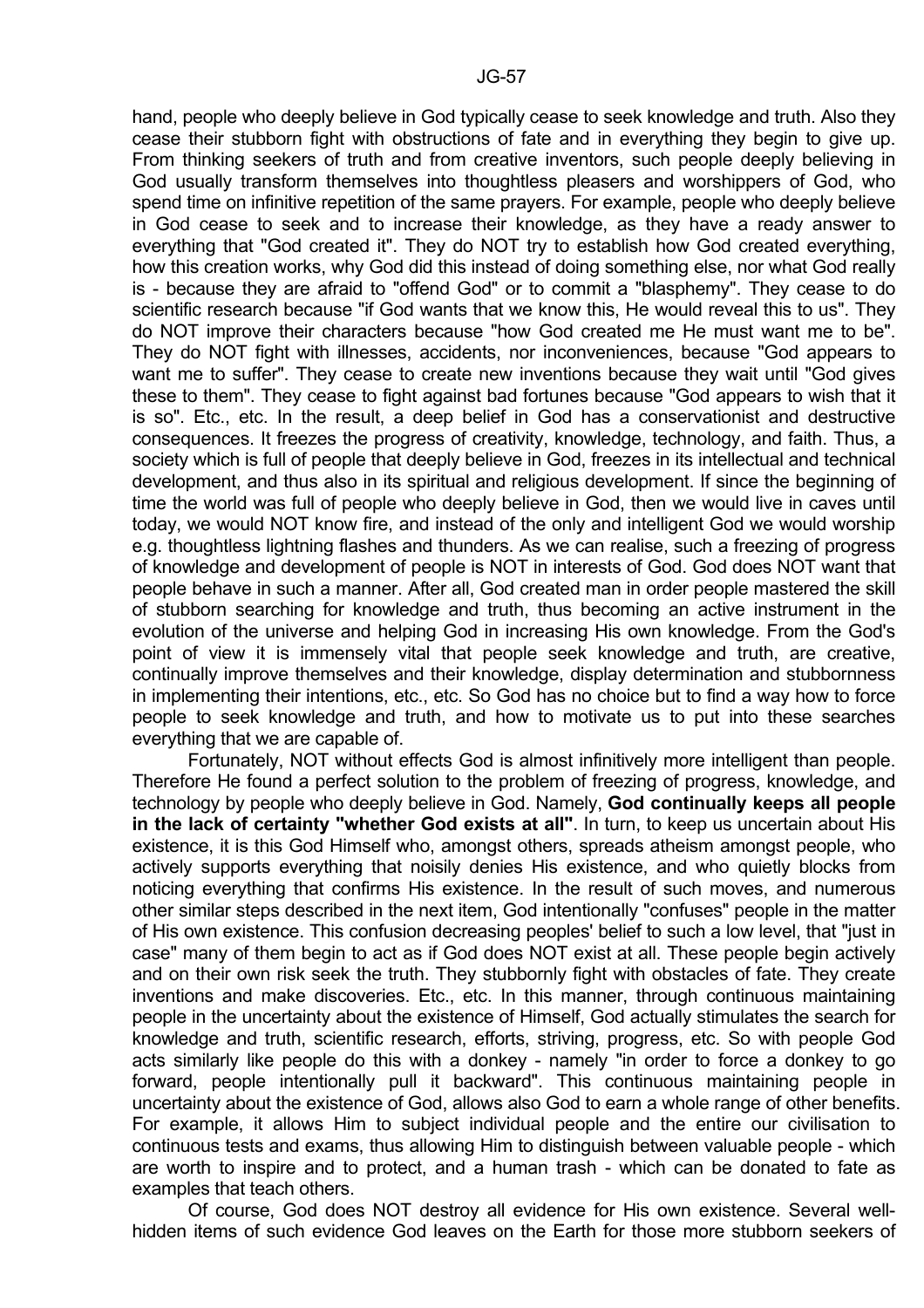hand, people who deeply believe in God typically cease to seek knowledge and truth. Also they cease their stubborn fight with obstructions of fate and in everything they begin to give up. From thinking seekers of truth and from creative inventors, such people deeply believing in God usually transform themselves into thoughtless pleasers and worshippers of God, who spend time on infinitive repetition of the same prayers. For example, people who deeply believe in God cease to seek and to increase their knowledge, as they have a ready answer to everything that "God created it". They do NOT try to establish how God created everything, how this creation works, why God did this instead of doing something else, nor what God really is - because they are afraid to "offend God" or to commit a "blasphemy". They cease to do scientific research because "if God wants that we know this, He would reveal this to us". They do NOT improve their characters because "how God created me He must want me to be". They do NOT fight with illnesses, accidents, nor inconveniences, because "God appears to want me to suffer". They cease to create new inventions because they wait until "God gives these to them". They cease to fight against bad fortunes because "God appears to wish that it is so". Etc., etc. In the result, a deep belief in God has a conservationist and destructive consequences. It freezes the progress of creativity, knowledge, technology, and faith. Thus, a society which is full of people that deeply believe in God, freezes in its intellectual and technical development, and thus also in its spiritual and religious development. If since the beginning of time the world was full of people who deeply believe in God, then we would live in caves until today, we would NOT know fire, and instead of the only and intelligent God we would worship e.g. thoughtless lightning flashes and thunders. As we can realise, such a freezing of progress of knowledge and development of people is NOT in interests of God. God does NOT want that people behave in such a manner. After all, God created man in order people mastered the skill of stubborn searching for knowledge and truth, thus becoming an active instrument in the evolution of the universe and helping God in increasing His own knowledge. From the God's point of view it is immensely vital that people seek knowledge and truth, are creative, continually improve themselves and their knowledge, display determination and stubbornness in implementing their intentions, etc., etc. So God has no choice but to find a way how to force people to seek knowledge and truth, and how to motivate us to put into these searches everything that we are capable of.

Fortunately, NOT without effects God is almost infinitively more intelligent than people. Therefore He found a perfect solution to the problem of freezing of progress, knowledge, and technology by people who deeply believe in God. Namely, **God continually keeps all people in the lack of certainty "whether God exists at all"**. In turn, to keep us uncertain about His existence, it is this God Himself who, amongst others, spreads atheism amongst people, who actively supports everything that noisily denies His existence, and who quietly blocks from noticing everything that confirms His existence. In the result of such moves, and numerous other similar steps described in the next item, God intentionally "confuses" people in the matter of His own existence. This confusion decreasing peoples' belief to such a low level, that "just in case" many of them begin to act as if God does NOT exist at all. These people begin actively and on their own risk seek the truth. They stubbornly fight with obstacles of fate. They create inventions and make discoveries. Etc., etc. In this manner, through continuous maintaining people in the uncertainty about the existence of Himself, God actually stimulates the search for knowledge and truth, scientific research, efforts, striving, progress, etc. So with people God acts similarly like people do this with a donkey - namely "in order to force a donkey to go forward, people intentionally pull it backward". This continuous maintaining people in uncertainty about the existence of God, allows also God to earn a whole range of other benefits. For example, it allows Him to subject individual people and the entire our civilisation to continuous tests and exams, thus allowing Him to distinguish between valuable people - which are worth to inspire and to protect, and a human trash - which can be donated to fate as examples that teach others.

Of course, God does NOT destroy all evidence for His own existence. Several well-hidden items of such evidence God leaves on the Earth for those more stubborn seekers of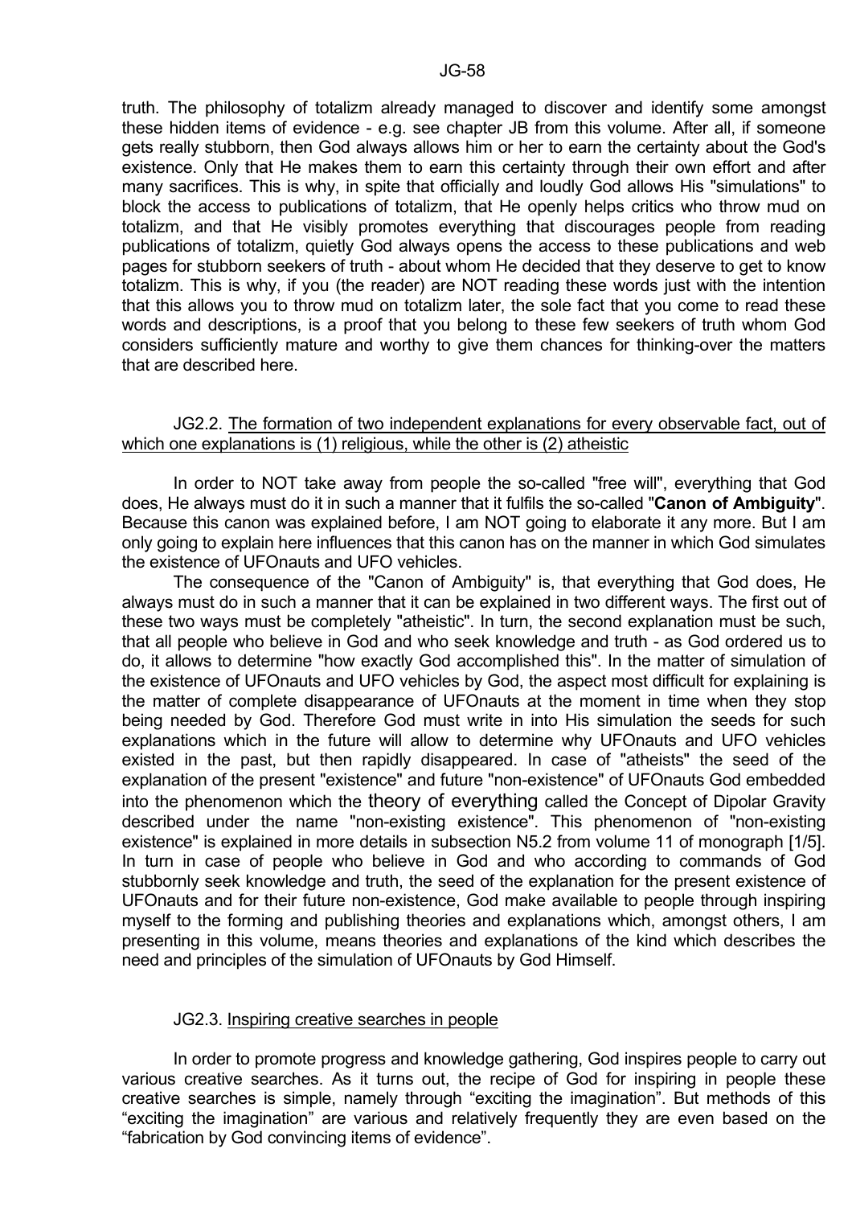truth. The philosophy of totalizm already managed to discover and identify some amongst these hidden items of evidence - e.g. see chapter JB from this volume. After all, if someone gets really stubborn, then God always allows him or her to earn the certainty about the God's existence. Only that He makes them to earn this certainty through their own effort and after many sacrifices. This is why, in spite that officially and loudly God allows His "simulations" to block the access to publications of totalizm, that He openly helps critics who throw mud on totalizm, and that He visibly promotes everything that discourages people from reading publications of totalizm, quietly God always opens the access to these publications and web pages for stubborn seekers of truth - about whom He decided that they deserve to get to know totalizm. This is why, if you (the reader) are NOT reading these words just with the intention that this allows you to throw mud on totalizm later, the sole fact that you come to read these words and descriptions, is a proof that you belong to these few seekers of truth whom God considers sufficiently mature and worthy to give them chances for thinking-over the matters that are described here.

### JG2.2. <u>The formation of two independent explanations for every observable fact, out of which one explanations is (1) religious, while the other is (2) atheistic</u>

In order to NOT take away from people the so-called "free will", everything that God does, He always must do it in such a manner that it fulfils the so-called "**Canon of Ambiguity**". Because this canon was explained before, I am NOT going to elaborate it any more. But I am only going to explain here influences that this canon has on the manner in which God simulates the existence of UFOnauts and UFO vehicles.

The consequence of the "Canon of Ambiguity" is, that everything that God does, He always must do in such a manner that it can be explained in two different ways. The first out of these two ways must be completely "atheistic". In turn, the second explanation must be such, that all people who believe in God and who seek knowledge and truth - as God ordered us to do, it allows to determine "how exactly God accomplished this". In the matter of simulation of the existence of UFOnauts and UFO vehicles by God, the aspect most difficult for explaining is the matter of complete disappearance of UFOnauts at the moment in time when they stop being needed by God. Therefore God must write in into His simulation the seeds for such explanations which in the future will allow to determine why UFOnauts and UFO vehicles existed in the past, but then rapidly disappeared. In case of "atheists" the seed of the explanation of the present "existence" and future "non-existence" of UFOnauts God embedded into the phenomenon which the theory of everything called the Concept of Dipolar Gravity described under the name "non-existing existence". This phenomenon of "non-existing existence" is explained in more details in subsection N5.2 from volume 11 of monograph [1/5]. In turn in case of people who believe in God and who according to commands of God stubbornly seek knowledge and truth, the seed of the explanation for the present existence of UFOnauts and for their future non-existence, God make available to people through inspiring myself to the forming and publishing theories and explanations which, amongst others, I am presenting in this volume, means theories and explanations of the kind which describes the need and principles of the simulation of UFOnauts by God Himself.

### JG2.3. <u>Inspiring creative searches in people</u>

In order to promote progress and knowledge gathering, God inspires people to carry out various creative searches. As it turns out, the recipe of God for inspiring in people these creative searches is simple, namely through “exciting the imagination”. But methods of this “exciting the imagination” are various and relatively frequently they are even based on the “fabrication by God convincing items of evidence”.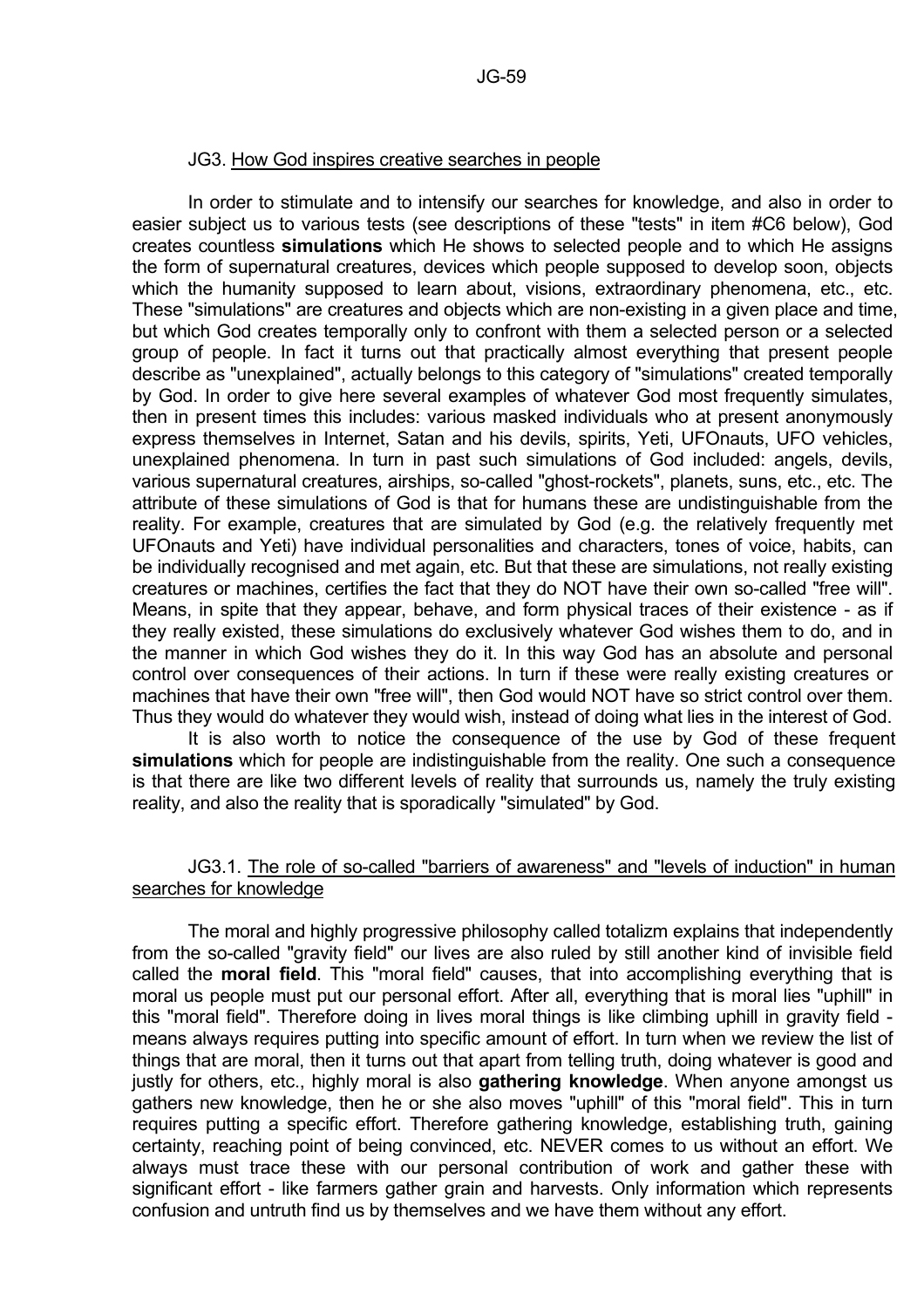### JG3. How God inspires creative searches in people

In order to stimulate and to intensify our searches for knowledge, and also in order to easier subject us to various tests (see descriptions of these "tests" in item #C6 below), God creates countless **simulations** which He shows to selected people and to which He assigns the form of supernatural creatures, devices which people supposed to develop soon, objects which the humanity supposed to learn about, visions, extraordinary phenomena, etc., etc. These "simulations" are creatures and objects which are non-existing in a given place and time, but which God creates temporally only to confront with them a selected person or a selected group of people. In fact it turns out that practically almost everything that present people describe as "unexplained", actually belongs to this category of "simulations" created temporally by God. In order to give here several examples of whatever God most frequently simulates, then in present times this includes: various masked individuals who at present anonymously express themselves in Internet, Satan and his devils, spirits, Yeti, UFOnauts, UFO vehicles, unexplained phenomena. In turn in past such simulations of God included: angels, devils, various supernatural creatures, airships, so-called "ghost-rockets", planets, suns, etc., etc. The attribute of these simulations of God is that for humans these are undistinguishable from the reality. For example, creatures that are simulated by God (e.g. the relatively frequently met UFOnauts and Yeti) have individual personalities and characters, tones of voice, habits, can be individually recognised and met again, etc. But that these are simulations, not really existing creatures or machines, certifies the fact that they do NOT have their own so-called "free will". Means, in spite that they appear, behave, and form physical traces of their existence - as if they really existed, these simulations do exclusively whatever God wishes them to do, and in the manner in which God wishes they do it. In this way God has an absolute and personal control over consequences of their actions. In turn if these were really existing creatures or machines that have their own "free will", then God would NOT have so strict control over them. Thus they would do whatever they would wish, instead of doing what lies in the interest of God.

It is also worth to notice the consequence of the use by God of these frequent **simulations** which for people are indistinguishable from the reality. One such a consequence is that there are like two different levels of reality that surrounds us, namely the truly existing reality, and also the reality that is sporadically "simulated" by God.

#### JG3.1. The role of so-called "barriers of awareness" and "levels of induction" in human searches for knowledge

The moral and highly progressive philosophy called totalizm explains that independently from the so-called "gravity field" our lives are also ruled by still another kind of invisible field called the **moral field**. This "moral field" causes, that into accomplishing everything that is moral us people must put our personal effort. After all, everything that is moral lies "uphill" in this "moral field". Therefore doing in lives moral things is like climbing uphill in gravity field - means always requires putting into specific amount of effort. In turn when we review the list of things that are moral, then it turns out that apart from telling truth, doing whatever is good and justly for others, etc., highly moral is also **gathering knowledge**. When anyone amongst us gathers new knowledge, then he or she also moves "uphill" of this "moral field". This in turn requires putting a specific effort. Therefore gathering knowledge, establishing truth, gaining certainty, reaching point of being convinced, etc. NEVER comes to us without an effort. We always must trace these with our personal contribution of work and gather these with significant effort - like farmers gather grain and harvests. Only information which represents confusion and untruth find us by themselves and we have them without any effort.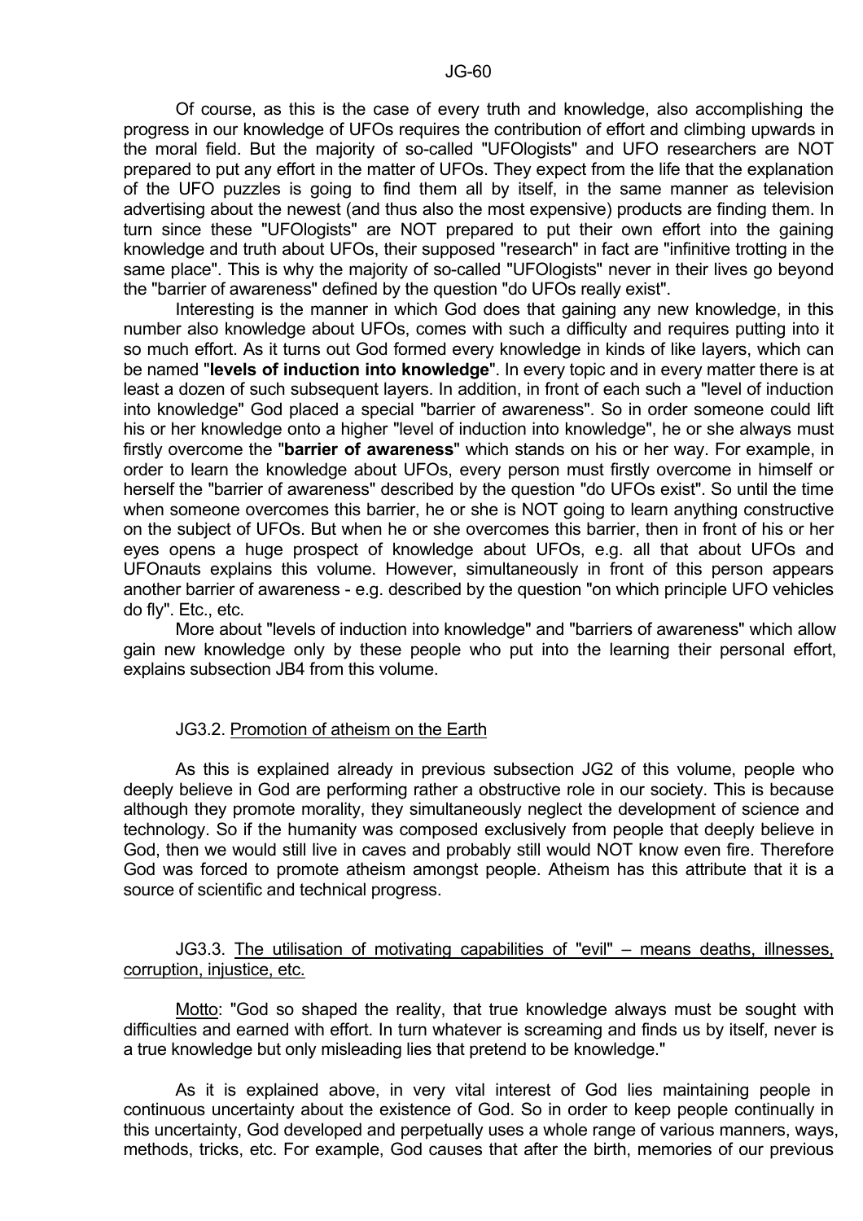Of course, as this is the case of every truth and knowledge, also accomplishing the progress in our knowledge of UFOs requires the contribution of effort and climbing upwards in the moral field. But the majority of so-called "UFOlogists" and UFO researchers are NOT prepared to put any effort in the matter of UFOs. They expect from the life that the explanation of the UFO puzzles is going to find them all by itself, in the same manner as television advertising about the newest (and thus also the most expensive) products are finding them. In turn since these "UFOlogists" are NOT prepared to put their own effort into the gaining knowledge and truth about UFOs, their supposed "research" in fact are "infinitive trotting in the same place". This is why the majority of so-called "UFOlogists" never in their lives go beyond the "barrier of awareness" defined by the question "do UFOs really exist".

Interesting is the manner in which God does that gaining any new knowledge, in this number also knowledge about UFOs, comes with such a difficulty and requires putting into it so much effort. As it turns out God formed every knowledge in kinds of like layers, which can be named "**levels of induction into knowledge**". In every topic and in every matter there is at least a dozen of such subsequent layers. In addition, in front of each such a "level of induction into knowledge" God placed a special "barrier of awareness". So in order someone could lift his or her knowledge onto a higher "level of induction into knowledge", he or she always must firstly overcome the "**barrier of awareness**" which stands on his or her way. For example, in order to learn the knowledge about UFOs, every person must firstly overcome in himself or herself the "barrier of awareness" described by the question "do UFOs exist". So until the time when someone overcomes this barrier, he or she is NOT going to learn anything constructive on the subject of UFOs. But when he or she overcomes this barrier, then in front of his or her eyes opens a huge prospect of knowledge about UFOs, e.g. all that about UFOs and UFOnauts explains this volume. However, simultaneously in front of this person appears another barrier of awareness - e.g. described by the question "on which principle UFO vehicles do fly". Etc., etc.

More about "levels of induction into knowledge" and "barriers of awareness" which allow gain new knowledge only by these people who put into the learning their personal effort, explains subsection JB4 from this volume.

### JG3.2. Promotion of atheism on the Earth

As this is explained already in previous subsection JG2 of this volume, people who deeply believe in God are performing rather a obstructive role in our society. This is because although they promote morality, they simultaneously neglect the development of science and technology. So if the humanity was composed exclusively from people that deeply believe in God, then we would still live in caves and probably still would NOT know even fire. Therefore God was forced to promote atheism amongst people. Atheism has this attribute that it is a source of scientific and technical progress.

### JG3.3. The utilisation of motivating capabilities of "evil" – means deaths, illnesses, corruption, injustice, etc.

Motto: "God so shaped the reality, that true knowledge always must be sought with difficulties and earned with effort. In turn whatever is screaming and finds us by itself, never is a true knowledge but only misleading lies that pretend to be knowledge."

As it is explained above, in very vital interest of God lies maintaining people in continuous uncertainty about the existence of God. So in order to keep people continually in this uncertainty, God developed and perpetually uses a whole range of various manners, ways, methods, tricks, etc. For example, God causes that after the birth, memories of our previous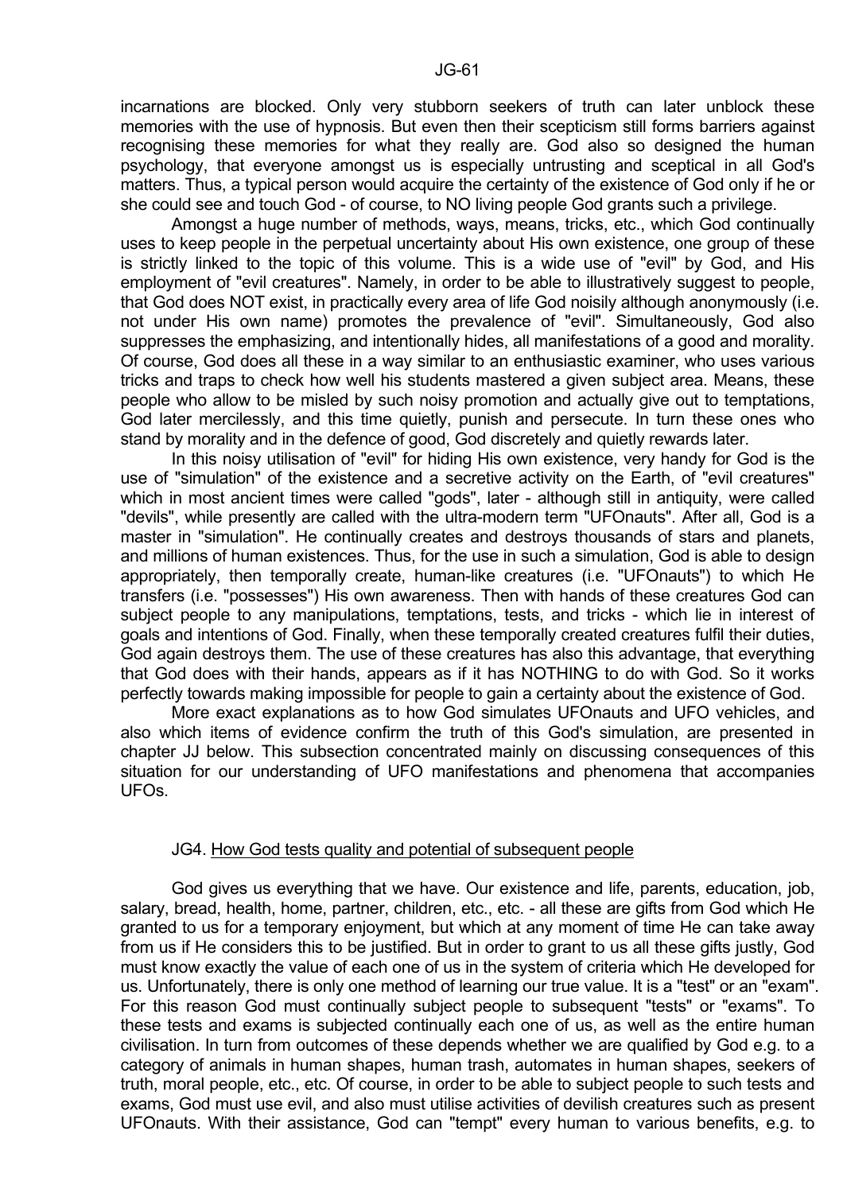incarnations are blocked. Only very stubborn seekers of truth can later unblock these memories with the use of hypnosis. But even then their scepticism still forms barriers against recognising these memories for what they really are. God also so designed the human psychology, that everyone amongst us is especially untrusting and sceptical in all God's matters. Thus, a typical person would acquire the certainty of the existence of God only if he or she could see and touch God - of course, to NO living people God grants such a privilege.

Amongst a huge number of methods, ways, means, tricks, etc., which God continually uses to keep people in the perpetual uncertainty about His own existence, one group of these is strictly linked to the topic of this volume. This is a wide use of "evil" by God, and His employment of "evil creatures". Namely, in order to be able to illustratively suggest to people, that God does NOT exist, in practically every area of life God noisily although anonymously (i.e. not under His own name) promotes the prevalence of "evil". Simultaneously, God also suppresses the emphasizing, and intentionally hides, all manifestations of a good and morality. Of course, God does all these in a way similar to an enthusiastic examiner, who uses various tricks and traps to check how well his students mastered a given subject area. Means, these people who allow to be misled by such noisy promotion and actually give out to temptations, God later mercilessly, and this time quietly, punish and persecute. In turn these ones who stand by morality and in the defence of good, God discretely and quietly rewards later.

In this noisy utilisation of "evil" for hiding His own existence, very handy for God is the use of "simulation" of the existence and a secretive activity on the Earth, of "evil creatures" which in most ancient times were called "gods", later - although still in antiquity, were called "devils", while presently are called with the ultra-modern term "UFOnauts". After all, God is a master in "simulation". He continually creates and destroys thousands of stars and planets, and millions of human existences. Thus, for the use in such a simulation, God is able to design appropriately, then temporally create, human-like creatures (i.e. "UFOnauts") to which He transfers (i.e. "possesses") His own awareness. Then with hands of these creatures God can subject people to any manipulations, temptations, tests, and tricks - which lie in interest of goals and intentions of God. Finally, when these temporally created creatures fulfil their duties, God again destroys them. The use of these creatures has also this advantage, that everything that God does with their hands, appears as if it has NOTHING to do with God. So it works perfectly towards making impossible for people to gain a certainty about the existence of God.

More exact explanations as to how God simulates UFOnauts and UFO vehicles, and also which items of evidence confirm the truth of this God's simulation, are presented in chapter JJ below. This subsection concentrated mainly on discussing consequences of this situation for our understanding of UFO manifestations and phenomena that accompanies UFOs.

## JG4. How God tests quality and potential of subsequent people

God gives us everything that we have. Our existence and life, parents, education, job, salary, bread, health, home, partner, children, etc., etc. - all these are gifts from God which He granted to us for a temporary enjoyment, but which at any moment of time He can take away from us if He considers this to be justified. But in order to grant to us all these gifts justly, God must know exactly the value of each one of us in the system of criteria which He developed for us. Unfortunately, there is only one method of learning our true value. It is a "test" or an "exam". For this reason God must continually subject people to subsequent "tests" or "exams". To these tests and exams is subjected continually each one of us, as well as the entire human civilisation. In turn from outcomes of these depends whether we are qualified by God e.g. to a category of animals in human shapes, human trash, automates in human shapes, seekers of truth, moral people, etc., etc. Of course, in order to be able to subject people to such tests and exams, God must use evil, and also must utilise activities of devilish creatures such as present UFOnauts. With their assistance, God can "tempt" every human to various benefits, e.g. to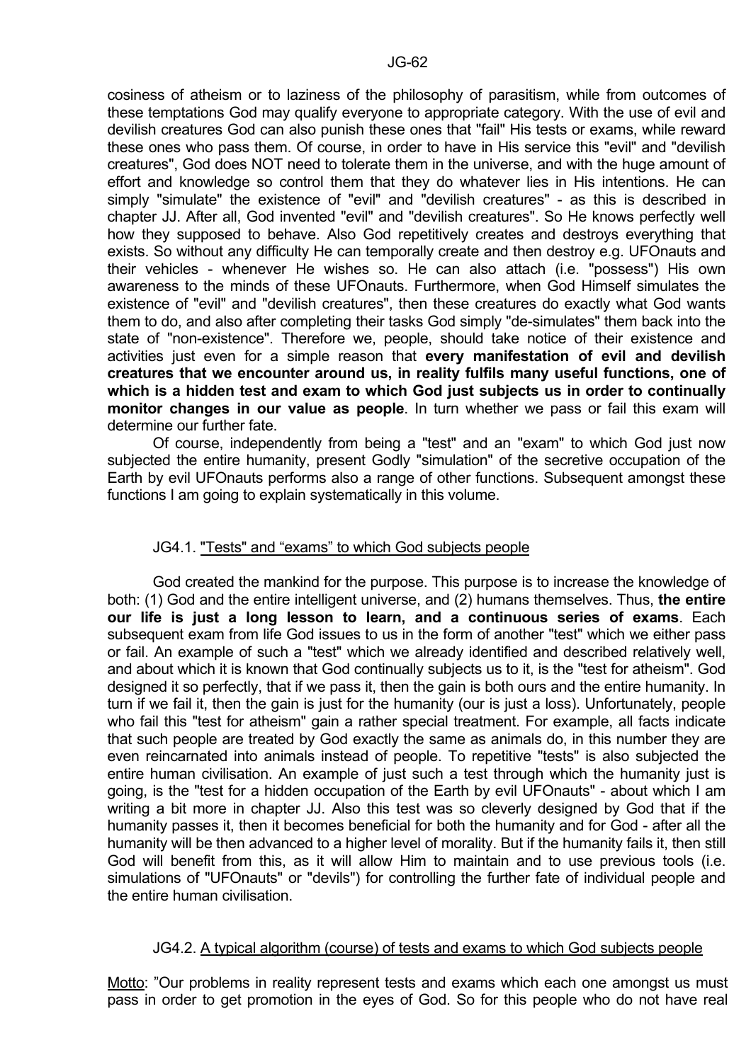cosiness of atheism or to laziness of the philosophy of parasitism, while from outcomes of these temptations God may qualify everyone to appropriate category. With the use of evil and devilish creatures God can also punish these ones that "fail" His tests or exams, while reward these ones who pass them. Of course, in order to have in His service this "evil" and "devilish creatures", God does NOT need to tolerate them in the universe, and with the huge amount of effort and knowledge so control them that they do whatever lies in His intentions. He can simply "simulate" the existence of "evil" and "devilish creatures" - as this is described in chapter JJ. After all, God invented "evil" and "devilish creatures". So He knows perfectly well how they supposed to behave. Also God repetitively creates and destroys everything that exists. So without any difficulty He can temporally create and then destroy e.g. UFOnauts and their vehicles - whenever He wishes so. He can also attach (i.e. "possess") His own awareness to the minds of these UFOnauts. Furthermore, when God Himself simulates the existence of "evil" and "devilish creatures", then these creatures do exactly what God wants them to do, and also after completing their tasks God simply "de-simulates" them back into the state of "non-existence". Therefore we, people, should take notice of their existence and activities just even for a simple reason that **every manifestation of evil and devilish creatures that we encounter around us, in reality fulfils many useful functions, one of which is a hidden test and exam to which God just subjects us in order to continually monitor changes in our value as people**. In turn whether we pass or fail this exam will determine our further fate.

Of course, independently from being a "test" and an "exam" to which God just now subjected the entire humanity, present Godly "simulation" of the secretive occupation of the Earth by evil UFOnauts performs also a range of other functions. Subsequent amongst these functions I am going to explain systematically in this volume.

## JG4.1. "Tests" and "exams" to which God subjects people

God created the mankind for the purpose. This purpose is to increase the knowledge of both: (1) God and the entire intelligent universe, and (2) humans themselves. Thus, **the entire our life is just a long lesson to learn, and a continuous series of exams**. Each subsequent exam from life God issues to us in the form of another "test" which we either pass or fail. An example of such a "test" which we already identified and described relatively well, and about which it is known that God continually subjects us to it, is the "test for atheism". God designed it so perfectly, that if we pass it, then the gain is both ours and the entire humanity. In turn if we fail it, then the gain is just for the humanity (our is just a loss). Unfortunately, people who fail this "test for atheism" gain a rather special treatment. For example, all facts indicate that such people are treated by God exactly the same as animals do, in this number they are even reincarnated into animals instead of people. To repetitive "tests" is also subjected the entire human civilisation. An example of just such a test through which the humanity just is going, is the "test for a hidden occupation of the Earth by evil UFOnauts" - about which I am writing a bit more in chapter JJ. Also this test was so cleverly designed by God that if the humanity passes it, then it becomes beneficial for both the humanity and for God - after all the humanity will be then advanced to a higher level of morality. But if the humanity fails it, then still God will benefit from this, as it will allow Him to maintain and to use previous tools (i.e. simulations of "UFOnauts" or "devils") for controlling the further fate of individual people and the entire human civilisation.

## JG4.2. A typical algorithm (course) of tests and exams to which God subjects people

Motto: "Our problems in reality represent tests and exams which each one amongst us must pass in order to get promotion in the eyes of God. So for this people who do not have real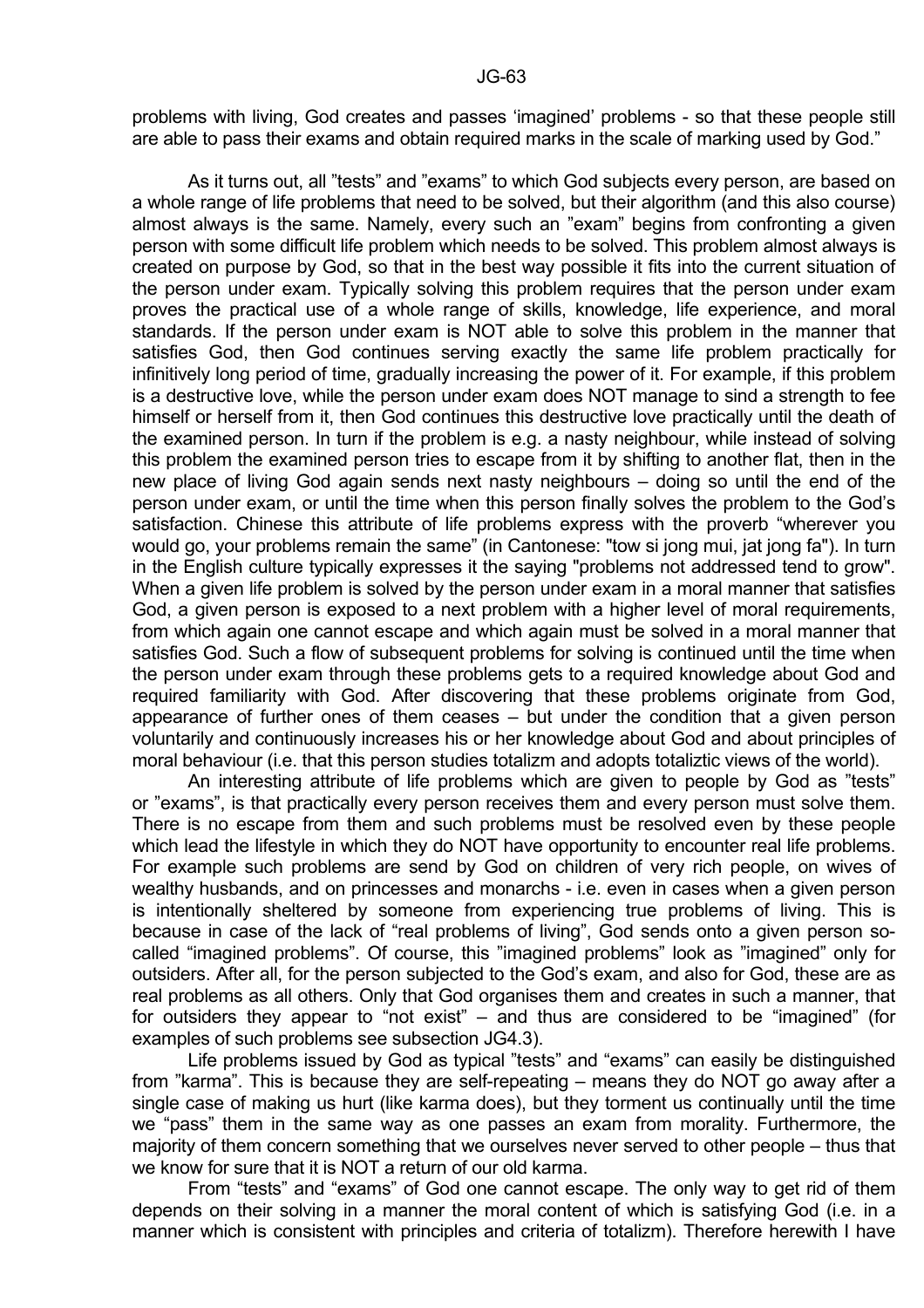problems with living, God creates and passes 'imagined' problems - so that these people still are able to pass their exams and obtain required marks in the scale of marking used by God."

As it turns out, all "tests" and "exams" to which God subjects every person, are based on a whole range of life problems that need to be solved, but their algorithm (and this also course) almost always is the same. Namely, every such an "exam" begins from confronting a given person with some difficult life problem which needs to be solved. This problem almost always is created on purpose by God, so that in the best way possible it fits into the current situation of the person under exam. Typically solving this problem requires that the person under exam proves the practical use of a whole range of skills, knowledge, life experience, and moral standards. If the person under exam is NOT able to solve this problem in the manner that satisfies God, then God continues serving exactly the same life problem practically for infinitively long period of time, gradually increasing the power of it. For example, if this problem is a destructive love, while the person under exam does NOT manage to sind a strength to fee himself or herself from it, then God continues this destructive love practically until the death of the examined person. In turn if the problem is e.g. a nasty neighbour, while instead of solving this problem the examined person tries to escape from it by shifting to another flat, then in the new place of living God again sends next nasty neighbours – doing so until the end of the person under exam, or until the time when this person finally solves the problem to the God's satisfaction. Chinese this attribute of life problems express with the proverb "wherever you would go, your problems remain the same" (in Cantonese: "tow si jong mui, jat jong fa"). In turn in the English culture typically expresses it the saying "problems not addressed tend to grow". When a given life problem is solved by the person under exam in a moral manner that satisfies God, a given person is exposed to a next problem with a higher level of moral requirements, from which again one cannot escape and which again must be solved in a moral manner that satisfies God. Such a flow of subsequent problems for solving is continued until the time when the person under exam through these problems gets to a required knowledge about God and required familiarity with God. After discovering that these problems originate from God, appearance of further ones of them ceases – but under the condition that a given person voluntarily and continuously increases his or her knowledge about God and about principles of moral behaviour (i.e. that this person studies totalizm and adopts totaliztic views of the world).

An interesting attribute of life problems which are given to people by God as "tests" or "exams", is that practically every person receives them and every person must solve them. There is no escape from them and such problems must be resolved even by these people which lead the lifestyle in which they do NOT have opportunity to encounter real life problems. For example such problems are send by God on children of very rich people, on wives of wealthy husbands, and on princesses and monarchs - i.e. even in cases when a given person is intentionally sheltered by someone from experiencing true problems of living. This is because in case of the lack of "real problems of living", God sends onto a given person so-called "imagined problems". Of course, this "imagined problems" look as "imagined" only for outsiders. After all, for the person subjected to the God's exam, and also for God, these are as real problems as all others. Only that God organises them and creates in such a manner, that for outsiders they appear to "not exist" – and thus are considered to be "imagined" (for examples of such problems see subsection JG4.3).

Life problems issued by God as typical "tests" and "exams" can easily be distinguished from "karma". This is because they are self-repeating – means they do NOT go away after a single case of making us hurt (like karma does), but they torment us continually until the time we "pass" them in the same way as one passes an exam from morality. Furthermore, the majority of them concern something that we ourselves never served to other people – thus that we know for sure that it is NOT a return of our old karma.

From "tests" and "exams" of God one cannot escape. The only way to get rid of them depends on their solving in a manner the moral content of which is satisfying God (i.e. in a manner which is consistent with principles and criteria of totalizm). Therefore herewith I have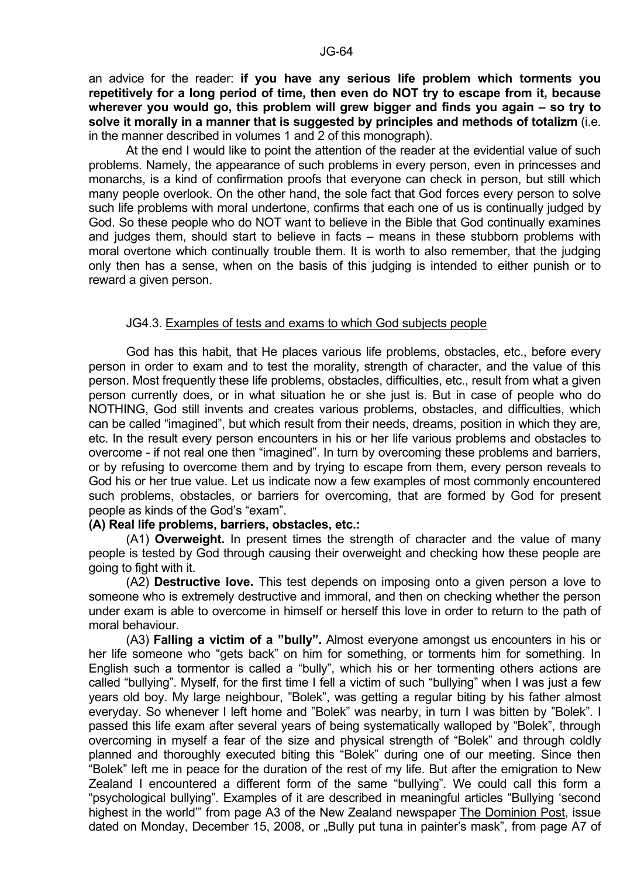an advice for the reader: **if you have any serious life problem which torments you repetitively for a long period of time, then even do NOT try to escape from it, because wherever you would go, this problem will grew bigger and finds you again – so try to solve it morally in a manner that is suggested by principles and methods of totalizm** (i.e. in the manner described in volumes 1 and 2 of this monograph).

At the end I would like to point the attention of the reader at the evidential value of such problems. Namely, the appearance of such problems in every person, even in princesses and monarchs, is a kind of confirmation proofs that everyone can check in person, but still which many people overlook. On the other hand, the sole fact that God forces every person to solve such life problems with moral undertone, confirms that each one of us is continually judged by God. So these people who do NOT want to believe in the Bible that God continually examines and judges them, should start to believe in facts – means in these stubborn problems with moral overtone which continually trouble them. It is worth to also remember, that the judging only then has a sense, when on the basis of this judging is intended to either punish or to reward a given person.

### JG4.3. Examples of tests and exams to which God subjects people

God has this habit, that He places various life problems, obstacles, etc., before every person in order to exam and to test the morality, strength of character, and the value of this person. Most frequently these life problems, obstacles, difficulties, etc., result from what a given person currently does, or in what situation he or she just is. But in case of people who do NOTHING, God still invents and creates various problems, obstacles, and difficulties, which can be called "imagined", but which result from their needs, dreams, position in which they are, etc. In the result every person encounters in his or her life various problems and obstacles to overcome - if not real one then "imagined". In turn by overcoming these problems and barriers, or by refusing to overcome them and by trying to escape from them, every person reveals to God his or her true value. Let us indicate now a few examples of most commonly encountered such problems, obstacles, or barriers for overcoming, that are formed by God for present people as kinds of the God's "exam".

**(A) Real life problems, barriers, obstacles, etc.:**

(A1) **Overweight.** In present times the strength of character and the value of many people is tested by God through causing their overweight and checking how these people are going to fight with it.

(A2) **Destructive love.** This test depends on imposing onto a given person a love to someone who is extremely destructive and immoral, and then on checking whether the person under exam is able to overcome in himself or herself this love in order to return to the path of moral behaviour.

(A3) **Falling a victim of a "bully".** Almost everyone amongst us encounters in his or her life someone who "gets back" on him for something, or torments him for something. In English such a tormentor is called a "bully", which his or her tormenting others actions are called "bullying". Myself, for the first time I fell a victim of such "bullying" when I was just a few years old boy. My large neighbour, "Bolek", was getting a regular biting by his father almost everyday. So whenever I left home and "Bolek" was nearby, in turn I was bitten by "Bolek". I passed this life exam after several years of being systematically walloped by "Bolek", through overcoming in myself a fear of the size and physical strength of "Bolek" and through coldly planned and thoroughly executed biting this "Bolek" during one of our meeting. Since then "Bolek" left me in peace for the duration of the rest of my life. But after the emigration to New Zealand I encountered a different form of the same "bullying". We could call this form a "psychological bullying". Examples of it are described in meaningful articles "Bullying 'second highest in the world'" from page A3 of the New Zealand newspaper The Dominion Post, issue dated on Monday, December 15, 2008, or „Bully put tuna in painter's mask", from page A7 of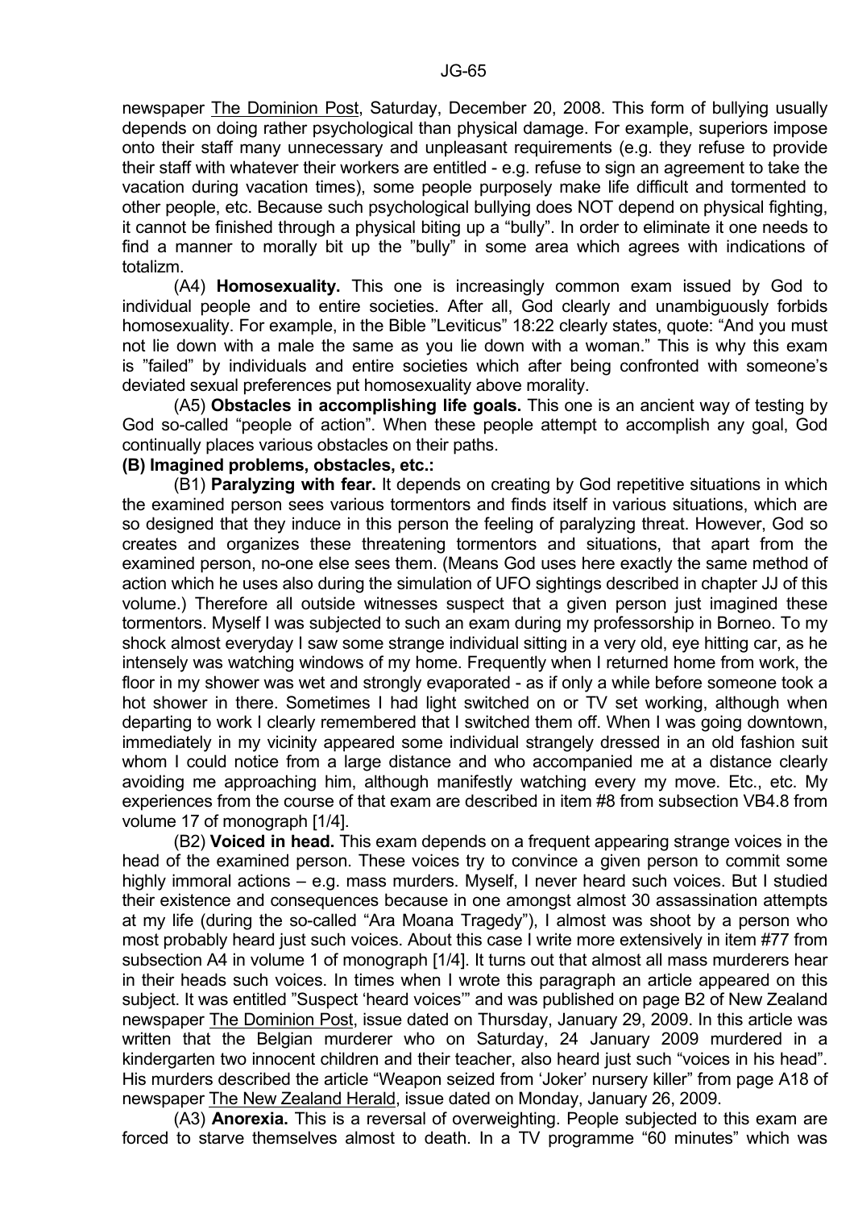newspaper The Dominion Post, Saturday, December 20, 2008. This form of bullying usually depends on doing rather psychological than physical damage. For example, superiors impose onto their staff many unnecessary and unpleasant requirements (e.g. they refuse to provide their staff with whatever their workers are entitled - e.g. refuse to sign an agreement to take the vacation during vacation times), some people purposely make life difficult and tormented to other people, etc. Because such psychological bullying does NOT depend on physical fighting, it cannot be finished through a physical biting up a "bully". In order to eliminate it one needs to find a manner to morally bit up the "bully" in some area which agrees with indications of totalizm.

(A4) **Homosexuality.** This one is increasingly common exam issued by God to individual people and to entire societies. After all, God clearly and unambiguously forbids homosexuality. For example, in the Bible "Leviticus" 18:22 clearly states, quote: "And you must not lie down with a male the same as you lie down with a woman." This is why this exam is "failed" by individuals and entire societies which after being confronted with someone's deviated sexual preferences put homosexuality above morality.

(A5) **Obstacles in accomplishing life goals.** This one is an ancient way of testing by God so-called "people of action". When these people attempt to accomplish any goal, God continually places various obstacles on their paths.

**(B) Imagined problems, obstacles, etc.:**

(B1) **Paralyzing with fear.** It depends on creating by God repetitive situations in which the examined person sees various tormentors and finds itself in various situations, which are so designed that they induce in this person the feeling of paralyzing threat. However, God so creates and organizes these threatening tormentors and situations, that apart from the examined person, no-one else sees them. (Means God uses here exactly the same method of action which he uses also during the simulation of UFO sightings described in chapter JJ of this volume.) Therefore all outside witnesses suspect that a given person just imagined these tormentors. Myself I was subjected to such an exam during my professorship in Borneo. To my shock almost everyday I saw some strange individual sitting in a very old, eye hitting car, as he intensely was watching windows of my home. Frequently when I returned home from work, the floor in my shower was wet and strongly evaporated - as if only a while before someone took a hot shower in there. Sometimes I had light switched on or TV set working, although when departing to work I clearly remembered that I switched them off. When I was going downtown, immediately in my vicinity appeared some individual strangely dressed in an old fashion suit whom I could notice from a large distance and who accompanied me at a distance clearly avoiding me approaching him, although manifestly watching every my move. Etc., etc. My experiences from the course of that exam are described in item #8 from subsection VB4.8 from volume 17 of monograph [1/4].

(B2) **Voiced in head.** This exam depends on a frequent appearing strange voices in the head of the examined person. These voices try to convince a given person to commit some highly immoral actions – e.g. mass murders. Myself, I never heard such voices. But I studied their existence and consequences because in one amongst almost 30 assassination attempts at my life (during the so-called "Ara Moana Tragedy"), I almost was shoot by a person who most probably heard just such voices. About this case I write more extensively in item #77 from subsection A4 in volume 1 of monograph [1/4]. It turns out that almost all mass murderers hear in their heads such voices. In times when I wrote this paragraph an article appeared on this subject. It was entitled "Suspect 'heard voices'" and was published on page B2 of New Zealand newspaper The Dominion Post, issue dated on Thursday, January 29, 2009. In this article was written that the Belgian murderer who on Saturday, 24 January 2009 murdered in a kindergarten two innocent children and their teacher, also heard just such "voices in his head". His murders described the article "Weapon seized from 'Joker' nursery killer" from page A18 of newspaper The New Zealand Herald, issue dated on Monday, January 26, 2009.

(A3) **Anorexia.** This is a reversal of overweighting. People subjected to this exam are forced to starve themselves almost to death. In a TV programme "60 minutes" which was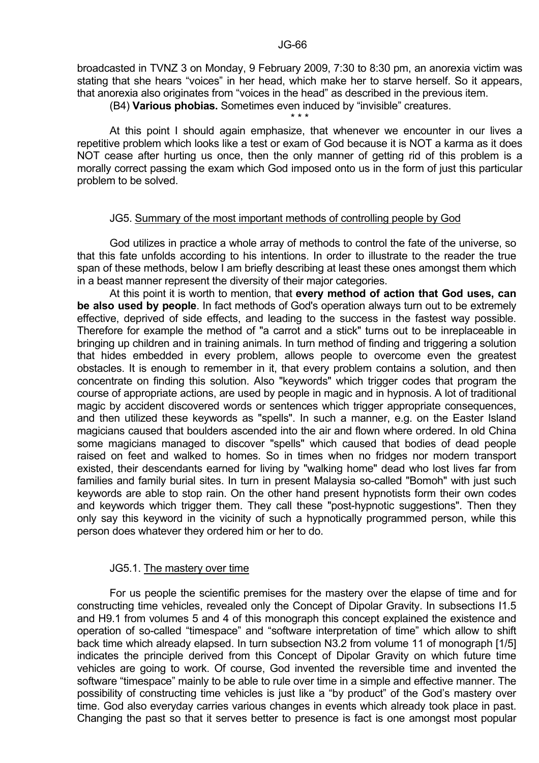broadcasted in TVNZ 3 on Monday, 9 February 2009, 7:30 to 8:30 pm, an anorexia victim was stating that she hears "voices" in her head, which make her to starve herself. So it appears, that anorexia also originates from "voices in the head" as described in the previous item.

(B4) **Various phobias.** Sometimes even induced by "invisible" creatures.

\* \* \*

At this point I should again emphasize, that whenever we encounter in our lives a repetitive problem which looks like a test or exam of God because it is NOT a karma as it does NOT cease after hurting us once, then the only manner of getting rid of this problem is a morally correct passing the exam which God imposed onto us in the form of just this particular problem to be solved.

## JG5. Summary of the most important methods of controlling people by God

God utilizes in practice a whole array of methods to control the fate of the universe, so that this fate unfolds according to his intentions. In order to illustrate to the reader the true span of these methods, below I am briefly describing at least these ones amongst them which in a beast manner represent the diversity of their major categories.

At this point it is worth to mention, that **every method of action that God uses, can be also used by people**. In fact methods of God's operation always turn out to be extremely effective, deprived of side effects, and leading to the success in the fastest way possible. Therefore for example the method of "a carrot and a stick" turns out to be inreplaceable in bringing up children and in training animals. In turn method of finding and triggering a solution that hides embedded in every problem, allows people to overcome even the greatest obstacles. It is enough to remember in it, that every problem contains a solution, and then concentrate on finding this solution. Also "keywords" which trigger codes that program the course of appropriate actions, are used by people in magic and in hypnosis. A lot of traditional magic by accident discovered words or sentences which trigger appropriate consequences, and then utilized these keywords as "spells". In such a manner, e.g. on the Easter Island magicians caused that boulders ascended into the air and flown where ordered. In old China some magicians managed to discover "spells" which caused that bodies of dead people raised on feet and walked to homes. So in times when no fridges nor modern transport existed, their descendants earned for living by "walking home" dead who lost lives far from families and family burial sites. In turn in present Malaysia so-called "Bomoh" with just such keywords are able to stop rain. On the other hand present hypnotists form their own codes and keywords which trigger them. They call these "post-hypnotic suggestions". Then they only say this keyword in the vicinity of such a hypnotically programmed person, while this person does whatever they ordered him or her to do.

### JG5.1. The mastery over time

For us people the scientific premises for the mastery over the elapse of time and for constructing time vehicles, revealed only the Concept of Dipolar Gravity. In subsections I1.5 and H9.1 from volumes 5 and 4 of this monograph this concept explained the existence and operation of so-called "timespace" and "software interpretation of time" which allow to shift back time which already elapsed. In turn subsection N3.2 from volume 11 of monograph [1/5] indicates the principle derived from this Concept of Dipolar Gravity on which future time vehicles are going to work. Of course, God invented the reversible time and invented the software "timespace" mainly to be able to rule over time in a simple and effective manner. The possibility of constructing time vehicles is just like a "by product" of the God's mastery over time. God also everyday carries various changes in events which already took place in past. Changing the past so that it serves better to presence is fact is one amongst most popular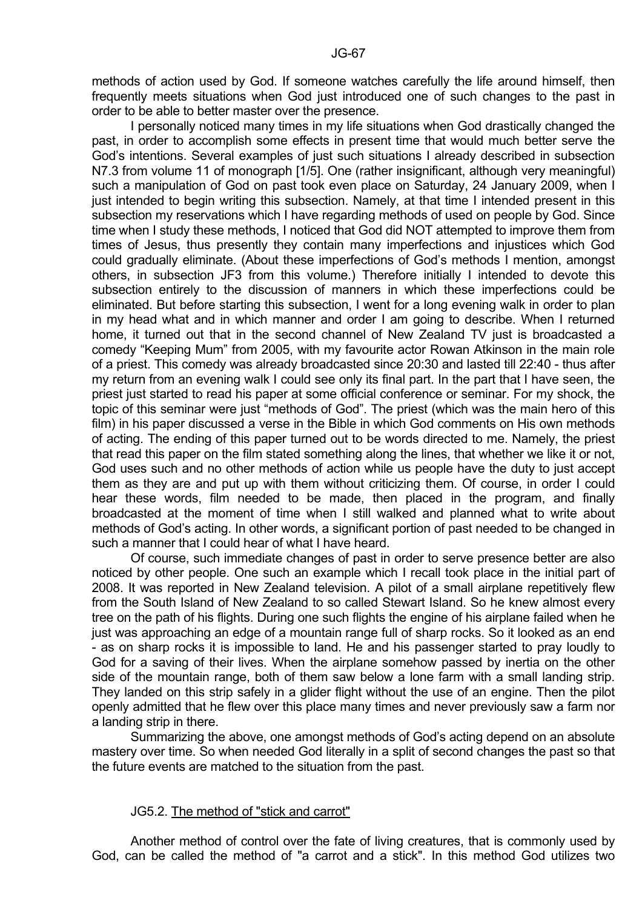methods of action used by God. If someone watches carefully the life around himself, then frequently meets situations when God just introduced one of such changes to the past in order to be able to better master over the presence.

I personally noticed many times in my life situations when God drastically changed the past, in order to accomplish some effects in present time that would much better serve the God's intentions. Several examples of just such situations I already described in subsection N7.3 from volume 11 of monograph [1/5]. One (rather insignificant, although very meaningful) such a manipulation of God on past took even place on Saturday, 24 January 2009, when I just intended to begin writing this subsection. Namely, at that time I intended present in this subsection my reservations which I have regarding methods of used on people by God. Since time when I study these methods, I noticed that God did NOT attempted to improve them from times of Jesus, thus presently they contain many imperfections and injustices which God could gradually eliminate. (About these imperfections of God's methods I mention, amongst others, in subsection JF3 from this volume.) Therefore initially I intended to devote this subsection entirely to the discussion of manners in which these imperfections could be eliminated. But before starting this subsection, I went for a long evening walk in order to plan in my head what and in which manner and order I am going to describe. When I returned home, it turned out that in the second channel of New Zealand TV just is broadcasted a comedy "Keeping Mum" from 2005, with my favourite actor Rowan Atkinson in the main role of a priest. This comedy was already broadcasted since 20:30 and lasted till 22:40 - thus after my return from an evening walk I could see only its final part. In the part that I have seen, the priest just started to read his paper at some official conference or seminar. For my shock, the topic of this seminar were just "methods of God". The priest (which was the main hero of this film) in his paper discussed a verse in the Bible in which God comments on His own methods of acting. The ending of this paper turned out to be words directed to me. Namely, the priest that read this paper on the film stated something along the lines, that whether we like it or not, God uses such and no other methods of action while us people have the duty to just accept them as they are and put up with them without criticizing them. Of course, in order I could hear these words, film needed to be made, then placed in the program, and finally broadcasted at the moment of time when I still walked and planned what to write about methods of God's acting. In other words, a significant portion of past needed to be changed in such a manner that I could hear of what I have heard.

Of course, such immediate changes of past in order to serve presence better are also noticed by other people. One such an example which I recall took place in the initial part of 2008. It was reported in New Zealand television. A pilot of a small airplane repetitively flew from the South Island of New Zealand to so called Stewart Island. So he knew almost every tree on the path of his flights. During one such flights the engine of his airplane failed when he just was approaching an edge of a mountain range full of sharp rocks. So it looked as an end - as on sharp rocks it is impossible to land. He and his passenger started to pray loudly to God for a saving of their lives. When the airplane somehow passed by inertia on the other side of the mountain range, both of them saw below a lone farm with a small landing strip. They landed on this strip safely in a glider flight without the use of an engine. Then the pilot openly admitted that he flew over this place many times and never previously saw a farm nor a landing strip in there.

Summarizing the above, one amongst methods of God's acting depend on an absolute mastery over time. So when needed God literally in a split of second changes the past so that the future events are matched to the situation from the past.

### JG5.2. The method of "stick and carrot"

Another method of control over the fate of living creatures, that is commonly used by God, can be called the method of "a carrot and a stick". In this method God utilizes two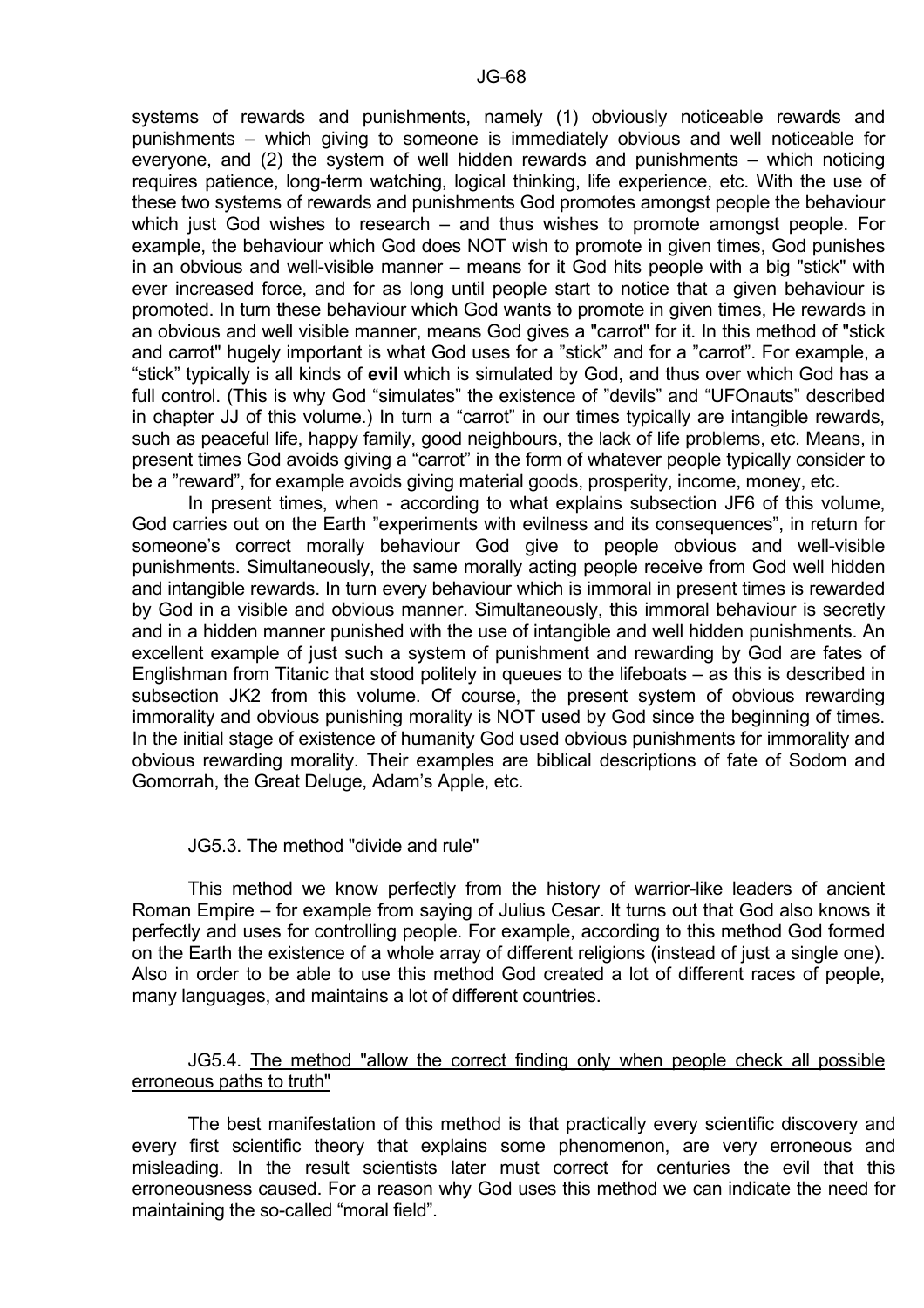systems of rewards and punishments, namely (1) obviously noticeable rewards and punishments – which giving to someone is immediately obvious and well noticeable for everyone, and (2) the system of well hidden rewards and punishments – which noticing requires patience, long-term watching, logical thinking, life experience, etc. With the use of these two systems of rewards and punishments God promotes amongst people the behaviour which just God wishes to research – and thus wishes to promote amongst people. For example, the behaviour which God does NOT wish to promote in given times, God punishes in an obvious and well-visible manner – means for it God hits people with a big "stick" with ever increased force, and for as long until people start to notice that a given behaviour is promoted. In turn these behaviour which God wants to promote in given times, He rewards in an obvious and well visible manner, means God gives a "carrot" for it. In this method of "stick and carrot" hugely important is what God uses for a "stick" and for a "carrot". For example, a "stick" typically is all kinds of **evil** which is simulated by God, and thus over which God has a full control. (This is why God "simulates" the existence of "devils" and "UFOnauts" described in chapter JJ of this volume.) In turn a "carrot" in our times typically are intangible rewards, such as peaceful life, happy family, good neighbours, the lack of life problems, etc. Means, in present times God avoids giving a "carrot" in the form of whatever people typically consider to be a "reward", for example avoids giving material goods, prosperity, income, money, etc.

In present times, when - according to what explains subsection JF6 of this volume, God carries out on the Earth "experiments with evilness and its consequences", in return for someone's correct morally behaviour God give to people obvious and well-visible punishments. Simultaneously, the same morally acting people receive from God well hidden and intangible rewards. In turn every behaviour which is immoral in present times is rewarded by God in a visible and obvious manner. Simultaneously, this immoral behaviour is secretly and in a hidden manner punished with the use of intangible and well hidden punishments. An excellent example of just such a system of punishment and rewarding by God are fates of Englishman from Titanic that stood politely in queues to the lifeboats – as this is described in subsection JK2 from this volume. Of course, the present system of obvious rewarding immorality and obvious punishing morality is NOT used by God since the beginning of times. In the initial stage of existence of humanity God used obvious punishments for immorality and obvious rewarding morality. Their examples are biblical descriptions of fate of Sodom and Gomorrah, the Great Deluge, Adam's Apple, etc.

### JG5.3. The method "divide and rule"

This method we know perfectly from the history of warrior-like leaders of ancient Roman Empire – for example from saying of Julius Cesar. It turns out that God also knows it perfectly and uses for controlling people. For example, according to this method God formed on the Earth the existence of a whole array of different religions (instead of just a single one). Also in order to be able to use this method God created a lot of different races of people, many languages, and maintains a lot of different countries.

### JG5.4. The method "allow the correct finding only when people check all possible erroneous paths to truth"

The best manifestation of this method is that practically every scientific discovery and every first scientific theory that explains some phenomenon, are very erroneous and misleading. In the result scientists later must correct for centuries the evil that this erroneousness caused. For a reason why God uses this method we can indicate the need for maintaining the so-called "moral field".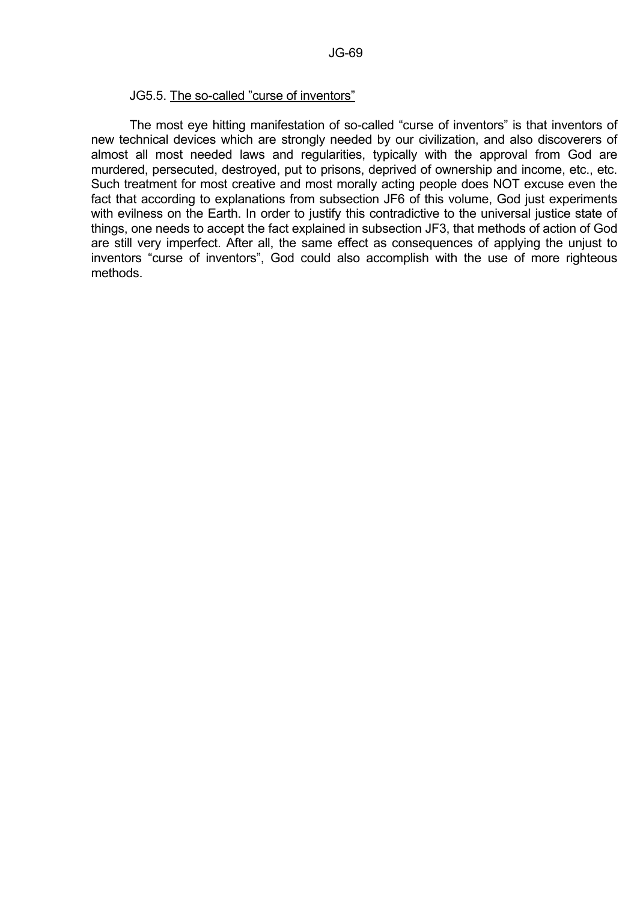### JG5.5. The so-called ”curse of inventors”

The most eye hitting manifestation of so-called “curse of inventors” is that inventors of new technical devices which are strongly needed by our civilization, and also discoverers of almost all most needed laws and regularities, typically with the approval from God are murdered, persecuted, destroyed, put to prisons, deprived of ownership and income, etc., etc. Such treatment for most creative and most morally acting people does NOT excuse even the fact that according to explanations from subsection JF6 of this volume, God just experiments with evilness on the Earth. In order to justify this contradictive to the universal justice state of things, one needs to accept the fact explained in subsection JF3, that methods of action of God are still very imperfect. After all, the same effect as consequences of applying the unjust to inventors “curse of inventors”, God could also accomplish with the use of more righteous methods.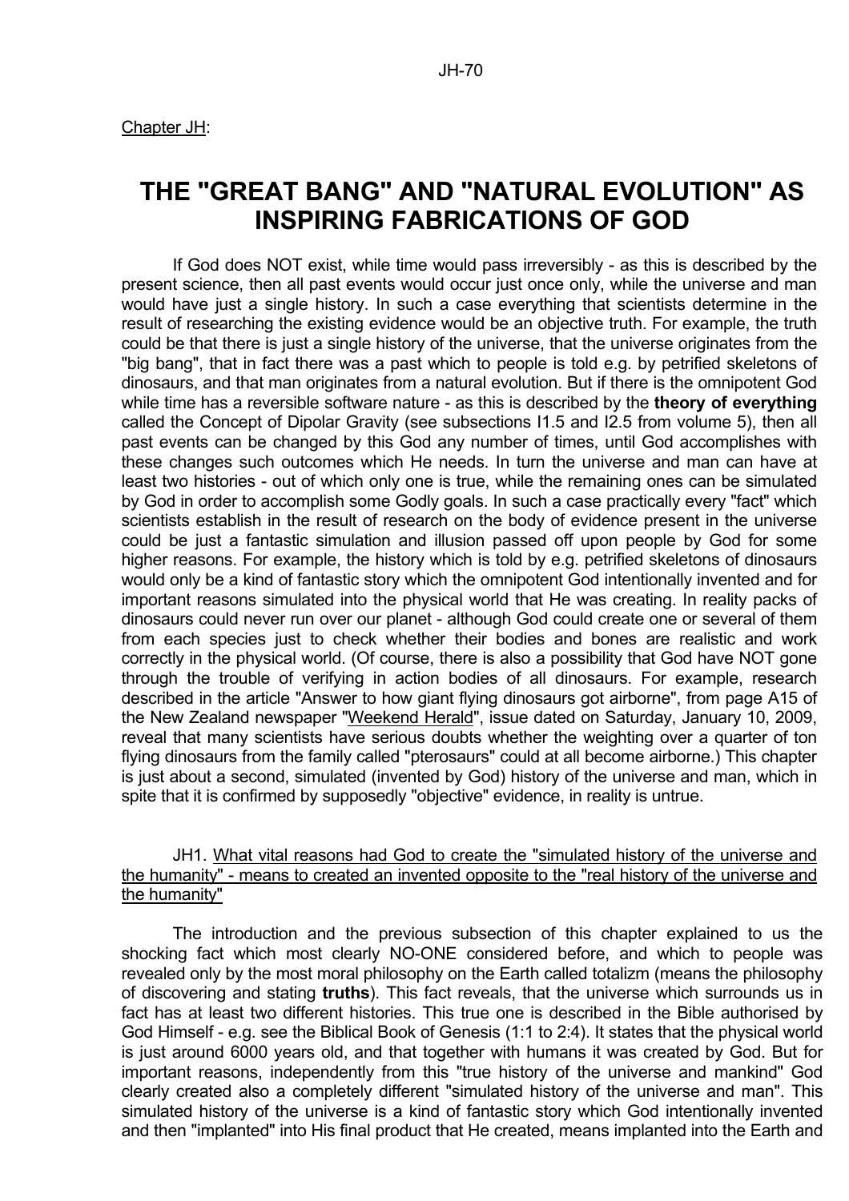Chapter JH:

# THE "GREAT BANG" AND "NATURAL EVOLUTION" AS INSPIRING FABRICATIONS OF GOD

If God does NOT exist, while time would pass irreversibly - as this is described by the present science, then all past events would occur just once only, while the universe and man would have just a single history. In such a case everything that scientists determine in the result of researching the existing evidence would be an objective truth. For example, the truth could be that there is just a single history of the universe, that the universe originates from the "big bang", that in fact there was a past which to people is told e.g. by petrified skeletons of dinosaurs, and that man originates from a natural evolution. But if there is the omnipotent God while time has a reversible software nature - as this is described by the **theory of everything** called the Concept of Dipolar Gravity (see subsections I1.5 and I2.5 from volume 5), then all past events can be changed by this God any number of times, until God accomplishes with these changes such outcomes which He needs. In turn the universe and man can have at least two histories - out of which only one is true, while the remaining ones can be simulated by God in order to accomplish some Godly goals. In such a case practically every "fact" which scientists establish in the result of research on the body of evidence present in the universe could be just a fantastic simulation and illusion passed off upon people by God for some higher reasons. For example, the history which is told by e.g. petrified skeletons of dinosaurs would only be a kind of fantastic story which the omnipotent God intentionally invented and for important reasons simulated into the physical world that He was creating. In reality packs of dinosaurs could never run over our planet - although God could create one or several of them from each species just to check whether their bodies and bones are realistic and work correctly in the physical world. (Of course, there is also a possibility that God have NOT gone through the trouble of verifying in action bodies of all dinosaurs. For example, research described in the article "Answer to how giant flying dinosaurs got airborne", from page A15 of the New Zealand newspaper "Weekend Herald", issue dated on Saturday, January 10, 2009, reveal that many scientists have serious doubts whether the weighting over a quarter of ton flying dinosaurs from the family called "pterosaurs" could at all become airborne.) This chapter is just about a second, simulated (invented by God) history of the universe and man, which in spite that it is confirmed by supposedly "objective" evidence, in reality is untrue.

## JH1. What vital reasons had God to create the "simulated history of the universe and the humanity" - means to created an invented opposite to the "real history of the universe and the humanity"

The introduction and the previous subsection of this chapter explained to us the shocking fact which most clearly NO-ONE considered before, and which to people was revealed only by the most moral philosophy on the Earth called totalizm (means the philosophy of discovering and stating **truths**). This fact reveals, that the universe which surrounds us in fact has at least two different histories. This true one is described in the Bible authorised by God Himself - e.g. see the Biblical Book of Genesis (1:1 to 2:4). It states that the physical world is just around 6000 years old, and that together with humans it was created by God. But for important reasons, independently from this "true history of the universe and mankind" God clearly created also a completely different "simulated history of the universe and man". This simulated history of the universe is a kind of fantastic story which God intentionally invented and then "implanted" into His final product that He created, means implanted into the Earth and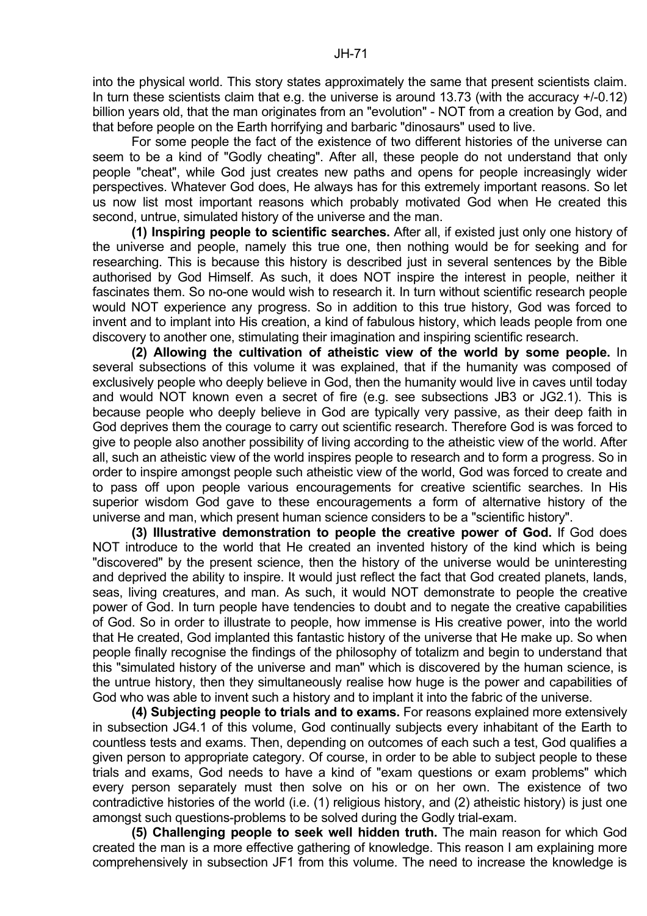into the physical world. This story states approximately the same that present scientists claim. In turn these scientists claim that e.g. the universe is around 13.73 (with the accuracy +/-0.12) billion years old, that the man originates from an "evolution" - NOT from a creation by God, and that before people on the Earth horrifying and barbaric "dinosaurs" used to live.

For some people the fact of the existence of two different histories of the universe can seem to be a kind of "Godly cheating". After all, these people do not understand that only people "cheat", while God just creates new paths and opens for people increasingly wider perspectives. Whatever God does, He always has for this extremely important reasons. So let us now list most important reasons which probably motivated God when He created this second, untrue, simulated history of the universe and the man.

**(1) Inspiring people to scientific searches.** After all, if existed just only one history of the universe and people, namely this true one, then nothing would be for seeking and for researching. This is because this history is described just in several sentences by the Bible authorised by God Himself. As such, it does NOT inspire the interest in people, neither it fascinates them. So no-one would wish to research it. In turn without scientific research people would NOT experience any progress. So in addition to this true history, God was forced to invent and to implant into His creation, a kind of fabulous history, which leads people from one discovery to another one, stimulating their imagination and inspiring scientific research.

**(2) Allowing the cultivation of atheistic view of the world by some people.** In several subsections of this volume it was explained, that if the humanity was composed of exclusively people who deeply believe in God, then the humanity would live in caves until today and would NOT known even a secret of fire (e.g. see subsections JB3 or JG2.1). This is because people who deeply believe in God are typically very passive, as their deep faith in God deprives them the courage to carry out scientific research. Therefore God is was forced to give to people also another possibility of living according to the atheistic view of the world. After all, such an atheistic view of the world inspires people to research and to form a progress. So in order to inspire amongst people such atheistic view of the world, God was forced to create and to pass off upon people various encouragements for creative scientific searches. In His superior wisdom God gave to these encouragements a form of alternative history of the universe and man, which present human science considers to be a "scientific history".

**(3) Illustrative demonstration to people the creative power of God.** If God does NOT introduce to the world that He created an invented history of the kind which is being "discovered" by the present science, then the history of the universe would be uninteresting and deprived the ability to inspire. It would just reflect the fact that God created planets, lands, seas, living creatures, and man. As such, it would NOT demonstrate to people the creative power of God. In turn people have tendencies to doubt and to negate the creative capabilities of God. So in order to illustrate to people, how immense is His creative power, into the world that He created, God implanted this fantastic history of the universe that He make up. So when people finally recognise the findings of the philosophy of totalizm and begin to understand that this "simulated history of the universe and man" which is discovered by the human science, is the untrue history, then they simultaneously realise how huge is the power and capabilities of God who was able to invent such a history and to implant it into the fabric of the universe.

**(4) Subjecting people to trials and to exams.** For reasons explained more extensively in subsection JG4.1 of this volume, God continually subjects every inhabitant of the Earth to countless tests and exams. Then, depending on outcomes of each such a test, God qualifies a given person to appropriate category. Of course, in order to be able to subject people to these trials and exams, God needs to have a kind of "exam questions or exam problems" which every person separately must then solve on his or on her own. The existence of two contradictive histories of the world (i.e. (1) religious history, and (2) atheistic history) is just one amongst such questions-problems to be solved during the Godly trial-exam.

**(5) Challenging people to seek well hidden truth.** The main reason for which God created the man is a more effective gathering of knowledge. This reason I am explaining more comprehensively in subsection JF1 from this volume. The need to increase the knowledge is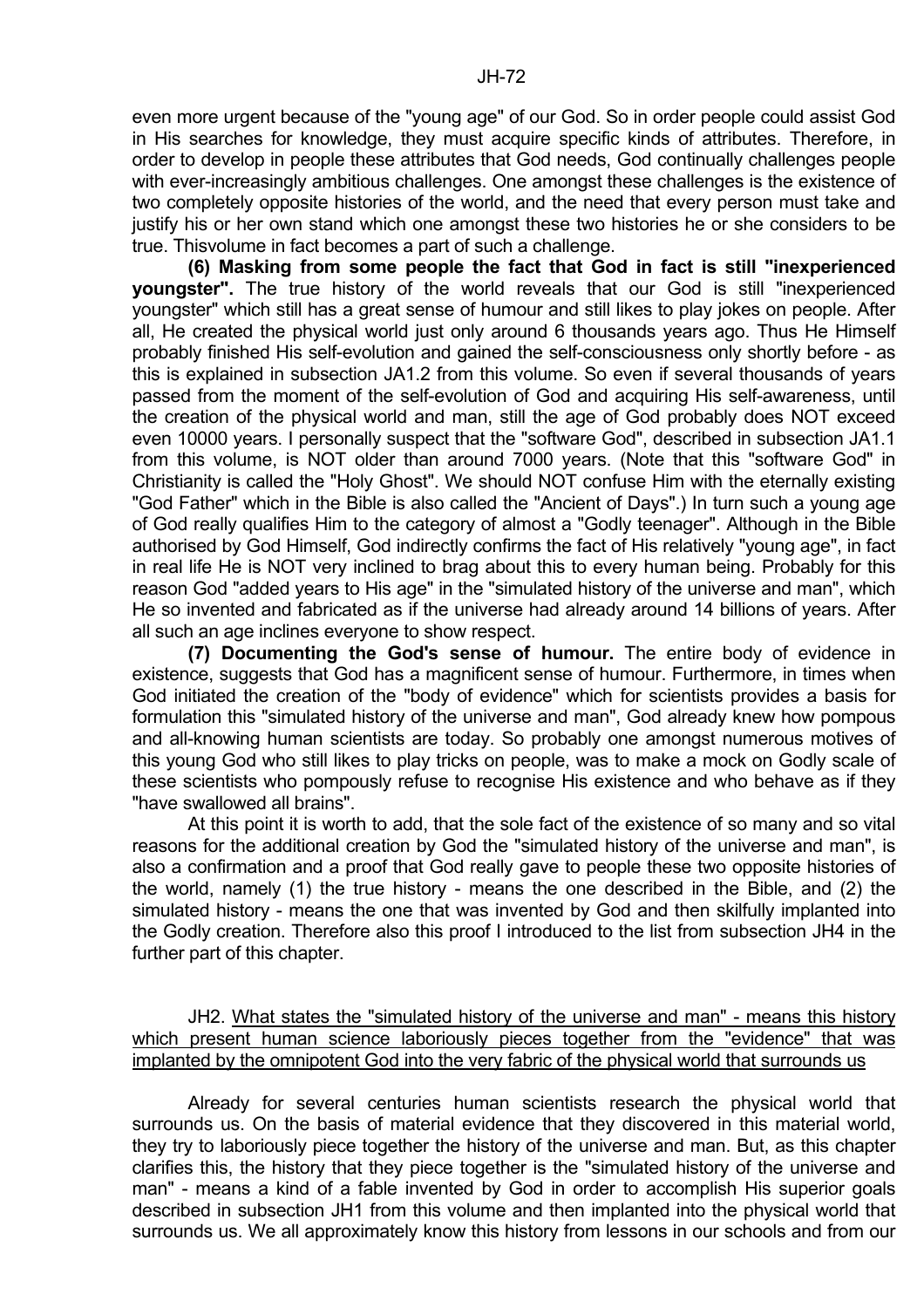even more urgent because of the "young age" of our God. So in order people could assist God in His searches for knowledge, they must acquire specific kinds of attributes. Therefore, in order to develop in people these attributes that God needs, God continually challenges people with ever-increasingly ambitious challenges. One amongst these challenges is the existence of two completely opposite histories of the world, and the need that every person must take and justify his or her own stand which one amongst these two histories he or she considers to be true. Thisvolume in fact becomes a part of such a challenge.

**(6) Masking from some people the fact that God in fact is still "inexperienced youngster".** The true history of the world reveals that our God is still "inexperienced youngster" which still has a great sense of humour and still likes to play jokes on people. After all, He created the physical world just only around 6 thousands years ago. Thus He Himself probably finished His self-evolution and gained the self-consciousness only shortly before - as this is explained in subsection JA1.2 from this volume. So even if several thousands of years passed from the moment of the self-evolution of God and acquiring His self-awareness, until the creation of the physical world and man, still the age of God probably does NOT exceed even 10000 years. I personally suspect that the "software God", described in subsection JA1.1 from this volume, is NOT older than around 7000 years. (Note that this "software God" in Christianity is called the "Holy Ghost". We should NOT confuse Him with the eternally existing "God Father" which in the Bible is also called the "Ancient of Days".) In turn such a young age of God really qualifies Him to the category of almost a "Godly teenager". Although in the Bible authorised by God Himself, God indirectly confirms the fact of His relatively "young age", in fact in real life He is NOT very inclined to brag about this to every human being. Probably for this reason God "added years to His age" in the "simulated history of the universe and man", which He so invented and fabricated as if the universe had already around 14 billions of years. After all such an age inclines everyone to show respect.

**(7) Documenting the God's sense of humour.** The entire body of evidence in existence, suggests that God has a magnificent sense of humour. Furthermore, in times when God initiated the creation of the "body of evidence" which for scientists provides a basis for formulation this "simulated history of the universe and man", God already knew how pompous and all-knowing human scientists are today. So probably one amongst numerous motives of this young God who still likes to play tricks on people, was to make a mock on Godly scale of these scientists who pompously refuse to recognise His existence and who behave as if they "have swallowed all brains".

At this point it is worth to add, that the sole fact of the existence of so many and so vital reasons for the additional creation by God the "simulated history of the universe and man", is also a confirmation and a proof that God really gave to people these two opposite histories of the world, namely (1) the true history - means the one described in the Bible, and (2) the simulated history - means the one that was invented by God and then skilfully implanted into the Godly creation. Therefore also this proof I introduced to the list from subsection JH4 in the further part of this chapter.

## JH2. What states the "simulated history of the universe and man" - means this history which present human science laboriously pieces together from the "evidence" that was implanted by the omnipotent God into the very fabric of the physical world that surrounds us

Already for several centuries human scientists research the physical world that surrounds us. On the basis of material evidence that they discovered in this material world, they try to laboriously piece together the history of the universe and man. But, as this chapter clarifies this, the history that they piece together is the "simulated history of the universe and man" - means a kind of a fable invented by God in order to accomplish His superior goals described in subsection JH1 from this volume and then implanted into the physical world that surrounds us. We all approximately know this history from lessons in our schools and from our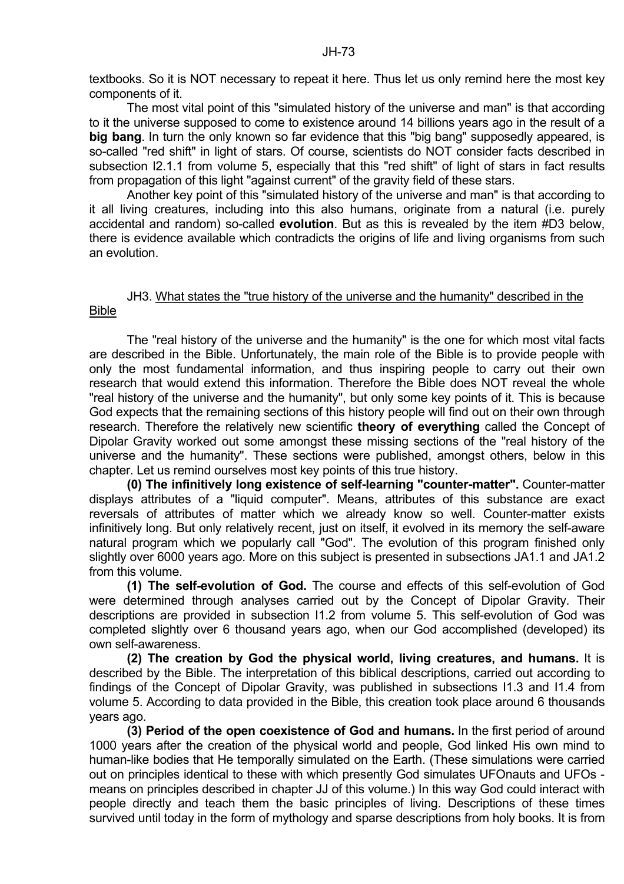textbooks. So it is NOT necessary to repeat it here. Thus let us only remind here the most key components of it.

The most vital point of this "simulated history of the universe and man" is that according to it the universe supposed to come to existence around 14 billions years ago in the result of a **big bang**. In turn the only known so far evidence that this "big bang" supposedly appeared, is so-called "red shift" in light of stars. Of course, scientists do NOT consider facts described in subsection I2.1.1 from volume 5, especially that this "red shift" of light of stars in fact results from propagation of this light "against current" of the gravity field of these stars.

Another key point of this "simulated history of the universe and man" is that according to it all living creatures, including into this also humans, originate from a natural (i.e. purely accidental and random) so-called **evolution**. But as this is revealed by the item #D3 below, there is evidence available which contradicts the origins of life and living organisms from such an evolution.

## JH3. <u>What states the "true history of the universe and the humanity" described in the Bible</u>

The "real history of the universe and the humanity" is the one for which most vital facts are described in the Bible. Unfortunately, the main role of the Bible is to provide people with only the most fundamental information, and thus inspiring people to carry out their own research that would extend this information. Therefore the Bible does NOT reveal the whole "real history of the universe and the humanity", but only some key points of it. This is because God expects that the remaining sections of this history people will find out on their own through research. Therefore the relatively new scientific **theory of everything** called the Concept of Dipolar Gravity worked out some amongst these missing sections of the "real history of the universe and the humanity". These sections were published, amongst others, below in this chapter. Let us remind ourselves most key points of this true history.

**(0) The infinitively long existence of self-learning "counter-matter".** Counter-matter displays attributes of a "liquid computer". Means, attributes of this substance are exact reversals of attributes of matter which we already know so well. Counter-matter exists infinitively long. But only relatively recent, just on itself, it evolved in its memory the self-aware natural program which we popularly call "God". The evolution of this program finished only slightly over 6000 years ago. More on this subject is presented in subsections JA1.1 and JA1.2 from this volume.

**(1) The self-evolution of God.** The course and effects of this self-evolution of God were determined through analyses carried out by the Concept of Dipolar Gravity. Their descriptions are provided in subsection I1.2 from volume 5. This self-evolution of God was completed slightly over 6 thousand years ago, when our God accomplished (developed) its own self-awareness.

**(2) The creation by God the physical world, living creatures, and humans.** It is described by the Bible. The interpretation of this biblical descriptions, carried out according to findings of the Concept of Dipolar Gravity, was published in subsections I1.3 and I1.4 from volume 5. According to data provided in the Bible, this creation took place around 6 thousands years ago.

**(3) Period of the open coexistence of God and humans.** In the first period of around 1000 years after the creation of the physical world and people, God linked His own mind to human-like bodies that He temporally simulated on the Earth. (These simulations were carried out on principles identical to these with which presently God simulates UFOnauts and UFOs - means on principles described in chapter JJ of this volume.) In this way God could interact with people directly and teach them the basic principles of living. Descriptions of these times survived until today in the form of mythology and sparse descriptions from holy books. It is from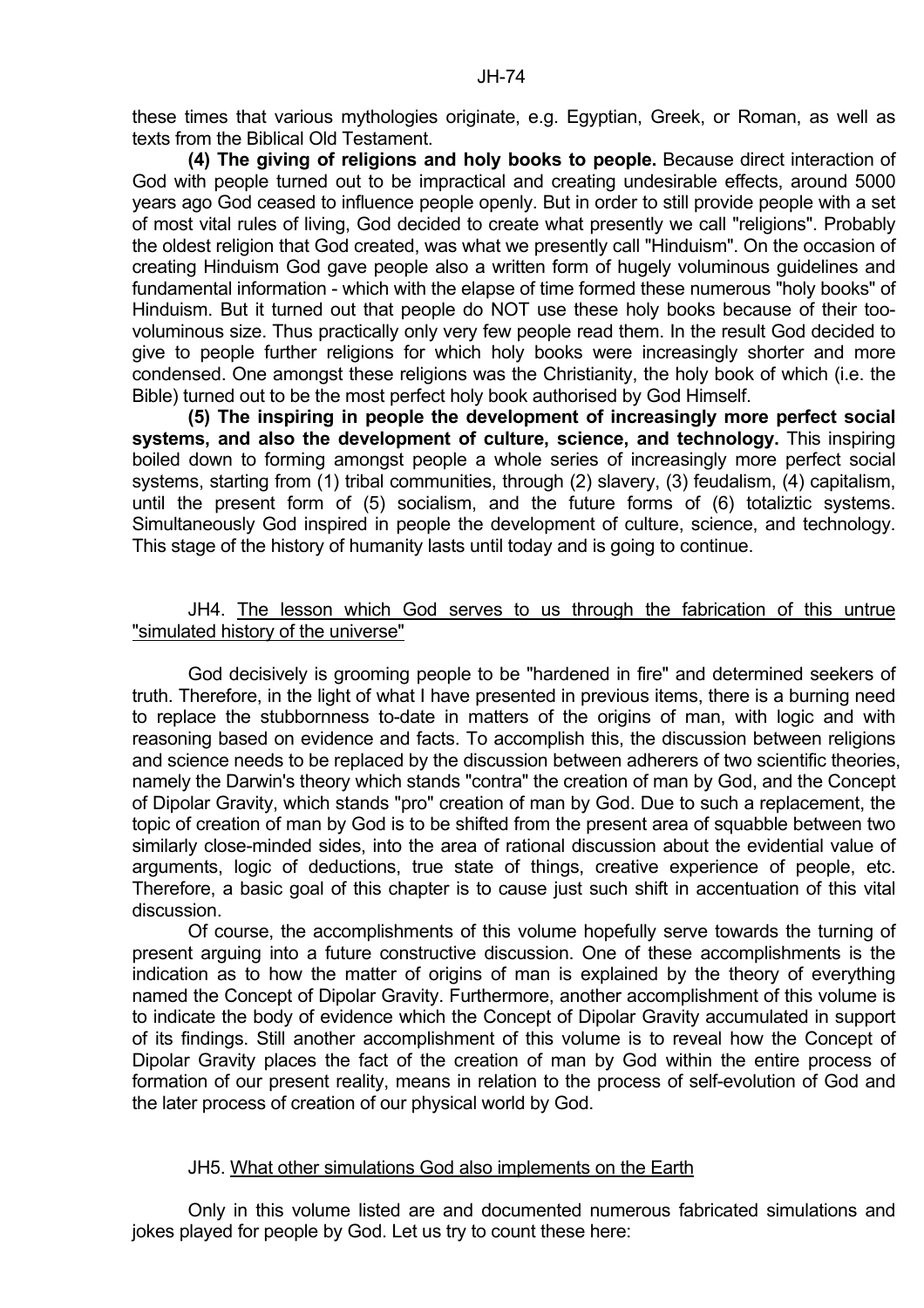these times that various mythologies originate, e.g. Egyptian, Greek, or Roman, as well as texts from the Biblical Old Testament.

**(4) The giving of religions and holy books to people.** Because direct interaction of God with people turned out to be impractical and creating undesirable effects, around 5000 years ago God ceased to influence people openly. But in order to still provide people with a set of most vital rules of living, God decided to create what presently we call "religions". Probably the oldest religion that God created, was what we presently call "Hinduism". On the occasion of creating Hinduism God gave people also a written form of hugely voluminous guidelines and fundamental information - which with the elapse of time formed these numerous "holy books" of Hinduism. But it turned out that people do NOT use these holy books because of their too-voluminous size. Thus practically only very few people read them. In the result God decided to give to people further religions for which holy books were increasingly shorter and more condensed. One amongst these religions was the Christianity, the holy book of which (i.e. the Bible) turned out to be the most perfect holy book authorised by God Himself.

**(5) The inspiring in people the development of increasingly more perfect social systems, and also the development of culture, science, and technology.** This inspiring boiled down to forming amongst people a whole series of increasingly more perfect social systems, starting from (1) tribal communities, through (2) slavery, (3) feudalism, (4) capitalism, until the present form of (5) socialism, and the future forms of (6) totaliztic systems. Simultaneously God inspired in people the development of culture, science, and technology. This stage of the history of humanity lasts until today and is going to continue.

## JH4. The lesson which God serves to us through the fabrication of this untrue "simulated history of the universe"

God decisively is grooming people to be "hardened in fire" and determined seekers of truth. Therefore, in the light of what I have presented in previous items, there is a burning need to replace the stubbornness to-date in matters of the origins of man, with logic and with reasoning based on evidence and facts. To accomplish this, the discussion between religions and science needs to be replaced by the discussion between adherers of two scientific theories, namely the Darwin's theory which stands "contra" the creation of man by God, and the Concept of Dipolar Gravity, which stands "pro" creation of man by God. Due to such a replacement, the topic of creation of man by God is to be shifted from the present area of squabble between two similarly close-minded sides, into the area of rational discussion about the evidential value of arguments, logic of deductions, true state of things, creative experience of people, etc. Therefore, a basic goal of this chapter is to cause just such shift in accentuation of this vital discussion.

Of course, the accomplishments of this volume hopefully serve towards the turning of present arguing into a future constructive discussion. One of these accomplishments is the indication as to how the matter of origins of man is explained by the theory of everything named the Concept of Dipolar Gravity. Furthermore, another accomplishment of this volume is to indicate the body of evidence which the Concept of Dipolar Gravity accumulated in support of its findings. Still another accomplishment of this volume is to reveal how the Concept of Dipolar Gravity places the fact of the creation of man by God within the entire process of formation of our present reality, means in relation to the process of self-evolution of God and the later process of creation of our physical world by God.

## JH5. What other simulations God also implements on the Earth

Only in this volume listed are and documented numerous fabricated simulations and jokes played for people by God. Let us try to count these here: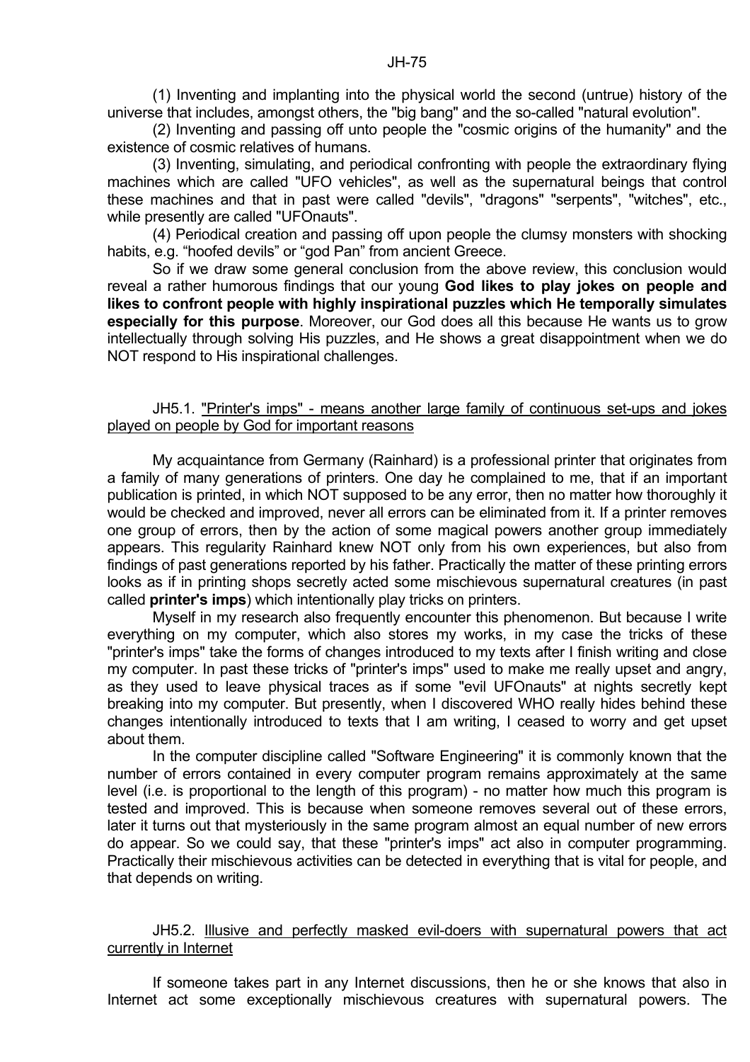(1) Inventing and implanting into the physical world the second (untrue) history of the universe that includes, amongst others, the "big bang" and the so-called "natural evolution".

(2) Inventing and passing off unto people the "cosmic origins of the humanity" and the existence of cosmic relatives of humans.

(3) Inventing, simulating, and periodical confronting with people the extraordinary flying machines which are called "UFO vehicles", as well as the supernatural beings that control these machines and that in past were called "devils", "dragons" "serpents", "witches", etc., while presently are called "UFOnauts".

(4) Periodical creation and passing off upon people the clumsy monsters with shocking habits, e.g. “hoofed devils” or “god Pan” from ancient Greece.

So if we draw some general conclusion from the above review, this conclusion would reveal a rather humorous findings that our young **God likes to play jokes on people and likes to confront people with highly inspirational puzzles which He temporally simulates especially for this purpose**. Moreover, our God does all this because He wants us to grow intellectually through solving His puzzles, and He shows a great disappointment when we do NOT respond to His inspirational challenges.

## JH5.1. "Printer's imps" - means another large family of continuous set-ups and jokes played on people by God for important reasons

My acquaintance from Germany (Rainhard) is a professional printer that originates from a family of many generations of printers. One day he complained to me, that if an important publication is printed, in which NOT supposed to be any error, then no matter how thoroughly it would be checked and improved, never all errors can be eliminated from it. If a printer removes one group of errors, then by the action of some magical powers another group immediately appears. This regularity Rainhard knew NOT only from his own experiences, but also from findings of past generations reported by his father. Practically the matter of these printing errors looks as if in printing shops secretly acted some mischievous supernatural creatures (in past called **printer's imps**) which intentionally play tricks on printers.

Myself in my research also frequently encounter this phenomenon. But because I write everything on my computer, which also stores my works, in my case the tricks of these "printer's imps" take the forms of changes introduced to my texts after I finish writing and close my computer. In past these tricks of "printer's imps" used to make me really upset and angry, as they used to leave physical traces as if some "evil UFOnauts" at nights secretly kept breaking into my computer. But presently, when I discovered WHO really hides behind these changes intentionally introduced to texts that I am writing, I ceased to worry and get upset about them.

In the computer discipline called "Software Engineering" it is commonly known that the number of errors contained in every computer program remains approximately at the same level (i.e. is proportional to the length of this program) - no matter how much this program is tested and improved. This is because when someone removes several out of these errors, later it turns out that mysteriously in the same program almost an equal number of new errors do appear. So we could say, that these "printer's imps" act also in computer programming. Practically their mischievous activities can be detected in everything that is vital for people, and that depends on writing.

## JH5.2. Illusive and perfectly masked evil-doers with supernatural powers that act currently in Internet

If someone takes part in any Internet discussions, then he or she knows that also in Internet act some exceptionally mischievous creatures with supernatural powers. The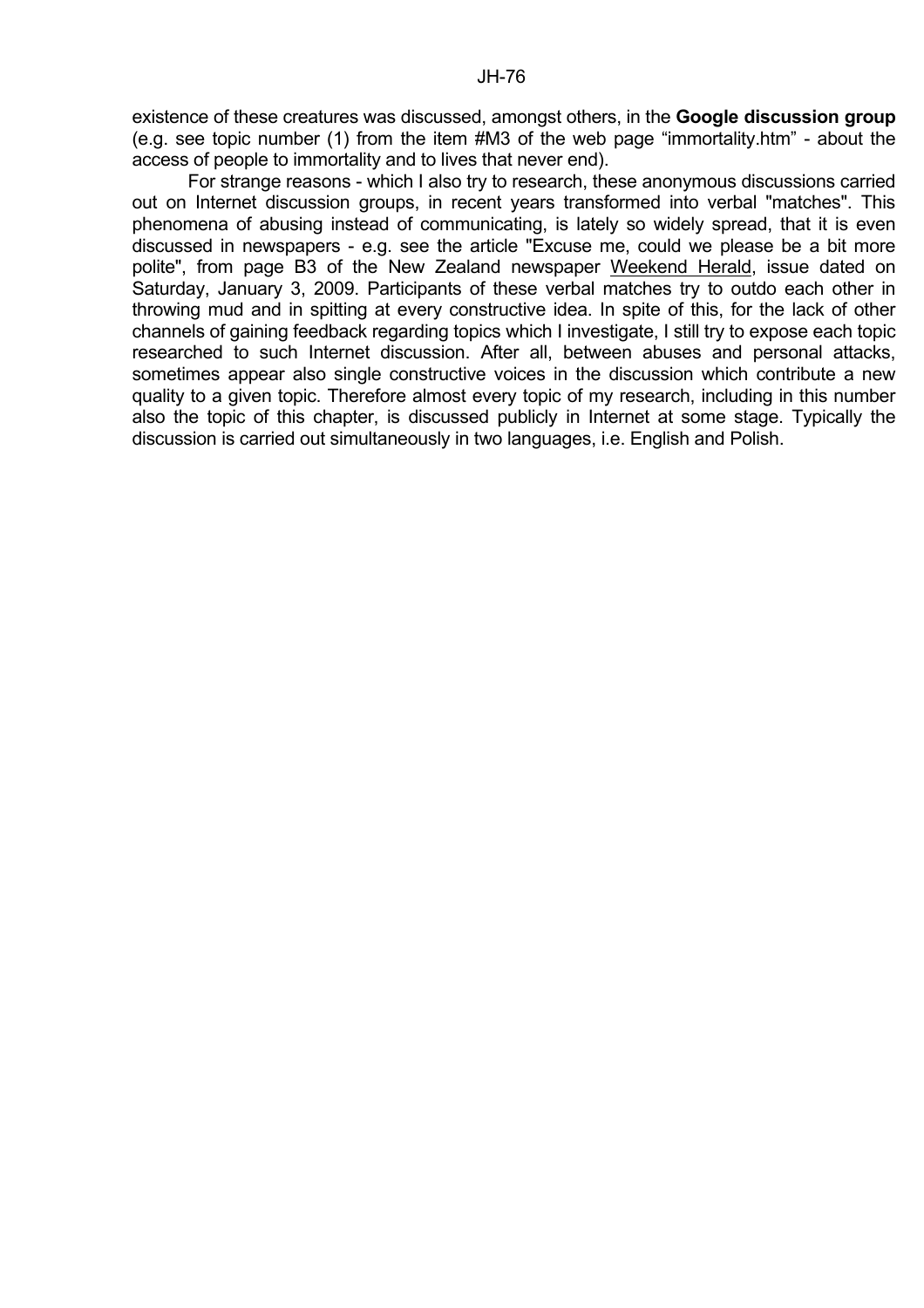existence of these creatures was discussed, amongst others, in the **Google discussion group** (e.g. see topic number (1) from the item #M3 of the web page "immortality.htm" - about the access of people to immortality and to lives that never end).

For strange reasons - which I also try to research, these anonymous discussions carried out on Internet discussion groups, in recent years transformed into verbal "matches". This phenomena of abusing instead of communicating, is lately so widely spread, that it is even discussed in newspapers - e.g. see the article "Excuse me, could we please be a bit more polite", from page B3 of the New Zealand newspaper Weekend Herald, issue dated on Saturday, January 3, 2009. Participants of these verbal matches try to outdo each other in throwing mud and in spitting at every constructive idea. In spite of this, for the lack of other channels of gaining feedback regarding topics which I investigate, I still try to expose each topic researched to such Internet discussion. After all, between abuses and personal attacks, sometimes appear also single constructive voices in the discussion which contribute a new quality to a given topic. Therefore almost every topic of my research, including in this number also the topic of this chapter, is discussed publicly in Internet at some stage. Typically the discussion is carried out simultaneously in two languages, i.e. English and Polish.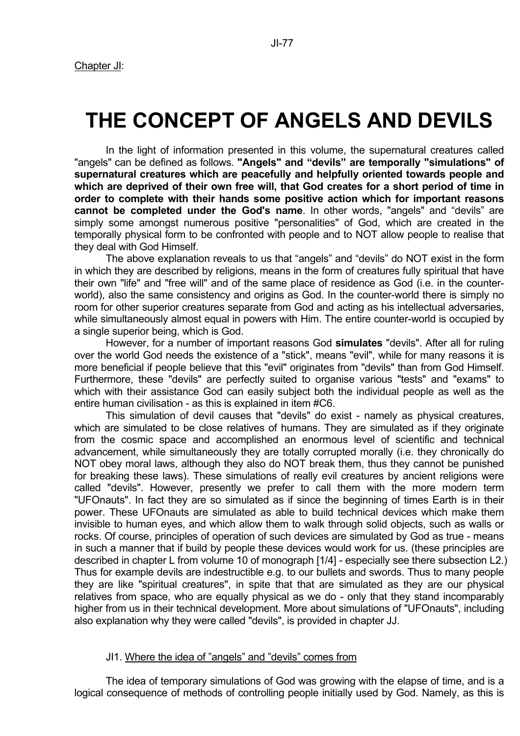Chapter JI:

# THE CONCEPT OF ANGELS AND DEVILS

In the light of information presented in this volume, the supernatural creatures called "angels" can be defined as follows. **"Angels" and "devils" are temporally "simulations" of supernatural creatures which are peacefully and helpfully oriented towards people and which are deprived of their own free will, that God creates for a short period of time in order to complete with their hands some positive action which for important reasons cannot be completed under the God's name**. In other words, "angels" and "devils" are simply some amongst numerous positive "personalities" of God, which are created in the temporally physical form to be confronted with people and to NOT allow people to realise that they deal with God Himself.

The above explanation reveals to us that "angels" and "devils" do NOT exist in the form in which they are described by religions, means in the form of creatures fully spiritual that have their own "life" and "free will" and of the same place of residence as God (i.e. in the counter-world), also the same consistency and origins as God. In the counter-world there is simply no room for other superior creatures separate from God and acting as his intellectual adversaries, while simultaneously almost equal in powers with Him. The entire counter-world is occupied by a single superior being, which is God.

However, for a number of important reasons God **simulates** "devils". After all for ruling over the world God needs the existence of a "stick", means "evil", while for many reasons it is more beneficial if people believe that this "evil" originates from "devils" than from God Himself. Furthermore, these "devils" are perfectly suited to organise various "tests" and "exams" to which with their assistance God can easily subject both the individual people as well as the entire human civilisation - as this is explained in item #C6.

This simulation of devil causes that "devils" do exist - namely as physical creatures, which are simulated to be close relatives of humans. They are simulated as if they originate from the cosmic space and accomplished an enormous level of scientific and technical advancement, while simultaneously they are totally corrupted morally (i.e. they chronically do NOT obey moral laws, although they also do NOT break them, thus they cannot be punished for breaking these laws). These simulations of really evil creatures by ancient religions were called "devils". However, presently we prefer to call them with the more modern term "UFOnauts". In fact they are so simulated as if since the beginning of times Earth is in their power. These UFOnauts are simulated as able to build technical devices which make them invisible to human eyes, and which allow them to walk through solid objects, such as walls or rocks. Of course, principles of operation of such devices are simulated by God as true - means in such a manner that if build by people these devices would work for us. (these principles are described in chapter L from volume 10 of monograph [1/4] - especially see there subsection L2.) Thus for example devils are indestructible e.g. to our bullets and swords. Thus to many people they are like "spiritual creatures", in spite that that are simulated as they are our physical relatives from space, who are equally physical as we do - only that they stand incomparably higher from us in their technical development. More about simulations of "UFOnauts", including also explanation why they were called "devils", is provided in chapter JJ.

## JI1. Where the idea of "angels" and "devils" comes from

The idea of temporary simulations of God was growing with the elapse of time, and is a logical consequence of methods of controlling people initially used by God. Namely, as this is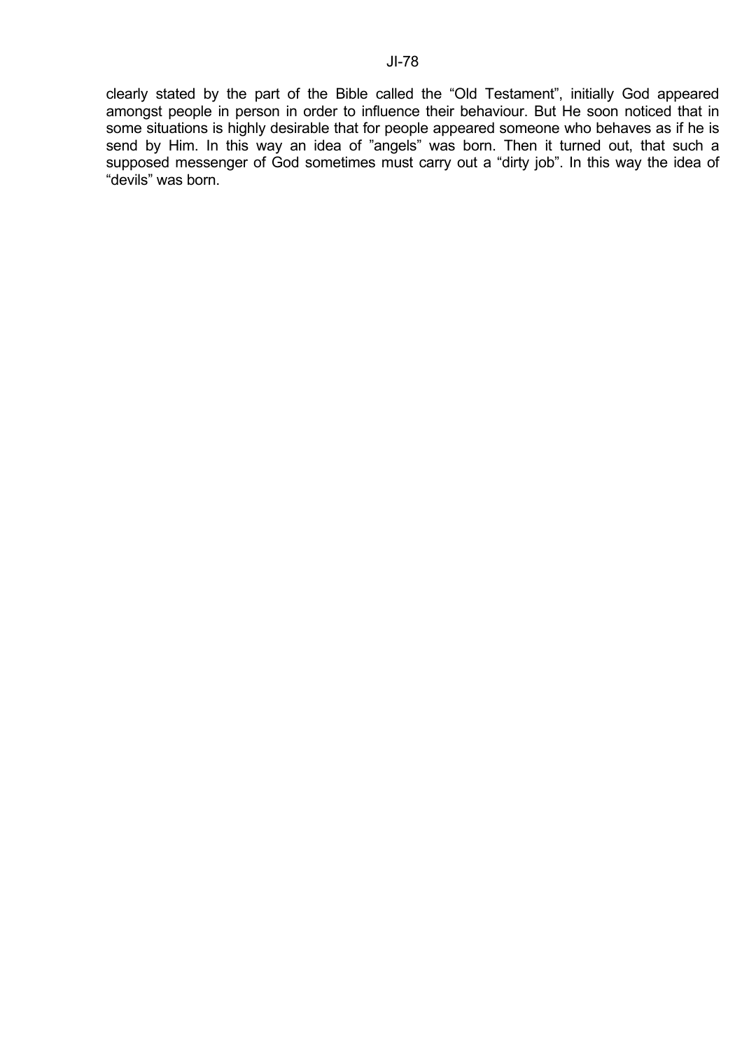clearly stated by the part of the Bible called the “Old Testament”, initially God appeared amongst people in person in order to influence their behaviour. But He soon noticed that in some situations is highly desirable that for people appeared someone who behaves as if he is send by Him. In this way an idea of ”angels” was born. Then it turned out, that such a supposed messenger of God sometimes must carry out a “dirty job”. In this way the idea of “devils” was born.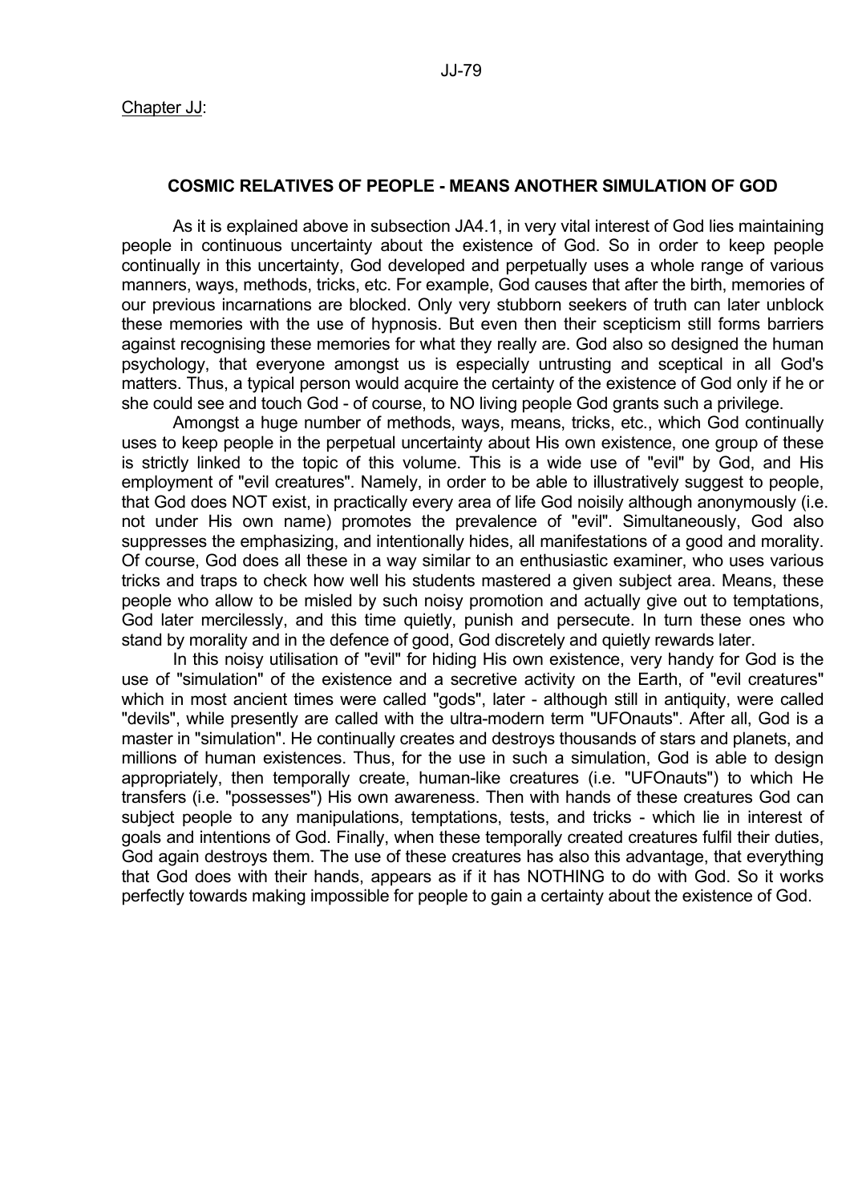Chapter JJ:

## COSMIC RELATIVES OF PEOPLE - MEANS ANOTHER SIMULATION OF GOD

As it is explained above in subsection JA4.1, in very vital interest of God lies maintaining people in continuous uncertainty about the existence of God. So in order to keep people continually in this uncertainty, God developed and perpetually uses a whole range of various manners, ways, methods, tricks, etc. For example, God causes that after the birth, memories of our previous incarnations are blocked. Only very stubborn seekers of truth can later unblock these memories with the use of hypnosis. But even then their scepticism still forms barriers against recognising these memories for what they really are. God also so designed the human psychology, that everyone amongst us is especially untrusting and sceptical in all God's matters. Thus, a typical person would acquire the certainty of the existence of God only if he or she could see and touch God - of course, to NO living people God grants such a privilege.

Amongst a huge number of methods, ways, means, tricks, etc., which God continually uses to keep people in the perpetual uncertainty about His own existence, one group of these is strictly linked to the topic of this volume. This is a wide use of "evil" by God, and His employment of "evil creatures". Namely, in order to be able to illustratively suggest to people, that God does NOT exist, in practically every area of life God noisily although anonymously (i.e. not under His own name) promotes the prevalence of "evil". Simultaneously, God also suppresses the emphasizing, and intentionally hides, all manifestations of a good and morality. Of course, God does all these in a way similar to an enthusiastic examiner, who uses various tricks and traps to check how well his students mastered a given subject area. Means, these people who allow to be misled by such noisy promotion and actually give out to temptations, God later mercilessly, and this time quietly, punish and persecute. In turn these ones who stand by morality and in the defence of good, God discretely and quietly rewards later.

In this noisy utilisation of "evil" for hiding His own existence, very handy for God is the use of "simulation" of the existence and a secretive activity on the Earth, of "evil creatures" which in most ancient times were called "gods", later - although still in antiquity, were called "devils", while presently are called with the ultra-modern term "UFOnauts". After all, God is a master in "simulation". He continually creates and destroys thousands of stars and planets, and millions of human existences. Thus, for the use in such a simulation, God is able to design appropriately, then temporally create, human-like creatures (i.e. "UFOnauts") to which He transfers (i.e. "possesses") His own awareness. Then with hands of these creatures God can subject people to any manipulations, temptations, tests, and tricks - which lie in interest of goals and intentions of God. Finally, when these temporally created creatures fulfil their duties, God again destroys them. The use of these creatures has also this advantage, that everything that God does with their hands, appears as if it has NOTHING to do with God. So it works perfectly towards making impossible for people to gain a certainty about the existence of God.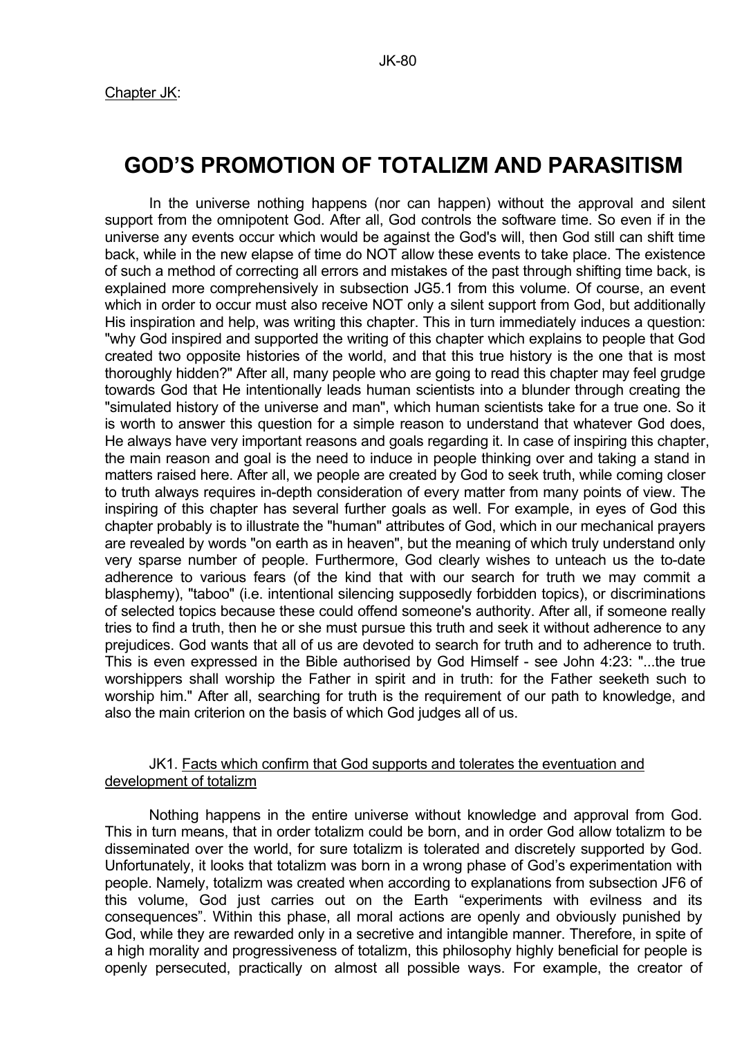Chapter JK:

# GOD'S PROMOTION OF TOTALIZM AND PARASITISM

In the universe nothing happens (nor can happen) without the approval and silent support from the omnipotent God. After all, God controls the software time. So even if in the universe any events occur which would be against the God's will, then God still can shift time back, while in the new elapse of time do NOT allow these events to take place. The existence of such a method of correcting all errors and mistakes of the past through shifting time back, is explained more comprehensively in subsection JG5.1 from this volume. Of course, an event which in order to occur must also receive NOT only a silent support from God, but additionally His inspiration and help, was writing this chapter. This in turn immediately induces a question: "why God inspired and supported the writing of this chapter which explains to people that God created two opposite histories of the world, and that this true history is the one that is most thoroughly hidden?" After all, many people who are going to read this chapter may feel grudge towards God that He intentionally leads human scientists into a blunder through creating the "simulated history of the universe and man", which human scientists take for a true one. So it is worth to answer this question for a simple reason to understand that whatever God does, He always have very important reasons and goals regarding it. In case of inspiring this chapter, the main reason and goal is the need to induce in people thinking over and taking a stand in matters raised here. After all, we people are created by God to seek truth, while coming closer to truth always requires in-depth consideration of every matter from many points of view. The inspiring of this chapter has several further goals as well. For example, in eyes of God this chapter probably is to illustrate the "human" attributes of God, which in our mechanical prayers are revealed by words "on earth as in heaven", but the meaning of which truly understand only very sparse number of people. Furthermore, God clearly wishes to unteach us the to-date adherence to various fears (of the kind that with our search for truth we may commit a blasphemy), "taboo" (i.e. intentional silencing supposedly forbidden topics), or discriminations of selected topics because these could offend someone's authority. After all, if someone really tries to find a truth, then he or she must pursue this truth and seek it without adherence to any prejudices. God wants that all of us are devoted to search for truth and to adherence to truth. This is even expressed in the Bible authorised by God Himself - see John 4:23: "...the true worshippers shall worship the Father in spirit and in truth: for the Father seeketh such to worship him." After all, searching for truth is the requirement of our path to knowledge, and also the main criterion on the basis of which God judges all of us.

## JK1. Facts which confirm that God supports and tolerates the eventuation and development of totalizm

Nothing happens in the entire universe without knowledge and approval from God. This in turn means, that in order totalizm could be born, and in order God allow totalizm to be disseminated over the world, for sure totalizm is tolerated and discretely supported by God. Unfortunately, it looks that totalizm was born in a wrong phase of God's experimentation with people. Namely, totalizm was created when according to explanations from subsection JF6 of this volume, God just carries out on the Earth "experiments with evilness and its consequences". Within this phase, all moral actions are openly and obviously punished by God, while they are rewarded only in a secretive and intangible manner. Therefore, in spite of a high morality and progressiveness of totalizm, this philosophy highly beneficial for people is openly persecuted, practically on almost all possible ways. For example, the creator of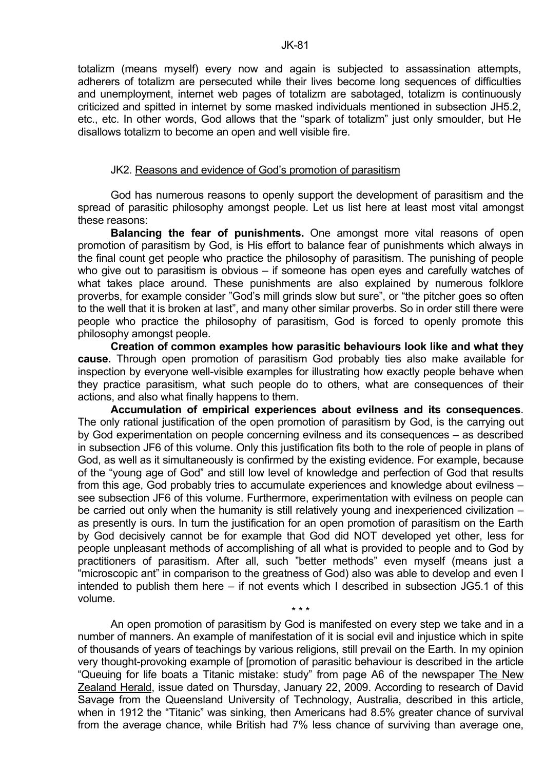totalizm (means myself) every now and again is subjected to assassination attempts, adherers of totalizm are persecuted while their lives become long sequences of difficulties and unemployment, internet web pages of totalizm are sabotaged, totalizm is continuously criticized and spitted in internet by some masked individuals mentioned in subsection JH5.2, etc., etc. In other words, God allows that the "spark of totalizm" just only smoulder, but He disallows totalizm to become an open and well visible fire.

## JK2. Reasons and evidence of God's promotion of parasitism

God has numerous reasons to openly support the development of parasitism and the spread of parasitic philosophy amongst people. Let us list here at least most vital amongst these reasons:

**Balancing the fear of punishments.** One amongst more vital reasons of open promotion of parasitism by God, is His effort to balance fear of punishments which always in the final count get people who practice the philosophy of parasitism. The punishing of people who give out to parasitism is obvious – if someone has open eyes and carefully watches of what takes place around. These punishments are also explained by numerous folklore proverbs, for example consider "God's mill grinds slow but sure", or "the pitcher goes so often to the well that it is broken at last", and many other similar proverbs. So in order still there were people who practice the philosophy of parasitism, God is forced to openly promote this philosophy amongst people.

**Creation of common examples how parasitic behaviours look like and what they cause.** Through open promotion of parasitism God probably ties also make available for inspection by everyone well-visible examples for illustrating how exactly people behave when they practice parasitism, what such people do to others, what are consequences of their actions, and also what finally happens to them.

**Accumulation of empirical experiences about evilness and its consequences**. The only rational justification of the open promotion of parasitism by God, is the carrying out by God experimentation on people concerning evilness and its consequences – as described in subsection JF6 of this volume. Only this justification fits both to the role of people in plans of God, as well as it simultaneously is confirmed by the existing evidence. For example, because of the "young age of God" and still low level of knowledge and perfection of God that results from this age, God probably tries to accumulate experiences and knowledge about evilness – see subsection JF6 of this volume. Furthermore, experimentation with evilness on people can be carried out only when the humanity is still relatively young and inexperienced civilization – as presently is ours. In turn the justification for an open promotion of parasitism on the Earth by God decisively cannot be for example that God did NOT developed yet other, less for people unpleasant methods of accomplishing of all what is provided to people and to God by practitioners of parasitism. After all, such "better methods" even myself (means just a "microscopic ant" in comparison to the greatness of God) also was able to develop and even I intended to publish them here – if not events which I described in subsection JG5.1 of this volume.

\* \* \*

An open promotion of parasitism by God is manifested on every step we take and in a number of manners. An example of manifestation of it is social evil and injustice which in spite of thousands of years of teachings by various religions, still prevail on the Earth. In my opinion very thought-provoking example of [promotion of parasitic behaviour is described in the article "Queuing for life boats a Titanic mistake: study" from page A6 of the newspaper The New Zealand Herald, issue dated on Thursday, January 22, 2009. According to research of David Savage from the Queensland University of Technology, Australia, described in this article, when in 1912 the "Titanic" was sinking, then Americans had 8.5% greater chance of survival from the average chance, while British had 7% less chance of surviving than average one,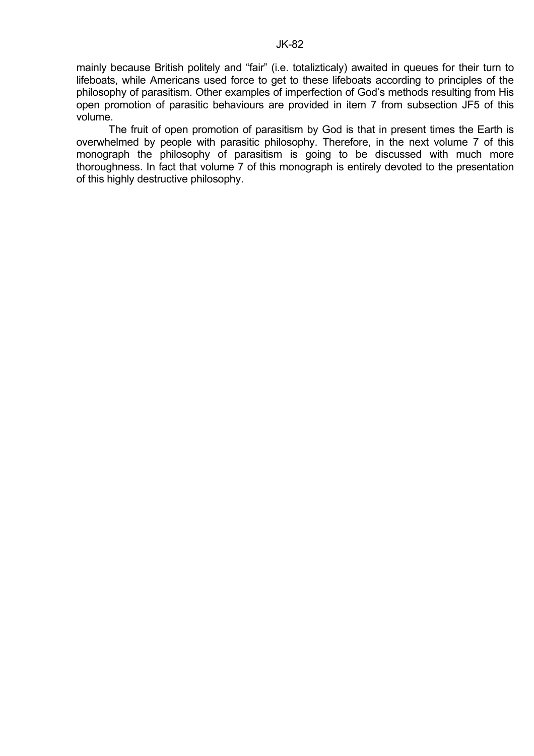mainly because British politely and “fair” (i.e. totalizticaly) awaited in queues for their turn to lifeboats, while Americans used force to get to these lifeboats according to principles of the philosophy of parasitism. Other examples of imperfection of God’s methods resulting from His open promotion of parasitic behaviours are provided in item 7 from subsection JF5 of this volume.

The fruit of open promotion of parasitism by God is that in present times the Earth is overwhelmed by people with parasitic philosophy. Therefore, in the next volume 7 of this monograph the philosophy of parasitism is going to be discussed with much more thoroughness. In fact that volume 7 of this monograph is entirely devoted to the presentation of this highly destructive philosophy.